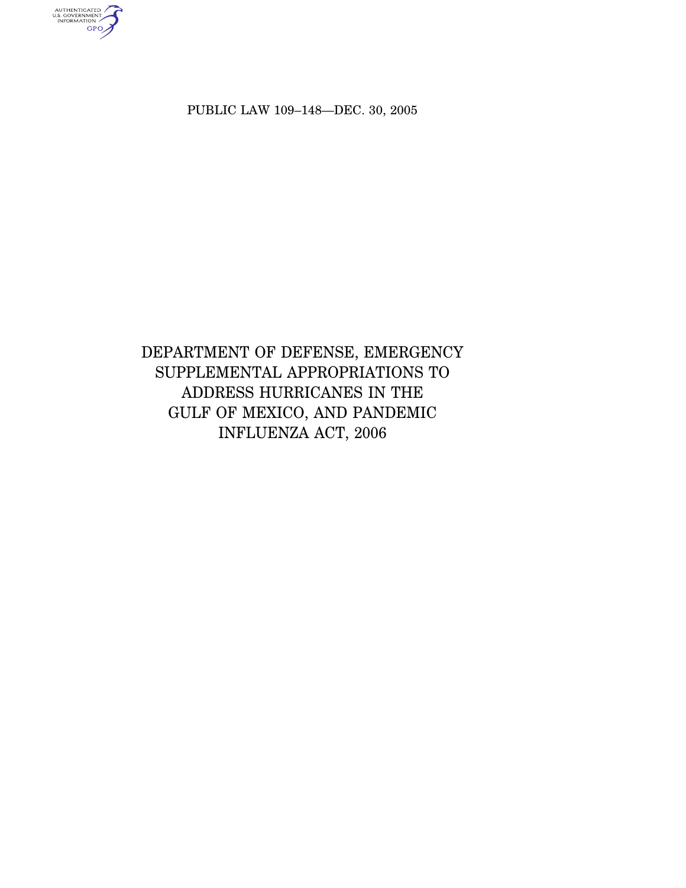PUBLIC LAW 109–148—DEC. 30, 2005

# DEPARTMENT OF DEFENSE, EMERGENCY SUPPLEMENTAL APPROPRIATIONS TO ADDRESS HURRICANES IN THE GULF OF MEXICO, AND PANDEMIC INFLUENZA ACT, 2006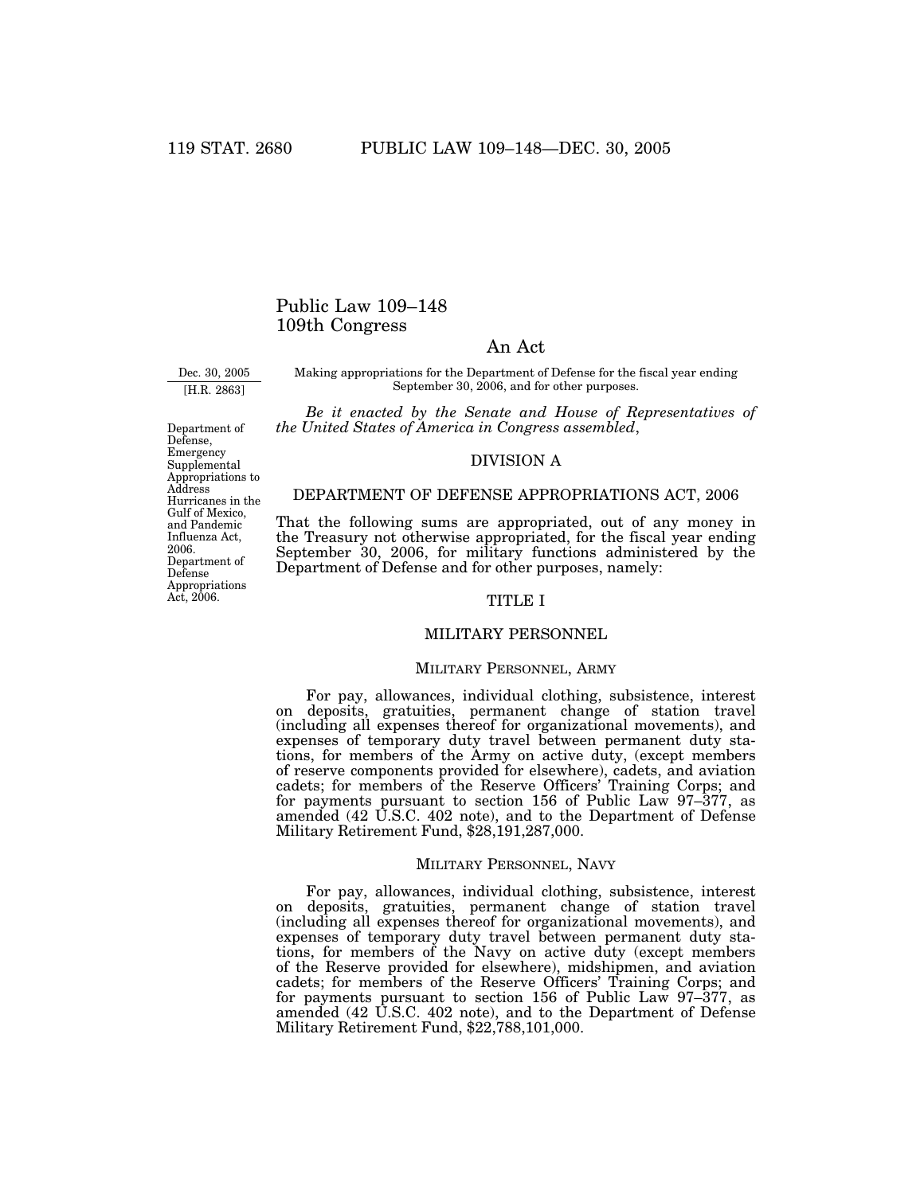# Public Law 109–148
# 109th Congress

## An Act

Dec. 30, 2005

[H.R. 2863]

Making appropriations for the Department of Defense for the fiscal year ending September 30, 2006, and for other purposes.

Department of Defense, Emergency Supplemental Appropriations to Address Hurricanes in the Gulf of Mexico, and Pandemic Influenza Act, 2006. Department of Defense Appropriations Act, 2006.

*Be it enacted by the Senate and House of Representatives of the United States of America in Congress assembled*,

## DIVISION A

## DEPARTMENT OF DEFENSE APPROPRIATIONS ACT, 2006

That the following sums are appropriated, out of any money in the Treasury not otherwise appropriated, for the fiscal year ending September 30, 2006, for military functions administered by the Department of Defense and for other purposes, namely:

## TITLE I

## MILITARY PERSONNEL

### MILITARY PERSONNEL, ARMY

For pay, allowances, individual clothing, subsistence, interest on deposits, gratuities, permanent change of station travel (including all expenses thereof for organizational movements), and expenses of temporary duty travel between permanent duty stations, for members of the Army on active duty, (except members of reserve components provided for elsewhere), cadets, and aviation cadets; for members of the Reserve Officers' Training Corps; and for payments pursuant to section 156 of Public Law 97–377, as amended (42 U.S.C. 402 note), and to the Department of Defense Military Retirement Fund, $28,191,287,000.

### MILITARY PERSONNEL, NAVY

For pay, allowances, individual clothing, subsistence, interest on deposits, gratuities, permanent change of station travel (including all expenses thereof for organizational movements), and expenses of temporary duty travel between permanent duty stations, for members of the Navy on active duty (except members of the Reserve provided for elsewhere), midshipmen, and aviation cadets; for members of the Reserve Officers' Training Corps; and for payments pursuant to section 156 of Public Law 97–377, as amended (42 U.S.C. 402 note), and to the Department of Defense Military Retirement Fund, $22,788,101,000.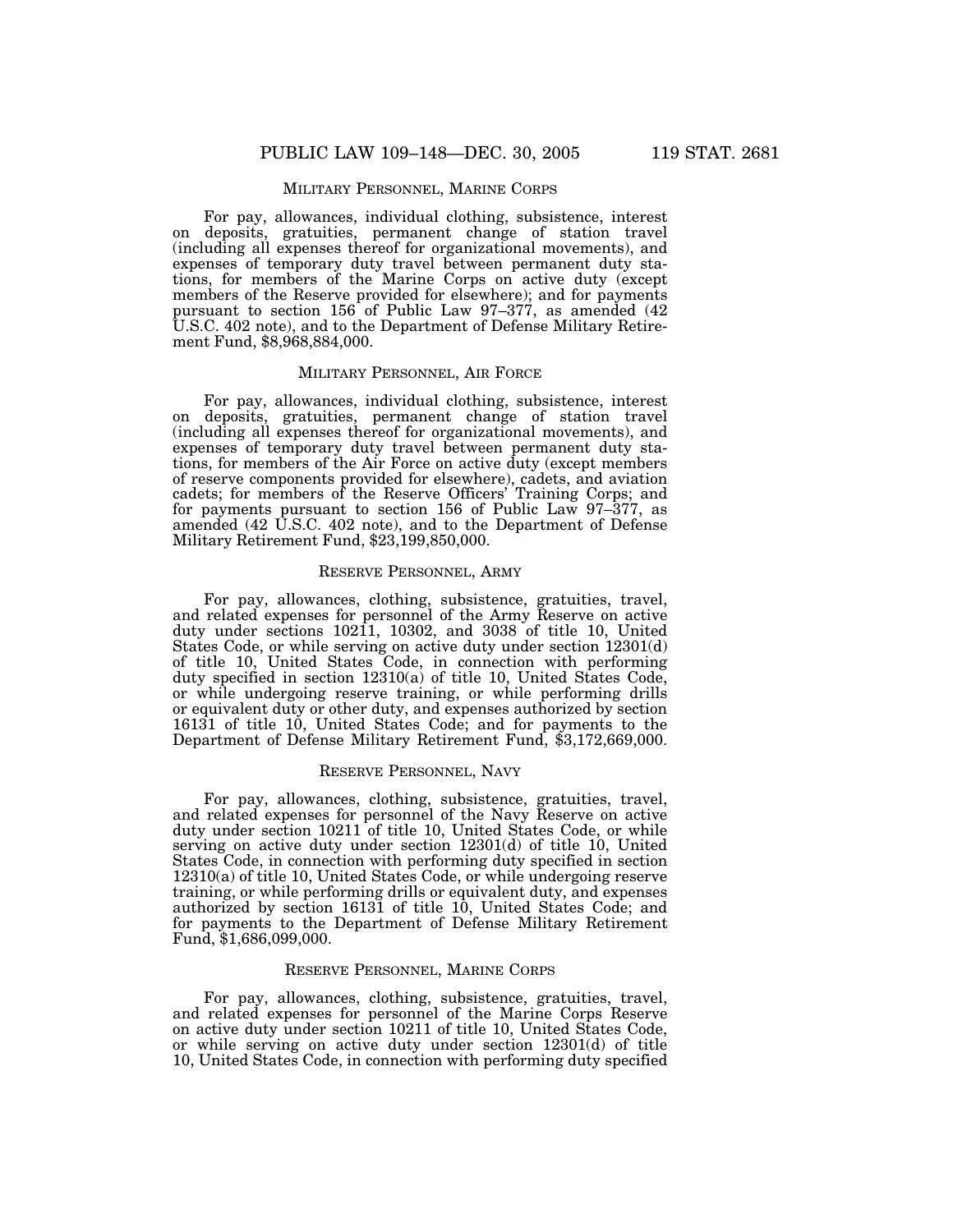## MILITARY PERSONNEL, MARINE CORPS

For pay, allowances, individual clothing, subsistence, interest on deposits, gratuities, permanent change of station travel (including all expenses thereof for organizational movements), and expenses of temporary duty travel between permanent duty stations, for members of the Marine Corps on active duty (except members of the Reserve provided for elsewhere); and for payments pursuant to section 156 of Public Law 97–377, as amended (42 U.S.C. 402 note), and to the Department of Defense Military Retirement Fund, $8,968,884,000.

## MILITARY PERSONNEL, AIR FORCE

For pay, allowances, individual clothing, subsistence, interest on deposits, gratuities, permanent change of station travel (including all expenses thereof for organizational movements), and expenses of temporary duty travel between permanent duty stations, for members of the Air Force on active duty (except members of reserve components provided for elsewhere), cadets, and aviation cadets; for members of the Reserve Officers' Training Corps; and for payments pursuant to section 156 of Public Law 97–377, as amended (42 U.S.C. 402 note), and to the Department of Defense Military Retirement Fund, $23,199,850,000.

## RESERVE PERSONNEL, ARMY

For pay, allowances, clothing, subsistence, gratuities, travel, and related expenses for personnel of the Army Reserve on active duty under sections 10211, 10302, and 3038 of title 10, United States Code, or while serving on active duty under section 12301(d) of title 10, United States Code, in connection with performing duty specified in section 12310(a) of title 10, United States Code, or while undergoing reserve training, or while performing drills or equivalent duty or other duty, and expenses authorized by section 16131 of title 10, United States Code; and for payments to the Department of Defense Military Retirement Fund, $3,172,669,000.

## RESERVE PERSONNEL, NAVY

For pay, allowances, clothing, subsistence, gratuities, travel, and related expenses for personnel of the Navy Reserve on active duty under section 10211 of title 10, United States Code, or while serving on active duty under section 12301(d) of title 10, United States Code, in connection with performing duty specified in section 12310(a) of title 10, United States Code, or while undergoing reserve training, or while performing drills or equivalent duty, and expenses authorized by section 16131 of title 10, United States Code; and for payments to the Department of Defense Military Retirement Fund, $1,686,099,000.

## RESERVE PERSONNEL, MARINE CORPS

For pay, allowances, clothing, subsistence, gratuities, travel, and related expenses for personnel of the Marine Corps Reserve on active duty under section 10211 of title 10, United States Code, or while serving on active duty under section 12301(d) of title 10, United States Code, in connection with performing duty specified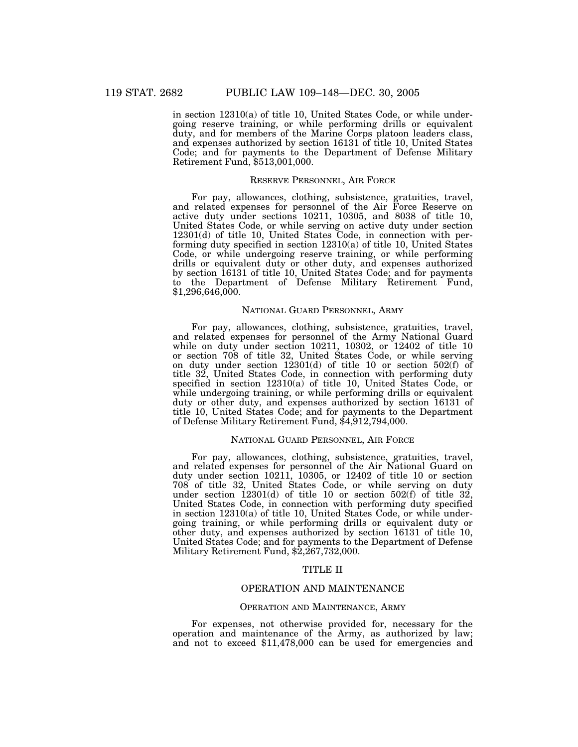in section 12310(a) of title 10, United States Code, or while undergoing reserve training, or while performing drills or equivalent duty, and for members of the Marine Corps platoon leaders class, and expenses authorized by section 16131 of title 10, United States Code; and for payments to the Department of Defense Military Retirement Fund, $513,001,000.

### Reserve Personnel, Air Force

For pay, allowances, clothing, subsistence, gratuities, travel, and related expenses for personnel of the Air Force Reserve on active duty under sections 10211, 10305, and 8038 of title 10, United States Code, or while serving on active duty under section 12301(d) of title 10, United States Code, in connection with performing duty specified in section 12310(a) of title 10, United States Code, or while undergoing reserve training, or while performing drills or equivalent duty or other duty, and expenses authorized by section 16131 of title 10, United States Code; and for payments to the Department of Defense Military Retirement Fund, $1,296,646,000.

### National Guard Personnel, Army

For pay, allowances, clothing, subsistence, gratuities, travel, and related expenses for personnel of the Army National Guard while on duty under section 10211, 10302, or 12402 of title 10 or section 708 of title 32, United States Code, or while serving on duty under section 12301(d) of title 10 or section 502(f) of title 32, United States Code, in connection with performing duty specified in section 12310(a) of title 10, United States Code, or while undergoing training, or while performing drills or equivalent duty or other duty, and expenses authorized by section 16131 of title 10, United States Code; and for payments to the Department of Defense Military Retirement Fund, $4,912,794,000.

### National Guard Personnel, Air Force

For pay, allowances, clothing, subsistence, gratuities, travel, and related expenses for personnel of the Air National Guard on duty under section 10211, 10305, or 12402 of title 10 or section 708 of title 32, United States Code, or while serving on duty under section 12301(d) of title 10 or section 502(f) of title 32, United States Code, in connection with performing duty specified in section 12310(a) of title 10, United States Code, or while undergoing training, or while performing drills or equivalent duty or other duty, and expenses authorized by section 16131 of title 10, United States Code; and for payments to the Department of Defense Military Retirement Fund, $2,267,732,000.

## TITLE II

## OPERATION AND MAINTENANCE

### Operation and Maintenance, Army

For expenses, not otherwise provided for, necessary for the operation and maintenance of the Army, as authorized by law; and not to exceed $11,478,000 can be used for emergencies and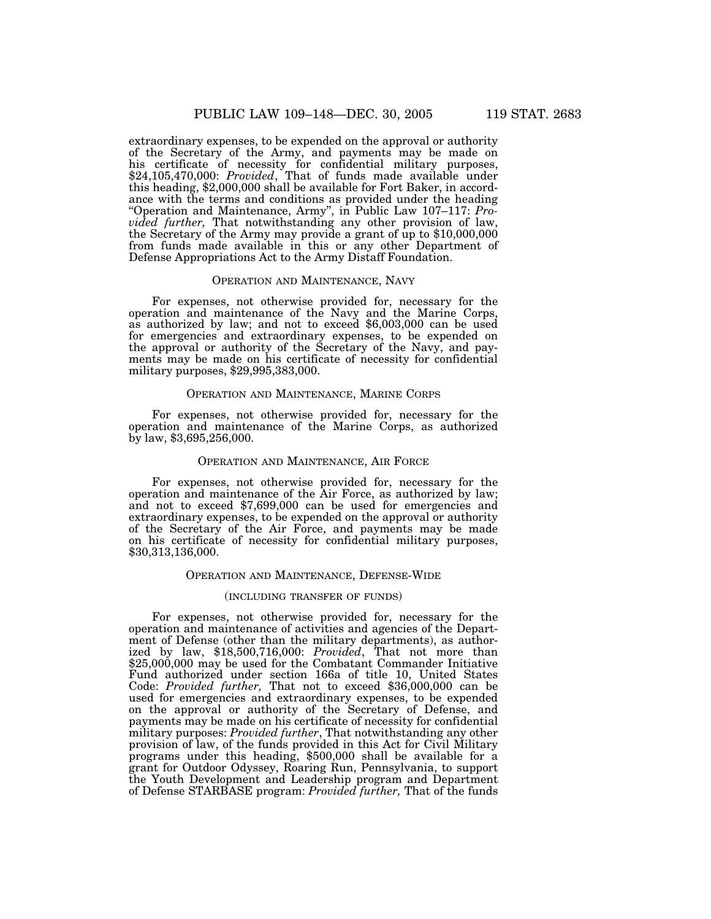extraordinary expenses, to be expended on the approval or authority of the Secretary of the Army, and payments may be made on his certificate of necessity for confidential military purposes, $24,105,470,000: *Provided*, That of funds made available under this heading, $2,000,000 shall be available for Fort Baker, in accordance with the terms and conditions as provided under the heading "Operation and Maintenance, Army", in Public Law 107–117: *Provided further,* That notwithstanding any other provision of law, the Secretary of the Army may provide a grant of up to $10,000,000 from funds made available in this or any other Department of Defense Appropriations Act to the Army Distaff Foundation.

### OPERATION AND MAINTENANCE, NAVY

For expenses, not otherwise provided for, necessary for the operation and maintenance of the Navy and the Marine Corps, as authorized by law; and not to exceed $6,003,000 can be used for emergencies and extraordinary expenses, to be expended on the approval or authority of the Secretary of the Navy, and payments may be made on his certificate of necessity for confidential military purposes, $29,995,383,000.

### OPERATION AND MAINTENANCE, MARINE CORPS

For expenses, not otherwise provided for, necessary for the operation and maintenance of the Marine Corps, as authorized by law, $3,695,256,000.

### OPERATION AND MAINTENANCE, AIR FORCE

For expenses, not otherwise provided for, necessary for the operation and maintenance of the Air Force, as authorized by law; and not to exceed $7,699,000 can be used for emergencies and extraordinary expenses, to be expended on the approval or authority of the Secretary of the Air Force, and payments may be made on his certificate of necessity for confidential military purposes, $30,313,136,000.

### OPERATION AND MAINTENANCE, DEFENSE-WIDE

(INCLUDING TRANSFER OF FUNDS)

For expenses, not otherwise provided for, necessary for the operation and maintenance of activities and agencies of the Department of Defense (other than the military departments), as authorized by law, $18,500,716,000: *Provided*, That not more than $25,000,000 may be used for the Combatant Commander Initiative Fund authorized under section 166a of title 10, United States Code: *Provided further,* That not to exceed $36,000,000 can be used for emergencies and extraordinary expenses, to be expended on the approval or authority of the Secretary of Defense, and payments may be made on his certificate of necessity for confidential military purposes: *Provided further*, That notwithstanding any other provision of law, of the funds provided in this Act for Civil Military programs under this heading, $500,000 shall be available for a grant for Outdoor Odyssey, Roaring Run, Pennsylvania, to support the Youth Development and Leadership program and Department of Defense STARBASE program: *Provided further,* That of the funds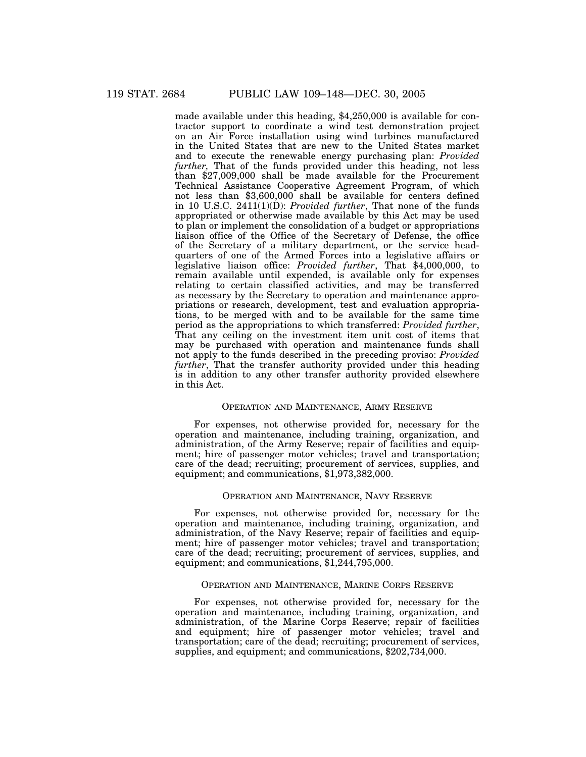made available under this heading, $4,250,000 is available for contractor support to coordinate a wind test demonstration project on an Air Force installation using wind turbines manufactured in the United States that are new to the United States market and to execute the renewable energy purchasing plan: *Provided further,* That of the funds provided under this heading, not less than $27,009,000 shall be made available for the Procurement Technical Assistance Cooperative Agreement Program, of which not less than $3,600,000 shall be available for centers defined in 10 U.S.C. 2411(1)(D): *Provided further*, That none of the funds appropriated or otherwise made available by this Act may be used to plan or implement the consolidation of a budget or appropriations liaison office of the Office of the Secretary of Defense, the office of the Secretary of a military department, or the service headquarters of one of the Armed Forces into a legislative affairs or legislative liaison office: *Provided further*, That $4,000,000, to remain available until expended, is available only for expenses relating to certain classified activities, and may be transferred as necessary by the Secretary to operation and maintenance appropriations or research, development, test and evaluation appropriations, to be merged with and to be available for the same time period as the appropriations to which transferred: *Provided further*, That any ceiling on the investment item unit cost of items that may be purchased with operation and maintenance funds shall not apply to the funds described in the preceding proviso: *Provided further*, That the transfer authority provided under this heading is in addition to any other transfer authority provided elsewhere in this Act.

## OPERATION AND MAINTENANCE, ARMY RESERVE

For expenses, not otherwise provided for, necessary for the operation and maintenance, including training, organization, and administration, of the Army Reserve; repair of facilities and equipment; hire of passenger motor vehicles; travel and transportation; care of the dead; recruiting; procurement of services, supplies, and equipment; and communications, $1,973,382,000.

## OPERATION AND MAINTENANCE, NAVY RESERVE

For expenses, not otherwise provided for, necessary for the operation and maintenance, including training, organization, and administration, of the Navy Reserve; repair of facilities and equipment; hire of passenger motor vehicles; travel and transportation; care of the dead; recruiting; procurement of services, supplies, and equipment; and communications, $1,244,795,000.

## OPERATION AND MAINTENANCE, MARINE CORPS RESERVE

For expenses, not otherwise provided for, necessary for the operation and maintenance, including training, organization, and administration, of the Marine Corps Reserve; repair of facilities and equipment; hire of passenger motor vehicles; travel and transportation; care of the dead; recruiting; procurement of services, supplies, and equipment; and communications, $202,734,000.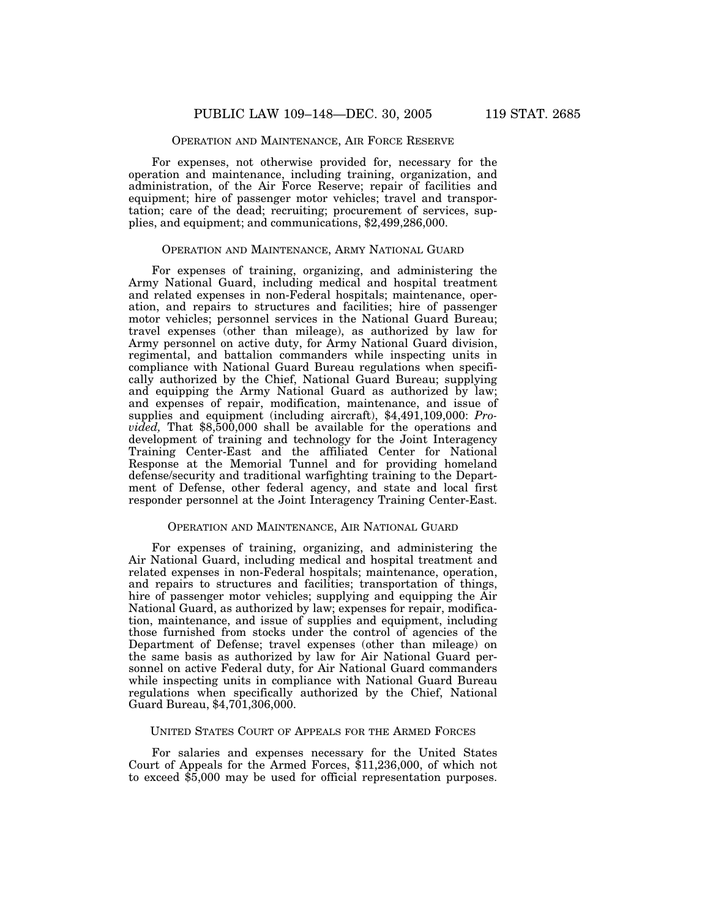## Operation and Maintenance, Air Force Reserve

For expenses, not otherwise provided for, necessary for the operation and maintenance, including training, organization, and administration, of the Air Force Reserve; repair of facilities and equipment; hire of passenger motor vehicles; travel and transportation; care of the dead; recruiting; procurement of services, supplies, and equipment; and communications, $2,499,286,000.

## Operation and Maintenance, Army National Guard

For expenses of training, organizing, and administering the Army National Guard, including medical and hospital treatment and related expenses in non-Federal hospitals; maintenance, operation, and repairs to structures and facilities; hire of passenger motor vehicles; personnel services in the National Guard Bureau; travel expenses (other than mileage), as authorized by law for Army personnel on active duty, for Army National Guard division, regimental, and battalion commanders while inspecting units in compliance with National Guard Bureau regulations when specifically authorized by the Chief, National Guard Bureau; supplying and equipping the Army National Guard as authorized by law; and expenses of repair, modification, maintenance, and issue of supplies and equipment (including aircraft), $4,491,109,000: *Provided,* That $8,500,000 shall be available for the operations and development of training and technology for the Joint Interagency Training Center-East and the affiliated Center for National Response at the Memorial Tunnel and for providing homeland defense/security and traditional warfighting training to the Department of Defense, other federal agency, and state and local first responder personnel at the Joint Interagency Training Center-East.

## Operation and Maintenance, Air National Guard

For expenses of training, organizing, and administering the Air National Guard, including medical and hospital treatment and related expenses in non-Federal hospitals; maintenance, operation, and repairs to structures and facilities; transportation of things, hire of passenger motor vehicles; supplying and equipping the Air National Guard, as authorized by law; expenses for repair, modification, maintenance, and issue of supplies and equipment, including those furnished from stocks under the control of agencies of the Department of Defense; travel expenses (other than mileage) on the same basis as authorized by law for Air National Guard personnel on active Federal duty, for Air National Guard commanders while inspecting units in compliance with National Guard Bureau regulations when specifically authorized by the Chief, National Guard Bureau, $4,701,306,000.

## United States Court of Appeals for the Armed Forces

For salaries and expenses necessary for the United States Court of Appeals for the Armed Forces, $11,236,000, of which not to exceed $5,000 may be used for official representation purposes.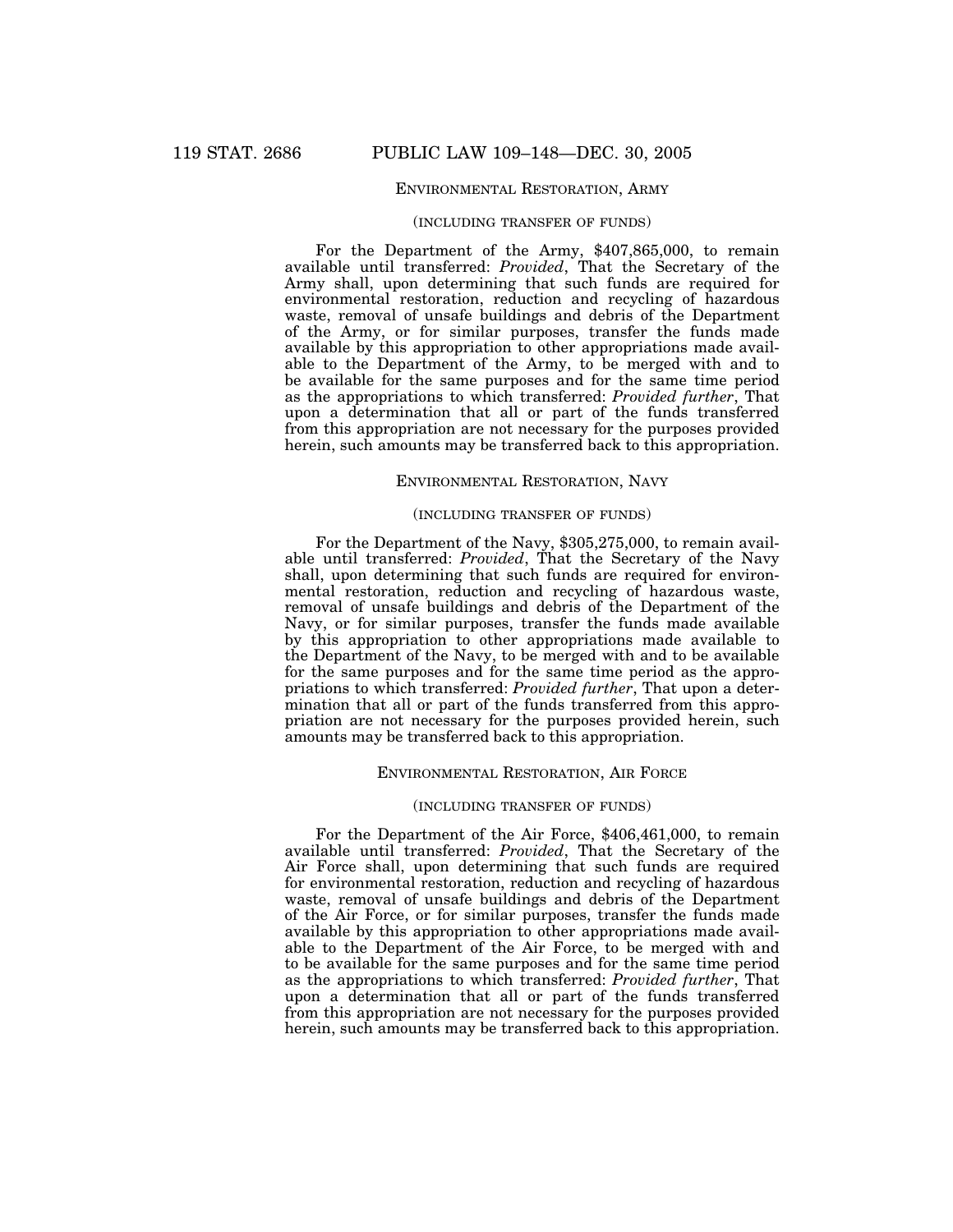## ENVIRONMENTAL RESTORATION, ARMY

(INCLUDING TRANSFER OF FUNDS)

For the Department of the Army, $407,865,000, to remain available until transferred: *Provided*, That the Secretary of the Army shall, upon determining that such funds are required for environmental restoration, reduction and recycling of hazardous waste, removal of unsafe buildings and debris of the Department of the Army, or for similar purposes, transfer the funds made available by this appropriation to other appropriations made available to the Department of the Army, to be merged with and to be available for the same purposes and for the same time period as the appropriations to which transferred: *Provided further*, That upon a determination that all or part of the funds transferred from this appropriation are not necessary for the purposes provided herein, such amounts may be transferred back to this appropriation.

## ENVIRONMENTAL RESTORATION, NAVY

(INCLUDING TRANSFER OF FUNDS)

For the Department of the Navy, $305,275,000, to remain available until transferred: *Provided*, That the Secretary of the Navy shall, upon determining that such funds are required for environmental restoration, reduction and recycling of hazardous waste, removal of unsafe buildings and debris of the Department of the Navy, or for similar purposes, transfer the funds made available by this appropriation to other appropriations made available to the Department of the Navy, to be merged with and to be available for the same purposes and for the same time period as the appropriations to which transferred: *Provided further*, That upon a determination that all or part of the funds transferred from this appropriation are not necessary for the purposes provided herein, such amounts may be transferred back to this appropriation.

## ENVIRONMENTAL RESTORATION, AIR FORCE

(INCLUDING TRANSFER OF FUNDS)

For the Department of the Air Force, $406,461,000, to remain available until transferred: *Provided*, That the Secretary of the Air Force shall, upon determining that such funds are required for environmental restoration, reduction and recycling of hazardous waste, removal of unsafe buildings and debris of the Department of the Air Force, or for similar purposes, transfer the funds made available by this appropriation to other appropriations made available to the Department of the Air Force, to be merged with and to be available for the same purposes and for the same time period as the appropriations to which transferred: *Provided further*, That upon a determination that all or part of the funds transferred from this appropriation are not necessary for the purposes provided herein, such amounts may be transferred back to this appropriation.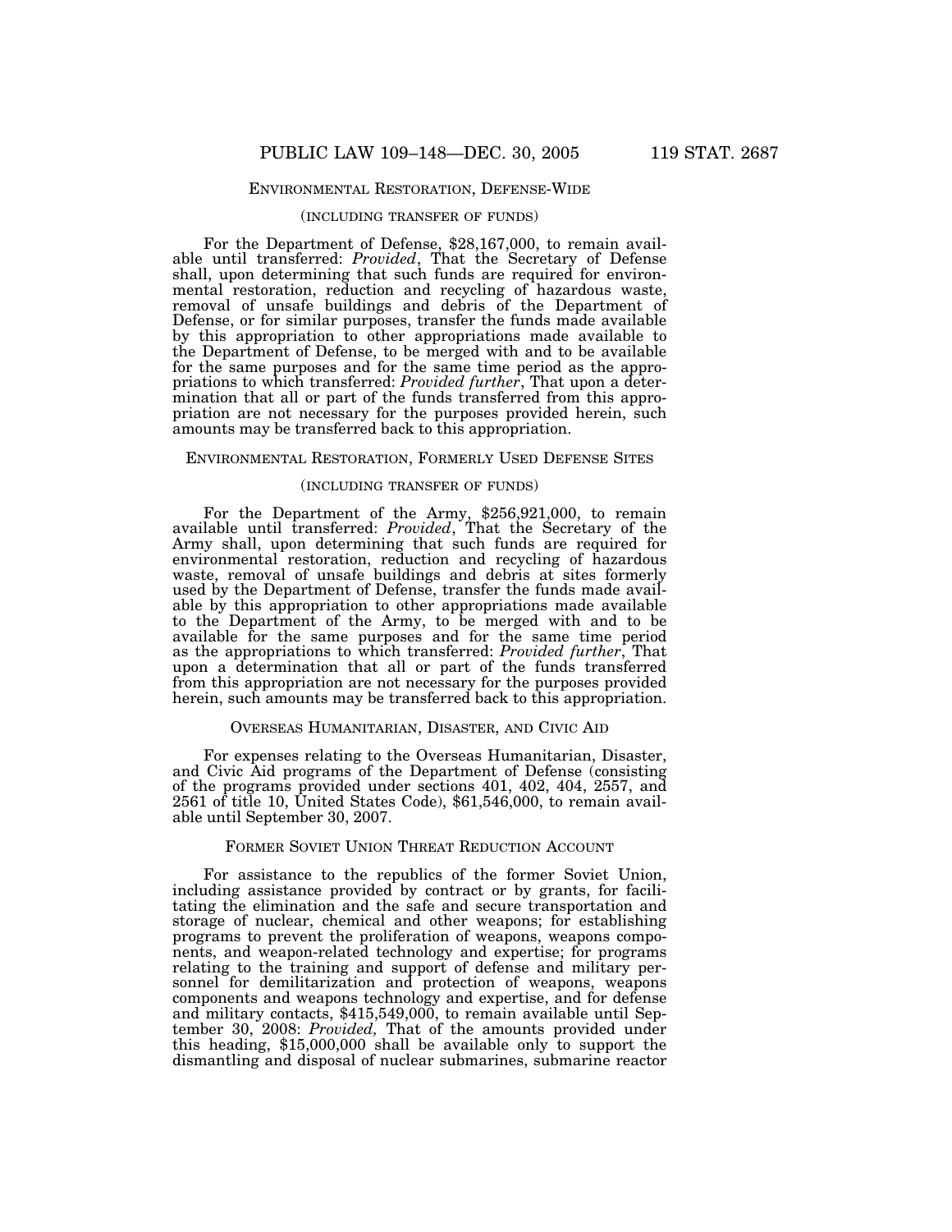## ENVIRONMENTAL RESTORATION, DEFENSE-WIDE

(INCLUDING TRANSFER OF FUNDS)

For the Department of Defense, $28,167,000, to remain available until transferred: *Provided*, That the Secretary of Defense shall, upon determining that such funds are required for environmental restoration, reduction and recycling of hazardous waste, removal of unsafe buildings and debris of the Department of Defense, or for similar purposes, transfer the funds made available by this appropriation to other appropriations made available to the Department of Defense, to be merged with and to be available for the same purposes and for the same time period as the appropriations to which transferred: *Provided further*, That upon a determination that all or part of the funds transferred from this appropriation are not necessary for the purposes provided herein, such amounts may be transferred back to this appropriation.

## ENVIRONMENTAL RESTORATION, FORMERLY USED DEFENSE SITES

(INCLUDING TRANSFER OF FUNDS)

For the Department of the Army, $256,921,000, to remain available until transferred: *Provided*, That the Secretary of the Army shall, upon determining that such funds are required for environmental restoration, reduction and recycling of hazardous waste, removal of unsafe buildings and debris at sites formerly used by the Department of Defense, transfer the funds made available by this appropriation to other appropriations made available to the Department of the Army, to be merged with and to be available for the same purposes and for the same time period as the appropriations to which transferred: *Provided further*, That upon a determination that all or part of the funds transferred from this appropriation are not necessary for the purposes provided herein, such amounts may be transferred back to this appropriation.

## OVERSEAS HUMANITARIAN, DISASTER, AND CIVIC AID

For expenses relating to the Overseas Humanitarian, Disaster, and Civic Aid programs of the Department of Defense (consisting of the programs provided under sections 401, 402, 404, 2557, and 2561 of title 10, United States Code), $61,546,000, to remain available until September 30, 2007.

## FORMER SOVIET UNION THREAT REDUCTION ACCOUNT

For assistance to the republics of the former Soviet Union, including assistance provided by contract or by grants, for facilitating the elimination and the safe and secure transportation and storage of nuclear, chemical and other weapons; for establishing programs to prevent the proliferation of weapons, weapons components, and weapon-related technology and expertise; for programs relating to the training and support of defense and military personnel for demilitarization and protection of weapons, weapons components and weapons technology and expertise, and for defense and military contacts, $415,549,000, to remain available until September 30, 2008: *Provided,* That of the amounts provided under this heading, $15,000,000 shall be available only to support the dismantling and disposal of nuclear submarines, submarine reactor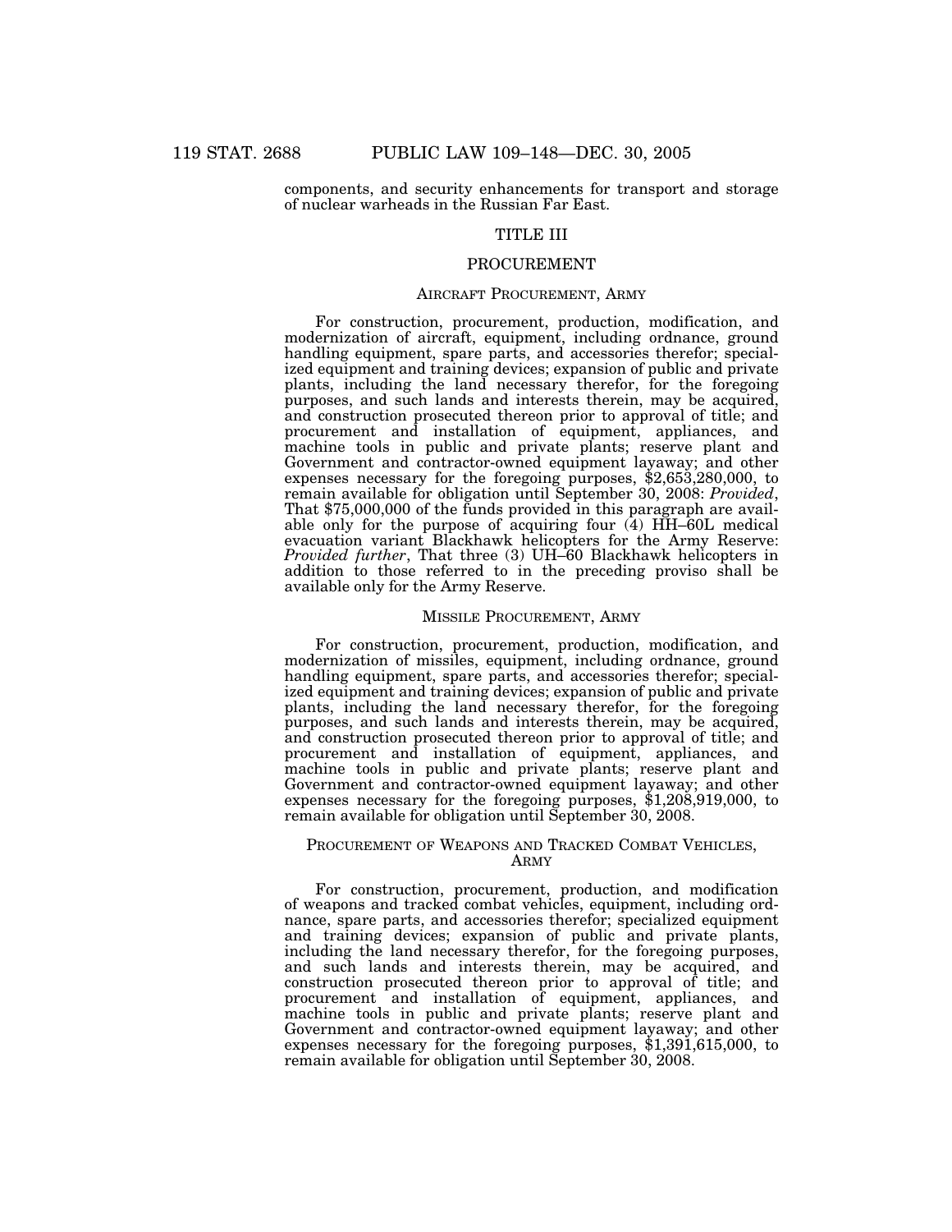components, and security enhancements for transport and storage of nuclear warheads in the Russian Far East.

# TITLE III

# PROCUREMENT

## AIRCRAFT PROCUREMENT, ARMY

For construction, procurement, production, modification, and modernization of aircraft, equipment, including ordnance, ground handling equipment, spare parts, and accessories therefor; specialized equipment and training devices; expansion of public and private plants, including the land necessary therefor, for the foregoing purposes, and such lands and interests therein, may be acquired, and construction prosecuted thereon prior to approval of title; and procurement and installation of equipment, appliances, and machine tools in public and private plants; reserve plant and Government and contractor-owned equipment layaway; and other expenses necessary for the foregoing purposes, $2,653,280,000, to remain available for obligation until September 30, 2008: *Provided*, That $75,000,000 of the funds provided in this paragraph are available only for the purpose of acquiring four (4) HH–60L medical evacuation variant Blackhawk helicopters for the Army Reserve: *Provided further*, That three (3) UH–60 Blackhawk helicopters in addition to those referred to in the preceding proviso shall be available only for the Army Reserve.

## MISSILE PROCUREMENT, ARMY

For construction, procurement, production, modification, and modernization of missiles, equipment, including ordnance, ground handling equipment, spare parts, and accessories therefor; specialized equipment and training devices; expansion of public and private plants, including the land necessary therefor, for the foregoing purposes, and such lands and interests therein, may be acquired, and construction prosecuted thereon prior to approval of title; and procurement and installation of equipment, appliances, and machine tools in public and private plants; reserve plant and Government and contractor-owned equipment layaway; and other expenses necessary for the foregoing purposes, $1,208,919,000, to remain available for obligation until September 30, 2008.

## PROCUREMENT OF WEAPONS AND TRACKED COMBAT VEHICLES, ARMY

For construction, procurement, production, and modification of weapons and tracked combat vehicles, equipment, including ordnance, spare parts, and accessories therefor; specialized equipment and training devices; expansion of public and private plants, including the land necessary therefor, for the foregoing purposes, and such lands and interests therein, may be acquired, and construction prosecuted thereon prior to approval of title; and procurement and installation of equipment, appliances, and machine tools in public and private plants; reserve plant and Government and contractor-owned equipment layaway; and other expenses necessary for the foregoing purposes, $1,391,615,000, to remain available for obligation until September 30, 2008.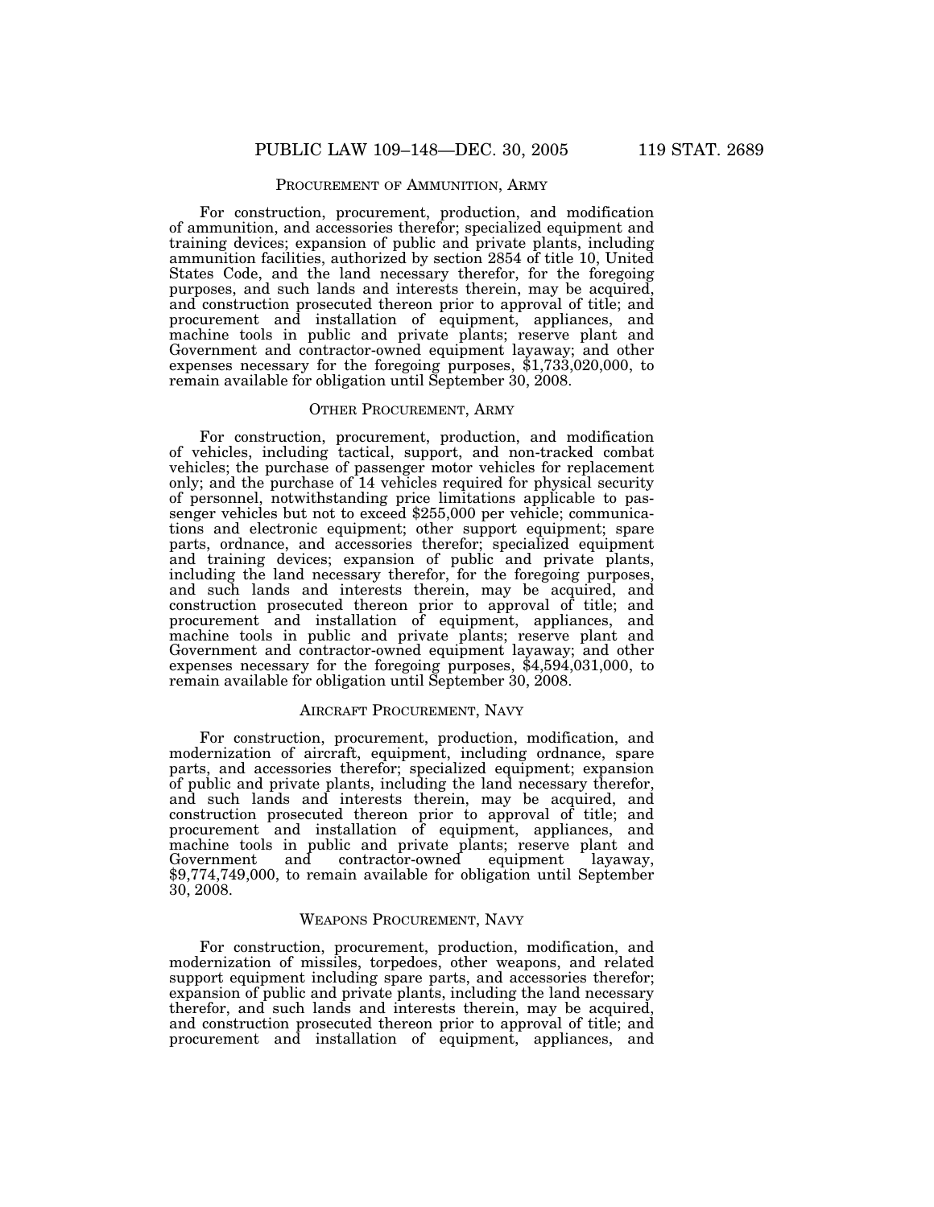## PROCUREMENT OF AMMUNITION, ARMY

For construction, procurement, production, and modification of ammunition, and accessories therefor; specialized equipment and training devices; expansion of public and private plants, including ammunition facilities, authorized by section 2854 of title 10, United States Code, and the land necessary therefor, for the foregoing purposes, and such lands and interests therein, may be acquired, and construction prosecuted thereon prior to approval of title; and procurement and installation of equipment, appliances, and machine tools in public and private plants; reserve plant and Government and contractor-owned equipment layaway; and other expenses necessary for the foregoing purposes, $1,733,020,000, to remain available for obligation until September 30, 2008.

## OTHER PROCUREMENT, ARMY

For construction, procurement, production, and modification of vehicles, including tactical, support, and non-tracked combat vehicles; the purchase of passenger motor vehicles for replacement only; and the purchase of 14 vehicles required for physical security of personnel, notwithstanding price limitations applicable to passenger vehicles but not to exceed $255,000 per vehicle; communications and electronic equipment; other support equipment; spare parts, ordnance, and accessories therefor; specialized equipment and training devices; expansion of public and private plants, including the land necessary therefor, for the foregoing purposes, and such lands and interests therein, may be acquired, and construction prosecuted thereon prior to approval of title; and procurement and installation of equipment, appliances, and machine tools in public and private plants; reserve plant and Government and contractor-owned equipment layaway; and other expenses necessary for the foregoing purposes, $4,594,031,000, to remain available for obligation until September 30, 2008.

## AIRCRAFT PROCUREMENT, NAVY

For construction, procurement, production, modification, and modernization of aircraft, equipment, including ordnance, spare parts, and accessories therefor; specialized equipment; expansion of public and private plants, including the land necessary therefor, and such lands and interests therein, may be acquired, and construction prosecuted thereon prior to approval of title; and procurement and installation of equipment, appliances, and machine tools in public and private plants; reserve plant and Government and contractor-owned equipment layaway, $9,774,749,000, to remain available for obligation until September 30, 2008.

## WEAPONS PROCUREMENT, NAVY

For construction, procurement, production, modification, and modernization of missiles, torpedoes, other weapons, and related support equipment including spare parts, and accessories therefor; expansion of public and private plants, including the land necessary therefor, and such lands and interests therein, may be acquired, and construction prosecuted thereon prior to approval of title; and procurement and installation of equipment, appliances, and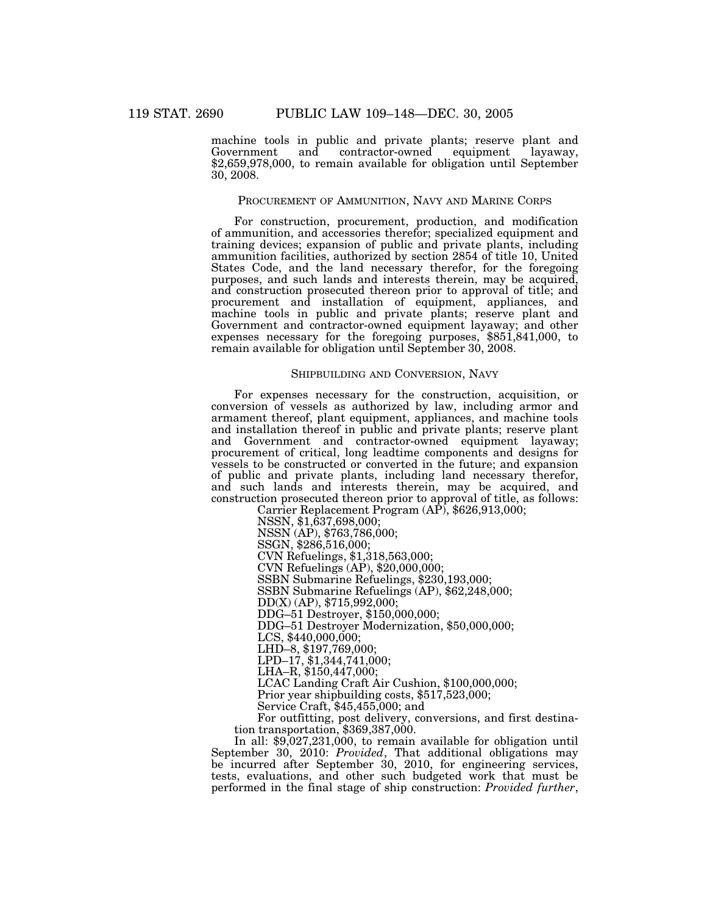machine tools in public and private plants; reserve plant and Government and contractor-owned equipment layaway, $2,659,978,000, to remain available for obligation until September 30, 2008.

## PROCUREMENT OF AMMUNITION, NAVY AND MARINE CORPS

For construction, procurement, production, and modification of ammunition, and accessories therefor; specialized equipment and training devices; expansion of public and private plants, including ammunition facilities, authorized by section 2854 of title 10, United States Code, and the land necessary therefor, for the foregoing purposes, and such lands and interests therein, may be acquired, and construction prosecuted thereon prior to approval of title; and procurement and installation of equipment, appliances, and machine tools in public and private plants; reserve plant and Government and contractor-owned equipment layaway; and other expenses necessary for the foregoing purposes, $851,841,000, to remain available for obligation until September 30, 2008.

## SHIPBUILDING AND CONVERSION, NAVY

For expenses necessary for the construction, acquisition, or conversion of vessels as authorized by law, including armor and armament thereof, plant equipment, appliances, and machine tools and installation thereof in public and private plants; reserve plant and Government and contractor-owned equipment layaway; procurement of critical, long leadtime components and designs for vessels to be constructed or converted in the future; and expansion of public and private plants, including land necessary therefor, and such lands and interests therein, may be acquired, and construction prosecuted thereon prior to approval of title, as follows:

Carrier Replacement Program (AP), $626,913,000;

NSSN, $1,637,698,000;

NSSN (AP), $763,786,000;

SSGN, $286,516,000;

CVN Refuelings, $1,318,563,000;

CVN Refuelings (AP), $20,000,000;

SSBN Submarine Refuelings, $230,193,000;

SSBN Submarine Refuelings (AP), $62,248,000;

DD(X) (AP), $715,992,000;

DDG–51 Destroyer, $150,000,000;

DDG–51 Destroyer Modernization, $50,000,000;

LCS, $440,000,000;

LHD–8, $197,769,000;

LPD–17, $1,344,741,000;

LHA–R, $150,447,000;

LCAC Landing Craft Air Cushion, $100,000,000;

Prior year shipbuilding costs, $517,523,000;

Service Craft, $45,455,000; and

For outfitting, post delivery, conversions, and first destination transportation, $369,387,000.

In all: $9,027,231,000, to remain available for obligation until September 30, 2010: *Provided*, That additional obligations may be incurred after September 30, 2010, for engineering services, tests, evaluations, and other such budgeted work that must be performed in the final stage of ship construction: *Provided further*,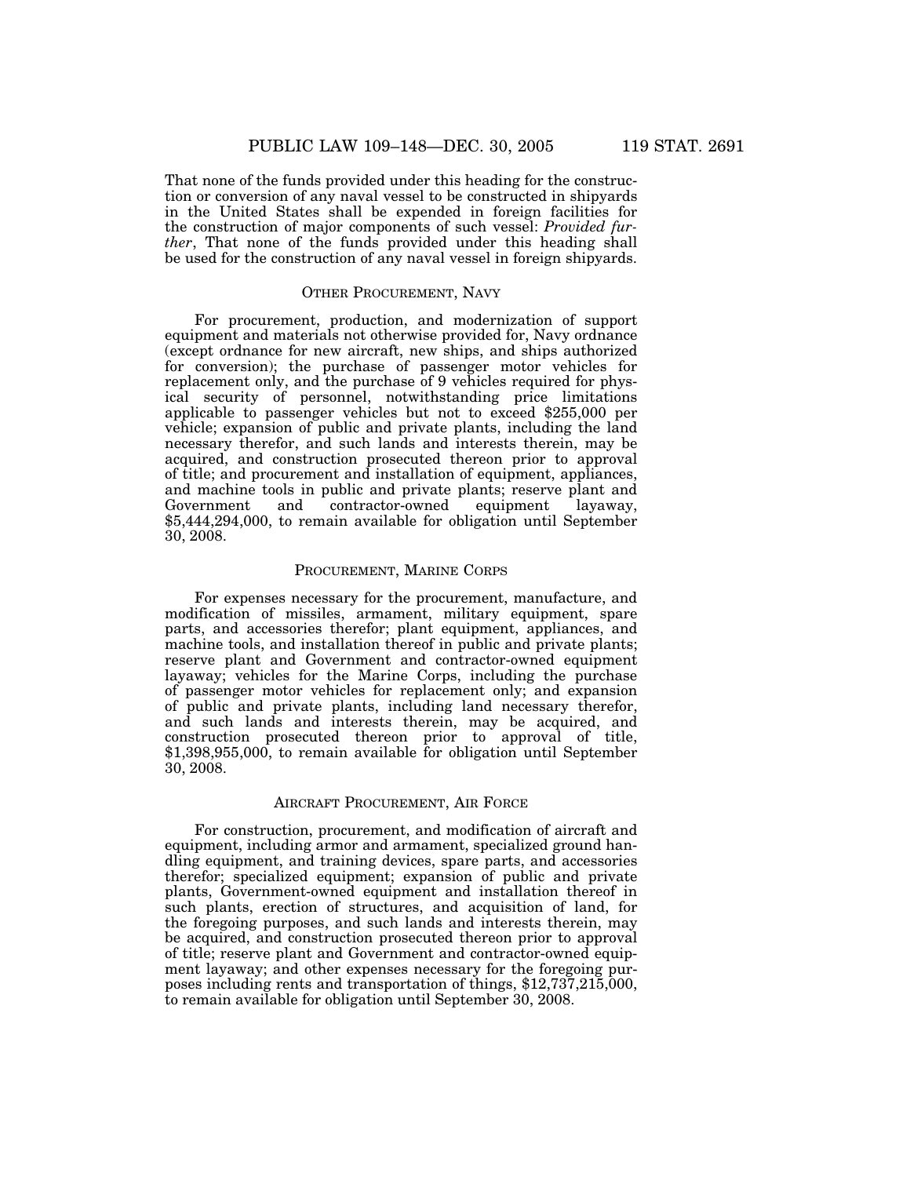That none of the funds provided under this heading for the construction or conversion of any naval vessel to be constructed in shipyards in the United States shall be expended in foreign facilities for the construction of major components of such vessel: *Provided further*, That none of the funds provided under this heading shall be used for the construction of any naval vessel in foreign shipyards.

## OTHER PROCUREMENT, NAVY

For procurement, production, and modernization of support equipment and materials not otherwise provided for, Navy ordnance (except ordnance for new aircraft, new ships, and ships authorized for conversion); the purchase of passenger motor vehicles for replacement only, and the purchase of 9 vehicles required for physical security of personnel, notwithstanding price limitations applicable to passenger vehicles but not to exceed $255,000 per vehicle; expansion of public and private plants, including the land necessary therefor, and such lands and interests therein, may be acquired, and construction prosecuted thereon prior to approval of title; and procurement and installation of equipment, appliances, and machine tools in public and private plants; reserve plant and Government and contractor-owned equipment layaway, $5,444,294,000, to remain available for obligation until September 30, 2008.

## PROCUREMENT, MARINE CORPS

For expenses necessary for the procurement, manufacture, and modification of missiles, armament, military equipment, spare parts, and accessories therefor; plant equipment, appliances, and machine tools, and installation thereof in public and private plants; reserve plant and Government and contractor-owned equipment layaway; vehicles for the Marine Corps, including the purchase of passenger motor vehicles for replacement only; and expansion of public and private plants, including land necessary therefor, and such lands and interests therein, may be acquired, and construction prosecuted thereon prior to approval of title, $1,398,955,000, to remain available for obligation until September 30, 2008.

## AIRCRAFT PROCUREMENT, AIR FORCE

For construction, procurement, and modification of aircraft and equipment, including armor and armament, specialized ground handling equipment, and training devices, spare parts, and accessories therefor; specialized equipment; expansion of public and private plants, Government-owned equipment and installation thereof in such plants, erection of structures, and acquisition of land, for the foregoing purposes, and such lands and interests therein, may be acquired, and construction prosecuted thereon prior to approval of title; reserve plant and Government and contractor-owned equipment layaway; and other expenses necessary for the foregoing purposes including rents and transportation of things, $12,737,215,000, to remain available for obligation until September 30, 2008.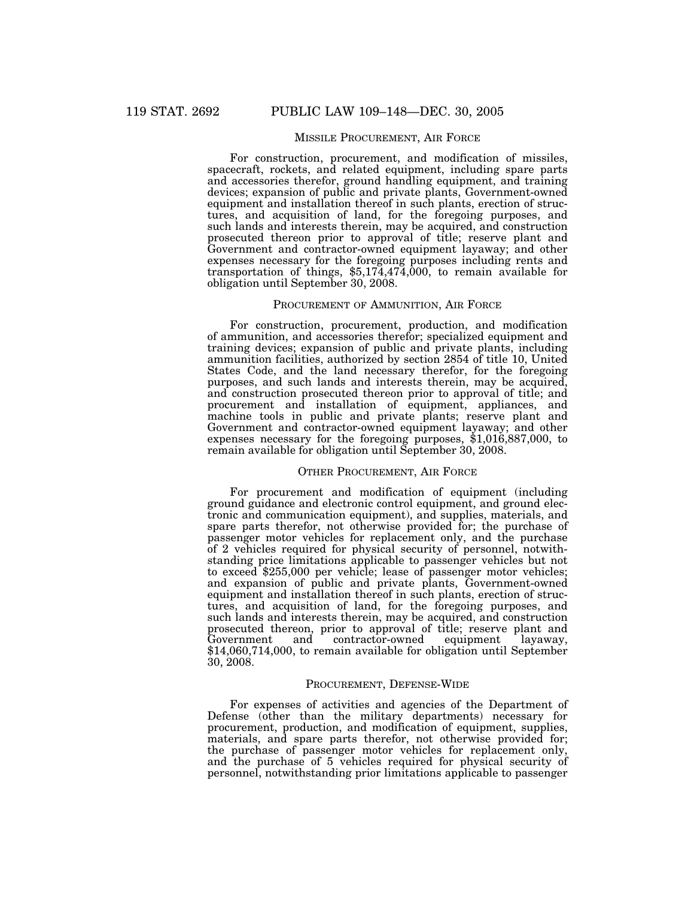## MISSILE PROCUREMENT, AIR FORCE

For construction, procurement, and modification of missiles, spacecraft, rockets, and related equipment, including spare parts and accessories therefor, ground handling equipment, and training devices; expansion of public and private plants, Government-owned equipment and installation thereof in such plants, erection of structures, and acquisition of land, for the foregoing purposes, and such lands and interests therein, may be acquired, and construction prosecuted thereon prior to approval of title; reserve plant and Government and contractor-owned equipment layaway; and other expenses necessary for the foregoing purposes including rents and transportation of things, $5,174,474,000, to remain available for obligation until September 30, 2008.

## PROCUREMENT OF AMMUNITION, AIR FORCE

For construction, procurement, production, and modification of ammunition, and accessories therefor; specialized equipment and training devices; expansion of public and private plants, including ammunition facilities, authorized by section 2854 of title 10, United States Code, and the land necessary therefor, for the foregoing purposes, and such lands and interests therein, may be acquired, and construction prosecuted thereon prior to approval of title; and procurement and installation of equipment, appliances, and machine tools in public and private plants; reserve plant and Government and contractor-owned equipment layaway; and other expenses necessary for the foregoing purposes, $1,016,887,000, to remain available for obligation until September 30, 2008.

## OTHER PROCUREMENT, AIR FORCE

For procurement and modification of equipment (including ground guidance and electronic control equipment, and ground electronic and communication equipment), and supplies, materials, and spare parts therefor, not otherwise provided for; the purchase of passenger motor vehicles for replacement only, and the purchase of 2 vehicles required for physical security of personnel, notwithstanding price limitations applicable to passenger vehicles but not to exceed $255,000 per vehicle; lease of passenger motor vehicles; and expansion of public and private plants, Government-owned equipment and installation thereof in such plants, erection of structures, and acquisition of land, for the foregoing purposes, and such lands and interests therein, may be acquired, and construction prosecuted thereon, prior to approval of title; reserve plant and Government and contractor-owned equipment layaway, $14,060,714,000, to remain available for obligation until September 30, 2008.

## PROCUREMENT, DEFENSE-WIDE

For expenses of activities and agencies of the Department of Defense (other than the military departments) necessary for procurement, production, and modification of equipment, supplies, materials, and spare parts therefor, not otherwise provided for; the purchase of passenger motor vehicles for replacement only, and the purchase of 5 vehicles required for physical security of personnel, notwithstanding prior limitations applicable to passenger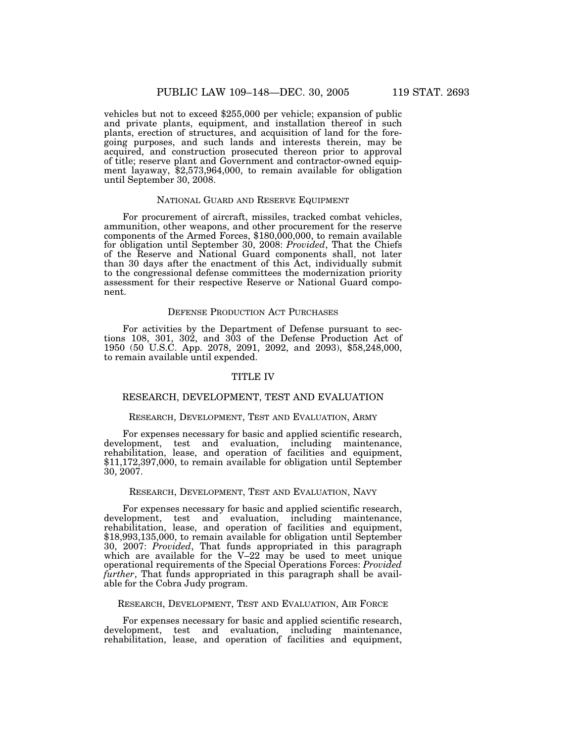vehicles but not to exceed $255,000 per vehicle; expansion of public and private plants, equipment, and installation thereof in such plants, erection of structures, and acquisition of land for the foregoing purposes, and such lands and interests therein, may be acquired, and construction prosecuted thereon prior to approval of title; reserve plant and Government and contractor-owned equipment layaway, $2,573,964,000, to remain available for obligation until September 30, 2008.

### NATIONAL GUARD AND RESERVE EQUIPMENT

For procurement of aircraft, missiles, tracked combat vehicles, ammunition, other weapons, and other procurement for the reserve components of the Armed Forces, $180,000,000, to remain available for obligation until September 30, 2008: *Provided*, That the Chiefs of the Reserve and National Guard components shall, not later than 30 days after the enactment of this Act, individually submit to the congressional defense committees the modernization priority assessment for their respective Reserve or National Guard component.

### DEFENSE PRODUCTION ACT PURCHASES

For activities by the Department of Defense pursuant to sections 108, 301, 302, and 303 of the Defense Production Act of 1950 (50 U.S.C. App. 2078, 2091, 2092, and 2093), $58,248,000, to remain available until expended.

## TITLE IV

## RESEARCH, DEVELOPMENT, TEST AND EVALUATION

### RESEARCH, DEVELOPMENT, TEST AND EVALUATION, ARMY

For expenses necessary for basic and applied scientific research, development, test and evaluation, including maintenance, rehabilitation, lease, and operation of facilities and equipment, $11,172,397,000, to remain available for obligation until September 30, 2007.

### RESEARCH, DEVELOPMENT, TEST AND EVALUATION, NAVY

For expenses necessary for basic and applied scientific research, development, test and evaluation, including maintenance, rehabilitation, lease, and operation of facilities and equipment, $18,993,135,000, to remain available for obligation until September 30, 2007: *Provided*, That funds appropriated in this paragraph which are available for the V–22 may be used to meet unique operational requirements of the Special Operations Forces: *Provided further*, That funds appropriated in this paragraph shall be available for the Cobra Judy program.

### RESEARCH, DEVELOPMENT, TEST AND EVALUATION, AIR FORCE

For expenses necessary for basic and applied scientific research, development, test and evaluation, including maintenance, rehabilitation, lease, and operation of facilities and equipment,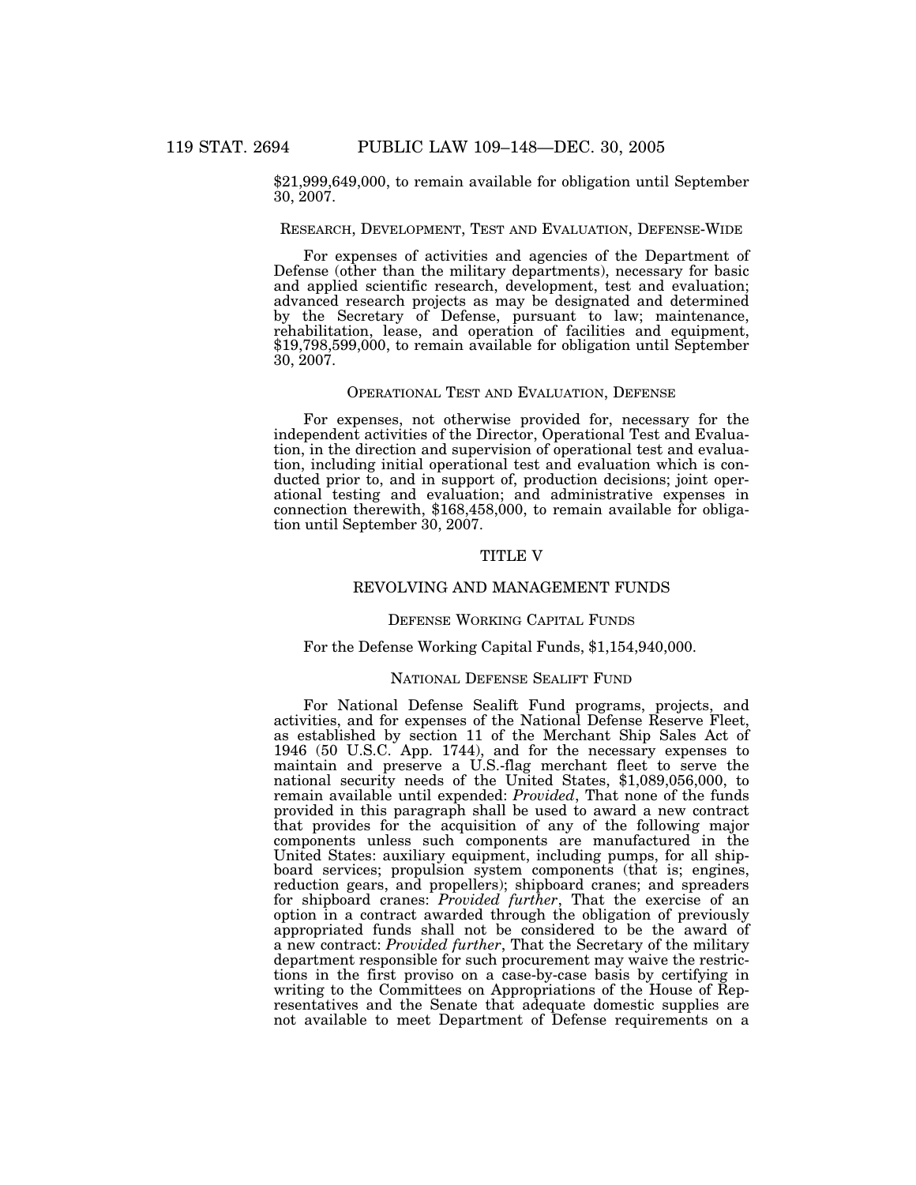$21,999,649,000, to remain available for obligation until September 30, 2007.

### RESEARCH, DEVELOPMENT, TEST AND EVALUATION, DEFENSE-WIDE

For expenses of activities and agencies of the Department of Defense (other than the military departments), necessary for basic and applied scientific research, development, test and evaluation; advanced research projects as may be designated and determined by the Secretary of Defense, pursuant to law; maintenance, rehabilitation, lease, and operation of facilities and equipment, $19,798,599,000, to remain available for obligation until September 30, 2007.

### OPERATIONAL TEST AND EVALUATION, DEFENSE

For expenses, not otherwise provided for, necessary for the independent activities of the Director, Operational Test and Evaluation, in the direction and supervision of operational test and evaluation, including initial operational test and evaluation which is conducted prior to, and in support of, production decisions; joint operational testing and evaluation; and administrative expenses in connection therewith, $168,458,000, to remain available for obligation until September 30, 2007.

## TITLE V

## REVOLVING AND MANAGEMENT FUNDS

### DEFENSE WORKING CAPITAL FUNDS

For the Defense Working Capital Funds, $1,154,940,000.

### NATIONAL DEFENSE SEALIFT FUND

For National Defense Sealift Fund programs, projects, and activities, and for expenses of the National Defense Reserve Fleet, as established by section 11 of the Merchant Ship Sales Act of 1946 (50 U.S.C. App. 1744), and for the necessary expenses to maintain and preserve a U.S.-flag merchant fleet to serve the national security needs of the United States, $1,089,056,000, to remain available until expended: *Provided*, That none of the funds provided in this paragraph shall be used to award a new contract that provides for the acquisition of any of the following major components unless such components are manufactured in the United States: auxiliary equipment, including pumps, for all shipboard services; propulsion system components (that is; engines, reduction gears, and propellers); shipboard cranes; and spreaders for shipboard cranes: *Provided further*, That the exercise of an option in a contract awarded through the obligation of previously appropriated funds shall not be considered to be the award of a new contract: *Provided further*, That the Secretary of the military department responsible for such procurement may waive the restrictions in the first proviso on a case-by-case basis by certifying in writing to the Committees on Appropriations of the House of Representatives and the Senate that adequate domestic supplies are not available to meet Department of Defense requirements on a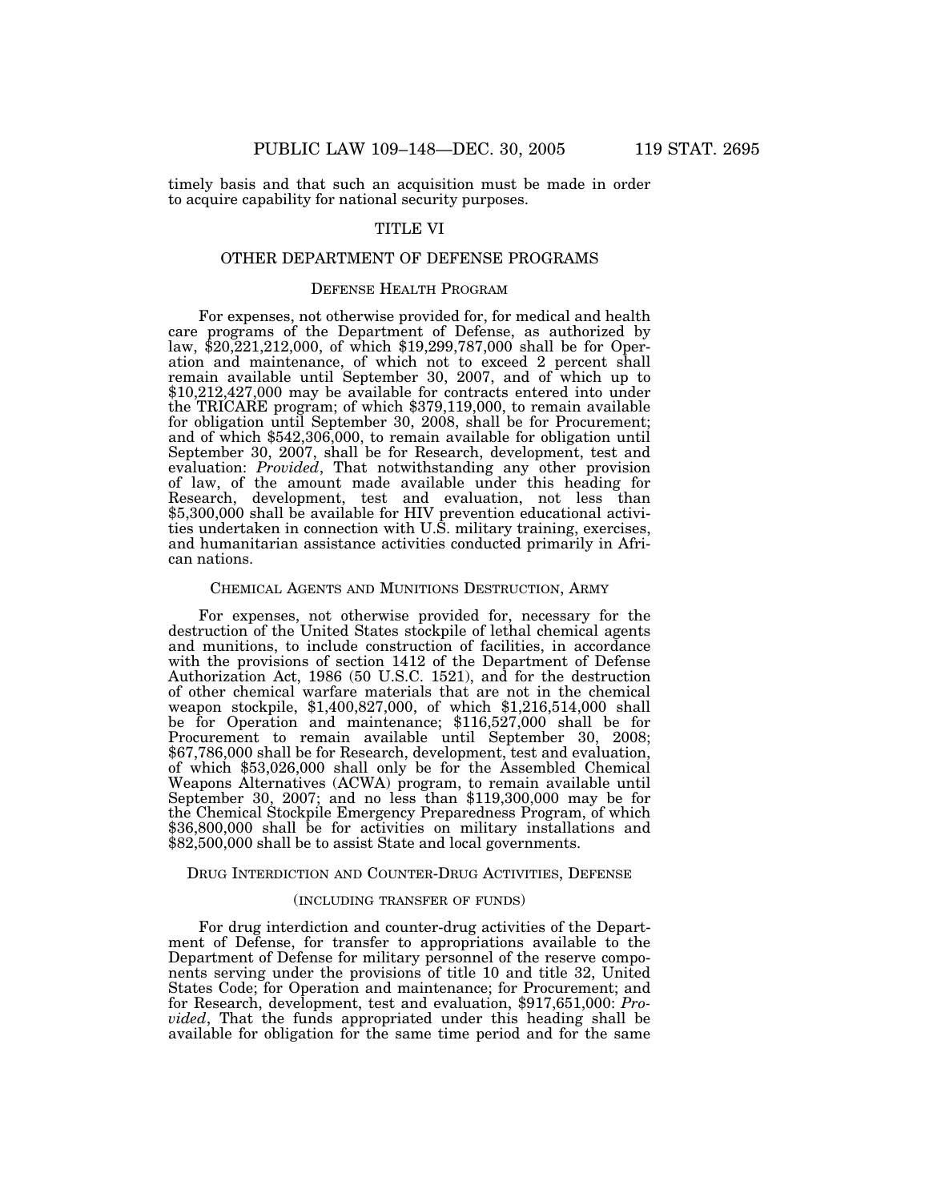timely basis and that such an acquisition must be made in order to acquire capability for national security purposes.

## TITLE VI

## OTHER DEPARTMENT OF DEFENSE PROGRAMS

### Defense Health Program

For expenses, not otherwise provided for, for medical and health care programs of the Department of Defense, as authorized by law, $20,221,212,000, of which $19,299,787,000 shall be for Operation and maintenance, of which not to exceed 2 percent shall remain available until September 30, 2007, and of which up to $10,212,427,000 may be available for contracts entered into under the TRICARE program; of which $379,119,000, to remain available for obligation until September 30, 2008, shall be for Procurement; and of which $542,306,000, to remain available for obligation until September 30, 2007, shall be for Research, development, test and evaluation: *Provided*, That notwithstanding any other provision of law, of the amount made available under this heading for Research, development, test and evaluation, not less than $5,300,000 shall be available for HIV prevention educational activities undertaken in connection with U.S. military training, exercises, and humanitarian assistance activities conducted primarily in African nations.

### Chemical Agents and Munitions Destruction, Army

For expenses, not otherwise provided for, necessary for the destruction of the United States stockpile of lethal chemical agents and munitions, to include construction of facilities, in accordance with the provisions of section 1412 of the Department of Defense Authorization Act, 1986 (50 U.S.C. 1521), and for the destruction of other chemical warfare materials that are not in the chemical weapon stockpile, $1,400,827,000, of which $1,216,514,000 shall be for Operation and maintenance; $116,527,000 shall be for Procurement to remain available until September 30, 2008; $67,786,000 shall be for Research, development, test and evaluation, of which $53,026,000 shall only be for the Assembled Chemical Weapons Alternatives (ACWA) program, to remain available until September 30, 2007; and no less than $119,300,000 may be for the Chemical Stockpile Emergency Preparedness Program, of which $36,800,000 shall be for activities on military installations and $82,500,000 shall be to assist State and local governments.

### Drug Interdiction and Counter-Drug Activities, Defense

(including transfer of funds)

For drug interdiction and counter-drug activities of the Department of Defense, for transfer to appropriations available to the Department of Defense for military personnel of the reserve components serving under the provisions of title 10 and title 32, United States Code; for Operation and maintenance; for Procurement; and for Research, development, test and evaluation, $917,651,000: *Provided*, That the funds appropriated under this heading shall be available for obligation for the same time period and for the same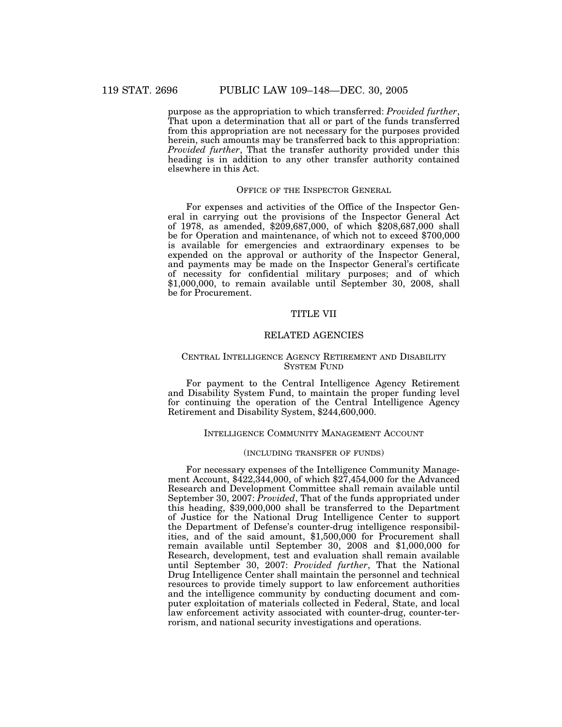purpose as the appropriation to which transferred: *Provided further*, That upon a determination that all or part of the funds transferred from this appropriation are not necessary for the purposes provided herein, such amounts may be transferred back to this appropriation: *Provided further*, That the transfer authority provided under this heading is in addition to any other transfer authority contained elsewhere in this Act.

### OFFICE OF THE INSPECTOR GENERAL

For expenses and activities of the Office of the Inspector General in carrying out the provisions of the Inspector General Act of 1978, as amended, $209,687,000, of which $208,687,000 shall be for Operation and maintenance, of which not to exceed $700,000 is available for emergencies and extraordinary expenses to be expended on the approval or authority of the Inspector General, and payments may be made on the Inspector General's certificate of necessity for confidential military purposes; and of which $1,000,000, to remain available until September 30, 2008, shall be for Procurement.

## TITLE VII

## RELATED AGENCIES

### CENTRAL INTELLIGENCE AGENCY RETIREMENT AND DISABILITY SYSTEM FUND

For payment to the Central Intelligence Agency Retirement and Disability System Fund, to maintain the proper funding level for continuing the operation of the Central Intelligence Agency Retirement and Disability System, $244,600,000.

### INTELLIGENCE COMMUNITY MANAGEMENT ACCOUNT

(INCLUDING TRANSFER OF FUNDS)

For necessary expenses of the Intelligence Community Management Account, $422,344,000, of which $27,454,000 for the Advanced Research and Development Committee shall remain available until September 30, 2007: *Provided*, That of the funds appropriated under this heading, $39,000,000 shall be transferred to the Department of Justice for the National Drug Intelligence Center to support the Department of Defense's counter-drug intelligence responsibilities, and of the said amount, $1,500,000 for Procurement shall remain available until September 30, 2008 and $1,000,000 for Research, development, test and evaluation shall remain available until September 30, 2007: *Provided further*, That the National Drug Intelligence Center shall maintain the personnel and technical resources to provide timely support to law enforcement authorities and the intelligence community by conducting document and computer exploitation of materials collected in Federal, State, and local law enforcement activity associated with counter-drug, counter-terrorism, and national security investigations and operations.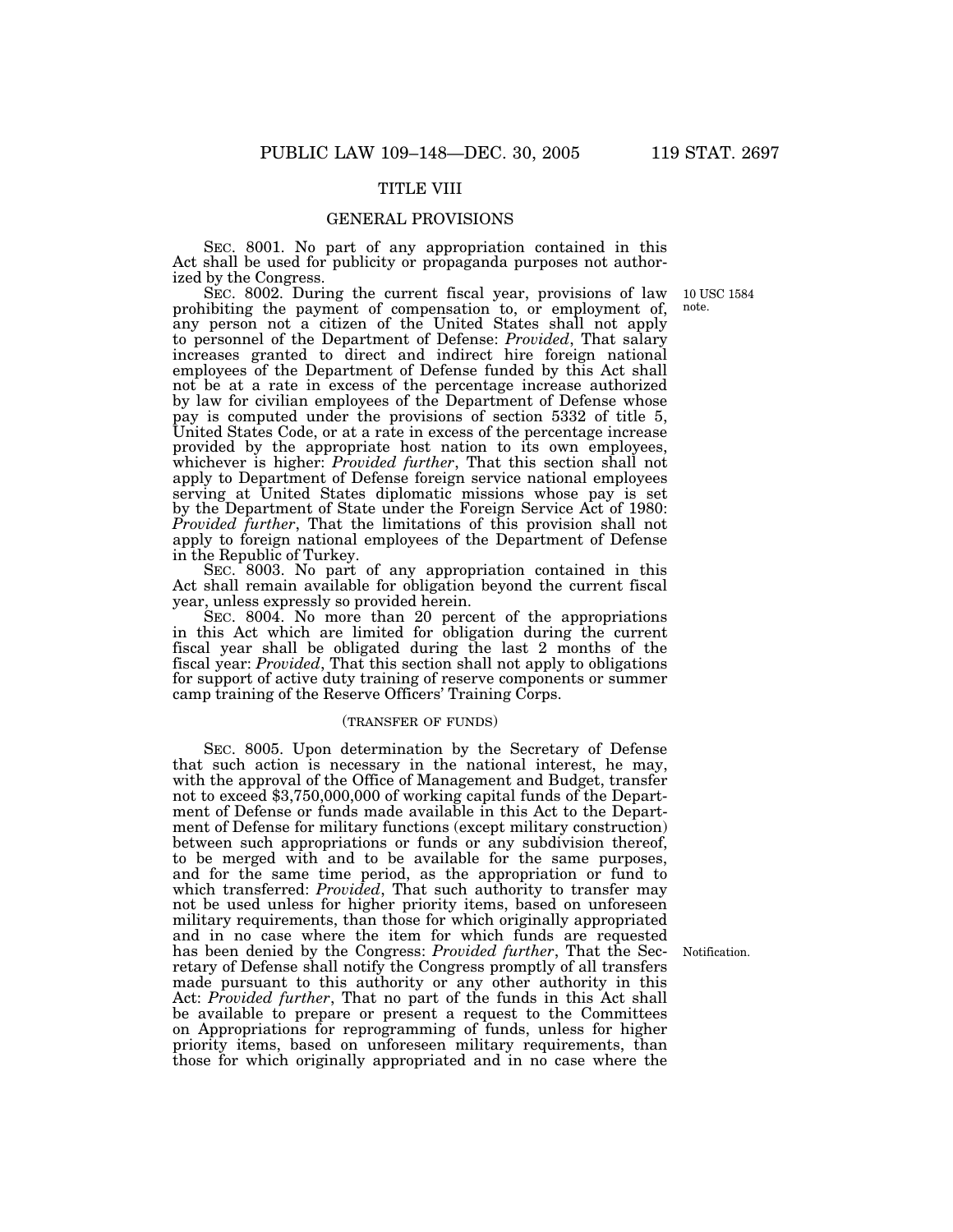## TITLE VIII

## GENERAL PROVISIONS

SEC. 8001. No part of any appropriation contained in this Act shall be used for publicity or propaganda purposes not authorized by the Congress.

SEC. 8002. During the current fiscal year, provisions of law prohibiting the payment of compensation to, or employment of, any person not a citizen of the United States shall not apply to personnel of the Department of Defense: *Provided*, That salary increases granted to direct and indirect hire foreign national employees of the Department of Defense funded by this Act shall not be at a rate in excess of the percentage increase authorized by law for civilian employees of the Department of Defense whose pay is computed under the provisions of section 5332 of title 5, United States Code, or at a rate in excess of the percentage increase provided by the appropriate host nation to its own employees, whichever is higher: *Provided further*, That this section shall not apply to Department of Defense foreign service national employees serving at United States diplomatic missions whose pay is set by the Department of State under the Foreign Service Act of 1980: *Provided further*, That the limitations of this provision shall not apply to foreign national employees of the Department of Defense in the Republic of Turkey.

10 USC 1584 note.

SEC. 8003. No part of any appropriation contained in this Act shall remain available for obligation beyond the current fiscal year, unless expressly so provided herein.

SEC. 8004. No more than 20 percent of the appropriations in this Act which are limited for obligation during the current fiscal year shall be obligated during the last 2 months of the fiscal year: *Provided*, That this section shall not apply to obligations for support of active duty training of reserve components or summer camp training of the Reserve Officers' Training Corps.

(TRANSFER OF FUNDS)

SEC. 8005. Upon determination by the Secretary of Defense that such action is necessary in the national interest, he may, with the approval of the Office of Management and Budget, transfer not to exceed $3,750,000,000 of working capital funds of the Department of Defense or funds made available in this Act to the Department of Defense for military functions (except military construction) between such appropriations or funds or any subdivision thereof, to be merged with and to be available for the same purposes, and for the same time period, as the appropriation or fund to which transferred: *Provided*, That such authority to transfer may not be used unless for higher priority items, based on unforeseen military requirements, than those for which originally appropriated and in no case where the item for which funds are requested has been denied by the Congress: *Provided further*, That the Secretary of Defense shall notify the Congress promptly of all transfers made pursuant to this authority or any other authority in this Act: *Provided further*, That no part of the funds in this Act shall be available to prepare or present a request to the Committees on Appropriations for reprogramming of funds, unless for higher priority items, based on unforeseen military requirements, than those for which originally appropriated and in no case where the

Notification.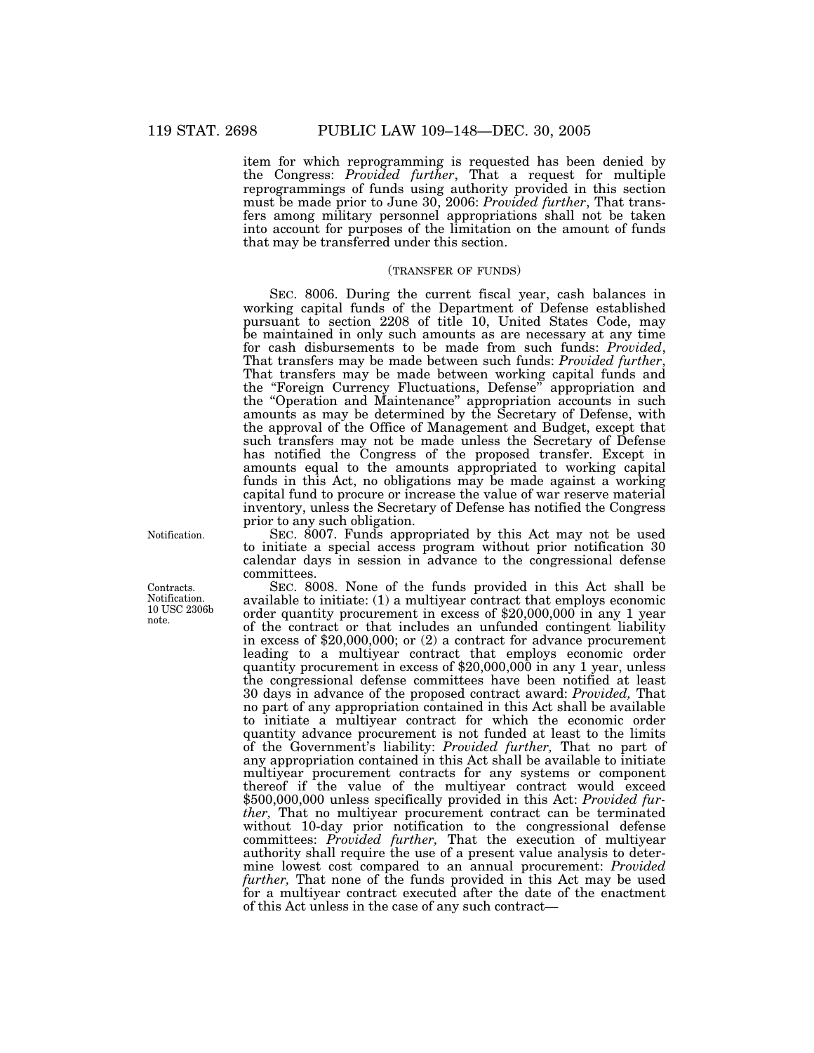item for which reprogramming is requested has been denied by the Congress: *Provided further*, That a request for multiple reprogrammings of funds using authority provided in this section must be made prior to June 30, 2006: *Provided further*, That transfers among military personnel appropriations shall not be taken into account for purposes of the limitation on the amount of funds that may be transferred under this section.

(TRANSFER OF FUNDS)

SEC. 8006. During the current fiscal year, cash balances in working capital funds of the Department of Defense established pursuant to section 2208 of title 10, United States Code, may be maintained in only such amounts as are necessary at any time for cash disbursements to be made from such funds: *Provided*, That transfers may be made between such funds: *Provided further*, That transfers may be made between working capital funds and the "Foreign Currency Fluctuations, Defense" appropriation and the "Operation and Maintenance" appropriation accounts in such amounts as may be determined by the Secretary of Defense, with the approval of the Office of Management and Budget, except that such transfers may not be made unless the Secretary of Defense has notified the Congress of the proposed transfer. Except in amounts equal to the amounts appropriated to working capital funds in this Act, no obligations may be made against a working capital fund to procure or increase the value of war reserve material inventory, unless the Secretary of Defense has notified the Congress prior to any such obligation.

Notification.

SEC. 8007. Funds appropriated by this Act may not be used to initiate a special access program without prior notification 30 calendar days in session in advance to the congressional defense committees.

Contracts. Notification. 10 USC 2306b note.

SEC. 8008. None of the funds provided in this Act shall be available to initiate: (1) a multiyear contract that employs economic order quantity procurement in excess of $20,000,000 in any 1 year of the contract or that includes an unfunded contingent liability in excess of $20,000,000; or (2) a contract for advance procurement leading to a multiyear contract that employs economic order quantity procurement in excess of $20,000,000 in any 1 year, unless the congressional defense committees have been notified at least 30 days in advance of the proposed contract award: *Provided,* That no part of any appropriation contained in this Act shall be available to initiate a multiyear contract for which the economic order quantity advance procurement is not funded at least to the limits of the Government's liability: *Provided further,* That no part of any appropriation contained in this Act shall be available to initiate multiyear procurement contracts for any systems or component thereof if the value of the multiyear contract would exceed $500,000,000 unless specifically provided in this Act: *Provided further,* That no multiyear procurement contract can be terminated without 10-day prior notification to the congressional defense committees: *Provided further,* That the execution of multiyear authority shall require the use of a present value analysis to determine lowest cost compared to an annual procurement: *Provided further,* That none of the funds provided in this Act may be used for a multiyear contract executed after the date of the enactment of this Act unless in the case of any such contract—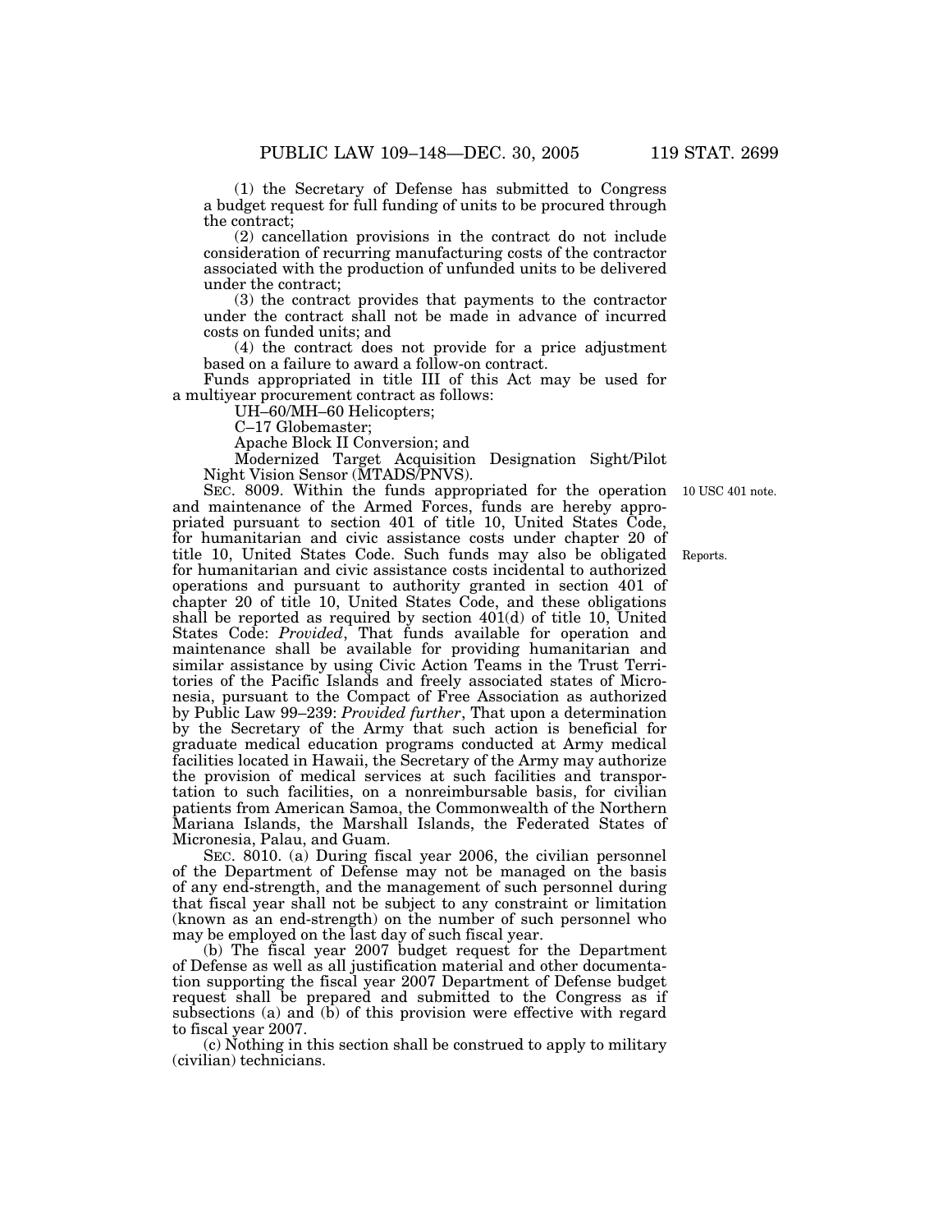(1) the Secretary of Defense has submitted to Congress a budget request for full funding of units to be procured through the contract;

(2) cancellation provisions in the contract do not include consideration of recurring manufacturing costs of the contractor associated with the production of unfunded units to be delivered under the contract;

(3) the contract provides that payments to the contractor under the contract shall not be made in advance of incurred costs on funded units; and

(4) the contract does not provide for a price adjustment based on a failure to award a follow-on contract.

Funds appropriated in title III of this Act may be used for a multiyear procurement contract as follows:

UH–60/MH–60 Helicopters;

C–17 Globemaster;

Apache Block II Conversion; and

Modernized Target Acquisition Designation Sight/Pilot Night Vision Sensor (MTADS/PNVS).

10 USC 401 note.

SEC. 8009. Within the funds appropriated for the operation and maintenance of the Armed Forces, funds are hereby appropriated pursuant to section 401 of title 10, United States Code, for humanitarian and civic assistance costs under chapter 20 of title 10, United States Code. Such funds may also be obligated for humanitarian and civic assistance costs incidental to authorized operations and pursuant to authority granted in section 401 of chapter 20 of title 10, United States Code, and these obligations shall be reported as required by section 401(d) of title 10, United States Code: *Provided*, That funds available for operation and maintenance shall be available for providing humanitarian and similar assistance by using Civic Action Teams in the Trust Territories of the Pacific Islands and freely associated states of Micronesia, pursuant to the Compact of Free Association as authorized by Public Law 99–239: *Provided further*, That upon a determination by the Secretary of the Army that such action is beneficial for graduate medical education programs conducted at Army medical facilities located in Hawaii, the Secretary of the Army may authorize the provision of medical services at such facilities and transportation to such facilities, on a nonreimbursable basis, for civilian patients from American Samoa, the Commonwealth of the Northern Mariana Islands, the Marshall Islands, the Federated States of Micronesia, Palau, and Guam.

Reports.

SEC. 8010. (a) During fiscal year 2006, the civilian personnel of the Department of Defense may not be managed on the basis of any end-strength, and the management of such personnel during that fiscal year shall not be subject to any constraint or limitation (known as an end-strength) on the number of such personnel who may be employed on the last day of such fiscal year.

(b) The fiscal year 2007 budget request for the Department of Defense as well as all justification material and other documentation supporting the fiscal year 2007 Department of Defense budget request shall be prepared and submitted to the Congress as if subsections (a) and (b) of this provision were effective with regard to fiscal year 2007.

(c) Nothing in this section shall be construed to apply to military (civilian) technicians.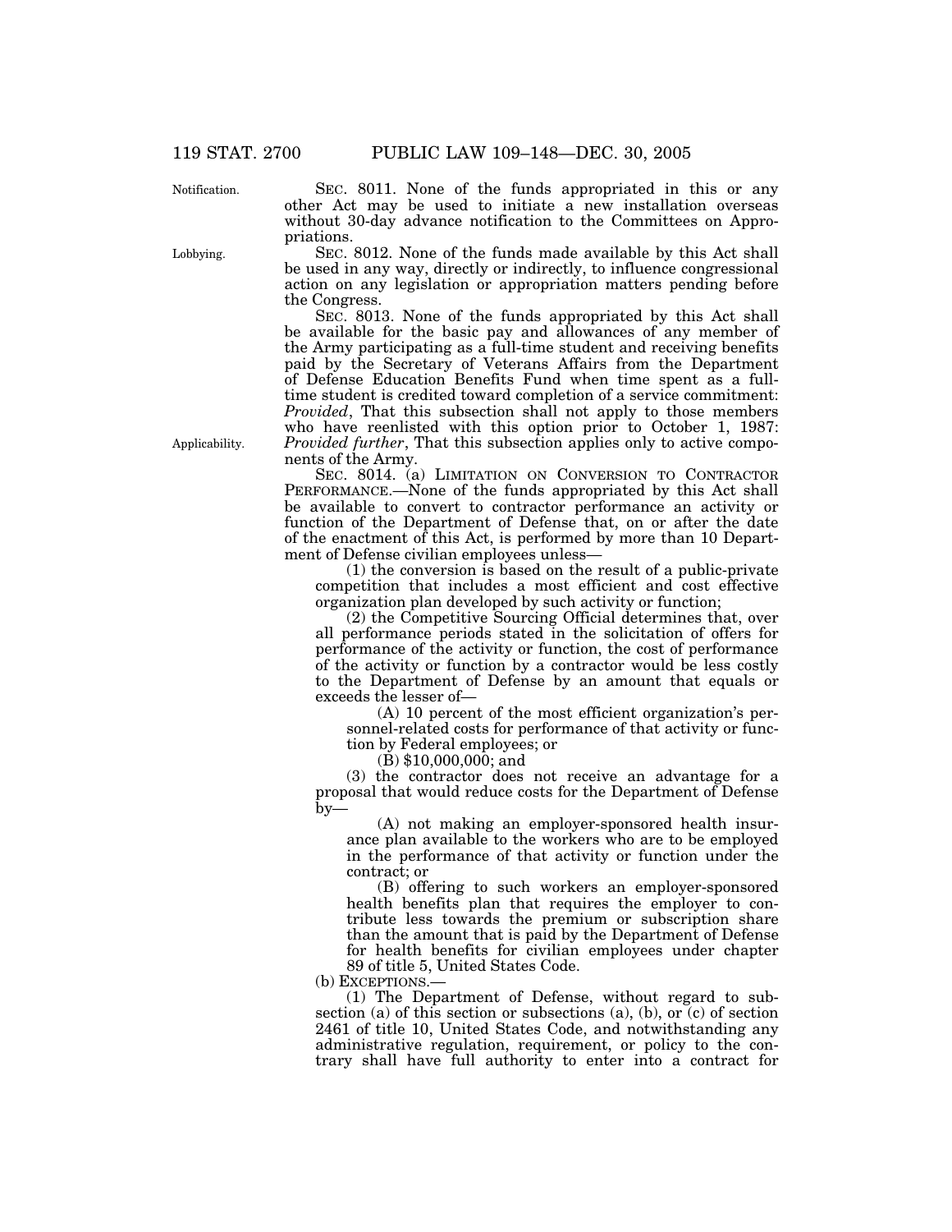SEC. 8011. None of the funds appropriated in this or any other Act may be used to initiate a new installation overseas without 30-day advance notification to the Committees on Appropriations.

SEC. 8012. None of the funds made available by this Act shall be used in any way, directly or indirectly, to influence congressional action on any legislation or appropriation matters pending before the Congress.

SEC. 8013. None of the funds appropriated by this Act shall be available for the basic pay and allowances of any member of the Army participating as a full-time student and receiving benefits paid by the Secretary of Veterans Affairs from the Department of Defense Education Benefits Fund when time spent as a full-time student is credited toward completion of a service commitment: *Provided*, That this subsection shall not apply to those members who have reenlisted with this option prior to October 1, 1987: *Provided further*, That this subsection applies only to active components of the Army.

SEC. 8014. (a) LIMITATION ON CONVERSION TO CONTRACTOR PERFORMANCE.—None of the funds appropriated by this Act shall be available to convert to contractor performance an activity or function of the Department of Defense that, on or after the date of the enactment of this Act, is performed by more than 10 Department of Defense civilian employees unless—

(1) the conversion is based on the result of a public-private competition that includes a most efficient and cost effective organization plan developed by such activity or function;

(2) the Competitive Sourcing Official determines that, over all performance periods stated in the solicitation of offers for performance of the activity or function, the cost of performance of the activity or function by a contractor would be less costly to the Department of Defense by an amount that equals or exceeds the lesser of—

(A) 10 percent of the most efficient organization's personnel-related costs for performance of that activity or function by Federal employees; or

(B) $10,000,000; and

(3) the contractor does not receive an advantage for a proposal that would reduce costs for the Department of Defense by—

(A) not making an employer-sponsored health insurance plan available to the workers who are to be employed in the performance of that activity or function under the contract; or

(B) offering to such workers an employer-sponsored health benefits plan that requires the employer to contribute less towards the premium or subscription share than the amount that is paid by the Department of Defense for health benefits for civilian employees under chapter 89 of title 5, United States Code.

(b) EXCEPTIONS.—

(1) The Department of Defense, without regard to subsection (a) of this section or subsections (a), (b), or (c) of section 2461 of title 10, United States Code, and notwithstanding any administrative regulation, requirement, or policy to the contrary shall have full authority to enter into a contract for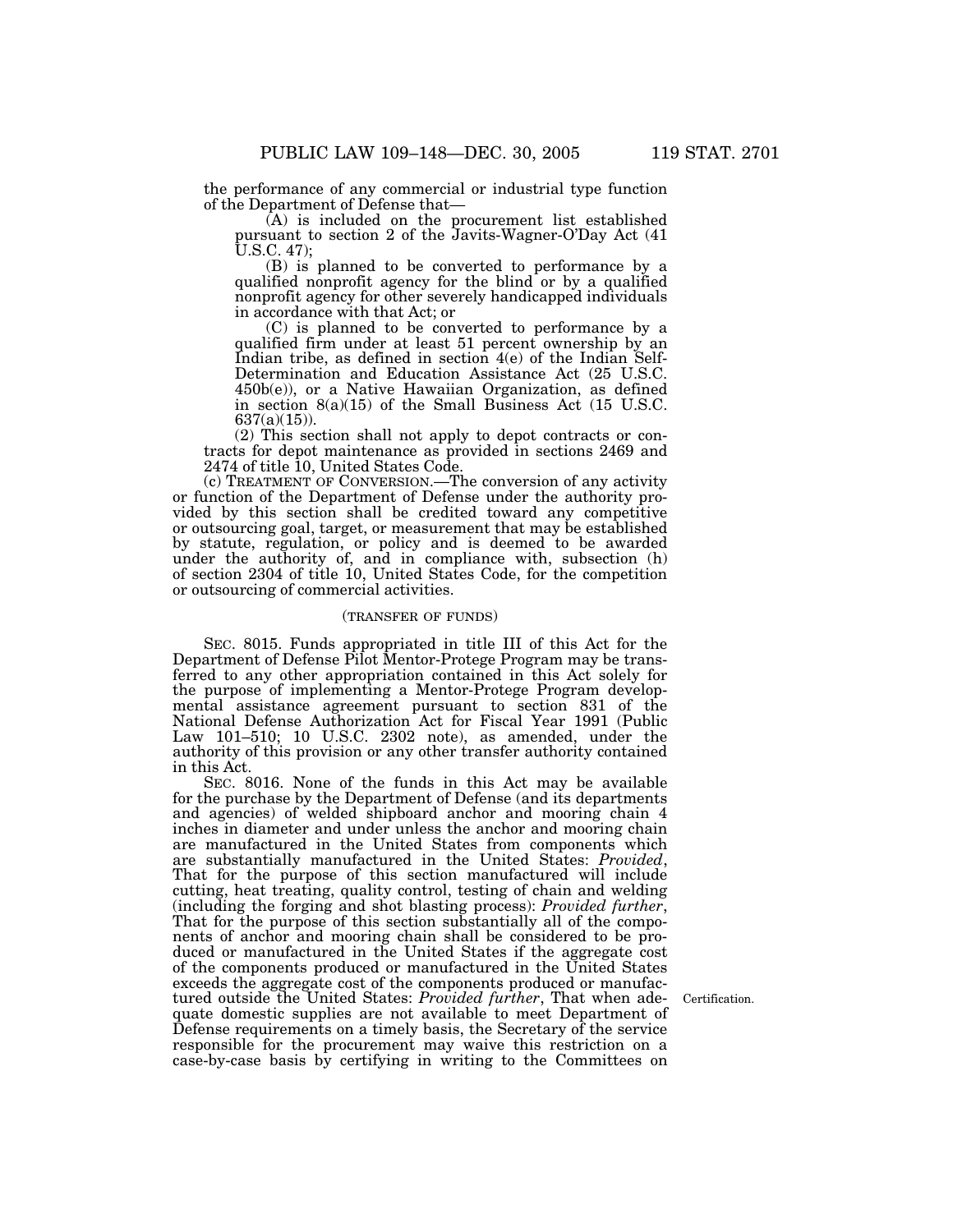the performance of any commercial or industrial type function of the Department of Defense that—

(A) is included on the procurement list established pursuant to section 2 of the Javits-Wagner-O'Day Act (41 U.S.C. 47);

(B) is planned to be converted to performance by a qualified nonprofit agency for the blind or by a qualified nonprofit agency for other severely handicapped individuals in accordance with that Act; or

(C) is planned to be converted to performance by a qualified firm under at least 51 percent ownership by an Indian tribe, as defined in section 4(e) of the Indian Self-Determination and Education Assistance Act (25 U.S.C. 450b(e)), or a Native Hawaiian Organization, as defined in section 8(a)(15) of the Small Business Act (15 U.S.C. 637(a)(15)).

(2) This section shall not apply to depot contracts or contracts for depot maintenance as provided in sections 2469 and 2474 of title 10, United States Code.

(c) TREATMENT OF CONVERSION.—The conversion of any activity or function of the Department of Defense under the authority provided by this section shall be credited toward any competitive or outsourcing goal, target, or measurement that may be established by statute, regulation, or policy and is deemed to be awarded under the authority of, and in compliance with, subsection (h) of section 2304 of title 10, United States Code, for the competition or outsourcing of commercial activities.

(TRANSFER OF FUNDS)

SEC. 8015. Funds appropriated in title III of this Act for the Department of Defense Pilot Mentor-Protege Program may be transferred to any other appropriation contained in this Act solely for the purpose of implementing a Mentor-Protege Program developmental assistance agreement pursuant to section 831 of the National Defense Authorization Act for Fiscal Year 1991 (Public Law 101–510; 10 U.S.C. 2302 note), as amended, under the authority of this provision or any other transfer authority contained in this Act.

SEC. 8016. None of the funds in this Act may be available for the purchase by the Department of Defense (and its departments and agencies) of welded shipboard anchor and mooring chain 4 inches in diameter and under unless the anchor and mooring chain are manufactured in the United States from components which are substantially manufactured in the United States: *Provided*, That for the purpose of this section manufactured will include cutting, heat treating, quality control, testing of chain and welding (including the forging and shot blasting process): *Provided further*, That for the purpose of this section substantially all of the components of anchor and mooring chain shall be considered to be produced or manufactured in the United States if the aggregate cost of the components produced or manufactured in the United States exceeds the aggregate cost of the components produced or manufactured outside the United States: *Provided further*, That when adequate domestic supplies are not available to meet Department of Defense requirements on a timely basis, the Secretary of the service responsible for the procurement may waive this restriction on a case-by-case basis by certifying in writing to the Committees on

Certification.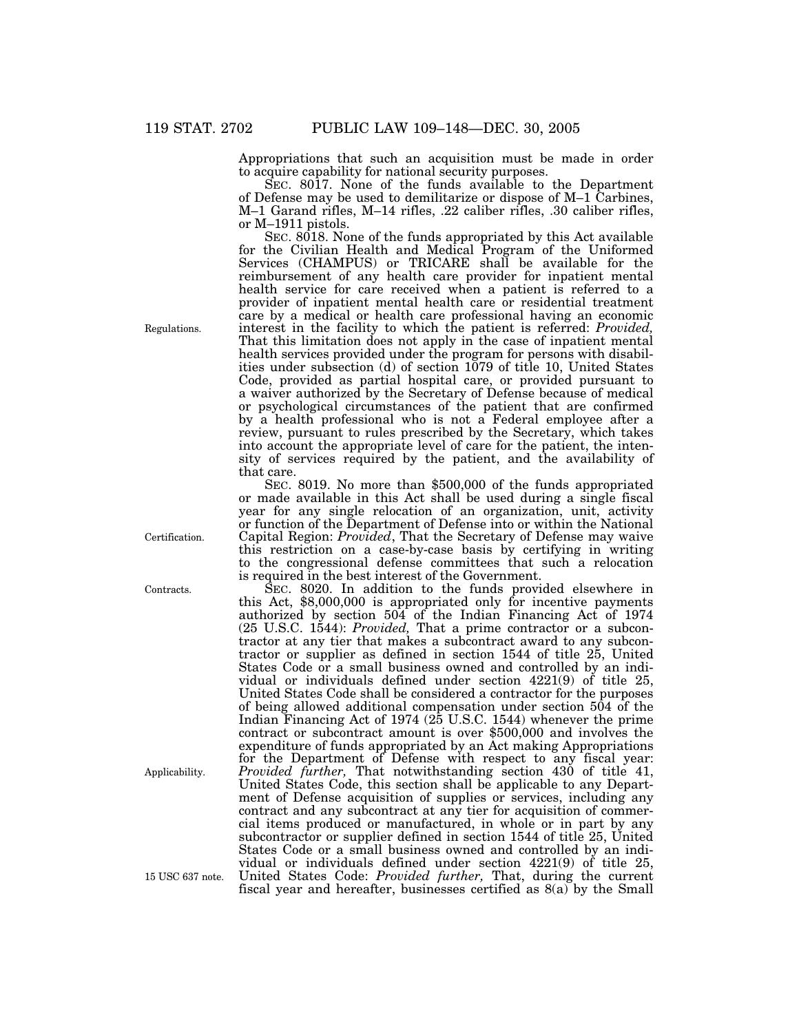Appropriations that such an acquisition must be made in order to acquire capability for national security purposes.

SEC. 8017. None of the funds available to the Department of Defense may be used to demilitarize or dispose of M–1 Carbines, M–1 Garand rifles, M–14 rifles, .22 caliber rifles, .30 caliber rifles, or M–1911 pistols.

SEC. 8018. None of the funds appropriated by this Act available for the Civilian Health and Medical Program of the Uniformed Services (CHAMPUS) or TRICARE shall be available for the reimbursement of any health care provider for inpatient mental health service for care received when a patient is referred to a provider of inpatient mental health care or residential treatment care by a medical or health care professional having an economic interest in the facility to which the patient is referred: *Provided,* That this limitation does not apply in the case of inpatient mental health services provided under the program for persons with disabilities under subsection (d) of section 1079 of title 10, United States Code, provided as partial hospital care, or provided pursuant to a waiver authorized by the Secretary of Defense because of medical or psychological circumstances of the patient that are confirmed by a health professional who is not a Federal employee after a review, pursuant to rules prescribed by the Secretary, which takes into account the appropriate level of care for the patient, the intensity of services required by the patient, and the availability of that care.

Regulations.

SEC. 8019. No more than $500,000 of the funds appropriated or made available in this Act shall be used during a single fiscal year for any single relocation of an organization, unit, activity or function of the Department of Defense into or within the National Capital Region: *Provided*, That the Secretary of Defense may waive this restriction on a case-by-case basis by certifying in writing to the congressional defense committees that such a relocation is required in the best interest of the Government.

Certification.

SEC. 8020. In addition to the funds provided elsewhere in this Act, $8,000,000 is appropriated only for incentive payments authorized by section 504 of the Indian Financing Act of 1974 (25 U.S.C. 1544): *Provided,* That a prime contractor or a subcontractor at any tier that makes a subcontract award to any subcontractor or supplier as defined in section 1544 of title 25, United States Code or a small business owned and controlled by an individual or individuals defined under section 4221(9) of title 25, United States Code shall be considered a contractor for the purposes of being allowed additional compensation under section 504 of the Indian Financing Act of 1974 (25 U.S.C. 1544) whenever the prime contract or subcontract amount is over $500,000 and involves the expenditure of funds appropriated by an Act making Appropriations for the Department of Defense with respect to any fiscal year: *Provided further,* That notwithstanding section 430 of title 41, United States Code, this section shall be applicable to any Department of Defense acquisition of supplies or services, including any contract and any subcontract at any tier for acquisition of commercial items produced or manufactured, in whole or in part by any subcontractor or supplier defined in section 1544 of title 25, United States Code or a small business owned and controlled by an individual or individuals defined under section 4221(9) of title 25, United States Code: *Provided further,* That, during the current fiscal year and hereafter, businesses certified as 8(a) by the Small

Contracts.

Applicability.

15 USC 637 note.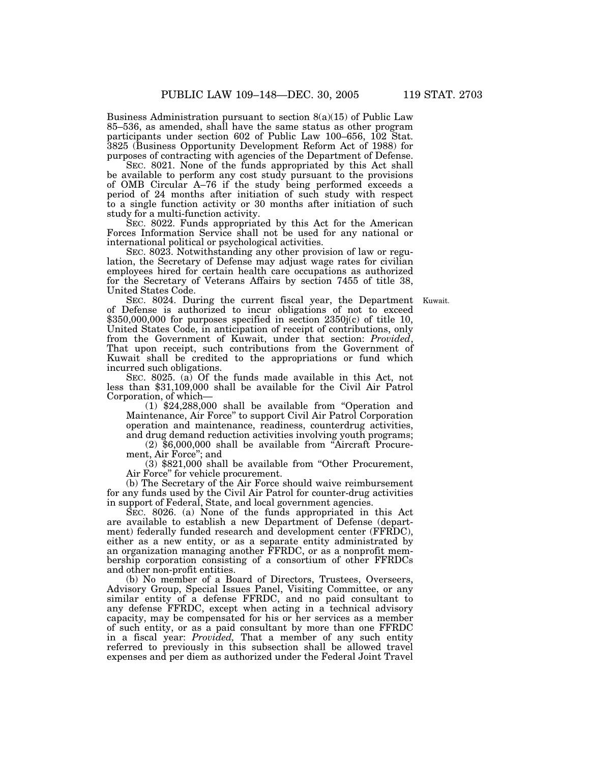Business Administration pursuant to section 8(a)(15) of Public Law 85–536, as amended, shall have the same status as other program participants under section 602 of Public Law 100–656, 102 Stat. 3825 (Business Opportunity Development Reform Act of 1988) for purposes of contracting with agencies of the Department of Defense.

SEC. 8021. None of the funds appropriated by this Act shall be available to perform any cost study pursuant to the provisions of OMB Circular A–76 if the study being performed exceeds a period of 24 months after initiation of such study with respect to a single function activity or 30 months after initiation of such study for a multi-function activity.

SEC. 8022. Funds appropriated by this Act for the American Forces Information Service shall not be used for any national or international political or psychological activities.

SEC. 8023. Notwithstanding any other provision of law or regulation, the Secretary of Defense may adjust wage rates for civilian employees hired for certain health care occupations as authorized for the Secretary of Veterans Affairs by section 7455 of title 38, United States Code.

Kuwait.

SEC. 8024. During the current fiscal year, the Department of Defense is authorized to incur obligations of not to exceed $350,000,000 for purposes specified in section 2350j(c) of title 10, United States Code, in anticipation of receipt of contributions, only from the Government of Kuwait, under that section: *Provided*, That upon receipt, such contributions from the Government of Kuwait shall be credited to the appropriations or fund which incurred such obligations.

SEC. 8025. (a) Of the funds made available in this Act, not less than $31,109,000 shall be available for the Civil Air Patrol Corporation, of which—

(1) $24,288,000 shall be available from "Operation and Maintenance, Air Force" to support Civil Air Patrol Corporation operation and maintenance, readiness, counterdrug activities, and drug demand reduction activities involving youth programs;

(2) $6,000,000 shall be available from "Aircraft Procurement, Air Force"; and

(3) $821,000 shall be available from "Other Procurement, Air Force" for vehicle procurement.

(b) The Secretary of the Air Force should waive reimbursement for any funds used by the Civil Air Patrol for counter-drug activities in support of Federal, State, and local government agencies.

SEC. 8026. (a) None of the funds appropriated in this Act are available to establish a new Department of Defense (department) federally funded research and development center (FFRDC), either as a new entity, or as a separate entity administrated by an organization managing another FFRDC, or as a nonprofit membership corporation consisting of a consortium of other FFRDCs and other non-profit entities.

(b) No member of a Board of Directors, Trustees, Overseers, Advisory Group, Special Issues Panel, Visiting Committee, or any similar entity of a defense FFRDC, and no paid consultant to any defense FFRDC, except when acting in a technical advisory capacity, may be compensated for his or her services as a member of such entity, or as a paid consultant by more than one FFRDC in a fiscal year: *Provided,* That a member of any such entity referred to previously in this subsection shall be allowed travel expenses and per diem as authorized under the Federal Joint Travel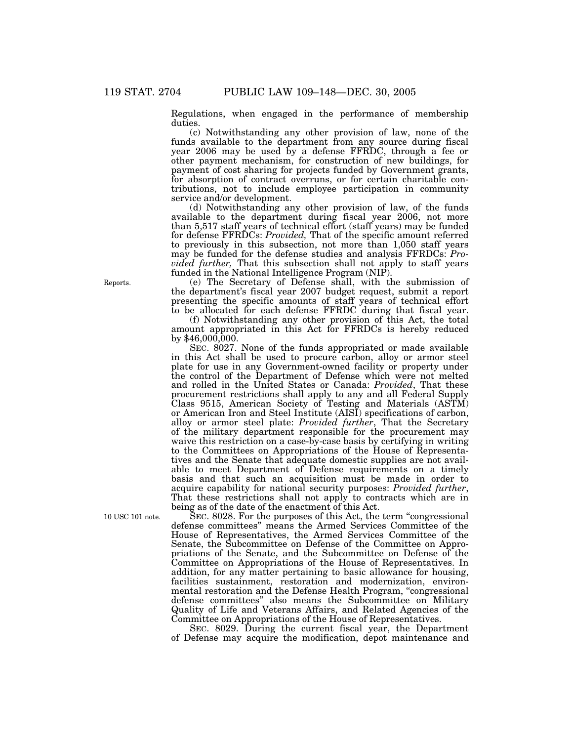Regulations, when engaged in the performance of membership duties.

(c) Notwithstanding any other provision of law, none of the funds available to the department from any source during fiscal year 2006 may be used by a defense FFRDC, through a fee or other payment mechanism, for construction of new buildings, for payment of cost sharing for projects funded by Government grants, for absorption of contract overruns, or for certain charitable contributions, not to include employee participation in community service and/or development.

(d) Notwithstanding any other provision of law, of the funds available to the department during fiscal year 2006, not more than 5,517 staff years of technical effort (staff years) may be funded for defense FFRDCs: *Provided,* That of the specific amount referred to previously in this subsection, not more than 1,050 staff years may be funded for the defense studies and analysis FFRDCs: *Provided further,* That this subsection shall not apply to staff years funded in the National Intelligence Program (NIP).

Reports.

(e) The Secretary of Defense shall, with the submission of the department's fiscal year 2007 budget request, submit a report presenting the specific amounts of staff years of technical effort to be allocated for each defense FFRDC during that fiscal year.

(f) Notwithstanding any other provision of this Act, the total amount appropriated in this Act for FFRDCs is hereby reduced by $46,000,000.

SEC. 8027. None of the funds appropriated or made available in this Act shall be used to procure carbon, alloy or armor steel plate for use in any Government-owned facility or property under the control of the Department of Defense which were not melted and rolled in the United States or Canada: *Provided*, That these procurement restrictions shall apply to any and all Federal Supply Class 9515, American Society of Testing and Materials (ASTM) or American Iron and Steel Institute (AISI) specifications of carbon, alloy or armor steel plate: *Provided further*, That the Secretary of the military department responsible for the procurement may waive this restriction on a case-by-case basis by certifying in writing to the Committees on Appropriations of the House of Representatives and the Senate that adequate domestic supplies are not available to meet Department of Defense requirements on a timely basis and that such an acquisition must be made in order to acquire capability for national security purposes: *Provided further*, That these restrictions shall not apply to contracts which are in being as of the date of the enactment of this Act.

10 USC 101 note.

SEC. 8028. For the purposes of this Act, the term "congressional defense committees" means the Armed Services Committee of the House of Representatives, the Armed Services Committee of the Senate, the Subcommittee on Defense of the Committee on Appropriations of the Senate, and the Subcommittee on Defense of the Committee on Appropriations of the House of Representatives. In addition, for any matter pertaining to basic allowance for housing, facilities sustainment, restoration and modernization, environmental restoration and the Defense Health Program, "congressional defense committees" also means the Subcommittee on Military Quality of Life and Veterans Affairs, and Related Agencies of the Committee on Appropriations of the House of Representatives.

SEC. 8029. During the current fiscal year, the Department of Defense may acquire the modification, depot maintenance and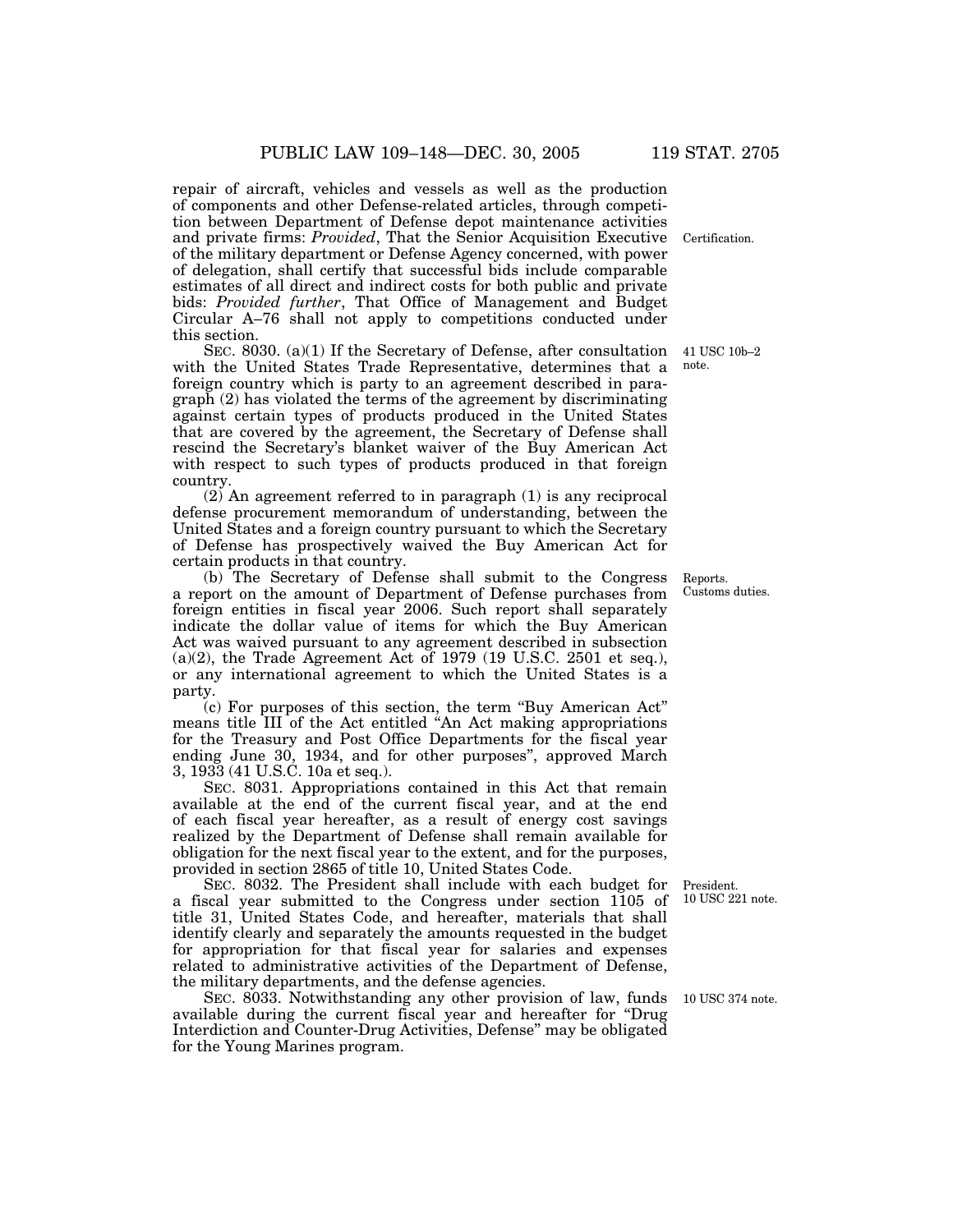repair of aircraft, vehicles and vessels as well as the production of components and other Defense-related articles, through competition between Department of Defense depot maintenance activities and private firms: *Provided*, That the Senior Acquisition Executive of the military department or Defense Agency concerned, with power of delegation, shall certify that successful bids include comparable estimates of all direct and indirect costs for both public and private bids: *Provided further*, That Office of Management and Budget Circular A–76 shall not apply to competitions conducted under this section.

Certification.

SEC. 8030. (a)(1) If the Secretary of Defense, after consultation with the United States Trade Representative, determines that a foreign country which is party to an agreement described in paragraph (2) has violated the terms of the agreement by discriminating against certain types of products produced in the United States that are covered by the agreement, the Secretary of Defense shall rescind the Secretary's blanket waiver of the Buy American Act with respect to such types of products produced in that foreign country.

41 USC 10b–2 note.

(2) An agreement referred to in paragraph (1) is any reciprocal defense procurement memorandum of understanding, between the United States and a foreign country pursuant to which the Secretary of Defense has prospectively waived the Buy American Act for certain products in that country.

(b) The Secretary of Defense shall submit to the Congress a report on the amount of Department of Defense purchases from foreign entities in fiscal year 2006. Such report shall separately indicate the dollar value of items for which the Buy American Act was waived pursuant to any agreement described in subsection (a)(2), the Trade Agreement Act of 1979 (19 U.S.C. 2501 et seq.), or any international agreement to which the United States is a party.

Reports. Customs duties.

(c) For purposes of this section, the term "Buy American Act" means title III of the Act entitled "An Act making appropriations for the Treasury and Post Office Departments for the fiscal year ending June 30, 1934, and for other purposes", approved March 3, 1933 (41 U.S.C. 10a et seq.).

SEC. 8031. Appropriations contained in this Act that remain available at the end of the current fiscal year, and at the end of each fiscal year hereafter, as a result of energy cost savings realized by the Department of Defense shall remain available for obligation for the next fiscal year to the extent, and for the purposes, provided in section 2865 of title 10, United States Code.

SEC. 8032. The President shall include with each budget for a fiscal year submitted to the Congress under section 1105 of title 31, United States Code, and hereafter, materials that shall identify clearly and separately the amounts requested in the budget for appropriation for that fiscal year for salaries and expenses related to administrative activities of the Department of Defense, the military departments, and the defense agencies.

President. 10 USC 221 note.

SEC. 8033. Notwithstanding any other provision of law, funds available during the current fiscal year and hereafter for "Drug Interdiction and Counter-Drug Activities, Defense" may be obligated for the Young Marines program.

10 USC 374 note.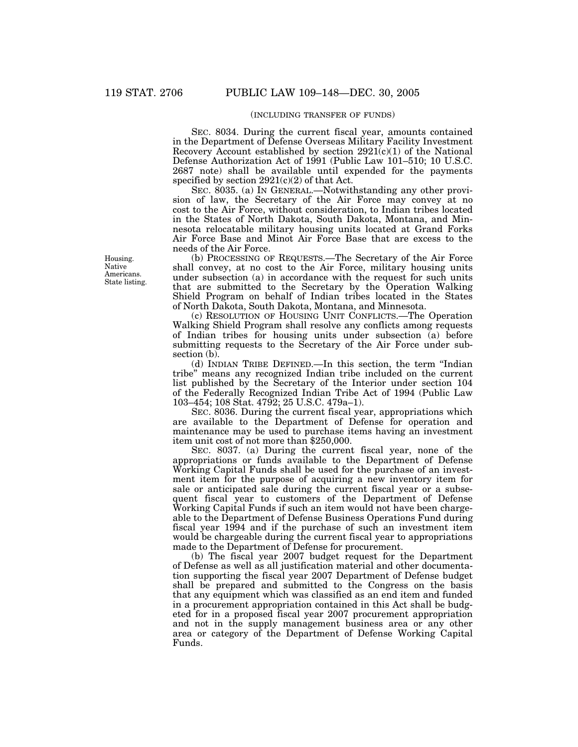(INCLUDING TRANSFER OF FUNDS)

SEC. 8034. During the current fiscal year, amounts contained in the Department of Defense Overseas Military Facility Investment Recovery Account established by section 2921(c)(1) of the National Defense Authorization Act of 1991 (Public Law 101–510; 10 U.S.C. 2687 note) shall be available until expended for the payments specified by section 2921(c)(2) of that Act.

SEC. 8035. (a) IN GENERAL.—Notwithstanding any other provision of law, the Secretary of the Air Force may convey at no cost to the Air Force, without consideration, to Indian tribes located in the States of North Dakota, South Dakota, Montana, and Minnesota relocatable military housing units located at Grand Forks Air Force Base and Minot Air Force Base that are excess to the needs of the Air Force.

Housing. Native Americans. State listing.

(b) PROCESSING OF REQUESTS.—The Secretary of the Air Force shall convey, at no cost to the Air Force, military housing units under subsection (a) in accordance with the request for such units that are submitted to the Secretary by the Operation Walking Shield Program on behalf of Indian tribes located in the States of North Dakota, South Dakota, Montana, and Minnesota.

(c) RESOLUTION OF HOUSING UNIT CONFLICTS.—The Operation Walking Shield Program shall resolve any conflicts among requests of Indian tribes for housing units under subsection (a) before submitting requests to the Secretary of the Air Force under subsection (b).

(d) INDIAN TRIBE DEFINED.—In this section, the term "Indian tribe" means any recognized Indian tribe included on the current list published by the Secretary of the Interior under section 104 of the Federally Recognized Indian Tribe Act of 1994 (Public Law 103–454; 108 Stat. 4792; 25 U.S.C. 479a–1).

SEC. 8036. During the current fiscal year, appropriations which are available to the Department of Defense for operation and maintenance may be used to purchase items having an investment item unit cost of not more than $250,000.

SEC. 8037. (a) During the current fiscal year, none of the appropriations or funds available to the Department of Defense Working Capital Funds shall be used for the purchase of an investment item for the purpose of acquiring a new inventory item for sale or anticipated sale during the current fiscal year or a subsequent fiscal year to customers of the Department of Defense Working Capital Funds if such an item would not have been chargeable to the Department of Defense Business Operations Fund during fiscal year 1994 and if the purchase of such an investment item would be chargeable during the current fiscal year to appropriations made to the Department of Defense for procurement.

(b) The fiscal year 2007 budget request for the Department of Defense as well as all justification material and other documentation supporting the fiscal year 2007 Department of Defense budget shall be prepared and submitted to the Congress on the basis that any equipment which was classified as an end item and funded in a procurement appropriation contained in this Act shall be budgeted for in a proposed fiscal year 2007 procurement appropriation and not in the supply management business area or any other area or category of the Department of Defense Working Capital Funds.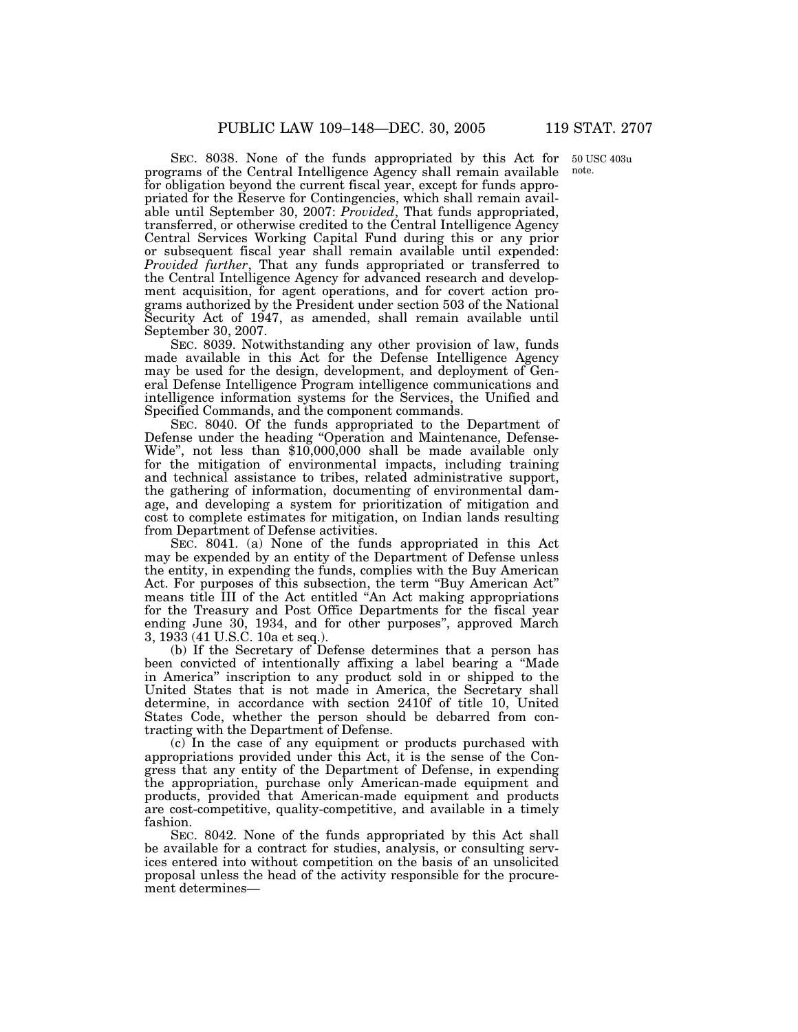SEC. 8038. None of the funds appropriated by this Act for programs of the Central Intelligence Agency shall remain available for obligation beyond the current fiscal year, except for funds appropriated for the Reserve for Contingencies, which shall remain available until September 30, 2007: *Provided*, That funds appropriated, transferred, or otherwise credited to the Central Intelligence Agency Central Services Working Capital Fund during this or any prior or subsequent fiscal year shall remain available until expended: *Provided further*, That any funds appropriated or transferred to the Central Intelligence Agency for advanced research and development acquisition, for agent operations, and for covert action programs authorized by the President under section 503 of the National Security Act of 1947, as amended, shall remain available until September 30, 2007.

50 USC 403u note.

SEC. 8039. Notwithstanding any other provision of law, funds made available in this Act for the Defense Intelligence Agency may be used for the design, development, and deployment of General Defense Intelligence Program intelligence communications and intelligence information systems for the Services, the Unified and Specified Commands, and the component commands.

SEC. 8040. Of the funds appropriated to the Department of Defense under the heading "Operation and Maintenance, Defense-Wide", not less than $10,000,000 shall be made available only for the mitigation of environmental impacts, including training and technical assistance to tribes, related administrative support, the gathering of information, documenting of environmental damage, and developing a system for prioritization of mitigation and cost to complete estimates for mitigation, on Indian lands resulting from Department of Defense activities.

SEC. 8041. (a) None of the funds appropriated in this Act may be expended by an entity of the Department of Defense unless the entity, in expending the funds, complies with the Buy American Act. For purposes of this subsection, the term "Buy American Act" means title III of the Act entitled "An Act making appropriations for the Treasury and Post Office Departments for the fiscal year ending June 30, 1934, and for other purposes", approved March 3, 1933 (41 U.S.C. 10a et seq.).

(b) If the Secretary of Defense determines that a person has been convicted of intentionally affixing a label bearing a "Made in America" inscription to any product sold in or shipped to the United States that is not made in America, the Secretary shall determine, in accordance with section 2410f of title 10, United States Code, whether the person should be debarred from contracting with the Department of Defense.

(c) In the case of any equipment or products purchased with appropriations provided under this Act, it is the sense of the Congress that any entity of the Department of Defense, in expending the appropriation, purchase only American-made equipment and products, provided that American-made equipment and products are cost-competitive, quality-competitive, and available in a timely fashion.

SEC. 8042. None of the funds appropriated by this Act shall be available for a contract for studies, analysis, or consulting services entered into without competition on the basis of an unsolicited proposal unless the head of the activity responsible for the procurement determines—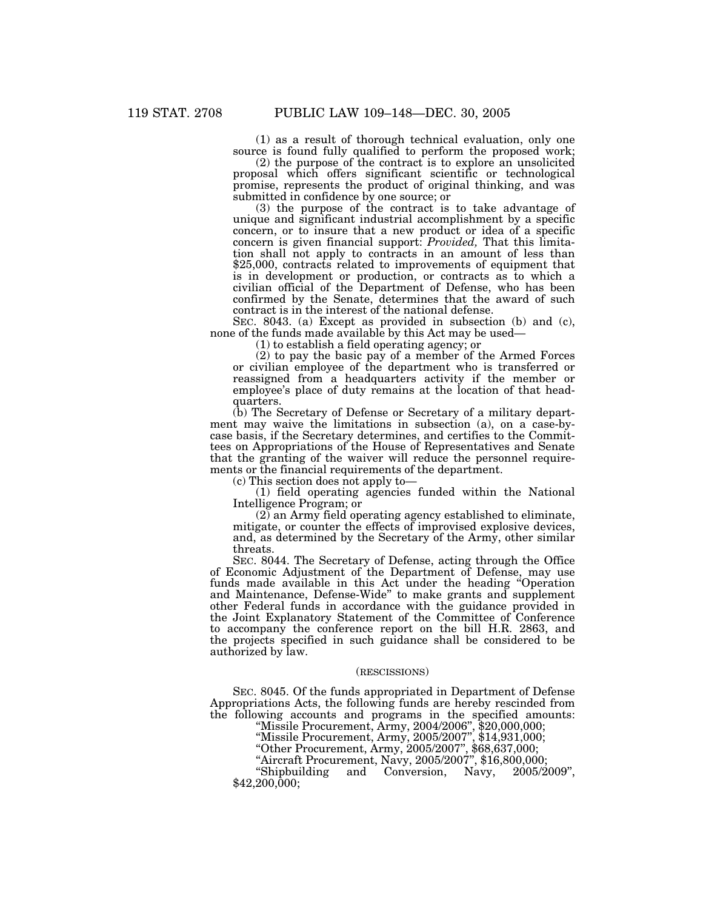(1) as a result of thorough technical evaluation, only one source is found fully qualified to perform the proposed work;

(2) the purpose of the contract is to explore an unsolicited proposal which offers significant scientific or technological promise, represents the product of original thinking, and was submitted in confidence by one source; or

(3) the purpose of the contract is to take advantage of unique and significant industrial accomplishment by a specific concern, or to insure that a new product or idea of a specific concern is given financial support: *Provided,* That this limitation shall not apply to contracts in an amount of less than $25,000, contracts related to improvements of equipment that is in development or production, or contracts as to which a civilian official of the Department of Defense, who has been confirmed by the Senate, determines that the award of such contract is in the interest of the national defense.

SEC. 8043. (a) Except as provided in subsection (b) and (c), none of the funds made available by this Act may be used—

(1) to establish a field operating agency; or

(2) to pay the basic pay of a member of the Armed Forces or civilian employee of the department who is transferred or reassigned from a headquarters activity if the member or employee's place of duty remains at the location of that headquarters.

(b) The Secretary of Defense or Secretary of a military department may waive the limitations in subsection (a), on a case-by-case basis, if the Secretary determines, and certifies to the Committees on Appropriations of the House of Representatives and Senate that the granting of the waiver will reduce the personnel requirements or the financial requirements of the department.

(c) This section does not apply to—

(1) field operating agencies funded within the National Intelligence Program; or

(2) an Army field operating agency established to eliminate, mitigate, or counter the effects of improvised explosive devices, and, as determined by the Secretary of the Army, other similar threats.

SEC. 8044. The Secretary of Defense, acting through the Office of Economic Adjustment of the Department of Defense, may use funds made available in this Act under the heading "Operation and Maintenance, Defense-Wide" to make grants and supplement other Federal funds in accordance with the guidance provided in the Joint Explanatory Statement of the Committee of Conference to accompany the conference report on the bill H.R. 2863, and the projects specified in such guidance shall be considered to be authorized by law.

(RESCISSIONS)

SEC. 8045. Of the funds appropriated in Department of Defense Appropriations Acts, the following funds are hereby rescinded from the following accounts and programs in the specified amounts:

"Missile Procurement, Army, 2004/2006", $20,000,000;

"Missile Procurement, Army, 2005/2007", $14,931,000;

"Other Procurement, Army, 2005/2007", $68,637,000;

"Aircraft Procurement, Navy, 2005/2007", $16,800,000;

"Shipbuilding and Conversion, Navy, 2005/2009", $42,200,000;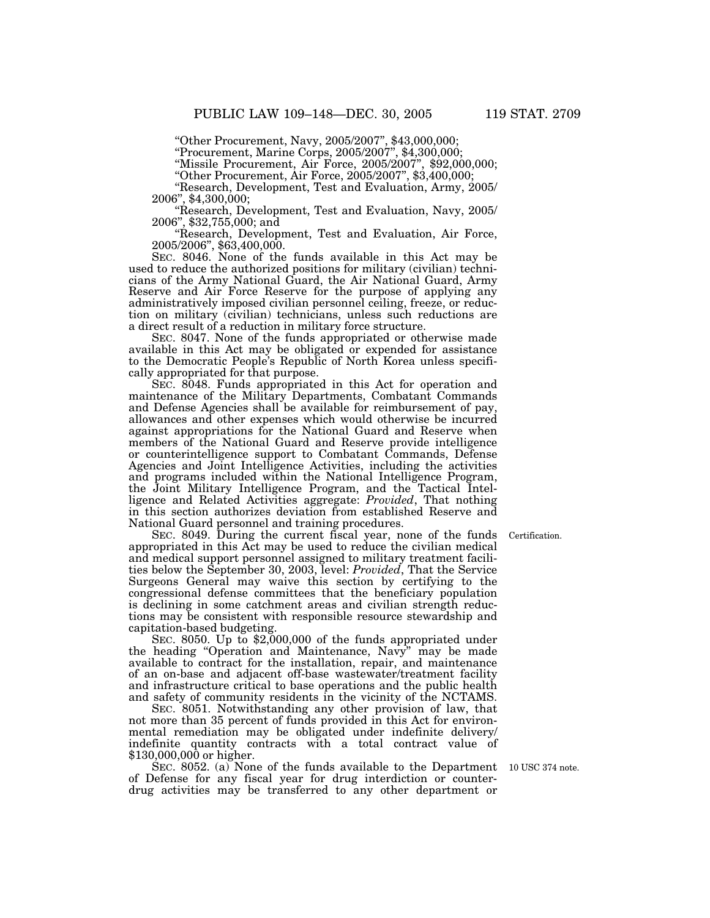"Other Procurement, Navy, 2005/2007", $43,000,000;

"Procurement, Marine Corps, 2005/2007", $4,300,000;

"Missile Procurement, Air Force, 2005/2007", $92,000,000;

"Other Procurement, Air Force, 2005/2007", $3,400,000;

"Research, Development, Test and Evaluation, Army, 2005/2006", $4,300,000;

"Research, Development, Test and Evaluation, Navy, 2005/2006", $32,755,000; and

"Research, Development, Test and Evaluation, Air Force, 2005/2006", $63,400,000.

SEC. 8046. None of the funds available in this Act may be used to reduce the authorized positions for military (civilian) technicians of the Army National Guard, the Air National Guard, Army Reserve and Air Force Reserve for the purpose of applying any administratively imposed civilian personnel ceiling, freeze, or reduction on military (civilian) technicians, unless such reductions are a direct result of a reduction in military force structure.

SEC. 8047. None of the funds appropriated or otherwise made available in this Act may be obligated or expended for assistance to the Democratic People's Republic of North Korea unless specifically appropriated for that purpose.

SEC. 8048. Funds appropriated in this Act for operation and maintenance of the Military Departments, Combatant Commands and Defense Agencies shall be available for reimbursement of pay, allowances and other expenses which would otherwise be incurred against appropriations for the National Guard and Reserve when members of the National Guard and Reserve provide intelligence or counterintelligence support to Combatant Commands, Defense Agencies and Joint Intelligence Activities, including the activities and programs included within the National Intelligence Program, the Joint Military Intelligence Program, and the Tactical Intelligence and Related Activities aggregate: *Provided*, That nothing in this section authorizes deviation from established Reserve and National Guard personnel and training procedures.

Certification.

SEC. 8049. During the current fiscal year, none of the funds appropriated in this Act may be used to reduce the civilian medical and medical support personnel assigned to military treatment facilities below the September 30, 2003, level: *Provided*, That the Service Surgeons General may waive this section by certifying to the congressional defense committees that the beneficiary population is declining in some catchment areas and civilian strength reductions may be consistent with responsible resource stewardship and capitation-based budgeting.

SEC. 8050. Up to $2,000,000 of the funds appropriated under the heading "Operation and Maintenance, Navy" may be made available to contract for the installation, repair, and maintenance of an on-base and adjacent off-base wastewater/treatment facility and infrastructure critical to base operations and the public health and safety of community residents in the vicinity of the NCTAMS.

SEC. 8051. Notwithstanding any other provision of law, that not more than 35 percent of funds provided in this Act for environmental remediation may be obligated under indefinite delivery/indefinite quantity contracts with a total contract value of $130,000,000 or higher.

10 USC 374 note.

SEC. 8052. (a) None of the funds available to the Department of Defense for any fiscal year for drug interdiction or counter-drug activities may be transferred to any other department or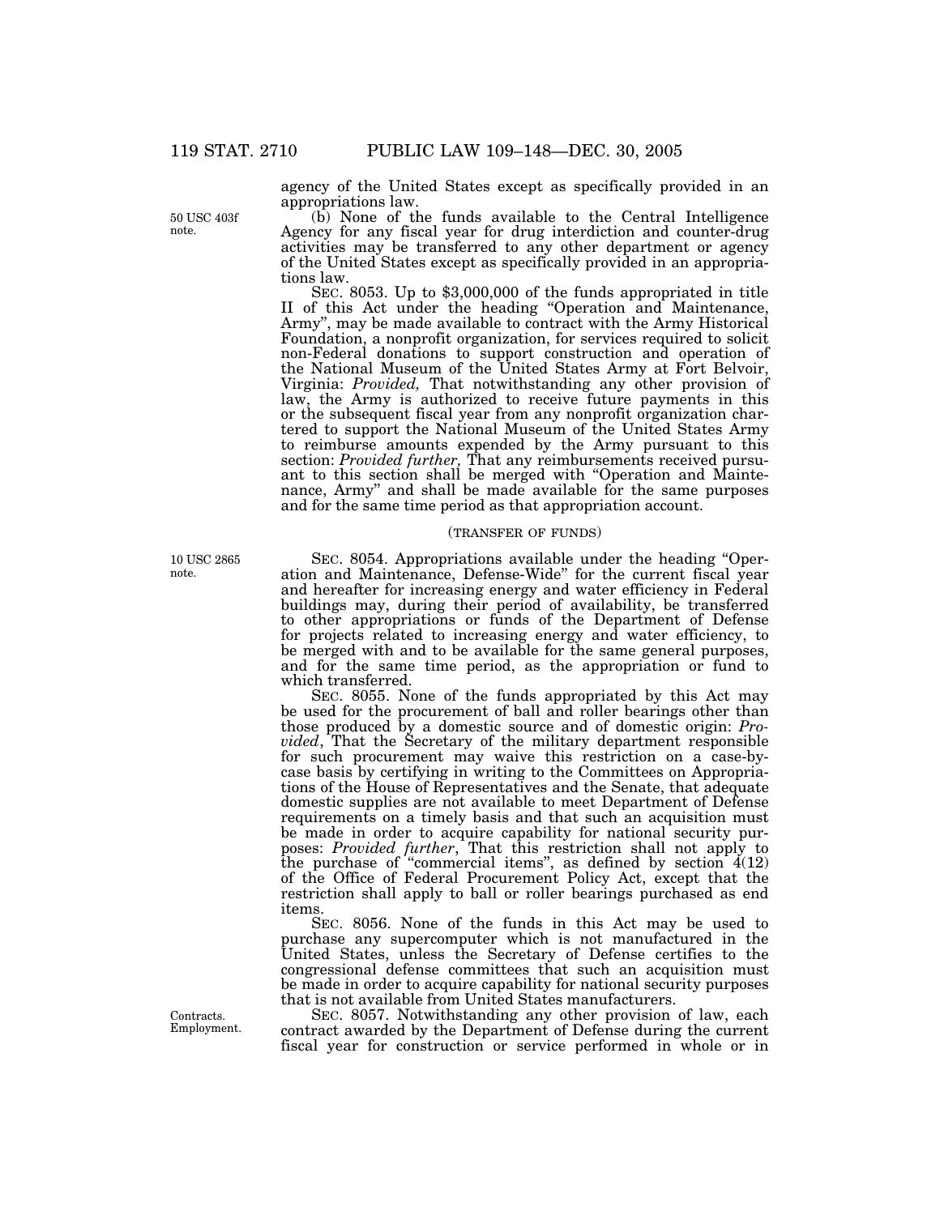agency of the United States except as specifically provided in an appropriations law.

50 USC 403f note.

(b) None of the funds available to the Central Intelligence Agency for any fiscal year for drug interdiction and counter-drug activities may be transferred to any other department or agency of the United States except as specifically provided in an appropriations law.

SEC. 8053. Up to $3,000,000 of the funds appropriated in title II of this Act under the heading "Operation and Maintenance, Army", may be made available to contract with the Army Historical Foundation, a nonprofit organization, for services required to solicit non-Federal donations to support construction and operation of the National Museum of the United States Army at Fort Belvoir, Virginia: *Provided,* That notwithstanding any other provision of law, the Army is authorized to receive future payments in this or the subsequent fiscal year from any nonprofit organization chartered to support the National Museum of the United States Army to reimburse amounts expended by the Army pursuant to this section: *Provided further,* That any reimbursements received pursuant to this section shall be merged with "Operation and Maintenance, Army" and shall be made available for the same purposes and for the same time period as that appropriation account.

(TRANSFER OF FUNDS)

10 USC 2865 note.

SEC. 8054. Appropriations available under the heading "Operation and Maintenance, Defense-Wide" for the current fiscal year and hereafter for increasing energy and water efficiency in Federal buildings may, during their period of availability, be transferred to other appropriations or funds of the Department of Defense for projects related to increasing energy and water efficiency, to be merged with and to be available for the same general purposes, and for the same time period, as the appropriation or fund to which transferred.

SEC. 8055. None of the funds appropriated by this Act may be used for the procurement of ball and roller bearings other than those produced by a domestic source and of domestic origin: *Provided*, That the Secretary of the military department responsible for such procurement may waive this restriction on a case-by-case basis by certifying in writing to the Committees on Appropriations of the House of Representatives and the Senate, that adequate domestic supplies are not available to meet Department of Defense requirements on a timely basis and that such an acquisition must be made in order to acquire capability for national security purposes: *Provided further*, That this restriction shall not apply to the purchase of "commercial items", as defined by section 4(12) of the Office of Federal Procurement Policy Act, except that the restriction shall apply to ball or roller bearings purchased as end items.

SEC. 8056. None of the funds in this Act may be used to purchase any supercomputer which is not manufactured in the United States, unless the Secretary of Defense certifies to the congressional defense committees that such an acquisition must be made in order to acquire capability for national security purposes that is not available from United States manufacturers.

Contracts. Employment.

SEC. 8057. Notwithstanding any other provision of law, each contract awarded by the Department of Defense during the current fiscal year for construction or service performed in whole or in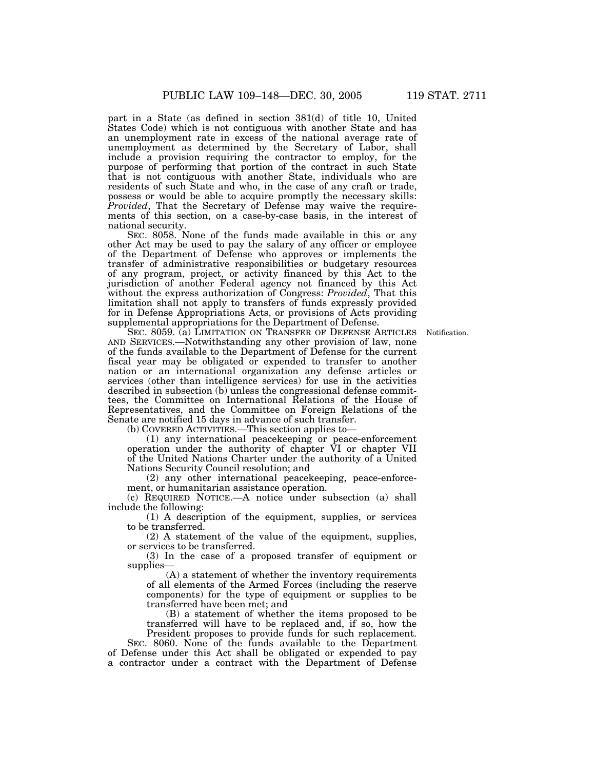part in a State (as defined in section 381(d) of title 10, United States Code) which is not contiguous with another State and has an unemployment rate in excess of the national average rate of unemployment as determined by the Secretary of Labor, shall include a provision requiring the contractor to employ, for the purpose of performing that portion of the contract in such State that is not contiguous with another State, individuals who are residents of such State and who, in the case of any craft or trade, possess or would be able to acquire promptly the necessary skills: *Provided*, That the Secretary of Defense may waive the requirements of this section, on a case-by-case basis, in the interest of national security.

SEC. 8058. None of the funds made available in this or any other Act may be used to pay the salary of any officer or employee of the Department of Defense who approves or implements the transfer of administrative responsibilities or budgetary resources of any program, project, or activity financed by this Act to the jurisdiction of another Federal agency not financed by this Act without the express authorization of Congress: *Provided*, That this limitation shall not apply to transfers of funds expressly provided for in Defense Appropriations Acts, or provisions of Acts providing supplemental appropriations for the Department of Defense.

Notification.

SEC. 8059. (a) LIMITATION ON TRANSFER OF DEFENSE ARTICLES AND SERVICES.—Notwithstanding any other provision of law, none of the funds available to the Department of Defense for the current fiscal year may be obligated or expended to transfer to another nation or an international organization any defense articles or services (other than intelligence services) for use in the activities described in subsection (b) unless the congressional defense committees, the Committee on International Relations of the House of Representatives, and the Committee on Foreign Relations of the Senate are notified 15 days in advance of such transfer.

(b) COVERED ACTIVITIES.—This section applies to—

(1) any international peacekeeping or peace-enforcement operation under the authority of chapter VI or chapter VII of the United Nations Charter under the authority of a United Nations Security Council resolution; and

(2) any other international peacekeeping, peace-enforcement, or humanitarian assistance operation.

(c) REQUIRED NOTICE.—A notice under subsection (a) shall include the following:

(1) A description of the equipment, supplies, or services to be transferred.

(2) A statement of the value of the equipment, supplies, or services to be transferred.

(3) In the case of a proposed transfer of equipment or supplies—

(A) a statement of whether the inventory requirements of all elements of the Armed Forces (including the reserve components) for the type of equipment or supplies to be transferred have been met; and

(B) a statement of whether the items proposed to be transferred will have to be replaced and, if so, how the President proposes to provide funds for such replacement.

SEC. 8060. None of the funds available to the Department of Defense under this Act shall be obligated or expended to pay a contractor under a contract with the Department of Defense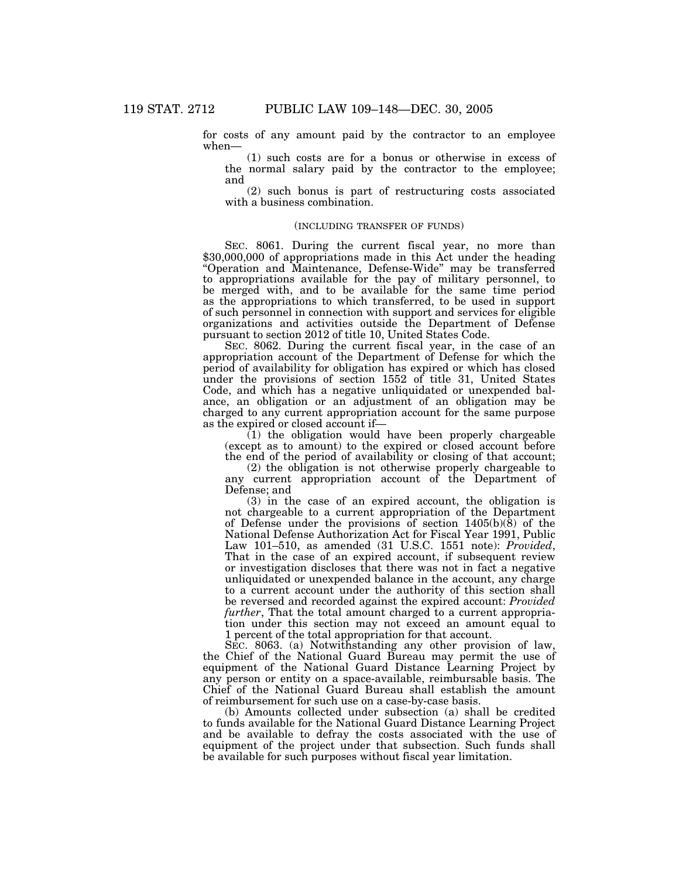for costs of any amount paid by the contractor to an employee when—

(1) such costs are for a bonus or otherwise in excess of the normal salary paid by the contractor to the employee; and

(2) such bonus is part of restructuring costs associated with a business combination.

(INCLUDING TRANSFER OF FUNDS)

SEC. 8061. During the current fiscal year, no more than $30,000,000 of appropriations made in this Act under the heading "Operation and Maintenance, Defense-Wide" may be transferred to appropriations available for the pay of military personnel, to be merged with, and to be available for the same time period as the appropriations to which transferred, to be used in support of such personnel in connection with support and services for eligible organizations and activities outside the Department of Defense pursuant to section 2012 of title 10, United States Code.

SEC. 8062. During the current fiscal year, in the case of an appropriation account of the Department of Defense for which the period of availability for obligation has expired or which has closed under the provisions of section 1552 of title 31, United States Code, and which has a negative unliquidated or unexpended balance, an obligation or an adjustment of an obligation may be charged to any current appropriation account for the same purpose as the expired or closed account if—

(1) the obligation would have been properly chargeable (except as to amount) to the expired or closed account before the end of the period of availability or closing of that account;

(2) the obligation is not otherwise properly chargeable to any current appropriation account of the Department of Defense; and

(3) in the case of an expired account, the obligation is not chargeable to a current appropriation of the Department of Defense under the provisions of section 1405(b)(8) of the National Defense Authorization Act for Fiscal Year 1991, Public Law 101–510, as amended (31 U.S.C. 1551 note): *Provided*, That in the case of an expired account, if subsequent review or investigation discloses that there was not in fact a negative unliquidated or unexpended balance in the account, any charge to a current account under the authority of this section shall be reversed and recorded against the expired account: *Provided further*, That the total amount charged to a current appropriation under this section may not exceed an amount equal to 1 percent of the total appropriation for that account.

SEC. 8063. (a) Notwithstanding any other provision of law, the Chief of the National Guard Bureau may permit the use of equipment of the National Guard Distance Learning Project by any person or entity on a space-available, reimbursable basis. The Chief of the National Guard Bureau shall establish the amount of reimbursement for such use on a case-by-case basis.

(b) Amounts collected under subsection (a) shall be credited to funds available for the National Guard Distance Learning Project and be available to defray the costs associated with the use of equipment of the project under that subsection. Such funds shall be available for such purposes without fiscal year limitation.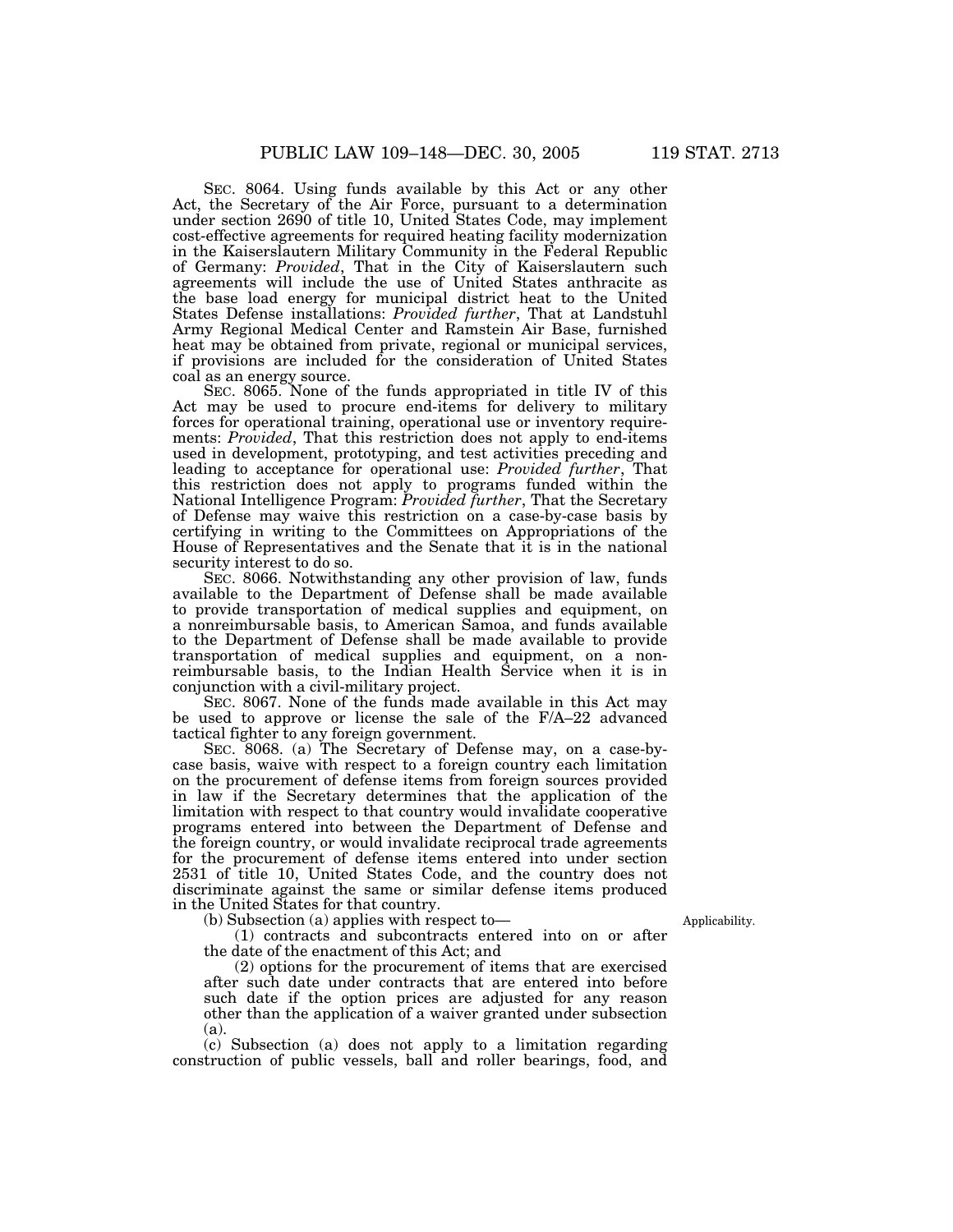SEC. 8064. Using funds available by this Act or any other Act, the Secretary of the Air Force, pursuant to a determination under section 2690 of title 10, United States Code, may implement cost-effective agreements for required heating facility modernization in the Kaiserslautern Military Community in the Federal Republic of Germany: *Provided*, That in the City of Kaiserslautern such agreements will include the use of United States anthracite as the base load energy for municipal district heat to the United States Defense installations: *Provided further*, That at Landstuhl Army Regional Medical Center and Ramstein Air Base, furnished heat may be obtained from private, regional or municipal services, if provisions are included for the consideration of United States coal as an energy source.

SEC. 8065. None of the funds appropriated in title IV of this Act may be used to procure end-items for delivery to military forces for operational training, operational use or inventory requirements: *Provided*, That this restriction does not apply to end-items used in development, prototyping, and test activities preceding and leading to acceptance for operational use: *Provided further*, That this restriction does not apply to programs funded within the National Intelligence Program: *Provided further*, That the Secretary of Defense may waive this restriction on a case-by-case basis by certifying in writing to the Committees on Appropriations of the House of Representatives and the Senate that it is in the national security interest to do so.

SEC. 8066. Notwithstanding any other provision of law, funds available to the Department of Defense shall be made available to provide transportation of medical supplies and equipment, on a nonreimbursable basis, to American Samoa, and funds available to the Department of Defense shall be made available to provide transportation of medical supplies and equipment, on a nonreimbursable basis, to the Indian Health Service when it is in conjunction with a civil-military project.

SEC. 8067. None of the funds made available in this Act may be used to approve or license the sale of the F/A–22 advanced tactical fighter to any foreign government.

SEC. 8068. (a) The Secretary of Defense may, on a case-by-case basis, waive with respect to a foreign country each limitation on the procurement of defense items from foreign sources provided in law if the Secretary determines that the application of the limitation with respect to that country would invalidate cooperative programs entered into between the Department of Defense and the foreign country, or would invalidate reciprocal trade agreements for the procurement of defense items entered into under section 2531 of title 10, United States Code, and the country does not discriminate against the same or similar defense items produced in the United States for that country.

Applicability.

(b) Subsection (a) applies with respect to—

(1) contracts and subcontracts entered into on or after the date of the enactment of this Act; and

(2) options for the procurement of items that are exercised after such date under contracts that are entered into before such date if the option prices are adjusted for any reason other than the application of a waiver granted under subsection (a).

(c) Subsection (a) does not apply to a limitation regarding construction of public vessels, ball and roller bearings, food, and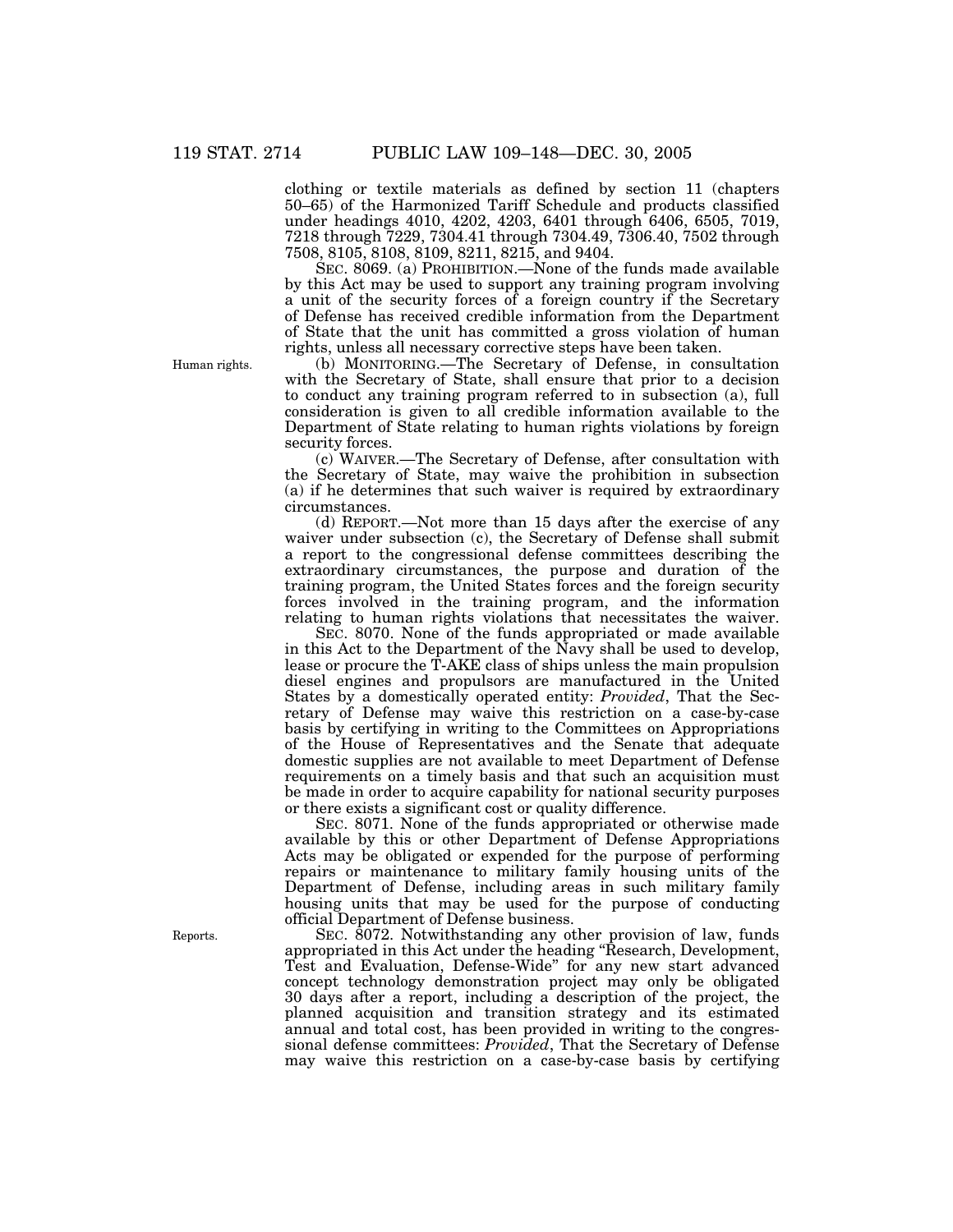clothing or textile materials as defined by section 11 (chapters 50–65) of the Harmonized Tariff Schedule and products classified under headings 4010, 4202, 4203, 6401 through 6406, 6505, 7019, 7218 through 7229, 7304.41 through 7304.49, 7306.40, 7502 through 7508, 8105, 8108, 8109, 8211, 8215, and 9404.

SEC. 8069. (a) PROHIBITION.—None of the funds made available by this Act may be used to support any training program involving a unit of the security forces of a foreign country if the Secretary of Defense has received credible information from the Department of State that the unit has committed a gross violation of human rights, unless all necessary corrective steps have been taken.

Human rights.

(b) MONITORING.—The Secretary of Defense, in consultation with the Secretary of State, shall ensure that prior to a decision to conduct any training program referred to in subsection (a), full consideration is given to all credible information available to the Department of State relating to human rights violations by foreign security forces.

(c) WAIVER.—The Secretary of Defense, after consultation with the Secretary of State, may waive the prohibition in subsection (a) if he determines that such waiver is required by extraordinary circumstances.

(d) REPORT.—Not more than 15 days after the exercise of any waiver under subsection (c), the Secretary of Defense shall submit a report to the congressional defense committees describing the extraordinary circumstances, the purpose and duration of the training program, the United States forces and the foreign security forces involved in the training program, and the information relating to human rights violations that necessitates the waiver.

SEC. 8070. None of the funds appropriated or made available in this Act to the Department of the Navy shall be used to develop, lease or procure the T-AKE class of ships unless the main propulsion diesel engines and propulsors are manufactured in the United States by a domestically operated entity: *Provided*, That the Secretary of Defense may waive this restriction on a case-by-case basis by certifying in writing to the Committees on Appropriations of the House of Representatives and the Senate that adequate domestic supplies are not available to meet Department of Defense requirements on a timely basis and that such an acquisition must be made in order to acquire capability for national security purposes or there exists a significant cost or quality difference.

SEC. 8071. None of the funds appropriated or otherwise made available by this or other Department of Defense Appropriations Acts may be obligated or expended for the purpose of performing repairs or maintenance to military family housing units of the Department of Defense, including areas in such military family housing units that may be used for the purpose of conducting official Department of Defense business.

Reports.

SEC. 8072. Notwithstanding any other provision of law, funds appropriated in this Act under the heading "Research, Development, Test and Evaluation, Defense-Wide" for any new start advanced concept technology demonstration project may only be obligated 30 days after a report, including a description of the project, the planned acquisition and transition strategy and its estimated annual and total cost, has been provided in writing to the congressional defense committees: *Provided*, That the Secretary of Defense may waive this restriction on a case-by-case basis by certifying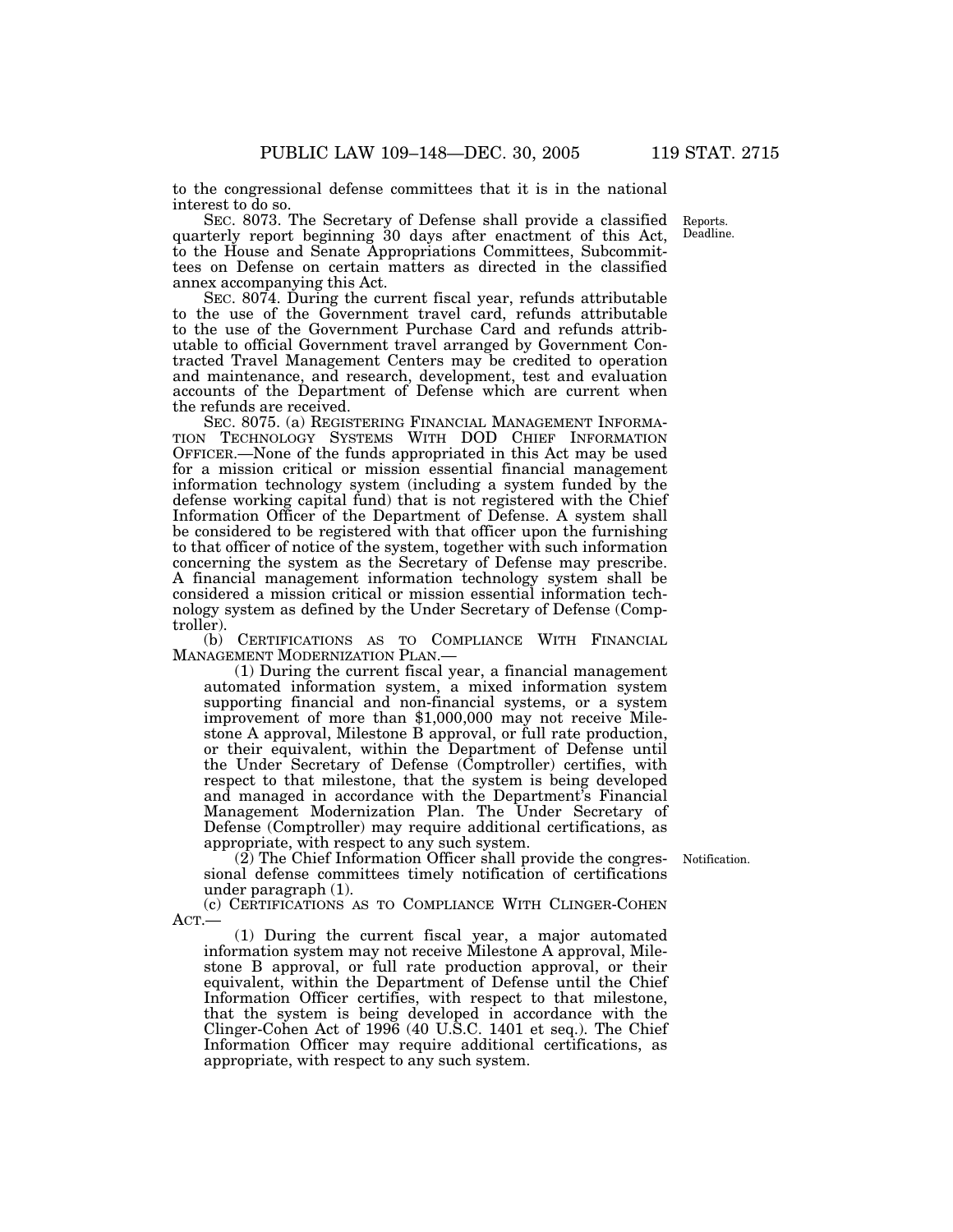to the congressional defense committees that it is in the national interest to do so.

Reports. Deadline.

SEC. 8073. The Secretary of Defense shall provide a classified quarterly report beginning 30 days after enactment of this Act, to the House and Senate Appropriations Committees, Subcommittees on Defense on certain matters as directed in the classified annex accompanying this Act.

SEC. 8074. During the current fiscal year, refunds attributable to the use of the Government travel card, refunds attributable to the use of the Government Purchase Card and refunds attributable to official Government travel arranged by Government Contracted Travel Management Centers may be credited to operation and maintenance, and research, development, test and evaluation accounts of the Department of Defense which are current when the refunds are received.

SEC. 8075. (a) REGISTERING FINANCIAL MANAGEMENT INFORMATION TECHNOLOGY SYSTEMS WITH DOD CHIEF INFORMATION OFFICER.—None of the funds appropriated in this Act may be used for a mission critical or mission essential financial management information technology system (including a system funded by the defense working capital fund) that is not registered with the Chief Information Officer of the Department of Defense. A system shall be considered to be registered with that officer upon the furnishing to that officer of notice of the system, together with such information concerning the system as the Secretary of Defense may prescribe. A financial management information technology system shall be considered a mission critical or mission essential information technology system as defined by the Under Secretary of Defense (Comptroller).

(b) CERTIFICATIONS AS TO COMPLIANCE WITH FINANCIAL MANAGEMENT MODERNIZATION PLAN.—

(1) During the current fiscal year, a financial management automated information system, a mixed information system supporting financial and non-financial systems, or a system improvement of more than $1,000,000 may not receive Milestone A approval, Milestone B approval, or full rate production, or their equivalent, within the Department of Defense until the Under Secretary of Defense (Comptroller) certifies, with respect to that milestone, that the system is being developed and managed in accordance with the Department's Financial Management Modernization Plan. The Under Secretary of Defense (Comptroller) may require additional certifications, as appropriate, with respect to any such system.

Notification.

(2) The Chief Information Officer shall provide the congressional defense committees timely notification of certifications under paragraph (1).

(c) CERTIFICATIONS AS TO COMPLIANCE WITH CLINGER-COHEN ACT.—

(1) During the current fiscal year, a major automated information system may not receive Milestone A approval, Milestone B approval, or full rate production approval, or their equivalent, within the Department of Defense until the Chief Information Officer certifies, with respect to that milestone, that the system is being developed in accordance with the Clinger-Cohen Act of 1996 (40 U.S.C. 1401 et seq.). The Chief Information Officer may require additional certifications, as appropriate, with respect to any such system.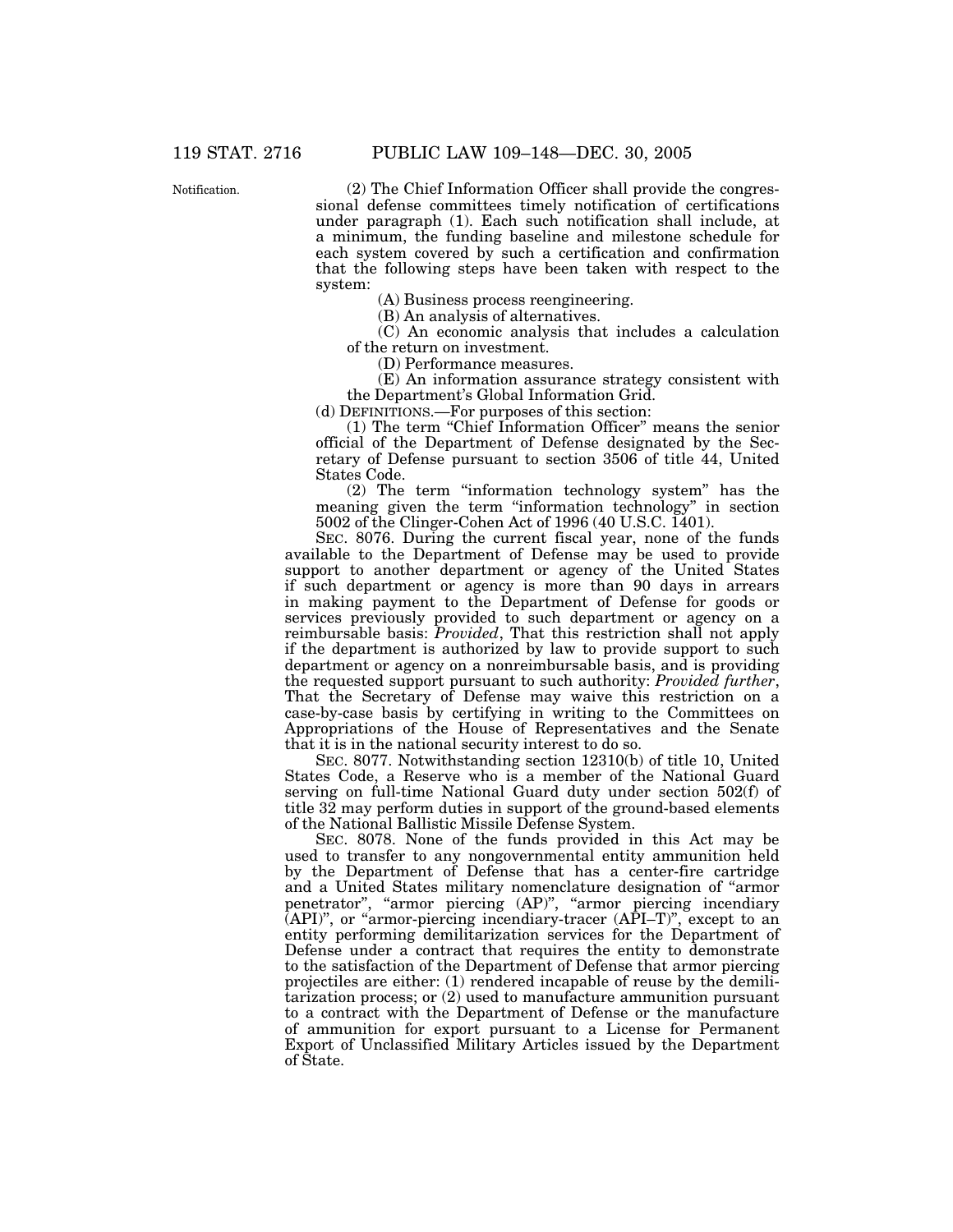Notification.

(2) The Chief Information Officer shall provide the congressional defense committees timely notification of certifications under paragraph (1). Each such notification shall include, at a minimum, the funding baseline and milestone schedule for each system covered by such a certification and confirmation that the following steps have been taken with respect to the system:

(A) Business process reengineering.

(B) An analysis of alternatives.

(C) An economic analysis that includes a calculation of the return on investment.

(D) Performance measures.

(E) An information assurance strategy consistent with the Department's Global Information Grid.

(d) DEFINITIONS.—For purposes of this section:

(1) The term "Chief Information Officer" means the senior official of the Department of Defense designated by the Secretary of Defense pursuant to section 3506 of title 44, United States Code.

(2) The term "information technology system" has the meaning given the term "information technology" in section 5002 of the Clinger-Cohen Act of 1996 (40 U.S.C. 1401).

SEC. 8076. During the current fiscal year, none of the funds available to the Department of Defense may be used to provide support to another department or agency of the United States if such department or agency is more than 90 days in arrears in making payment to the Department of Defense for goods or services previously provided to such department or agency on a reimbursable basis: *Provided*, That this restriction shall not apply if the department is authorized by law to provide support to such department or agency on a nonreimbursable basis, and is providing the requested support pursuant to such authority: *Provided further*, That the Secretary of Defense may waive this restriction on a case-by-case basis by certifying in writing to the Committees on Appropriations of the House of Representatives and the Senate that it is in the national security interest to do so.

SEC. 8077. Notwithstanding section 12310(b) of title 10, United States Code, a Reserve who is a member of the National Guard serving on full-time National Guard duty under section 502(f) of title 32 may perform duties in support of the ground-based elements of the National Ballistic Missile Defense System.

SEC. 8078. None of the funds provided in this Act may be used to transfer to any nongovernmental entity ammunition held by the Department of Defense that has a center-fire cartridge and a United States military nomenclature designation of "armor penetrator", "armor piercing (AP)", "armor piercing incendiary (API)", or "armor-piercing incendiary-tracer (API–T)", except to an entity performing demilitarization services for the Department of Defense under a contract that requires the entity to demonstrate to the satisfaction of the Department of Defense that armor piercing projectiles are either: (1) rendered incapable of reuse by the demilitarization process; or (2) used to manufacture ammunition pursuant to a contract with the Department of Defense or the manufacture of ammunition for export pursuant to a License for Permanent Export of Unclassified Military Articles issued by the Department of State.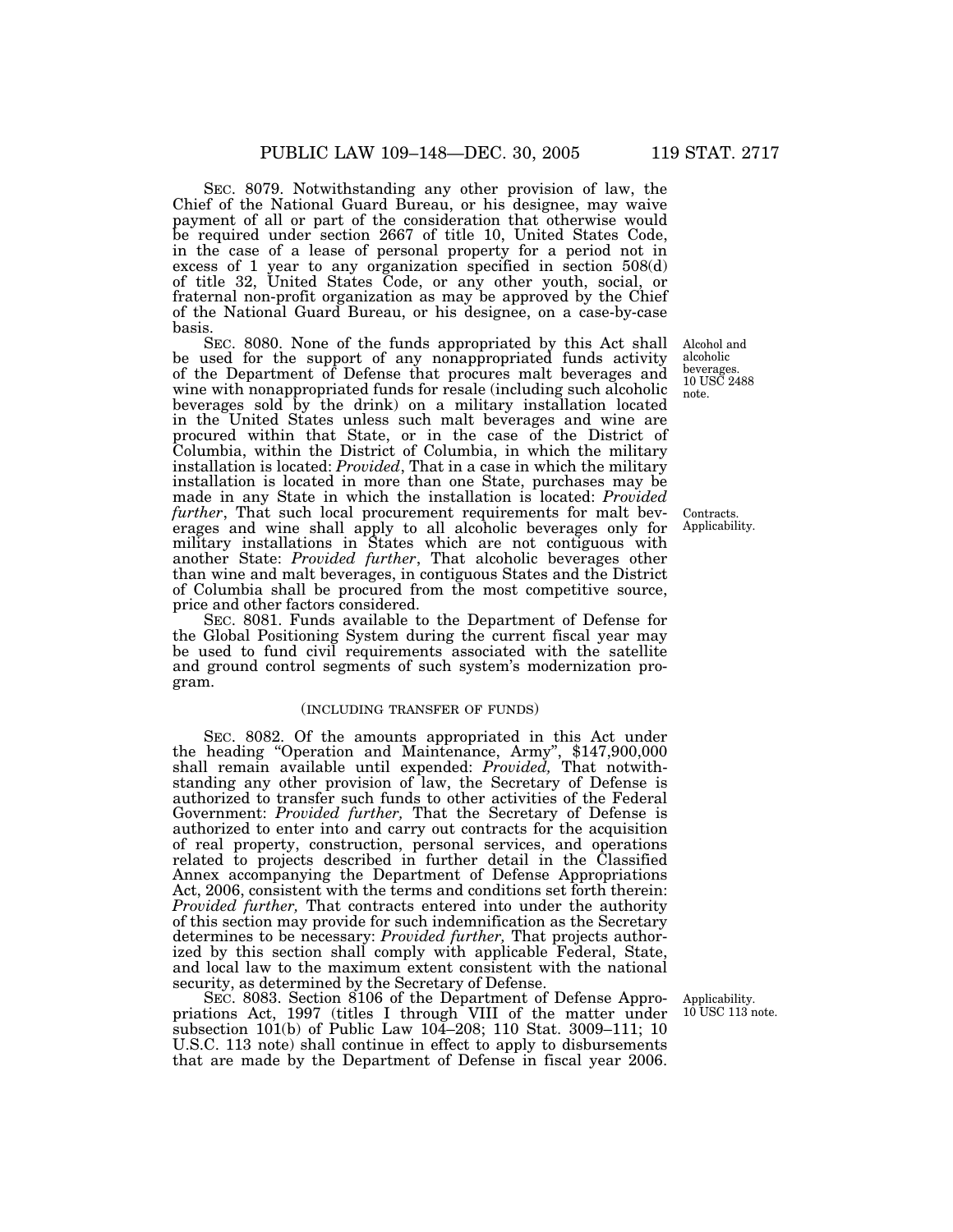SEC. 8079. Notwithstanding any other provision of law, the Chief of the National Guard Bureau, or his designee, may waive payment of all or part of the consideration that otherwise would be required under section 2667 of title 10, United States Code, in the case of a lease of personal property for a period not in excess of 1 year to any organization specified in section 508(d) of title 32, United States Code, or any other youth, social, or fraternal non-profit organization as may be approved by the Chief of the National Guard Bureau, or his designee, on a case-by-case basis.

Alcohol and alcoholic beverages. 10 USC 2488 note.

SEC. 8080. None of the funds appropriated by this Act shall be used for the support of any nonappropriated funds activity of the Department of Defense that procures malt beverages and wine with nonappropriated funds for resale (including such alcoholic beverages sold by the drink) on a military installation located in the United States unless such malt beverages and wine are procured within that State, or in the case of the District of Columbia, within the District of Columbia, in which the military installation is located: *Provided*, That in a case in which the military installation is located in more than one State, purchases may be made in any State in which the installation is located: *Provided further*, That such local procurement requirements for malt beverages and wine shall apply to all alcoholic beverages only for military installations in States which are not contiguous with another State: *Provided further*, That alcoholic beverages other than wine and malt beverages, in contiguous States and the District of Columbia shall be procured from the most competitive source, price and other factors considered.

Contracts. Applicability.

SEC. 8081. Funds available to the Department of Defense for the Global Positioning System during the current fiscal year may be used to fund civil requirements associated with the satellite and ground control segments of such system's modernization program.

(INCLUDING TRANSFER OF FUNDS)

SEC. 8082. Of the amounts appropriated in this Act under the heading "Operation and Maintenance, Army", $147,900,000 shall remain available until expended: *Provided,* That notwithstanding any other provision of law, the Secretary of Defense is authorized to transfer such funds to other activities of the Federal Government: *Provided further,* That the Secretary of Defense is authorized to enter into and carry out contracts for the acquisition of real property, construction, personal services, and operations related to projects described in further detail in the Classified Annex accompanying the Department of Defense Appropriations Act, 2006, consistent with the terms and conditions set forth therein: *Provided further,* That contracts entered into under the authority of this section may provide for such indemnification as the Secretary determines to be necessary: *Provided further,* That projects authorized by this section shall comply with applicable Federal, State, and local law to the maximum extent consistent with the national security, as determined by the Secretary of Defense.

Applicability. 10 USC 113 note.

SEC. 8083. Section 8106 of the Department of Defense Appropriations Act, 1997 (titles I through VIII of the matter under subsection 101(b) of Public Law 104–208; 110 Stat. 3009–111; 10 U.S.C. 113 note) shall continue in effect to apply to disbursements that are made by the Department of Defense in fiscal year 2006.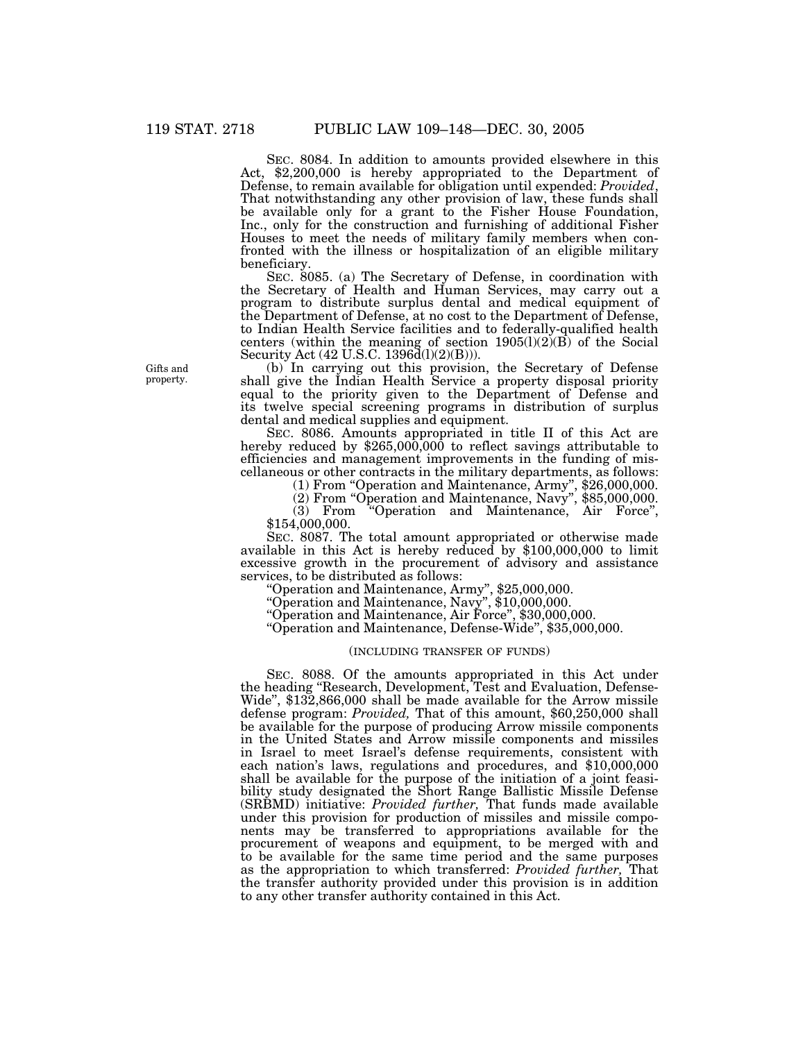SEC. 8084. In addition to amounts provided elsewhere in this Act, $2,200,000 is hereby appropriated to the Department of Defense, to remain available for obligation until expended: *Provided*, That notwithstanding any other provision of law, these funds shall be available only for a grant to the Fisher House Foundation, Inc., only for the construction and furnishing of additional Fisher Houses to meet the needs of military family members when confronted with the illness or hospitalization of an eligible military beneficiary.

SEC. 8085. (a) The Secretary of Defense, in coordination with the Secretary of Health and Human Services, may carry out a program to distribute surplus dental and medical equipment of the Department of Defense, at no cost to the Department of Defense, to Indian Health Service facilities and to federally-qualified health centers (within the meaning of section 1905(l)(2)(B) of the Social Security Act (42 U.S.C. 1396d(l)(2)(B))).

Gifts and property.

(b) In carrying out this provision, the Secretary of Defense shall give the Indian Health Service a property disposal priority equal to the priority given to the Department of Defense and its twelve special screening programs in distribution of surplus dental and medical supplies and equipment.

SEC. 8086. Amounts appropriated in title II of this Act are hereby reduced by $265,000,000 to reflect savings attributable to efficiencies and management improvements in the funding of miscellaneous or other contracts in the military departments, as follows:

(1) From "Operation and Maintenance, Army", $26,000,000.

(2) From "Operation and Maintenance, Navy", $85,000,000.

(3) From "Operation and Maintenance, Air Force", $154,000,000.

SEC. 8087. The total amount appropriated or otherwise made available in this Act is hereby reduced by $100,000,000 to limit excessive growth in the procurement of advisory and assistance services, to be distributed as follows:

"Operation and Maintenance, Army", $25,000,000.

"Operation and Maintenance, Navy", $10,000,000.

"Operation and Maintenance, Air Force", $30,000,000.

"Operation and Maintenance, Defense-Wide", $35,000,000.

(INCLUDING TRANSFER OF FUNDS)

SEC. 8088. Of the amounts appropriated in this Act under the heading "Research, Development, Test and Evaluation, Defense-Wide", $132,866,000 shall be made available for the Arrow missile defense program: *Provided,* That of this amount, $60,250,000 shall be available for the purpose of producing Arrow missile components in the United States and Arrow missile components and missiles in Israel to meet Israel's defense requirements, consistent with each nation's laws, regulations and procedures, and $10,000,000 shall be available for the purpose of the initiation of a joint feasibility study designated the Short Range Ballistic Missile Defense (SRBMD) initiative: *Provided further,* That funds made available under this provision for production of missiles and missile components may be transferred to appropriations available for the procurement of weapons and equipment, to be merged with and to be available for the same time period and the same purposes as the appropriation to which transferred: *Provided further,* That the transfer authority provided under this provision is in addition to any other transfer authority contained in this Act.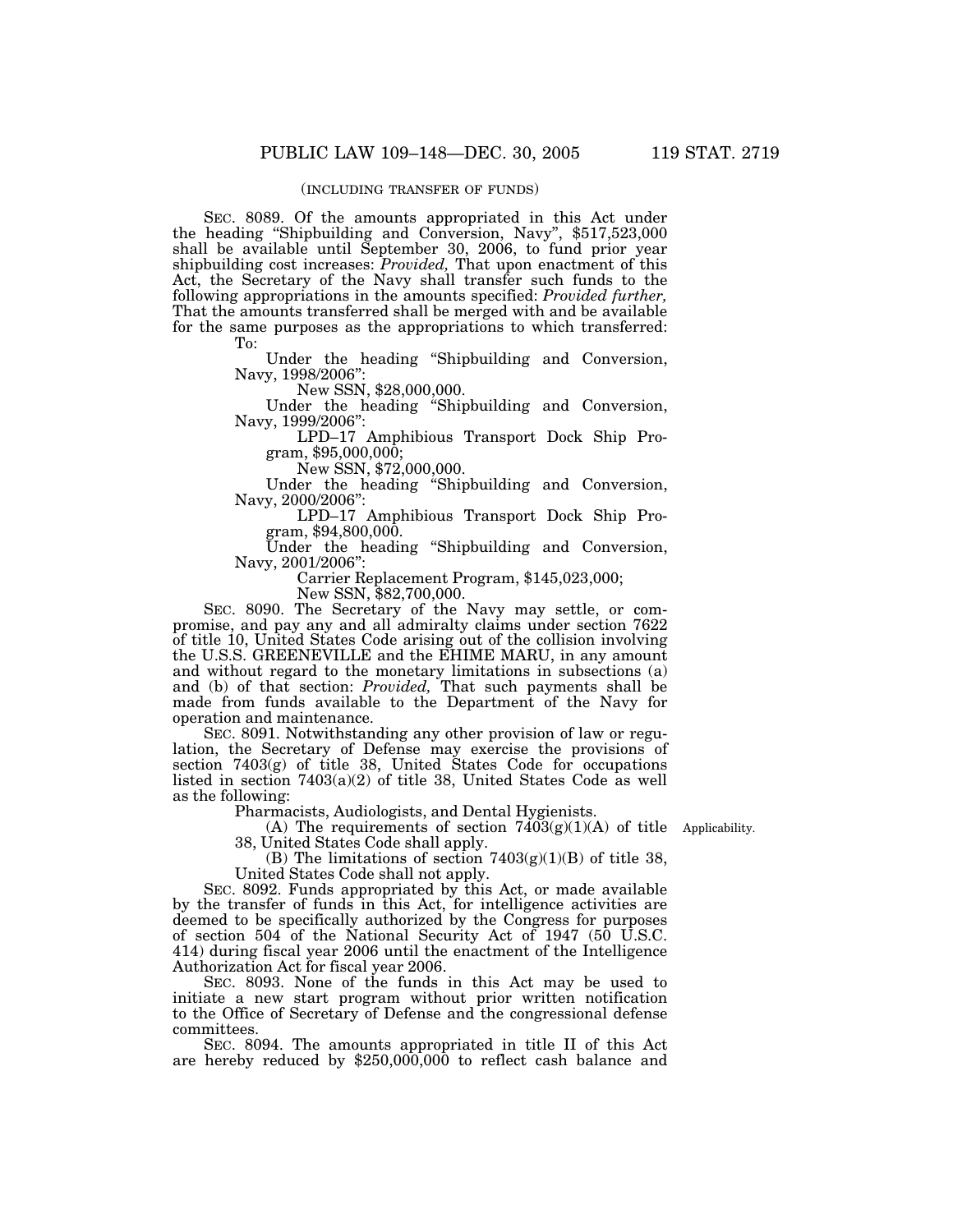(INCLUDING TRANSFER OF FUNDS)

SEC. 8089. Of the amounts appropriated in this Act under the heading "Shipbuilding and Conversion, Navy", $517,523,000 shall be available until September 30, 2006, to fund prior year shipbuilding cost increases: *Provided,* That upon enactment of this Act, the Secretary of the Navy shall transfer such funds to the following appropriations in the amounts specified: *Provided further,* That the amounts transferred shall be merged with and be available for the same purposes as the appropriations to which transferred:

To:

Under the heading "Shipbuilding and Conversion, Navy, 1998/2006":

New SSN, $28,000,000.

Under the heading "Shipbuilding and Conversion, Navy, 1999/2006":

LPD–17 Amphibious Transport Dock Ship Program, $95,000,000;

New SSN, $72,000,000.

Under the heading "Shipbuilding and Conversion, Navy, 2000/2006":

LPD–17 Amphibious Transport Dock Ship Program, $94,800,000.

Under the heading "Shipbuilding and Conversion, Navy, 2001/2006":

Carrier Replacement Program, $145,023,000;

New SSN, $82,700,000.

SEC. 8090. The Secretary of the Navy may settle, or compromise, and pay any and all admiralty claims under section 7622 of title 10, United States Code arising out of the collision involving the U.S.S. GREENEVILLE and the EHIME MARU, in any amount and without regard to the monetary limitations in subsections (a) and (b) of that section: *Provided,* That such payments shall be made from funds available to the Department of the Navy for operation and maintenance.

SEC. 8091. Notwithstanding any other provision of law or regulation, the Secretary of Defense may exercise the provisions of section 7403(g) of title 38, United States Code for occupations listed in section 7403(a)(2) of title 38, United States Code as well as the following:

Pharmacists, Audiologists, and Dental Hygienists.

Applicability.

(A) The requirements of section 7403(g)(1)(A) of title 38, United States Code shall apply.

(B) The limitations of section 7403(g)(1)(B) of title 38, United States Code shall not apply.

SEC. 8092. Funds appropriated by this Act, or made available by the transfer of funds in this Act, for intelligence activities are deemed to be specifically authorized by the Congress for purposes of section 504 of the National Security Act of 1947 (50 U.S.C. 414) during fiscal year 2006 until the enactment of the Intelligence Authorization Act for fiscal year 2006.

SEC. 8093. None of the funds in this Act may be used to initiate a new start program without prior written notification to the Office of Secretary of Defense and the congressional defense committees.

SEC. 8094. The amounts appropriated in title II of this Act are hereby reduced by $250,000,000 to reflect cash balance and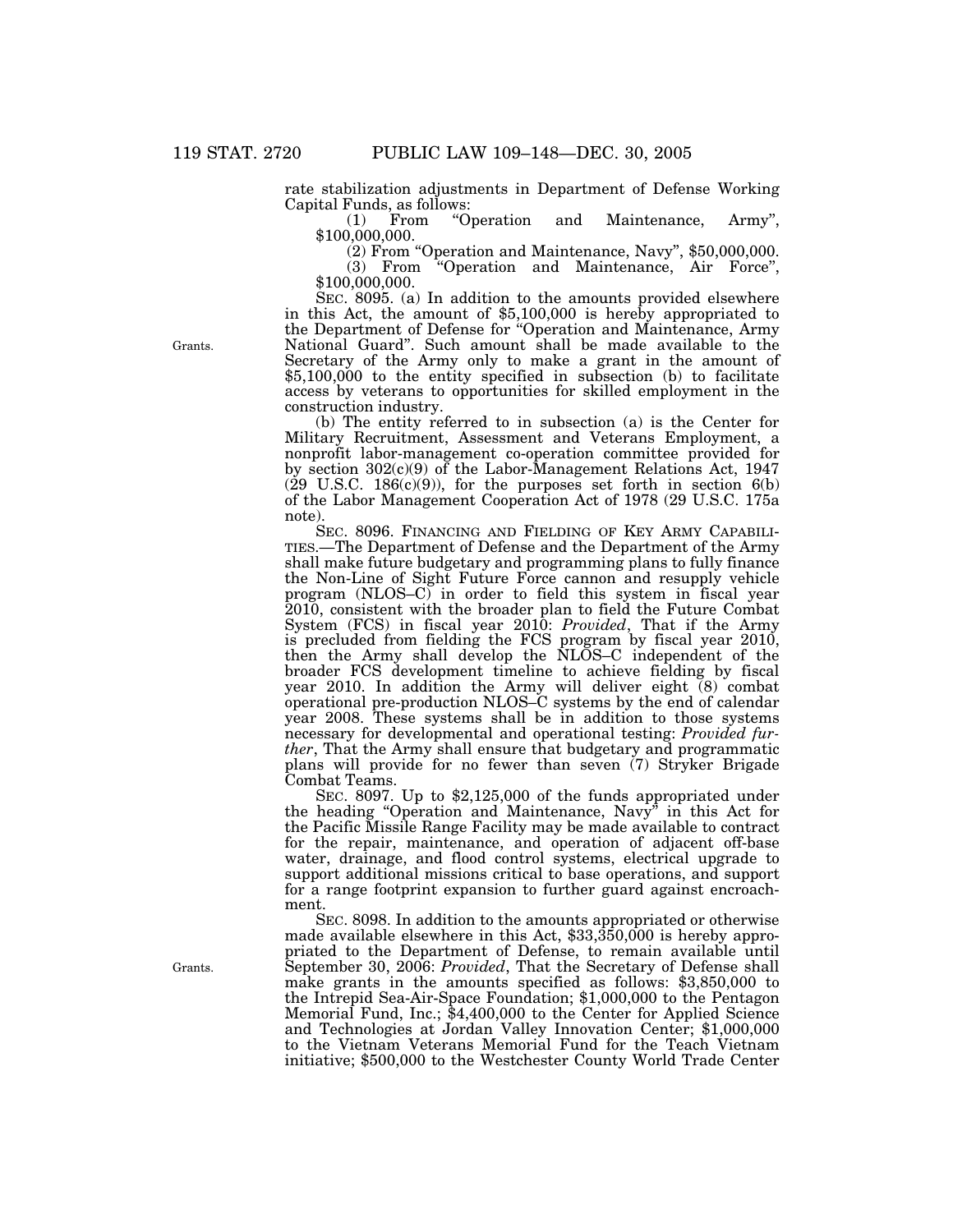rate stabilization adjustments in Department of Defense Working Capital Funds, as follows:

(1) From "Operation and Maintenance, Army", $100,000,000.

(2) From "Operation and Maintenance, Navy", $50,000,000.

(3) From "Operation and Maintenance, Air Force", $100,000,000.

Grants.

SEC. 8095. (a) In addition to the amounts provided elsewhere in this Act, the amount of $5,100,000 is hereby appropriated to the Department of Defense for "Operation and Maintenance, Army National Guard". Such amount shall be made available to the Secretary of the Army only to make a grant in the amount of $5,100,000 to the entity specified in subsection (b) to facilitate access by veterans to opportunities for skilled employment in the construction industry.

(b) The entity referred to in subsection (a) is the Center for Military Recruitment, Assessment and Veterans Employment, a nonprofit labor-management co-operation committee provided for by section 302(c)(9) of the Labor-Management Relations Act, 1947 (29 U.S.C. 186(c)(9)), for the purposes set forth in section 6(b) of the Labor Management Cooperation Act of 1978 (29 U.S.C. 175a note).

SEC. 8096. FINANCING AND FIELDING OF KEY ARMY CAPABILITIES.—The Department of Defense and the Department of the Army shall make future budgetary and programming plans to fully finance the Non-Line of Sight Future Force cannon and resupply vehicle program (NLOS–C) in order to field this system in fiscal year 2010, consistent with the broader plan to field the Future Combat System (FCS) in fiscal year 2010: *Provided*, That if the Army is precluded from fielding the FCS program by fiscal year 2010, then the Army shall develop the NLOS–C independent of the broader FCS development timeline to achieve fielding by fiscal year 2010. In addition the Army will deliver eight (8) combat operational pre-production NLOS–C systems by the end of calendar year 2008. These systems shall be in addition to those systems necessary for developmental and operational testing: *Provided further*, That the Army shall ensure that budgetary and programmatic plans will provide for no fewer than seven (7) Stryker Brigade Combat Teams.

SEC. 8097. Up to $2,125,000 of the funds appropriated under the heading "Operation and Maintenance, Navy" in this Act for the Pacific Missile Range Facility may be made available to contract for the repair, maintenance, and operation of adjacent off-base water, drainage, and flood control systems, electrical upgrade to support additional missions critical to base operations, and support for a range footprint expansion to further guard against encroachment.

Grants.

SEC. 8098. In addition to the amounts appropriated or otherwise made available elsewhere in this Act, $33,350,000 is hereby appropriated to the Department of Defense, to remain available until September 30, 2006: *Provided*, That the Secretary of Defense shall make grants in the amounts specified as follows: $3,850,000 to the Intrepid Sea-Air-Space Foundation; $1,000,000 to the Pentagon Memorial Fund, Inc.; $4,400,000 to the Center for Applied Science and Technologies at Jordan Valley Innovation Center; $1,000,000 to the Vietnam Veterans Memorial Fund for the Teach Vietnam initiative; $500,000 to the Westchester County World Trade Center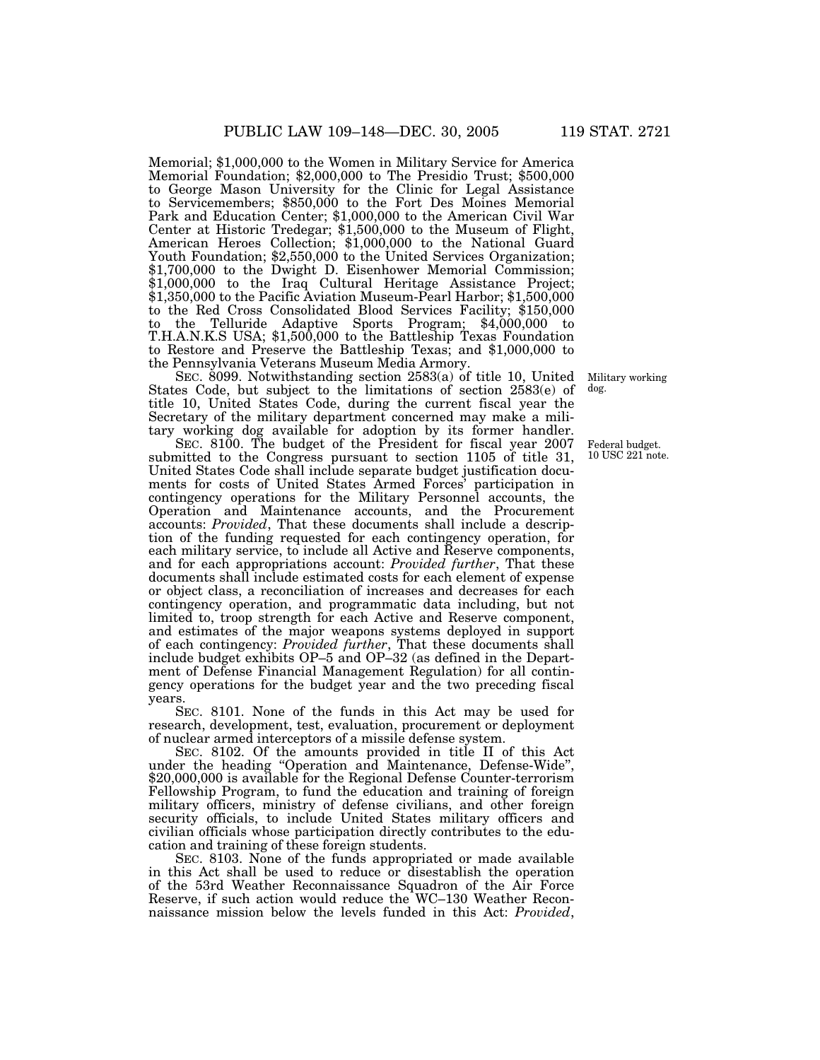Memorial; $1,000,000 to the Women in Military Service for America Memorial Foundation; $2,000,000 to The Presidio Trust; $500,000 to George Mason University for the Clinic for Legal Assistance to Servicemembers; $850,000 to the Fort Des Moines Memorial Park and Education Center; $1,000,000 to the American Civil War Center at Historic Tredegar; $1,500,000 to the Museum of Flight, American Heroes Collection; $1,000,000 to the National Guard Youth Foundation; $2,550,000 to the United Services Organization; $1,700,000 to the Dwight D. Eisenhower Memorial Commission; $1,000,000 to the Iraq Cultural Heritage Assistance Project; $1,350,000 to the Pacific Aviation Museum-Pearl Harbor; $1,500,000 to the Red Cross Consolidated Blood Services Facility; $150,000 to the Telluride Adaptive Sports Program; $4,000,000 to T.H.A.N.K.S USA; $1,500,000 to the Battleship Texas Foundation to Restore and Preserve the Battleship Texas; and $1,000,000 to the Pennsylvania Veterans Museum Media Armory.

Military working dog.

SEC. 8099. Notwithstanding section 2583(a) of title 10, United States Code, but subject to the limitations of section 2583(e) of title 10, United States Code, during the current fiscal year the Secretary of the military department concerned may make a military working dog available for adoption by its former handler.

Federal budget. 10 USC 221 note.

SEC. 8100. The budget of the President for fiscal year 2007 submitted to the Congress pursuant to section 1105 of title 31, United States Code shall include separate budget justification documents for costs of United States Armed Forces' participation in contingency operations for the Military Personnel accounts, the Operation and Maintenance accounts, and the Procurement accounts: *Provided*, That these documents shall include a description of the funding requested for each contingency operation, for each military service, to include all Active and Reserve components, and for each appropriations account: *Provided further*, That these documents shall include estimated costs for each element of expense or object class, a reconciliation of increases and decreases for each contingency operation, and programmatic data including, but not limited to, troop strength for each Active and Reserve component, and estimates of the major weapons systems deployed in support of each contingency: *Provided further*, That these documents shall include budget exhibits OP–5 and OP–32 (as defined in the Department of Defense Financial Management Regulation) for all contingency operations for the budget year and the two preceding fiscal years.

SEC. 8101. None of the funds in this Act may be used for research, development, test, evaluation, procurement or deployment of nuclear armed interceptors of a missile defense system.

SEC. 8102. Of the amounts provided in title II of this Act under the heading "Operation and Maintenance, Defense-Wide", $20,000,000 is available for the Regional Defense Counter-terrorism Fellowship Program, to fund the education and training of foreign military officers, ministry of defense civilians, and other foreign security officials, to include United States military officers and civilian officials whose participation directly contributes to the education and training of these foreign students.

SEC. 8103. None of the funds appropriated or made available in this Act shall be used to reduce or disestablish the operation of the 53rd Weather Reconnaissance Squadron of the Air Force Reserve, if such action would reduce the WC–130 Weather Reconnaissance mission below the levels funded in this Act: *Provided*,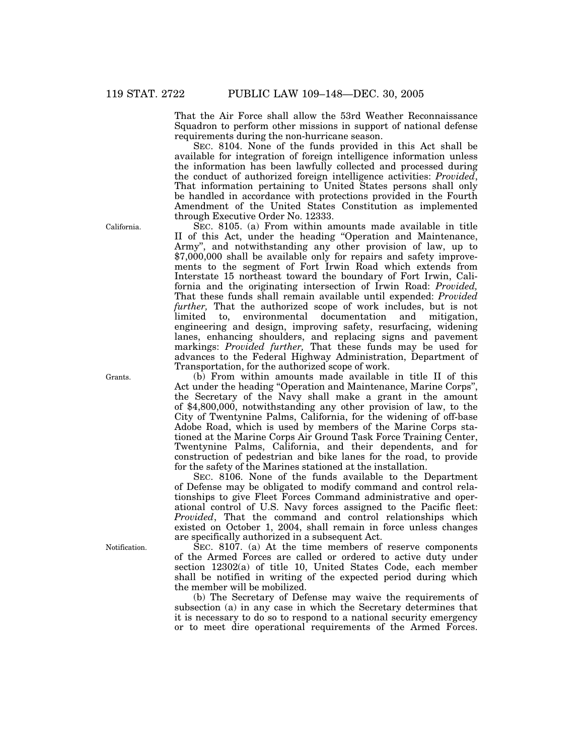That the Air Force shall allow the 53rd Weather Reconnaissance Squadron to perform other missions in support of national defense requirements during the non-hurricane season.

SEC. 8104. None of the funds provided in this Act shall be available for integration of foreign intelligence information unless the information has been lawfully collected and processed during the conduct of authorized foreign intelligence activities: *Provided*, That information pertaining to United States persons shall only be handled in accordance with protections provided in the Fourth Amendment of the United States Constitution as implemented through Executive Order No. 12333.

California.

SEC. 8105. (a) From within amounts made available in title II of this Act, under the heading "Operation and Maintenance, Army", and notwithstanding any other provision of law, up to $7,000,000 shall be available only for repairs and safety improvements to the segment of Fort Irwin Road which extends from Interstate 15 northeast toward the boundary of Fort Irwin, California and the originating intersection of Irwin Road: *Provided,* That these funds shall remain available until expended: *Provided further,* That the authorized scope of work includes, but is not limited to, environmental documentation and mitigation, engineering and design, improving safety, resurfacing, widening lanes, enhancing shoulders, and replacing signs and pavement markings: *Provided further,* That these funds may be used for advances to the Federal Highway Administration, Department of Transportation, for the authorized scope of work.

Grants.

(b) From within amounts made available in title II of this Act under the heading "Operation and Maintenance, Marine Corps", the Secretary of the Navy shall make a grant in the amount of $4,800,000, notwithstanding any other provision of law, to the City of Twentynine Palms, California, for the widening of off-base Adobe Road, which is used by members of the Marine Corps stationed at the Marine Corps Air Ground Task Force Training Center, Twentynine Palms, California, and their dependents, and for construction of pedestrian and bike lanes for the road, to provide for the safety of the Marines stationed at the installation.

SEC. 8106. None of the funds available to the Department of Defense may be obligated to modify command and control relationships to give Fleet Forces Command administrative and operational control of U.S. Navy forces assigned to the Pacific fleet: *Provided*, That the command and control relationships which existed on October 1, 2004, shall remain in force unless changes are specifically authorized in a subsequent Act.

Notification.

SEC. 8107. (a) At the time members of reserve components of the Armed Forces are called or ordered to active duty under section 12302(a) of title 10, United States Code, each member shall be notified in writing of the expected period during which the member will be mobilized.

(b) The Secretary of Defense may waive the requirements of subsection (a) in any case in which the Secretary determines that it is necessary to do so to respond to a national security emergency or to meet dire operational requirements of the Armed Forces.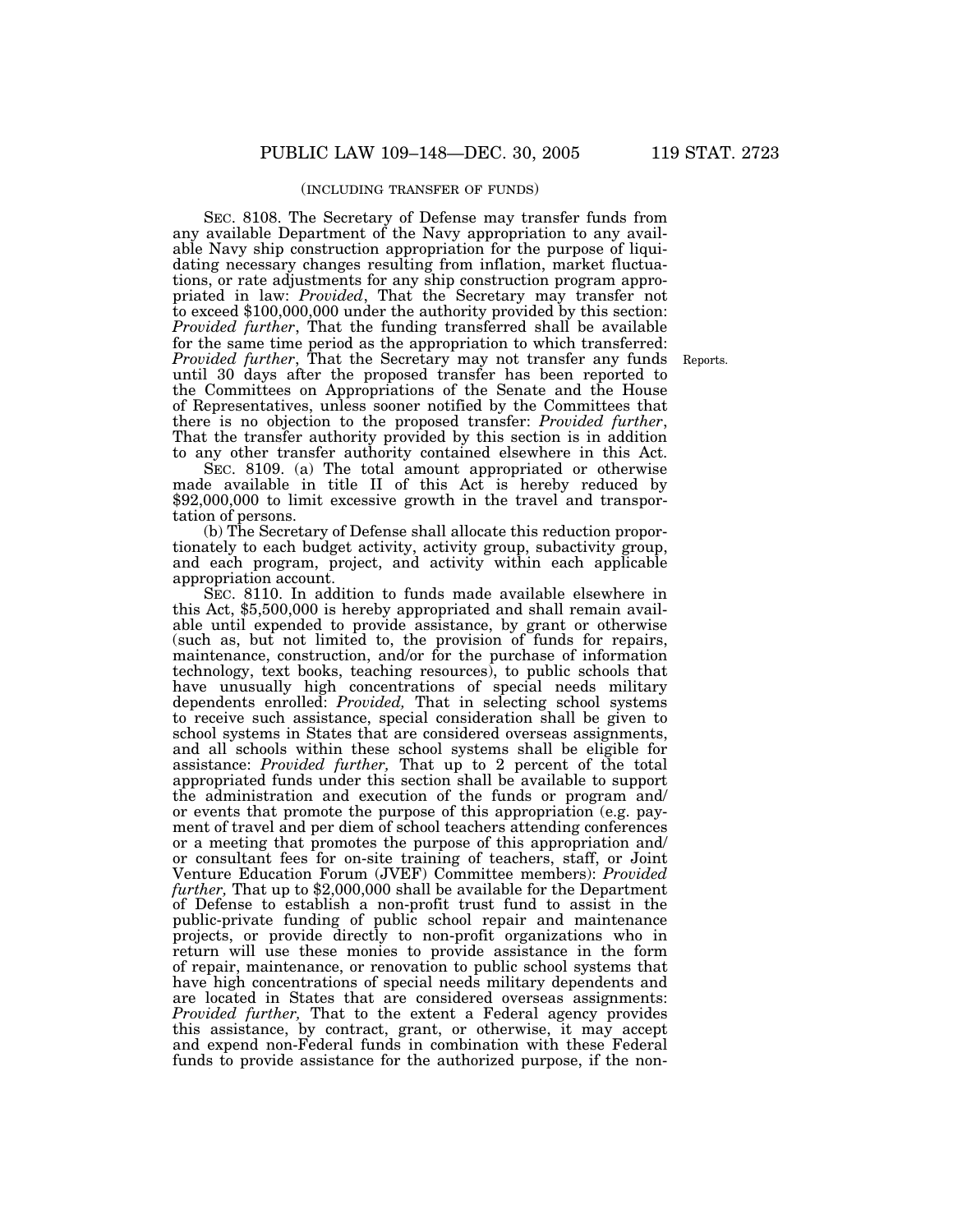(INCLUDING TRANSFER OF FUNDS)

SEC. 8108. The Secretary of Defense may transfer funds from any available Department of the Navy appropriation to any available Navy ship construction appropriation for the purpose of liquidating necessary changes resulting from inflation, market fluctuations, or rate adjustments for any ship construction program appropriated in law: *Provided*, That the Secretary may transfer not to exceed $100,000,000 under the authority provided by this section: *Provided further*, That the funding transferred shall be available for the same time period as the appropriation to which transferred: *Provided further*, That the Secretary may not transfer any funds until 30 days after the proposed transfer has been reported to the Committees on Appropriations of the Senate and the House of Representatives, unless sooner notified by the Committees that there is no objection to the proposed transfer: *Provided further*, That the transfer authority provided by this section is in addition to any other transfer authority contained elsewhere in this Act.

Reports.

SEC. 8109. (a) The total amount appropriated or otherwise made available in title II of this Act is hereby reduced by $92,000,000 to limit excessive growth in the travel and transportation of persons.

(b) The Secretary of Defense shall allocate this reduction proportionately to each budget activity, activity group, subactivity group, and each program, project, and activity within each applicable appropriation account.

SEC. 8110. In addition to funds made available elsewhere in this Act, $5,500,000 is hereby appropriated and shall remain available until expended to provide assistance, by grant or otherwise (such as, but not limited to, the provision of funds for repairs, maintenance, construction, and/or for the purchase of information technology, text books, teaching resources), to public schools that have unusually high concentrations of special needs military dependents enrolled: *Provided,* That in selecting school systems to receive such assistance, special consideration shall be given to school systems in States that are considered overseas assignments, and all schools within these school systems shall be eligible for assistance: *Provided further,* That up to 2 percent of the total appropriated funds under this section shall be available to support the administration and execution of the funds or program and/or events that promote the purpose of this appropriation (e.g. payment of travel and per diem of school teachers attending conferences or a meeting that promotes the purpose of this appropriation and/or consultant fees for on-site training of teachers, staff, or Joint Venture Education Forum (JVEF) Committee members): *Provided further,* That up to $2,000,000 shall be available for the Department of Defense to establish a non-profit trust fund to assist in the public-private funding of public school repair and maintenance projects, or provide directly to non-profit organizations who in return will use these monies to provide assistance in the form of repair, maintenance, or renovation to public school systems that have high concentrations of special needs military dependents and are located in States that are considered overseas assignments: *Provided further,* That to the extent a Federal agency provides this assistance, by contract, grant, or otherwise, it may accept and expend non-Federal funds in combination with these Federal funds to provide assistance for the authorized purpose, if the non-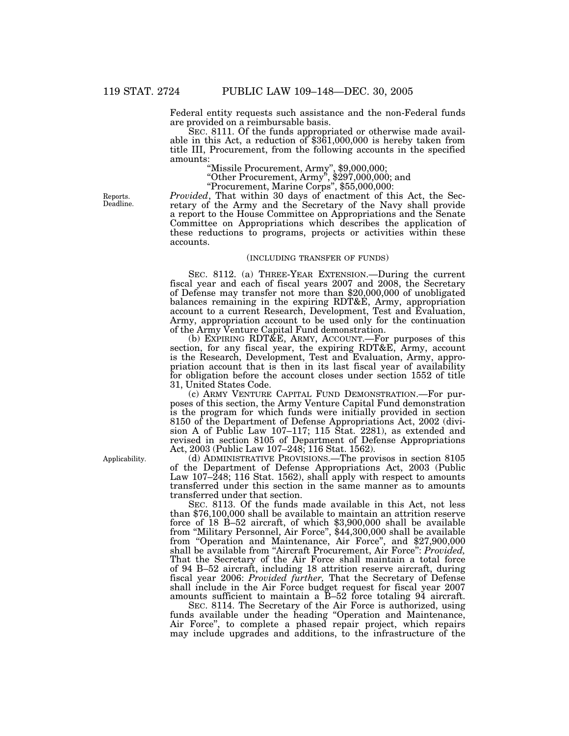Federal entity requests such assistance and the non-Federal funds are provided on a reimbursable basis.

SEC. 8111. Of the funds appropriated or otherwise made available in this Act, a reduction of $361,000,000 is hereby taken from title III, Procurement, from the following accounts in the specified amounts:

"Missile Procurement, Army", $9,000,000;

"Other Procurement, Army", $297,000,000; and

"Procurement, Marine Corps", $55,000,000:

Reports. Deadline.

*Provided*, That within 30 days of enactment of this Act, the Secretary of the Army and the Secretary of the Navy shall provide a report to the House Committee on Appropriations and the Senate Committee on Appropriations which describes the application of these reductions to programs, projects or activities within these accounts.

(INCLUDING TRANSFER OF FUNDS)

SEC. 8112. (a) THREE-YEAR EXTENSION.—During the current fiscal year and each of fiscal years 2007 and 2008, the Secretary of Defense may transfer not more than $20,000,000 of unobligated balances remaining in the expiring RDT&E, Army, appropriation account to a current Research, Development, Test and Evaluation, Army, appropriation account to be used only for the continuation of the Army Venture Capital Fund demonstration.

(b) EXPIRING RDT&E, ARMY, ACCOUNT.—For purposes of this section, for any fiscal year, the expiring RDT&E, Army, account is the Research, Development, Test and Evaluation, Army, appropriation account that is then in its last fiscal year of availability for obligation before the account closes under section 1552 of title 31, United States Code.

(c) ARMY VENTURE CAPITAL FUND DEMONSTRATION.—For purposes of this section, the Army Venture Capital Fund demonstration is the program for which funds were initially provided in section 8150 of the Department of Defense Appropriations Act, 2002 (division A of Public Law 107–117; 115 Stat. 2281), as extended and revised in section 8105 of Department of Defense Appropriations Act, 2003 (Public Law 107–248; 116 Stat. 1562).

Applicability.

(d) ADMINISTRATIVE PROVISIONS.—The provisos in section 8105 of the Department of Defense Appropriations Act, 2003 (Public Law 107–248; 116 Stat. 1562), shall apply with respect to amounts transferred under this section in the same manner as to amounts transferred under that section.

SEC. 8113. Of the funds made available in this Act, not less than $76,100,000 shall be available to maintain an attrition reserve force of 18 B–52 aircraft, of which $3,900,000 shall be available from "Military Personnel, Air Force", $44,300,000 shall be available from "Operation and Maintenance, Air Force", and $27,900,000 shall be available from "Aircraft Procurement, Air Force": *Provided,* That the Secretary of the Air Force shall maintain a total force of 94 B–52 aircraft, including 18 attrition reserve aircraft, during fiscal year 2006: *Provided further,* That the Secretary of Defense shall include in the Air Force budget request for fiscal year 2007 amounts sufficient to maintain a B–52 force totaling 94 aircraft.

SEC. 8114. The Secretary of the Air Force is authorized, using funds available under the heading "Operation and Maintenance, Air Force", to complete a phased repair project, which repairs may include upgrades and additions, to the infrastructure of the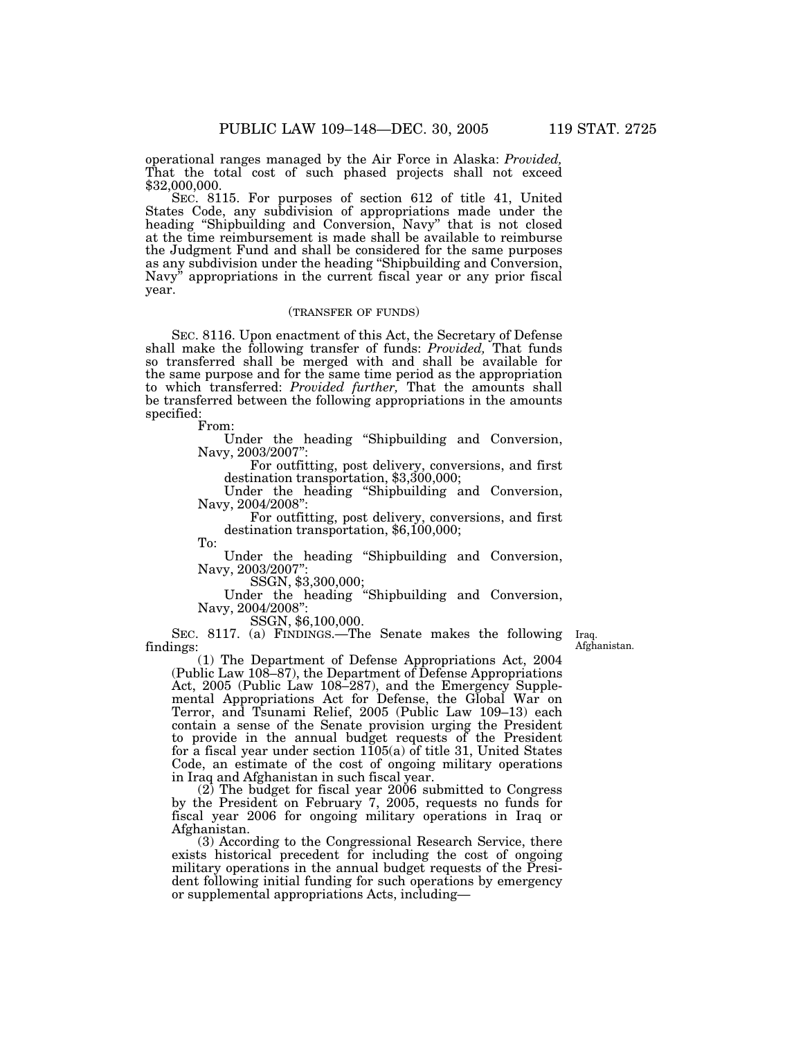operational ranges managed by the Air Force in Alaska: *Provided,* That the total cost of such phased projects shall not exceed $32,000,000.

SEC. 8115. For purposes of section 612 of title 41, United States Code, any subdivision of appropriations made under the heading "Shipbuilding and Conversion, Navy" that is not closed at the time reimbursement is made shall be available to reimburse the Judgment Fund and shall be considered for the same purposes as any subdivision under the heading "Shipbuilding and Conversion, Navy" appropriations in the current fiscal year or any prior fiscal year.

(TRANSFER OF FUNDS)

SEC. 8116. Upon enactment of this Act, the Secretary of Defense shall make the following transfer of funds: *Provided,* That funds so transferred shall be merged with and shall be available for the same purpose and for the same time period as the appropriation to which transferred: *Provided further,* That the amounts shall be transferred between the following appropriations in the amounts specified:

From:

Under the heading "Shipbuilding and Conversion, Navy, 2003/2007":

For outfitting, post delivery, conversions, and first destination transportation, $3,300,000;

Under the heading "Shipbuilding and Conversion, Navy, 2004/2008":

For outfitting, post delivery, conversions, and first destination transportation, $6,100,000;

To:

Under the heading "Shipbuilding and Conversion, Navy, 2003/2007":

SSGN, $3,300,000;

Under the heading "Shipbuilding and Conversion, Navy, 2004/2008":

SSGN, $6,100,000.

Iraq. Afghanistan.

SEC. 8117. (a) FINDINGS.—The Senate makes the following findings:

(1) The Department of Defense Appropriations Act, 2004 (Public Law 108–87), the Department of Defense Appropriations Act, 2005 (Public Law 108–287), and the Emergency Supplemental Appropriations Act for Defense, the Global War on Terror, and Tsunami Relief, 2005 (Public Law 109–13) each contain a sense of the Senate provision urging the President to provide in the annual budget requests of the President for a fiscal year under section 1105(a) of title 31, United States Code, an estimate of the cost of ongoing military operations in Iraq and Afghanistan in such fiscal year.

(2) The budget for fiscal year 2006 submitted to Congress by the President on February 7, 2005, requests no funds for fiscal year 2006 for ongoing military operations in Iraq or Afghanistan.

(3) According to the Congressional Research Service, there exists historical precedent for including the cost of ongoing military operations in the annual budget requests of the President following initial funding for such operations by emergency or supplemental appropriations Acts, including—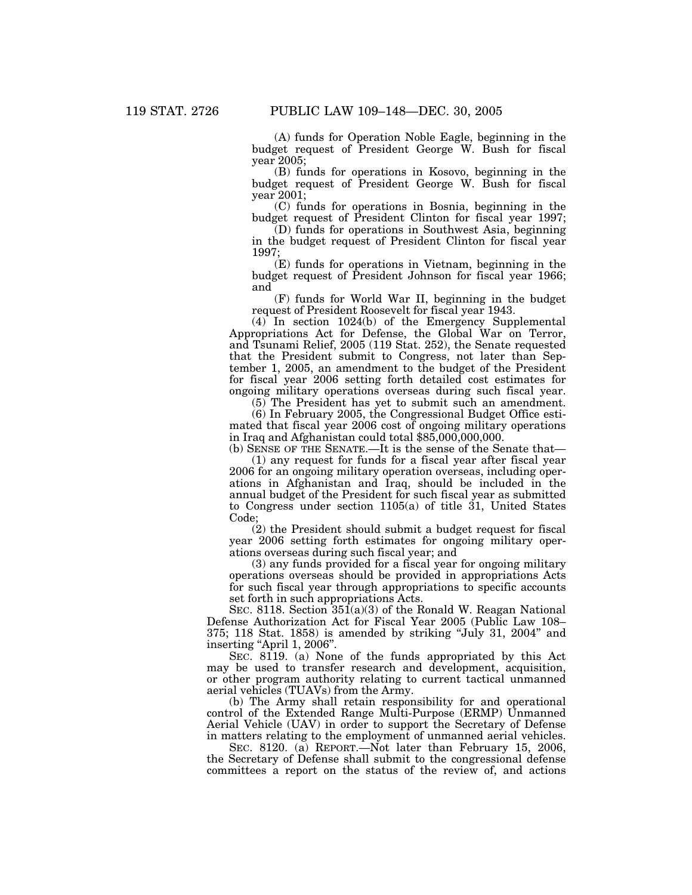(A) funds for Operation Noble Eagle, beginning in the budget request of President George W. Bush for fiscal year 2005;

(B) funds for operations in Kosovo, beginning in the budget request of President George W. Bush for fiscal year 2001;

(C) funds for operations in Bosnia, beginning in the budget request of President Clinton for fiscal year 1997;

(D) funds for operations in Southwest Asia, beginning in the budget request of President Clinton for fiscal year 1997;

(E) funds for operations in Vietnam, beginning in the budget request of President Johnson for fiscal year 1966; and

(F) funds for World War II, beginning in the budget request of President Roosevelt for fiscal year 1943.

(4) In section 1024(b) of the Emergency Supplemental Appropriations Act for Defense, the Global War on Terror, and Tsunami Relief, 2005 (119 Stat. 252), the Senate requested that the President submit to Congress, not later than September 1, 2005, an amendment to the budget of the President for fiscal year 2006 setting forth detailed cost estimates for ongoing military operations overseas during such fiscal year.

(5) The President has yet to submit such an amendment.

(6) In February 2005, the Congressional Budget Office estimated that fiscal year 2006 cost of ongoing military operations in Iraq and Afghanistan could total $85,000,000,000.

(b) SENSE OF THE SENATE.—It is the sense of the Senate that—

(1) any request for funds for a fiscal year after fiscal year 2006 for an ongoing military operation overseas, including operations in Afghanistan and Iraq, should be included in the annual budget of the President for such fiscal year as submitted to Congress under section 1105(a) of title 31, United States Code;

(2) the President should submit a budget request for fiscal year 2006 setting forth estimates for ongoing military operations overseas during such fiscal year; and

(3) any funds provided for a fiscal year for ongoing military operations overseas should be provided in appropriations Acts for such fiscal year through appropriations to specific accounts set forth in such appropriations Acts.

SEC. 8118. Section 351(a)(3) of the Ronald W. Reagan National Defense Authorization Act for Fiscal Year 2005 (Public Law 108–375; 118 Stat. 1858) is amended by striking "July 31, 2004" and inserting "April 1, 2006".

SEC. 8119. (a) None of the funds appropriated by this Act may be used to transfer research and development, acquisition, or other program authority relating to current tactical unmanned aerial vehicles (TUAVs) from the Army.

(b) The Army shall retain responsibility for and operational control of the Extended Range Multi-Purpose (ERMP) Unmanned Aerial Vehicle (UAV) in order to support the Secretary of Defense in matters relating to the employment of unmanned aerial vehicles.

SEC. 8120. (a) REPORT.—Not later than February 15, 2006, the Secretary of Defense shall submit to the congressional defense committees a report on the status of the review of, and actions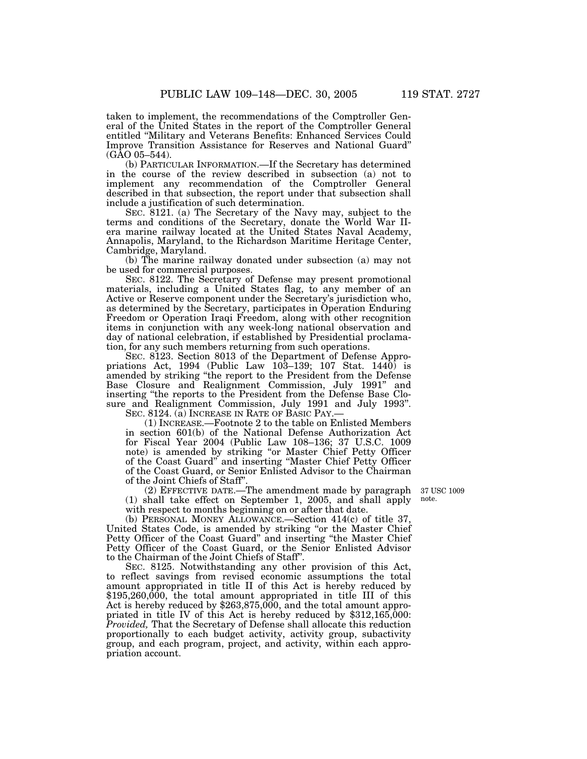taken to implement, the recommendations of the Comptroller General of the United States in the report of the Comptroller General entitled "Military and Veterans Benefits: Enhanced Services Could Improve Transition Assistance for Reserves and National Guard" (GAO 05–544).

(b) PARTICULAR INFORMATION.—If the Secretary has determined in the course of the review described in subsection (a) not to implement any recommendation of the Comptroller General described in that subsection, the report under that subsection shall include a justification of such determination.

SEC. 8121. (a) The Secretary of the Navy may, subject to the terms and conditions of the Secretary, donate the World War II-era marine railway located at the United States Naval Academy, Annapolis, Maryland, to the Richardson Maritime Heritage Center, Cambridge, Maryland.

(b) The marine railway donated under subsection (a) may not be used for commercial purposes.

SEC. 8122. The Secretary of Defense may present promotional materials, including a United States flag, to any member of an Active or Reserve component under the Secretary's jurisdiction who, as determined by the Secretary, participates in Operation Enduring Freedom or Operation Iraqi Freedom, along with other recognition items in conjunction with any week-long national observation and day of national celebration, if established by Presidential proclamation, for any such members returning from such operations.

SEC. 8123. Section 8013 of the Department of Defense Appropriations Act, 1994 (Public Law 103–139; 107 Stat. 1440) is amended by striking "the report to the President from the Defense Base Closure and Realignment Commission, July 1991" and inserting "the reports to the President from the Defense Base Closure and Realignment Commission, July 1991 and July 1993".

SEC. 8124. (a) INCREASE IN RATE OF BASIC PAY.—

(1) INCREASE.—Footnote 2 to the table on Enlisted Members in section 601(b) of the National Defense Authorization Act for Fiscal Year 2004 (Public Law 108–136; 37 U.S.C. 1009 note) is amended by striking "or Master Chief Petty Officer of the Coast Guard" and inserting "Master Chief Petty Officer of the Coast Guard, or Senior Enlisted Advisor to the Chairman of the Joint Chiefs of Staff".

(2) EFFECTIVE DATE.—The amendment made by paragraph (1) shall take effect on September 1, 2005, and shall apply with respect to months beginning on or after that date.

37 USC 1009 note.

(b) PERSONAL MONEY ALLOWANCE.—Section 414(c) of title 37, United States Code, is amended by striking "or the Master Chief Petty Officer of the Coast Guard" and inserting "the Master Chief Petty Officer of the Coast Guard, or the Senior Enlisted Advisor to the Chairman of the Joint Chiefs of Staff".

SEC. 8125. Notwithstanding any other provision of this Act, to reflect savings from revised economic assumptions the total amount appropriated in title II of this Act is hereby reduced by $195,260,000, the total amount appropriated in title III of this Act is hereby reduced by $263,875,000, and the total amount appropriated in title IV of this Act is hereby reduced by $312,165,000: *Provided,* That the Secretary of Defense shall allocate this reduction proportionally to each budget activity, activity group, subactivity group, and each program, project, and activity, within each appropriation account.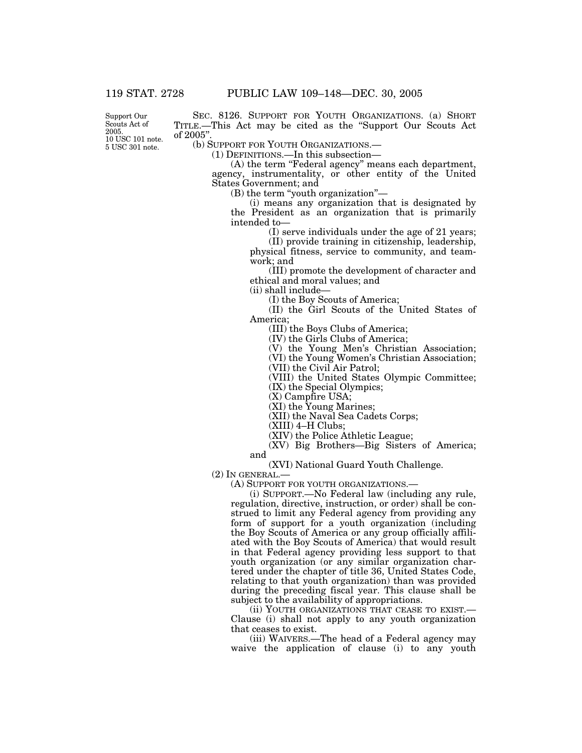Support Our Scouts Act of 2005.
10 USC 101 note.
5 USC 301 note.

SEC. 8126. SUPPORT FOR YOUTH ORGANIZATIONS. (a) SHORT TITLE.—This Act may be cited as the "Support Our Scouts Act of 2005".

(b) SUPPORT FOR YOUTH ORGANIZATIONS.—

(1) DEFINITIONS.—In this subsection—

(A) the term "Federal agency" means each department, agency, instrumentality, or other entity of the United States Government; and

(B) the term "youth organization"—

(i) means any organization that is designated by the President as an organization that is primarily intended to—

(I) serve individuals under the age of 21 years;

(II) provide training in citizenship, leadership, physical fitness, service to community, and teamwork; and

(III) promote the development of character and ethical and moral values; and

(ii) shall include—

(I) the Boy Scouts of America;

(II) the Girl Scouts of the United States of America;

(III) the Boys Clubs of America;

(IV) the Girls Clubs of America;

(V) the Young Men's Christian Association;

(VI) the Young Women's Christian Association;

(VII) the Civil Air Patrol;

(VIII) the United States Olympic Committee;

(IX) the Special Olympics;

(X) Campfire USA;

(XI) the Young Marines;

(XII) the Naval Sea Cadets Corps;

(XIII) 4–H Clubs;

(XIV) the Police Athletic League;

(XV) Big Brothers—Big Sisters of America; and

(XVI) National Guard Youth Challenge.

(2) IN GENERAL.—

(A) SUPPORT FOR YOUTH ORGANIZATIONS.—

(i) SUPPORT.—No Federal law (including any rule, regulation, directive, instruction, or order) shall be construed to limit any Federal agency from providing any form of support for a youth organization (including the Boy Scouts of America or any group officially affiliated with the Boy Scouts of America) that would result in that Federal agency providing less support to that youth organization (or any similar organization chartered under the chapter of title 36, United States Code, relating to that youth organization) than was provided during the preceding fiscal year. This clause shall be subject to the availability of appropriations.

(ii) YOUTH ORGANIZATIONS THAT CEASE TO EXIST.—Clause (i) shall not apply to any youth organization that ceases to exist.

(iii) WAIVERS.—The head of a Federal agency may waive the application of clause (i) to any youth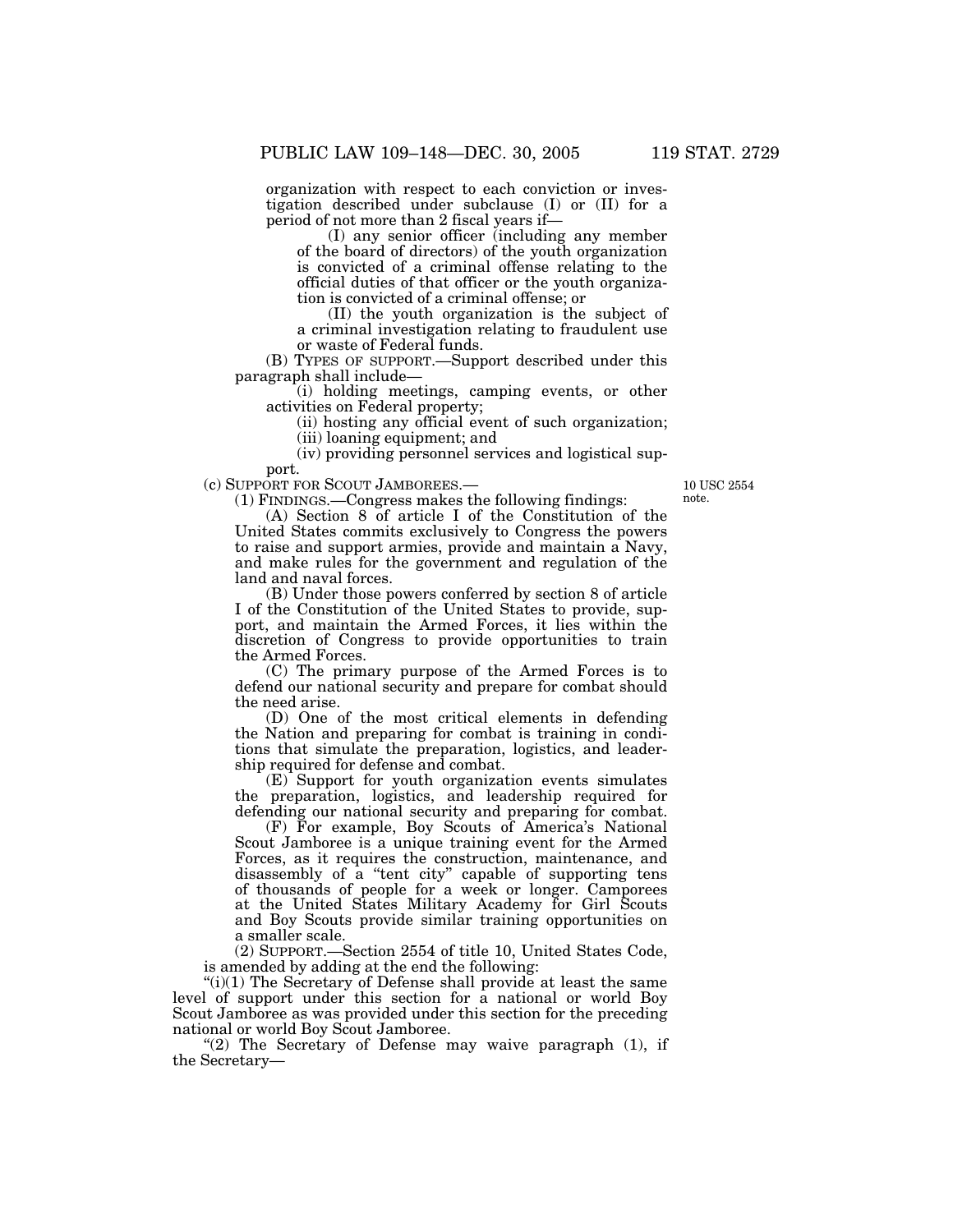organization with respect to each conviction or investigation described under subclause (I) or (II) for a period of not more than 2 fiscal years if—

(I) any senior officer (including any member of the board of directors) of the youth organization is convicted of a criminal offense relating to the official duties of that officer or the youth organization is convicted of a criminal offense; or

(II) the youth organization is the subject of a criminal investigation relating to fraudulent use or waste of Federal funds.

(B) TYPES OF SUPPORT.—Support described under this paragraph shall include—

(i) holding meetings, camping events, or other activities on Federal property;

(ii) hosting any official event of such organization;

(iii) loaning equipment; and

(iv) providing personnel services and logistical support.

(c) SUPPORT FOR SCOUT JAMBOREES.—

10 USC 2554 note.

(1) FINDINGS.—Congress makes the following findings:

(A) Section 8 of article I of the Constitution of the United States commits exclusively to Congress the powers to raise and support armies, provide and maintain a Navy, and make rules for the government and regulation of the land and naval forces.

(B) Under those powers conferred by section 8 of article I of the Constitution of the United States to provide, support, and maintain the Armed Forces, it lies within the discretion of Congress to provide opportunities to train the Armed Forces.

(C) The primary purpose of the Armed Forces is to defend our national security and prepare for combat should the need arise.

(D) One of the most critical elements in defending the Nation and preparing for combat is training in conditions that simulate the preparation, logistics, and leadership required for defense and combat.

(E) Support for youth organization events simulates the preparation, logistics, and leadership required for defending our national security and preparing for combat.

(F) For example, Boy Scouts of America's National Scout Jamboree is a unique training event for the Armed Forces, as it requires the construction, maintenance, and disassembly of a "tent city" capable of supporting tens of thousands of people for a week or longer. Camporees at the United States Military Academy for Girl Scouts and Boy Scouts provide similar training opportunities on a smaller scale.

(2) SUPPORT.—Section 2554 of title 10, United States Code, is amended by adding at the end the following:

"(i)(1) The Secretary of Defense shall provide at least the same level of support under this section for a national or world Boy Scout Jamboree as was provided under this section for the preceding national or world Boy Scout Jamboree.

"(2) The Secretary of Defense may waive paragraph (1), if the Secretary—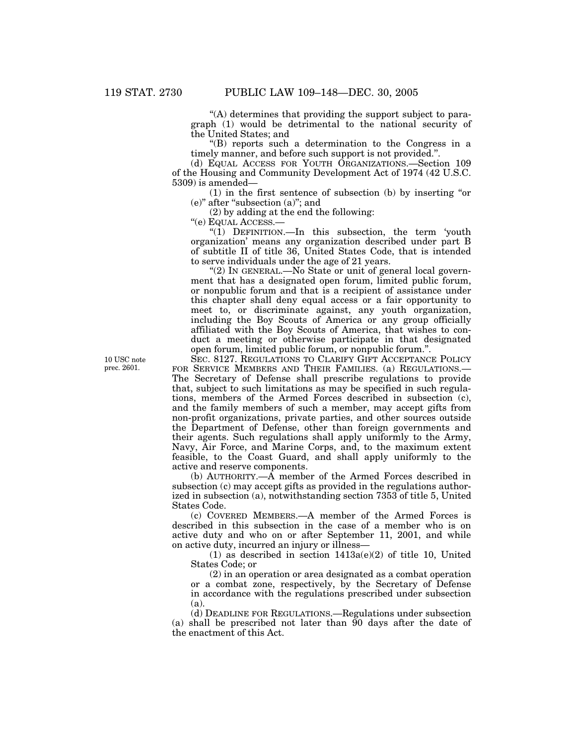"(A) determines that providing the support subject to paragraph (1) would be detrimental to the national security of the United States; and

"(B) reports such a determination to the Congress in a timely manner, and before such support is not provided.".

(d) EQUAL ACCESS FOR YOUTH ORGANIZATIONS.—Section 109 of the Housing and Community Development Act of 1974 (42 U.S.C. 5309) is amended—

(1) in the first sentence of subsection (b) by inserting "or (e)" after "subsection (a)"; and

(2) by adding at the end the following:

"(e) EQUAL ACCESS.—

"(1) DEFINITION.—In this subsection, the term 'youth organization' means any organization described under part B of subtitle II of title 36, United States Code, that is intended to serve individuals under the age of 21 years.

"(2) IN GENERAL.—No State or unit of general local government that has a designated open forum, limited public forum, or nonpublic forum and that is a recipient of assistance under this chapter shall deny equal access or a fair opportunity to meet to, or discriminate against, any youth organization, including the Boy Scouts of America or any group officially affiliated with the Boy Scouts of America, that wishes to conduct a meeting or otherwise participate in that designated open forum, limited public forum, or nonpublic forum.".

10 USC note prec. 2601.

SEC. 8127. REGULATIONS TO CLARIFY GIFT ACCEPTANCE POLICY FOR SERVICE MEMBERS AND THEIR FAMILIES. (a) REGULATIONS.—The Secretary of Defense shall prescribe regulations to provide that, subject to such limitations as may be specified in such regulations, members of the Armed Forces described in subsection (c), and the family members of such a member, may accept gifts from non-profit organizations, private parties, and other sources outside the Department of Defense, other than foreign governments and their agents. Such regulations shall apply uniformly to the Army, Navy, Air Force, and Marine Corps, and, to the maximum extent feasible, to the Coast Guard, and shall apply uniformly to the active and reserve components.

(b) AUTHORITY.—A member of the Armed Forces described in subsection (c) may accept gifts as provided in the regulations authorized in subsection (a), notwithstanding section 7353 of title 5, United States Code.

(c) COVERED MEMBERS.—A member of the Armed Forces is described in this subsection in the case of a member who is on active duty and who on or after September 11, 2001, and while on active duty, incurred an injury or illness—

(1) as described in section 1413a(e)(2) of title 10, United States Code; or

(2) in an operation or area designated as a combat operation or a combat zone, respectively, by the Secretary of Defense in accordance with the regulations prescribed under subsection (a).

(d) DEADLINE FOR REGULATIONS.—Regulations under subsection (a) shall be prescribed not later than 90 days after the date of the enactment of this Act.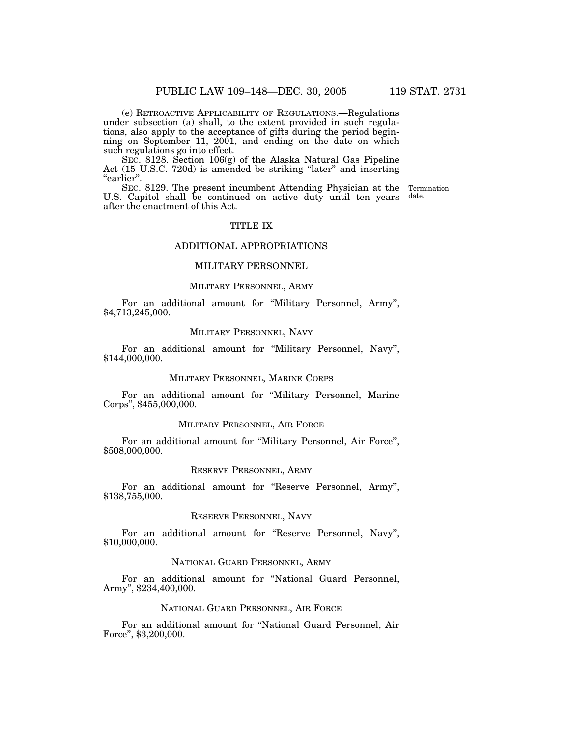(e) RETROACTIVE APPLICABILITY OF REGULATIONS.—Regulations under subsection (a) shall, to the extent provided in such regulations, also apply to the acceptance of gifts during the period beginning on September 11, 2001, and ending on the date on which such regulations go into effect.

SEC. 8128. Section 106(g) of the Alaska Natural Gas Pipeline Act (15 U.S.C. 720d) is amended be striking "later" and inserting "earlier".

SEC. 8129. The present incumbent Attending Physician at the U.S. Capitol shall be continued on active duty until ten years after the enactment of this Act.

Termination date.

# TITLE IX

# ADDITIONAL APPROPRIATIONS

## MILITARY PERSONNEL

### MILITARY PERSONNEL, ARMY

For an additional amount for "Military Personnel, Army", $4,713,245,000.

### MILITARY PERSONNEL, NAVY

For an additional amount for "Military Personnel, Navy", $144,000,000.

### MILITARY PERSONNEL, MARINE CORPS

For an additional amount for "Military Personnel, Marine Corps", $455,000,000.

### MILITARY PERSONNEL, AIR FORCE

For an additional amount for "Military Personnel, Air Force", $508,000,000.

### RESERVE PERSONNEL, ARMY

For an additional amount for "Reserve Personnel, Army", $138,755,000.

### RESERVE PERSONNEL, NAVY

For an additional amount for "Reserve Personnel, Navy", $10,000,000.

### NATIONAL GUARD PERSONNEL, ARMY

For an additional amount for "National Guard Personnel, Army", $234,400,000.

### NATIONAL GUARD PERSONNEL, AIR FORCE

For an additional amount for "National Guard Personnel, Air Force", $3,200,000.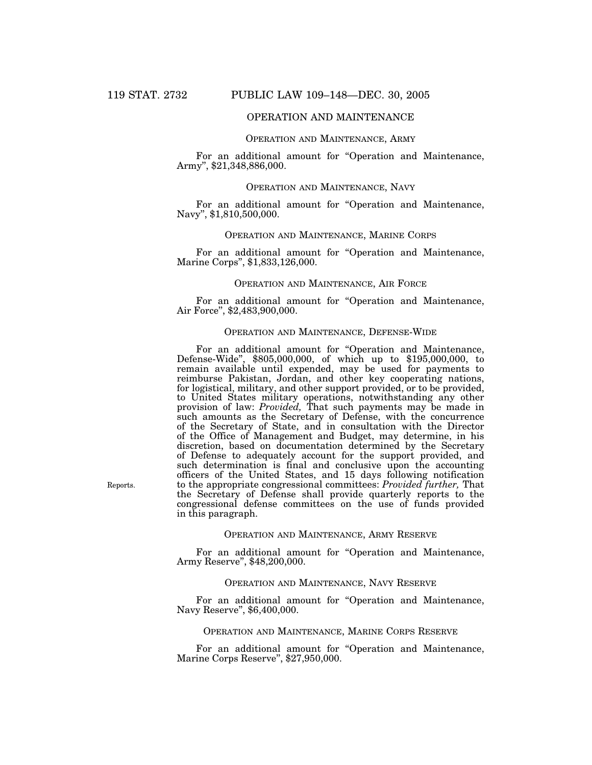## OPERATION AND MAINTENANCE

### OPERATION AND MAINTENANCE, ARMY

For an additional amount for "Operation and Maintenance, Army", $21,348,886,000.

### OPERATION AND MAINTENANCE, NAVY

For an additional amount for "Operation and Maintenance, Navy", $1,810,500,000.

### OPERATION AND MAINTENANCE, MARINE CORPS

For an additional amount for "Operation and Maintenance, Marine Corps", $1,833,126,000.

### OPERATION AND MAINTENANCE, AIR FORCE

For an additional amount for "Operation and Maintenance, Air Force", $2,483,900,000.

### OPERATION AND MAINTENANCE, DEFENSE-WIDE

For an additional amount for "Operation and Maintenance, Defense-Wide", $805,000,000, of which up to $195,000,000, to remain available until expended, may be used for payments to reimburse Pakistan, Jordan, and other key cooperating nations, for logistical, military, and other support provided, or to be provided, to United States military operations, notwithstanding any other provision of law: *Provided,* That such payments may be made in such amounts as the Secretary of Defense, with the concurrence of the Secretary of State, and in consultation with the Director of the Office of Management and Budget, may determine, in his discretion, based on documentation determined by the Secretary of Defense to adequately account for the support provided, and such determination is final and conclusive upon the accounting officers of the United States, and 15 days following notification to the appropriate congressional committees: *Provided further,* That the Secretary of Defense shall provide quarterly reports to the congressional defense committees on the use of funds provided in this paragraph.

Reports.

### OPERATION AND MAINTENANCE, ARMY RESERVE

For an additional amount for "Operation and Maintenance, Army Reserve", $48,200,000.

### OPERATION AND MAINTENANCE, NAVY RESERVE

For an additional amount for "Operation and Maintenance, Navy Reserve", $6,400,000.

### OPERATION AND MAINTENANCE, MARINE CORPS RESERVE

For an additional amount for "Operation and Maintenance, Marine Corps Reserve", $27,950,000.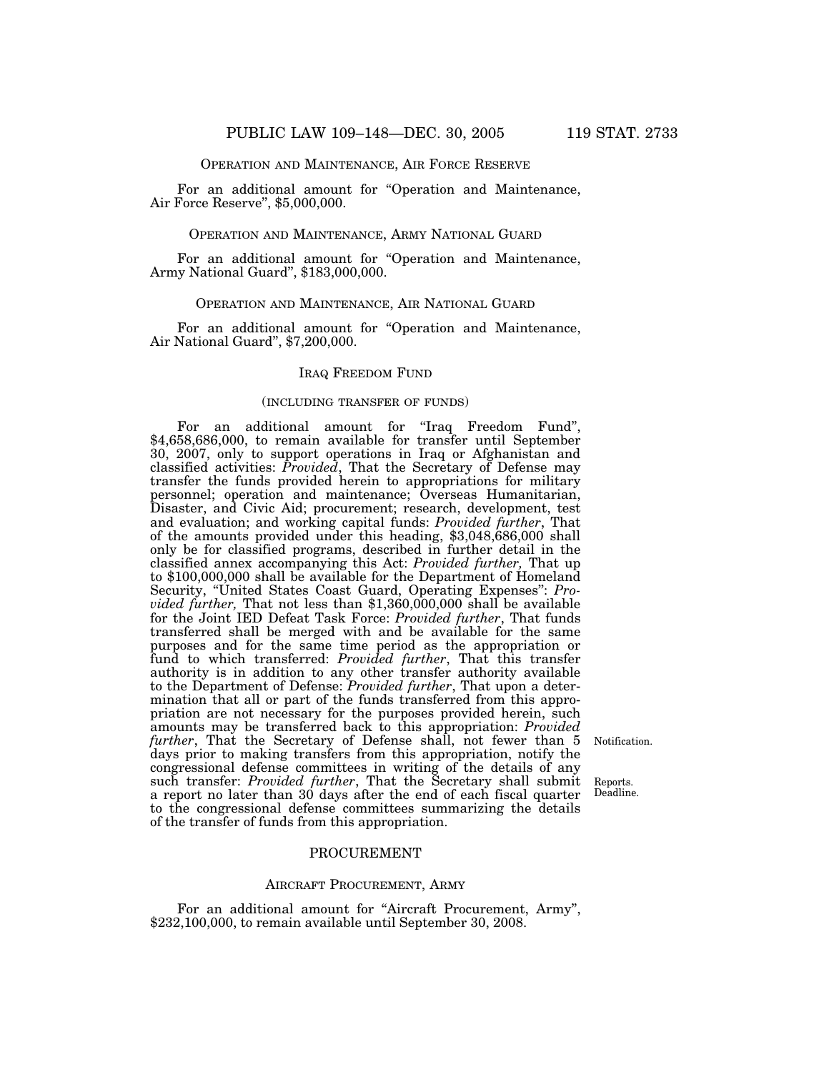### OPERATION AND MAINTENANCE, AIR FORCE RESERVE

For an additional amount for "Operation and Maintenance, Air Force Reserve", $5,000,000.

### OPERATION AND MAINTENANCE, ARMY NATIONAL GUARD

For an additional amount for "Operation and Maintenance, Army National Guard", $183,000,000.

### OPERATION AND MAINTENANCE, AIR NATIONAL GUARD

For an additional amount for "Operation and Maintenance, Air National Guard", $7,200,000.

### IRAQ FREEDOM FUND

(INCLUDING TRANSFER OF FUNDS)

For an additional amount for "Iraq Freedom Fund", $4,658,686,000, to remain available for transfer until September 30, 2007, only to support operations in Iraq or Afghanistan and classified activities: *Provided*, That the Secretary of Defense may transfer the funds provided herein to appropriations for military personnel; operation and maintenance; Overseas Humanitarian, Disaster, and Civic Aid; procurement; research, development, test and evaluation; and working capital funds: *Provided further*, That of the amounts provided under this heading, $3,048,686,000 shall only be for classified programs, described in further detail in the classified annex accompanying this Act: *Provided further,* That up to $100,000,000 shall be available for the Department of Homeland Security, "United States Coast Guard, Operating Expenses": *Provided further,* That not less than $1,360,000,000 shall be available for the Joint IED Defeat Task Force: *Provided further*, That funds transferred shall be merged with and be available for the same purposes and for the same time period as the appropriation or fund to which transferred: *Provided further*, That this transfer authority is in addition to any other transfer authority available to the Department of Defense: *Provided further*, That upon a determination that all or part of the funds transferred from this appropriation are not necessary for the purposes provided herein, such amounts may be transferred back to this appropriation: *Provided further*, That the Secretary of Defense shall, not fewer than 5 days prior to making transfers from this appropriation, notify the congressional defense committees in writing of the details of any such transfer: *Provided further*, That the Secretary shall submit a report no later than 30 days after the end of each fiscal quarter to the congressional defense committees summarizing the details of the transfer of funds from this appropriation.

Notification.

Reports. Deadline.

## PROCUREMENT

### AIRCRAFT PROCUREMENT, ARMY

For an additional amount for "Aircraft Procurement, Army", $232,100,000, to remain available until September 30, 2008.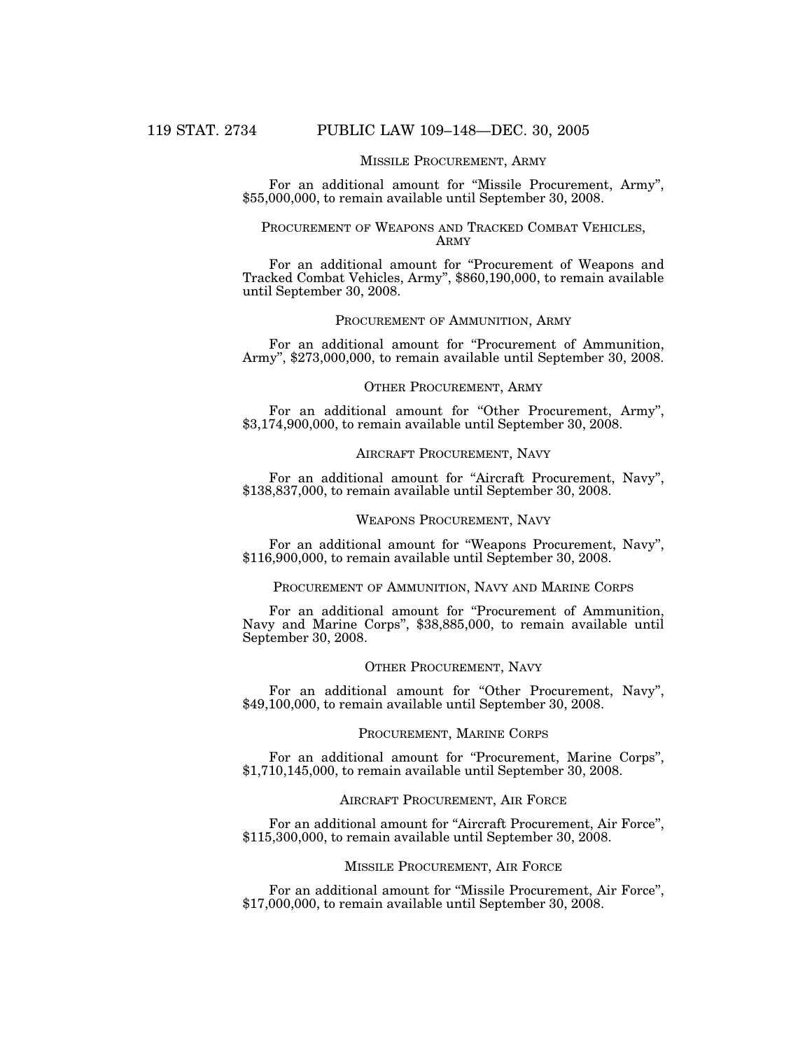### MISSILE PROCUREMENT, ARMY

For an additional amount for "Missile Procurement, Army", $55,000,000, to remain available until September 30, 2008.

### PROCUREMENT OF WEAPONS AND TRACKED COMBAT VEHICLES, ARMY

For an additional amount for "Procurement of Weapons and Tracked Combat Vehicles, Army", $860,190,000, to remain available until September 30, 2008.

### PROCUREMENT OF AMMUNITION, ARMY

For an additional amount for "Procurement of Ammunition, Army", $273,000,000, to remain available until September 30, 2008.

### OTHER PROCUREMENT, ARMY

For an additional amount for "Other Procurement, Army", $3,174,900,000, to remain available until September 30, 2008.

### AIRCRAFT PROCUREMENT, NAVY

For an additional amount for "Aircraft Procurement, Navy", $138,837,000, to remain available until September 30, 2008.

### WEAPONS PROCUREMENT, NAVY

For an additional amount for "Weapons Procurement, Navy", $116,900,000, to remain available until September 30, 2008.

### PROCUREMENT OF AMMUNITION, NAVY AND MARINE CORPS

For an additional amount for "Procurement of Ammunition, Navy and Marine Corps", $38,885,000, to remain available until September 30, 2008.

### OTHER PROCUREMENT, NAVY

For an additional amount for "Other Procurement, Navy", $49,100,000, to remain available until September 30, 2008.

### PROCUREMENT, MARINE CORPS

For an additional amount for "Procurement, Marine Corps", $1,710,145,000, to remain available until September 30, 2008.

### AIRCRAFT PROCUREMENT, AIR FORCE

For an additional amount for "Aircraft Procurement, Air Force", $115,300,000, to remain available until September 30, 2008.

### MISSILE PROCUREMENT, AIR FORCE

For an additional amount for "Missile Procurement, Air Force", $17,000,000, to remain available until September 30, 2008.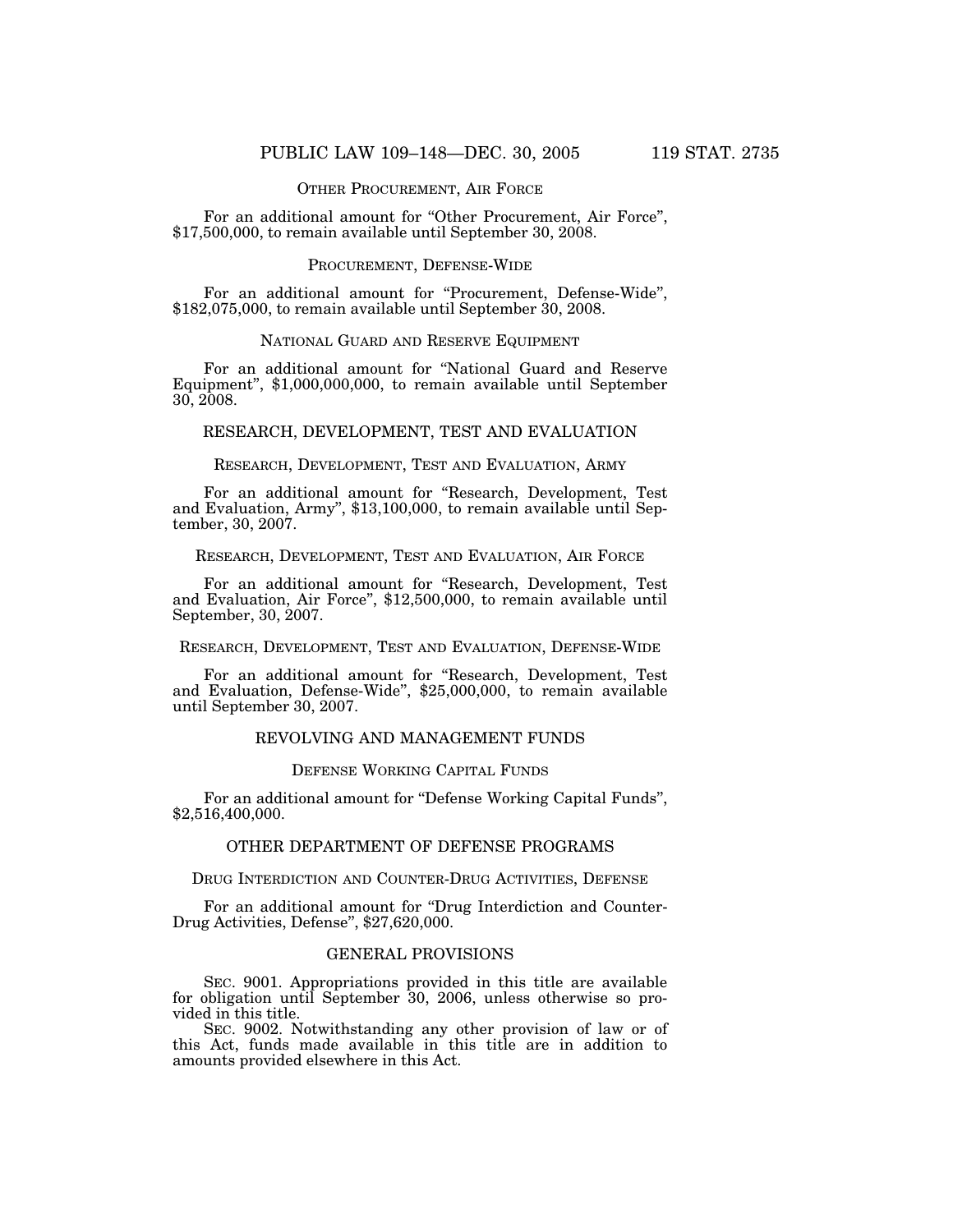### OTHER PROCUREMENT, AIR FORCE

For an additional amount for "Other Procurement, Air Force", $17,500,000, to remain available until September 30, 2008.

### PROCUREMENT, DEFENSE-WIDE

For an additional amount for "Procurement, Defense-Wide", $182,075,000, to remain available until September 30, 2008.

### NATIONAL GUARD AND RESERVE EQUIPMENT

For an additional amount for "National Guard and Reserve Equipment", $1,000,000,000, to remain available until September 30, 2008.

## RESEARCH, DEVELOPMENT, TEST AND EVALUATION

### RESEARCH, DEVELOPMENT, TEST AND EVALUATION, ARMY

For an additional amount for "Research, Development, Test and Evaluation, Army", $13,100,000, to remain available until September, 30, 2007.

### RESEARCH, DEVELOPMENT, TEST AND EVALUATION, AIR FORCE

For an additional amount for "Research, Development, Test and Evaluation, Air Force", $12,500,000, to remain available until September, 30, 2007.

### RESEARCH, DEVELOPMENT, TEST AND EVALUATION, DEFENSE-WIDE

For an additional amount for "Research, Development, Test and Evaluation, Defense-Wide", $25,000,000, to remain available until September 30, 2007.

## REVOLVING AND MANAGEMENT FUNDS

### DEFENSE WORKING CAPITAL FUNDS

For an additional amount for "Defense Working Capital Funds", $2,516,400,000.

## OTHER DEPARTMENT OF DEFENSE PROGRAMS

### DRUG INTERDICTION AND COUNTER-DRUG ACTIVITIES, DEFENSE

For an additional amount for "Drug Interdiction and Counter-Drug Activities, Defense", $27,620,000.

## GENERAL PROVISIONS

SEC. 9001. Appropriations provided in this title are available for obligation until September 30, 2006, unless otherwise so provided in this title.

SEC. 9002. Notwithstanding any other provision of law or of this Act, funds made available in this title are in addition to amounts provided elsewhere in this Act.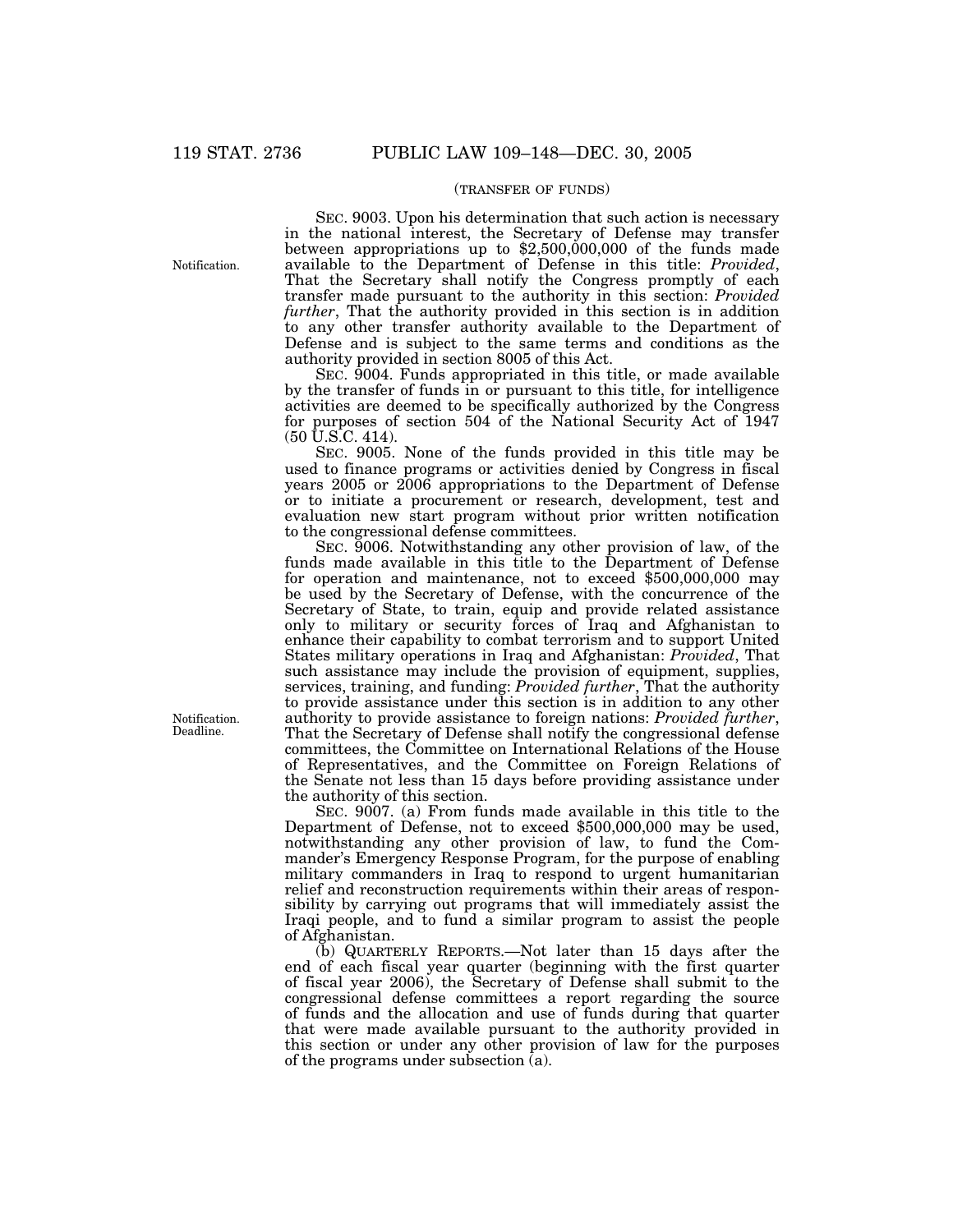(TRANSFER OF FUNDS)

Notification.

SEC. 9003. Upon his determination that such action is necessary in the national interest, the Secretary of Defense may transfer between appropriations up to $2,500,000,000 of the funds made available to the Department of Defense in this title: *Provided*, That the Secretary shall notify the Congress promptly of each transfer made pursuant to the authority in this section: *Provided further*, That the authority provided in this section is in addition to any other transfer authority available to the Department of Defense and is subject to the same terms and conditions as the authority provided in section 8005 of this Act.

SEC. 9004. Funds appropriated in this title, or made available by the transfer of funds in or pursuant to this title, for intelligence activities are deemed to be specifically authorized by the Congress for purposes of section 504 of the National Security Act of 1947 (50 U.S.C. 414).

SEC. 9005. None of the funds provided in this title may be used to finance programs or activities denied by Congress in fiscal years 2005 or 2006 appropriations to the Department of Defense or to initiate a procurement or research, development, test and evaluation new start program without prior written notification to the congressional defense committees.

Notification. Deadline.

SEC. 9006. Notwithstanding any other provision of law, of the funds made available in this title to the Department of Defense for operation and maintenance, not to exceed $500,000,000 may be used by the Secretary of Defense, with the concurrence of the Secretary of State, to train, equip and provide related assistance only to military or security forces of Iraq and Afghanistan to enhance their capability to combat terrorism and to support United States military operations in Iraq and Afghanistan: *Provided*, That such assistance may include the provision of equipment, supplies, services, training, and funding: *Provided further*, That the authority to provide assistance under this section is in addition to any other authority to provide assistance to foreign nations: *Provided further*, That the Secretary of Defense shall notify the congressional defense committees, the Committee on International Relations of the House of Representatives, and the Committee on Foreign Relations of the Senate not less than 15 days before providing assistance under the authority of this section.

SEC. 9007. (a) From funds made available in this title to the Department of Defense, not to exceed $500,000,000 may be used, notwithstanding any other provision of law, to fund the Commander's Emergency Response Program, for the purpose of enabling military commanders in Iraq to respond to urgent humanitarian relief and reconstruction requirements within their areas of responsibility by carrying out programs that will immediately assist the Iraqi people, and to fund a similar program to assist the people of Afghanistan.

(b) QUARTERLY REPORTS.—Not later than 15 days after the end of each fiscal year quarter (beginning with the first quarter of fiscal year 2006), the Secretary of Defense shall submit to the congressional defense committees a report regarding the source of funds and the allocation and use of funds during that quarter that were made available pursuant to the authority provided in this section or under any other provision of law for the purposes of the programs under subsection (a).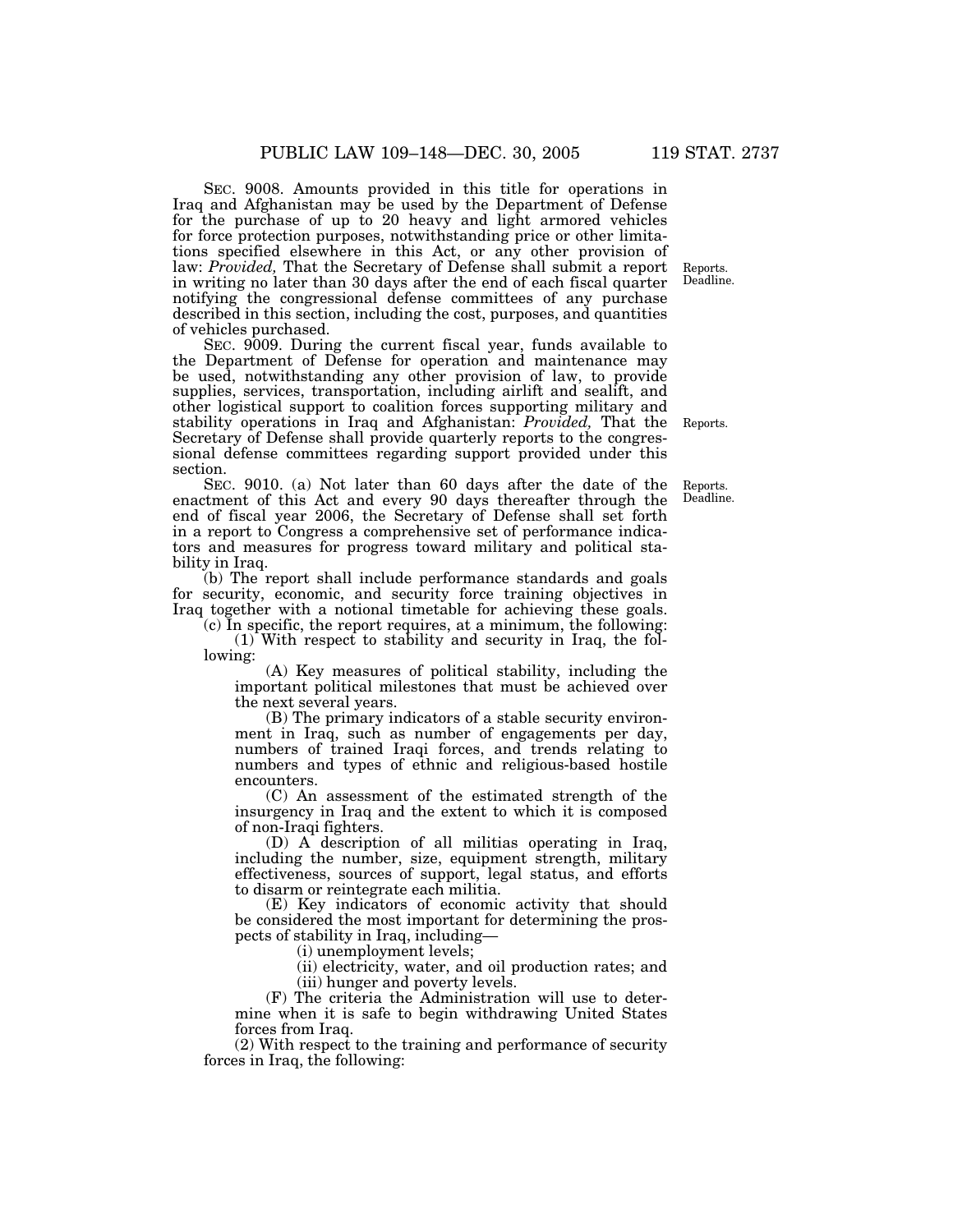SEC. 9008. Amounts provided in this title for operations in Iraq and Afghanistan may be used by the Department of Defense for the purchase of up to 20 heavy and light armored vehicles for force protection purposes, notwithstanding price or other limitations specified elsewhere in this Act, or any other provision of law: *Provided,* That the Secretary of Defense shall submit a report in writing no later than 30 days after the end of each fiscal quarter notifying the congressional defense committees of any purchase described in this section, including the cost, purposes, and quantities of vehicles purchased.

Reports. Deadline.

SEC. 9009. During the current fiscal year, funds available to the Department of Defense for operation and maintenance may be used, notwithstanding any other provision of law, to provide supplies, services, transportation, including airlift and sealift, and other logistical support to coalition forces supporting military and stability operations in Iraq and Afghanistan: *Provided,* That the Secretary of Defense shall provide quarterly reports to the congressional defense committees regarding support provided under this section.

Reports.

SEC. 9010. (a) Not later than 60 days after the date of the enactment of this Act and every 90 days thereafter through the end of fiscal year 2006, the Secretary of Defense shall set forth in a report to Congress a comprehensive set of performance indicators and measures for progress toward military and political stability in Iraq.

Reports. Deadline.

(b) The report shall include performance standards and goals for security, economic, and security force training objectives in Iraq together with a notional timetable for achieving these goals.

(c) In specific, the report requires, at a minimum, the following:

(1) With respect to stability and security in Iraq, the following:

(A) Key measures of political stability, including the important political milestones that must be achieved over the next several years.

(B) The primary indicators of a stable security environment in Iraq, such as number of engagements per day, numbers of trained Iraqi forces, and trends relating to numbers and types of ethnic and religious-based hostile encounters.

(C) An assessment of the estimated strength of the insurgency in Iraq and the extent to which it is composed of non-Iraqi fighters.

(D) A description of all militias operating in Iraq, including the number, size, equipment strength, military effectiveness, sources of support, legal status, and efforts to disarm or reintegrate each militia.

(E) Key indicators of economic activity that should be considered the most important for determining the prospects of stability in Iraq, including—

(i) unemployment levels;

(ii) electricity, water, and oil production rates; and

(iii) hunger and poverty levels.

(F) The criteria the Administration will use to determine when it is safe to begin withdrawing United States forces from Iraq.

(2) With respect to the training and performance of security forces in Iraq, the following: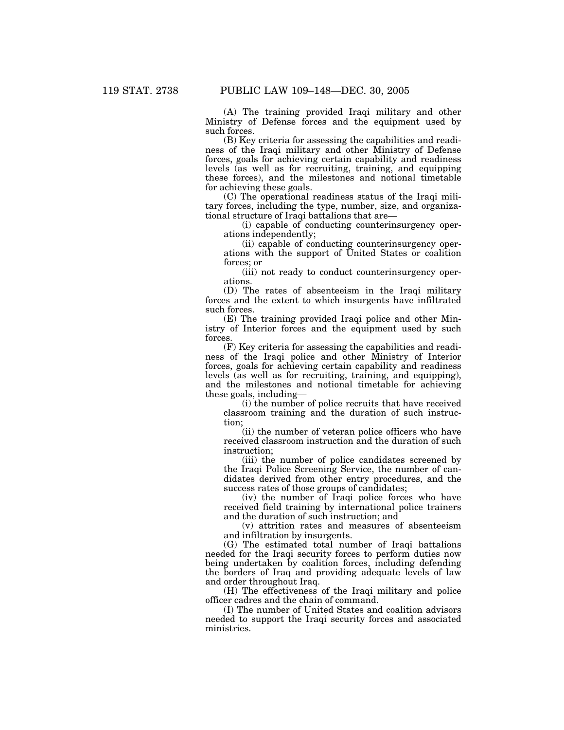(A) The training provided Iraqi military and other Ministry of Defense forces and the equipment used by such forces.

(B) Key criteria for assessing the capabilities and readiness of the Iraqi military and other Ministry of Defense forces, goals for achieving certain capability and readiness levels (as well as for recruiting, training, and equipping these forces), and the milestones and notional timetable for achieving these goals.

(C) The operational readiness status of the Iraqi military forces, including the type, number, size, and organizational structure of Iraqi battalions that are—

(i) capable of conducting counterinsurgency operations independently;

(ii) capable of conducting counterinsurgency operations with the support of United States or coalition forces; or

(iii) not ready to conduct counterinsurgency operations.

(D) The rates of absenteeism in the Iraqi military forces and the extent to which insurgents have infiltrated such forces.

(E) The training provided Iraqi police and other Ministry of Interior forces and the equipment used by such forces.

(F) Key criteria for assessing the capabilities and readiness of the Iraqi police and other Ministry of Interior forces, goals for achieving certain capability and readiness levels (as well as for recruiting, training, and equipping), and the milestones and notional timetable for achieving these goals, including—

(i) the number of police recruits that have received classroom training and the duration of such instruction;

(ii) the number of veteran police officers who have received classroom instruction and the duration of such instruction;

(iii) the number of police candidates screened by the Iraqi Police Screening Service, the number of candidates derived from other entry procedures, and the success rates of those groups of candidates;

(iv) the number of Iraqi police forces who have received field training by international police trainers and the duration of such instruction; and

(v) attrition rates and measures of absenteeism and infiltration by insurgents.

(G) The estimated total number of Iraqi battalions needed for the Iraqi security forces to perform duties now being undertaken by coalition forces, including defending the borders of Iraq and providing adequate levels of law and order throughout Iraq.

(H) The effectiveness of the Iraqi military and police officer cadres and the chain of command.

(I) The number of United States and coalition advisors needed to support the Iraqi security forces and associated ministries.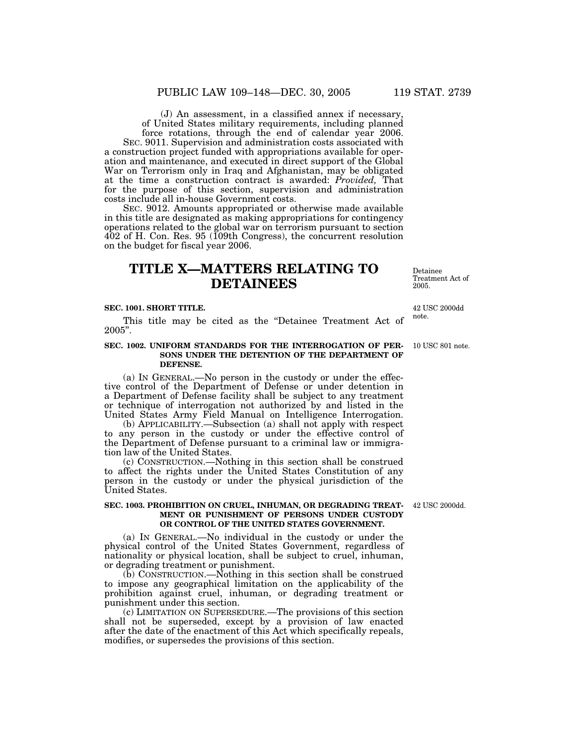(J) An assessment, in a classified annex if necessary, of United States military requirements, including planned force rotations, through the end of calendar year 2006.

SEC. 9011. Supervision and administration costs associated with a construction project funded with appropriations available for operation and maintenance, and executed in direct support of the Global War on Terrorism only in Iraq and Afghanistan, may be obligated at the time a construction contract is awarded: *Provided,* That for the purpose of this section, supervision and administration costs include all in-house Government costs.

SEC. 9012. Amounts appropriated or otherwise made available in this title are designated as making appropriations for contingency operations related to the global war on terrorism pursuant to section 402 of H. Con. Res. 95 (109th Congress), the concurrent resolution on the budget for fiscal year 2006.

# TITLE X—MATTERS RELATING TO DETAINEES

Detainee Treatment Act of 2005.

### SEC. 1001. SHORT TITLE.

42 USC 2000dd note.

This title may be cited as the "Detainee Treatment Act of 2005".

### SEC. 1002. UNIFORM STANDARDS FOR THE INTERROGATION OF PERSONS UNDER THE DETENTION OF THE DEPARTMENT OF DEFENSE.

10 USC 801 note.

(a) IN GENERAL.—No person in the custody or under the effective control of the Department of Defense or under detention in a Department of Defense facility shall be subject to any treatment or technique of interrogation not authorized by and listed in the United States Army Field Manual on Intelligence Interrogation.

(b) APPLICABILITY.—Subsection (a) shall not apply with respect to any person in the custody or under the effective control of the Department of Defense pursuant to a criminal law or immigration law of the United States.

(c) CONSTRUCTION.—Nothing in this section shall be construed to affect the rights under the United States Constitution of any person in the custody or under the physical jurisdiction of the United States.

### SEC. 1003. PROHIBITION ON CRUEL, INHUMAN, OR DEGRADING TREATMENT OR PUNISHMENT OF PERSONS UNDER CUSTODY OR CONTROL OF THE UNITED STATES GOVERNMENT.

42 USC 2000dd.

(a) IN GENERAL.—No individual in the custody or under the physical control of the United States Government, regardless of nationality or physical location, shall be subject to cruel, inhuman, or degrading treatment or punishment.

(b) CONSTRUCTION.—Nothing in this section shall be construed to impose any geographical limitation on the applicability of the prohibition against cruel, inhuman, or degrading treatment or punishment under this section.

(c) LIMITATION ON SUPERSEDURE.—The provisions of this section shall not be superseded, except by a provision of law enacted after the date of the enactment of this Act which specifically repeals, modifies, or supersedes the provisions of this section.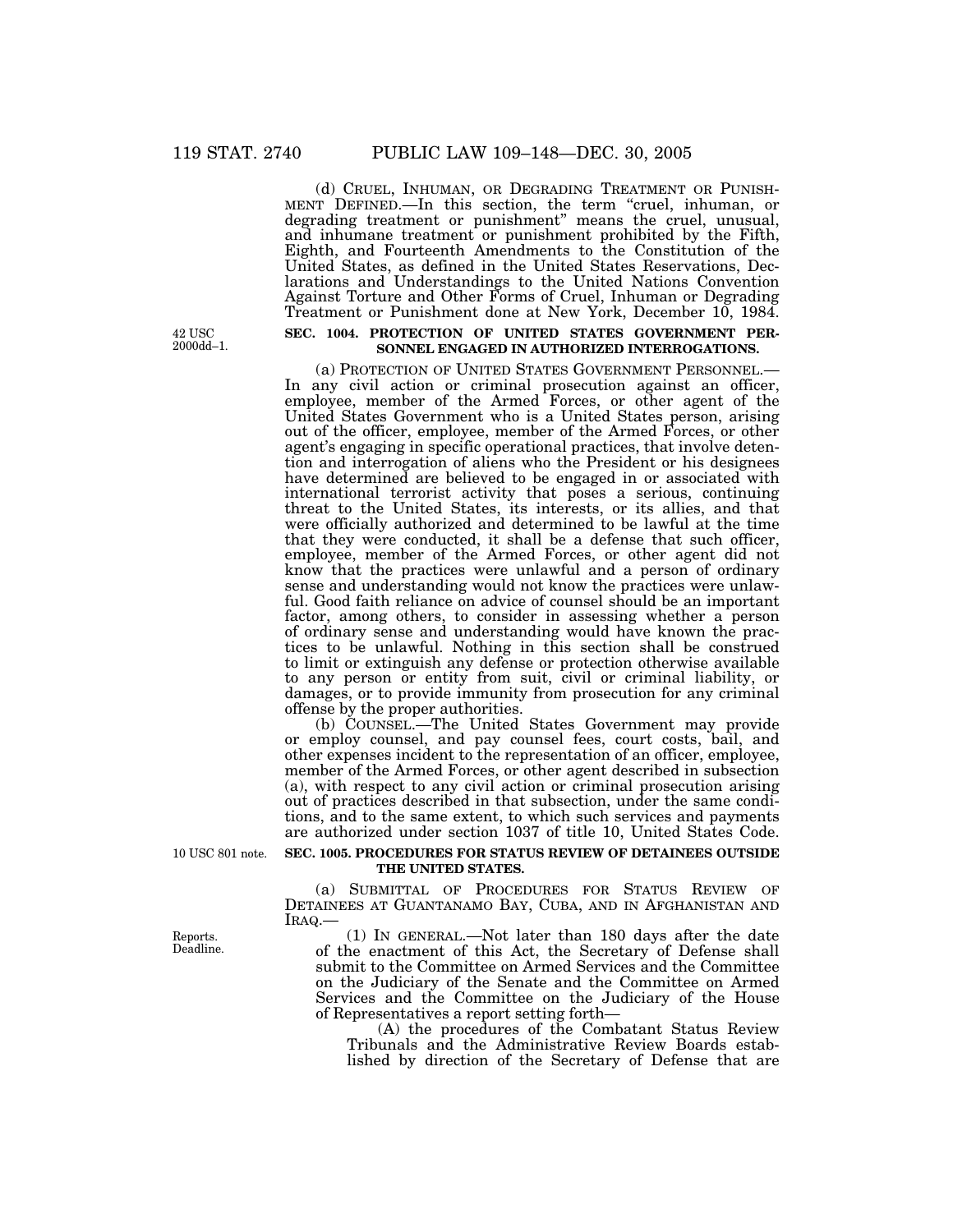(d) CRUEL, INHUMAN, OR DEGRADING TREATMENT OR PUNISHMENT DEFINED.—In this section, the term "cruel, inhuman, or degrading treatment or punishment" means the cruel, unusual, and inhumane treatment or punishment prohibited by the Fifth, Eighth, and Fourteenth Amendments to the Constitution of the United States, as defined in the United States Reservations, Declarations and Understandings to the United Nations Convention Against Torture and Other Forms of Cruel, Inhuman or Degrading Treatment or Punishment done at New York, December 10, 1984.

42 USC 2000dd–1.

**SEC. 1004. PROTECTION OF UNITED STATES GOVERNMENT PERSONNEL ENGAGED IN AUTHORIZED INTERROGATIONS.**

(a) PROTECTION OF UNITED STATES GOVERNMENT PERSONNEL.—In any civil action or criminal prosecution against an officer, employee, member of the Armed Forces, or other agent of the United States Government who is a United States person, arising out of the officer, employee, member of the Armed Forces, or other agent's engaging in specific operational practices, that involve detention and interrogation of aliens who the President or his designees have determined are believed to be engaged in or associated with international terrorist activity that poses a serious, continuing threat to the United States, its interests, or its allies, and that were officially authorized and determined to be lawful at the time that they were conducted, it shall be a defense that such officer, employee, member of the Armed Forces, or other agent did not know that the practices were unlawful and a person of ordinary sense and understanding would not know the practices were unlawful. Good faith reliance on advice of counsel should be an important factor, among others, to consider in assessing whether a person of ordinary sense and understanding would have known the practices to be unlawful. Nothing in this section shall be construed to limit or extinguish any defense or protection otherwise available to any person or entity from suit, civil or criminal liability, or damages, or to provide immunity from prosecution for any criminal offense by the proper authorities.

(b) COUNSEL.—The United States Government may provide or employ counsel, and pay counsel fees, court costs, bail, and other expenses incident to the representation of an officer, employee, member of the Armed Forces, or other agent described in subsection (a), with respect to any civil action or criminal prosecution arising out of practices described in that subsection, under the same conditions, and to the same extent, to which such services and payments are authorized under section 1037 of title 10, United States Code.

10 USC 801 note.

**SEC. 1005. PROCEDURES FOR STATUS REVIEW OF DETAINEES OUTSIDE THE UNITED STATES.**

(a) SUBMITTAL OF PROCEDURES FOR STATUS REVIEW OF DETAINEES AT GUANTANAMO BAY, CUBA, AND IN AFGHANISTAN AND IRAQ.—

Reports. Deadline.

(1) IN GENERAL.—Not later than 180 days after the date of the enactment of this Act, the Secretary of Defense shall submit to the Committee on Armed Services and the Committee on the Judiciary of the Senate and the Committee on Armed Services and the Committee on the Judiciary of the House of Representatives a report setting forth—

(A) the procedures of the Combatant Status Review Tribunals and the Administrative Review Boards established by direction of the Secretary of Defense that are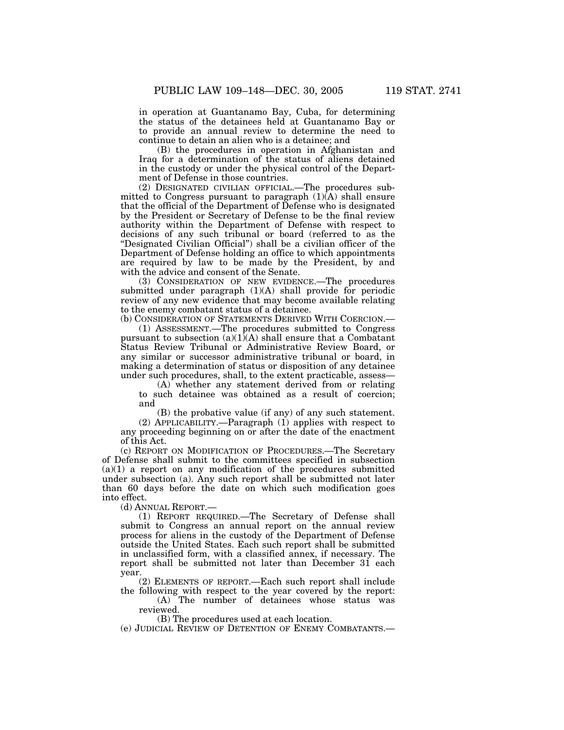in operation at Guantanamo Bay, Cuba, for determining the status of the detainees held at Guantanamo Bay or to provide an annual review to determine the need to continue to detain an alien who is a detainee; and

(B) the procedures in operation in Afghanistan and Iraq for a determination of the status of aliens detained in the custody or under the physical control of the Department of Defense in those countries.

(2) DESIGNATED CIVILIAN OFFICIAL.—The procedures submitted to Congress pursuant to paragraph (1)(A) shall ensure that the official of the Department of Defense who is designated by the President or Secretary of Defense to be the final review authority within the Department of Defense with respect to decisions of any such tribunal or board (referred to as the "Designated Civilian Official") shall be a civilian officer of the Department of Defense holding an office to which appointments are required by law to be made by the President, by and with the advice and consent of the Senate.

(3) CONSIDERATION OF NEW EVIDENCE.—The procedures submitted under paragraph (1)(A) shall provide for periodic review of any new evidence that may become available relating to the enemy combatant status of a detainee.

(b) CONSIDERATION OF STATEMENTS DERIVED WITH COERCION.—

(1) ASSESSMENT.—The procedures submitted to Congress pursuant to subsection (a)(1)(A) shall ensure that a Combatant Status Review Tribunal or Administrative Review Board, or any similar or successor administrative tribunal or board, in making a determination of status or disposition of any detainee under such procedures, shall, to the extent practicable, assess—

(A) whether any statement derived from or relating to such detainee was obtained as a result of coercion; and

(B) the probative value (if any) of any such statement.

(2) APPLICABILITY.—Paragraph (1) applies with respect to any proceeding beginning on or after the date of the enactment of this Act.

(c) REPORT ON MODIFICATION OF PROCEDURES.—The Secretary of Defense shall submit to the committees specified in subsection (a)(1) a report on any modification of the procedures submitted under subsection (a). Any such report shall be submitted not later than 60 days before the date on which such modification goes into effect.

(d) ANNUAL REPORT.—

(1) REPORT REQUIRED.—The Secretary of Defense shall submit to Congress an annual report on the annual review process for aliens in the custody of the Department of Defense outside the United States. Each such report shall be submitted in unclassified form, with a classified annex, if necessary. The report shall be submitted not later than December 31 each year.

(2) ELEMENTS OF REPORT.—Each such report shall include the following with respect to the year covered by the report:

(A) The number of detainees whose status was reviewed.

(B) The procedures used at each location.

(e) JUDICIAL REVIEW OF DETENTION OF ENEMY COMBATANTS.—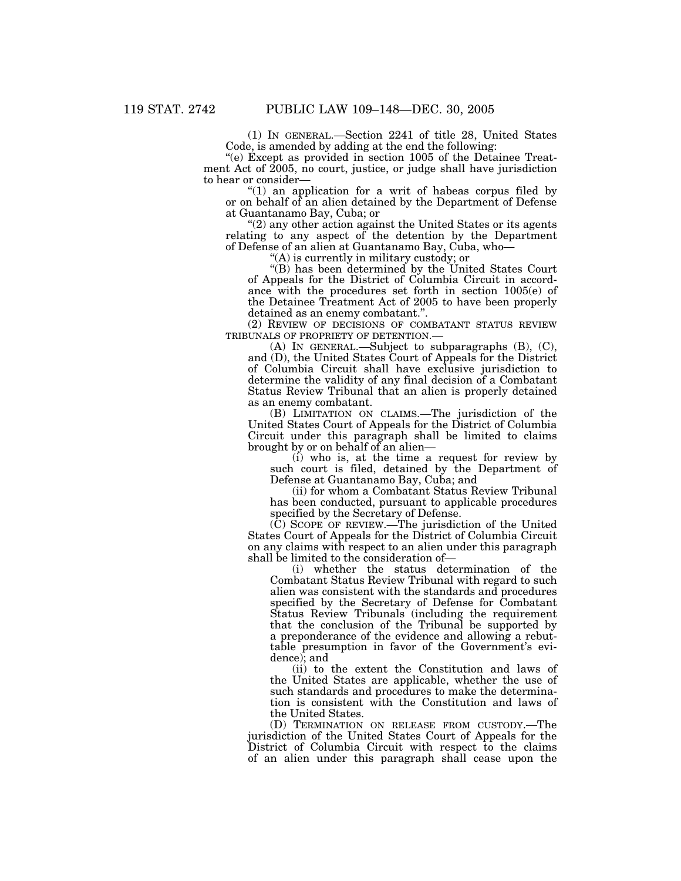(1) IN GENERAL.—Section 2241 of title 28, United States Code, is amended by adding at the end the following:

"(e) Except as provided in section 1005 of the Detainee Treatment Act of 2005, no court, justice, or judge shall have jurisdiction to hear or consider—

"(1) an application for a writ of habeas corpus filed by or on behalf of an alien detained by the Department of Defense at Guantanamo Bay, Cuba; or

"(2) any other action against the United States or its agents relating to any aspect of the detention by the Department of Defense of an alien at Guantanamo Bay, Cuba, who—

"(A) is currently in military custody; or

"(B) has been determined by the United States Court of Appeals for the District of Columbia Circuit in accordance with the procedures set forth in section 1005(e) of the Detainee Treatment Act of 2005 to have been properly detained as an enemy combatant.".

(2) REVIEW OF DECISIONS OF COMBATANT STATUS REVIEW TRIBUNALS OF PROPRIETY OF DETENTION.—

(A) IN GENERAL.—Subject to subparagraphs (B), (C), and (D), the United States Court of Appeals for the District of Columbia Circuit shall have exclusive jurisdiction to determine the validity of any final decision of a Combatant Status Review Tribunal that an alien is properly detained as an enemy combatant.

(B) LIMITATION ON CLAIMS.—The jurisdiction of the United States Court of Appeals for the District of Columbia Circuit under this paragraph shall be limited to claims brought by or on behalf of an alien—

(i) who is, at the time a request for review by such court is filed, detained by the Department of Defense at Guantanamo Bay, Cuba; and

(ii) for whom a Combatant Status Review Tribunal has been conducted, pursuant to applicable procedures specified by the Secretary of Defense.

(C) SCOPE OF REVIEW.—The jurisdiction of the United States Court of Appeals for the District of Columbia Circuit on any claims with respect to an alien under this paragraph shall be limited to the consideration of—

(i) whether the status determination of the Combatant Status Review Tribunal with regard to such alien was consistent with the standards and procedures specified by the Secretary of Defense for Combatant Status Review Tribunals (including the requirement that the conclusion of the Tribunal be supported by a preponderance of the evidence and allowing a rebuttable presumption in favor of the Government's evidence); and

(ii) to the extent the Constitution and laws of the United States are applicable, whether the use of such standards and procedures to make the determination is consistent with the Constitution and laws of the United States.

(D) TERMINATION ON RELEASE FROM CUSTODY.—The jurisdiction of the United States Court of Appeals for the District of Columbia Circuit with respect to the claims of an alien under this paragraph shall cease upon the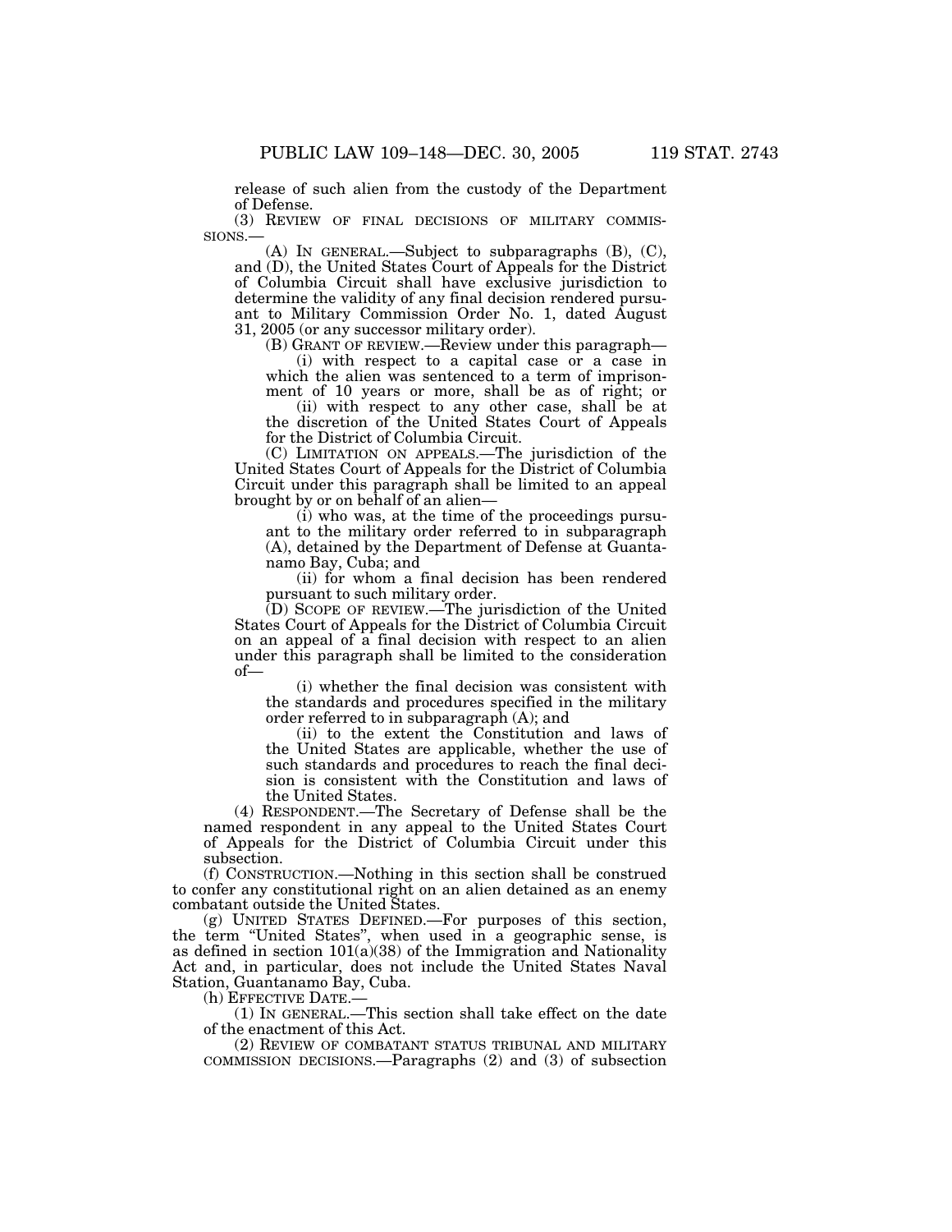release of such alien from the custody of the Department of Defense.

(3) REVIEW OF FINAL DECISIONS OF MILITARY COMMISSIONS.—

(A) IN GENERAL.—Subject to subparagraphs (B), (C), and (D), the United States Court of Appeals for the District of Columbia Circuit shall have exclusive jurisdiction to determine the validity of any final decision rendered pursuant to Military Commission Order No. 1, dated August 31, 2005 (or any successor military order).

(B) GRANT OF REVIEW.—Review under this paragraph—

(i) with respect to a capital case or a case in which the alien was sentenced to a term of imprisonment of 10 years or more, shall be as of right; or

(ii) with respect to any other case, shall be at the discretion of the United States Court of Appeals for the District of Columbia Circuit.

(C) LIMITATION ON APPEALS.—The jurisdiction of the United States Court of Appeals for the District of Columbia Circuit under this paragraph shall be limited to an appeal brought by or on behalf of an alien—

(i) who was, at the time of the proceedings pursuant to the military order referred to in subparagraph (A), detained by the Department of Defense at Guantanamo Bay, Cuba; and

(ii) for whom a final decision has been rendered pursuant to such military order.

(D) SCOPE OF REVIEW.—The jurisdiction of the United States Court of Appeals for the District of Columbia Circuit on an appeal of a final decision with respect to an alien under this paragraph shall be limited to the consideration of—

(i) whether the final decision was consistent with the standards and procedures specified in the military order referred to in subparagraph (A); and

(ii) to the extent the Constitution and laws of the United States are applicable, whether the use of such standards and procedures to reach the final decision is consistent with the Constitution and laws of the United States.

(4) RESPONDENT.—The Secretary of Defense shall be the named respondent in any appeal to the United States Court of Appeals for the District of Columbia Circuit under this subsection.

(f) CONSTRUCTION.—Nothing in this section shall be construed to confer any constitutional right on an alien detained as an enemy combatant outside the United States.

(g) UNITED STATES DEFINED.—For purposes of this section, the term "United States", when used in a geographic sense, is as defined in section 101(a)(38) of the Immigration and Nationality Act and, in particular, does not include the United States Naval Station, Guantanamo Bay, Cuba.

(h) EFFECTIVE DATE.—

(1) IN GENERAL.—This section shall take effect on the date of the enactment of this Act.

(2) REVIEW OF COMBATANT STATUS TRIBUNAL AND MILITARY COMMISSION DECISIONS.—Paragraphs (2) and (3) of subsection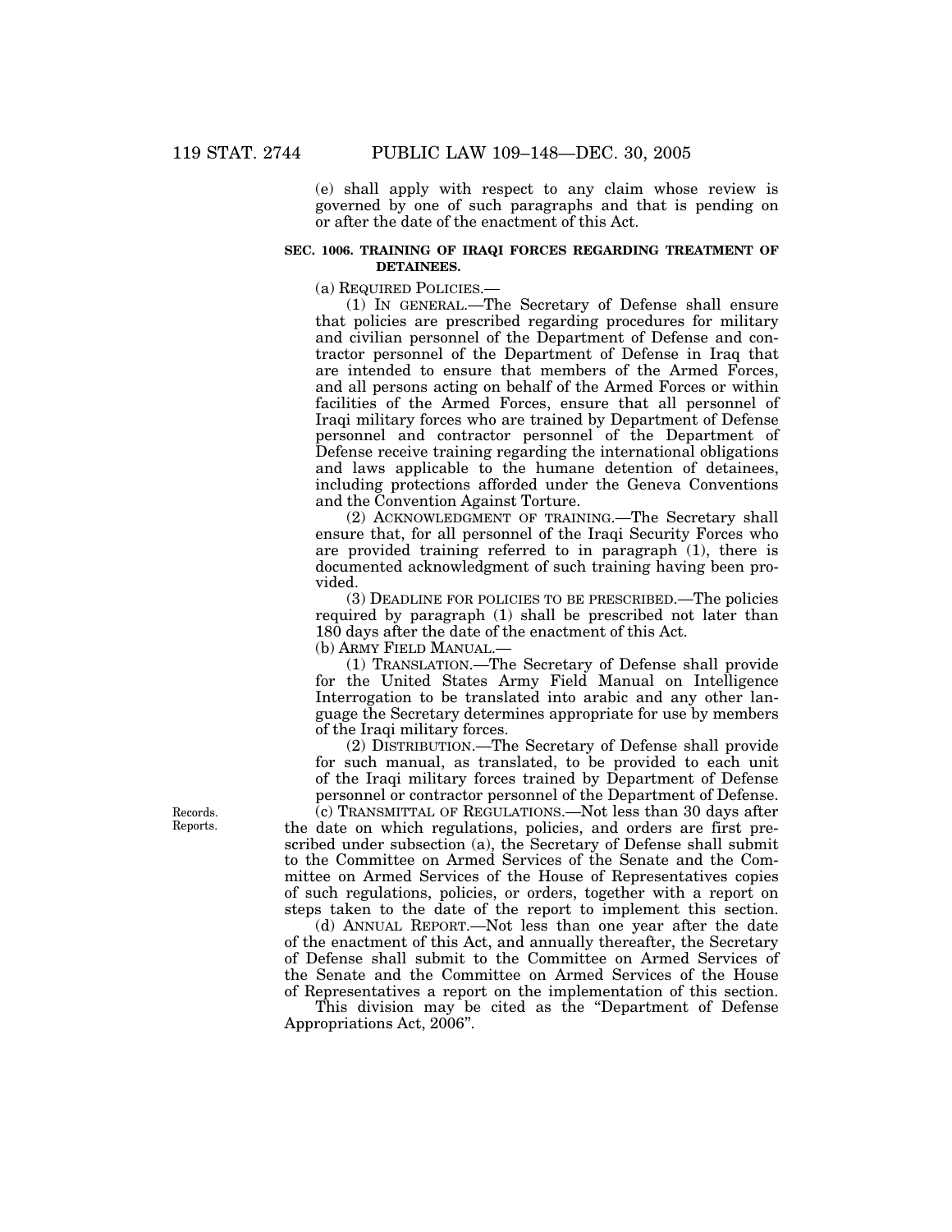(e) shall apply with respect to any claim whose review is governed by one of such paragraphs and that is pending on or after the date of the enactment of this Act.

**SEC. 1006. TRAINING OF IRAQI FORCES REGARDING TREATMENT OF DETAINEES.**

(a) REQUIRED POLICIES.—

(1) IN GENERAL.—The Secretary of Defense shall ensure that policies are prescribed regarding procedures for military and civilian personnel of the Department of Defense and contractor personnel of the Department of Defense in Iraq that are intended to ensure that members of the Armed Forces, and all persons acting on behalf of the Armed Forces or within facilities of the Armed Forces, ensure that all personnel of Iraqi military forces who are trained by Department of Defense personnel and contractor personnel of the Department of Defense receive training regarding the international obligations and laws applicable to the humane detention of detainees, including protections afforded under the Geneva Conventions and the Convention Against Torture.

(2) ACKNOWLEDGMENT OF TRAINING.—The Secretary shall ensure that, for all personnel of the Iraqi Security Forces who are provided training referred to in paragraph (1), there is documented acknowledgment of such training having been provided.

(3) DEADLINE FOR POLICIES TO BE PRESCRIBED.—The policies required by paragraph (1) shall be prescribed not later than 180 days after the date of the enactment of this Act.

(b) ARMY FIELD MANUAL.—

(1) TRANSLATION.—The Secretary of Defense shall provide for the United States Army Field Manual on Intelligence Interrogation to be translated into arabic and any other language the Secretary determines appropriate for use by members of the Iraqi military forces.

(2) DISTRIBUTION.—The Secretary of Defense shall provide for such manual, as translated, to be provided to each unit of the Iraqi military forces trained by Department of Defense personnel or contractor personnel of the Department of Defense.

Records. Reports.

(c) TRANSMITTAL OF REGULATIONS.—Not less than 30 days after the date on which regulations, policies, and orders are first prescribed under subsection (a), the Secretary of Defense shall submit to the Committee on Armed Services of the Senate and the Committee on Armed Services of the House of Representatives copies of such regulations, policies, or orders, together with a report on steps taken to the date of the report to implement this section.

(d) ANNUAL REPORT.—Not less than one year after the date of the enactment of this Act, and annually thereafter, the Secretary of Defense shall submit to the Committee on Armed Services of the Senate and the Committee on Armed Services of the House of Representatives a report on the implementation of this section.

This division may be cited as the "Department of Defense Appropriations Act, 2006".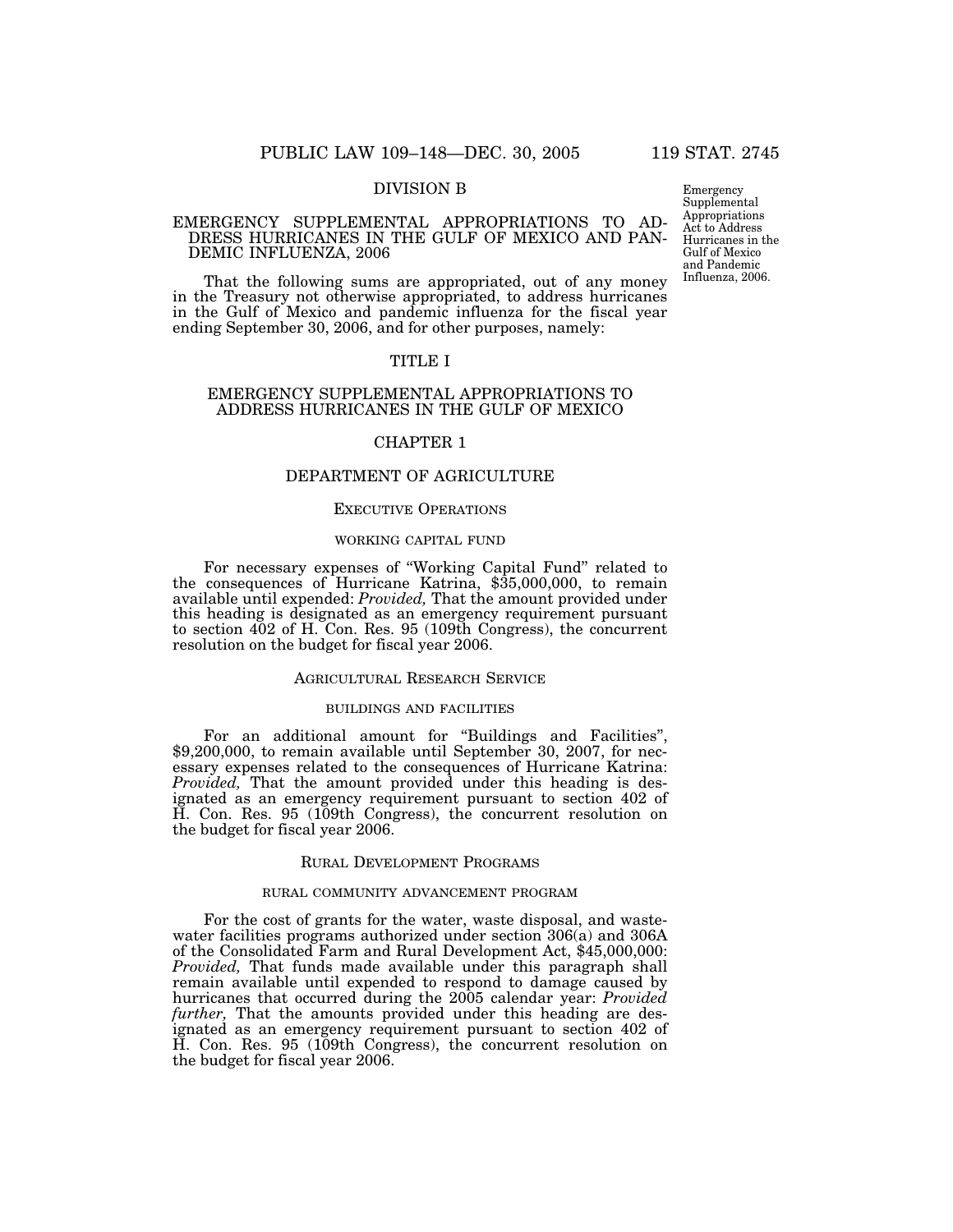Emergency Supplemental Appropriations Act to Address Hurricanes in the Gulf of Mexico and Pandemic Influenza, 2006.

# DIVISION B

## EMERGENCY SUPPLEMENTAL APPROPRIATIONS TO ADDRESS HURRICANES IN THE GULF OF MEXICO AND PANDEMIC INFLUENZA, 2006

That the following sums are appropriated, out of any money in the Treasury not otherwise appropriated, to address hurricanes in the Gulf of Mexico and pandemic influenza for the fiscal year ending September 30, 2006, and for other purposes, namely:

## TITLE I

## EMERGENCY SUPPLEMENTAL APPROPRIATIONS TO ADDRESS HURRICANES IN THE GULF OF MEXICO

### CHAPTER 1

### DEPARTMENT OF AGRICULTURE

#### EXECUTIVE OPERATIONS

##### WORKING CAPITAL FUND

For necessary expenses of "Working Capital Fund" related to the consequences of Hurricane Katrina, $35,000,000, to remain available until expended: *Provided,* That the amount provided under this heading is designated as an emergency requirement pursuant to section 402 of H. Con. Res. 95 (109th Congress), the concurrent resolution on the budget for fiscal year 2006.

#### AGRICULTURAL RESEARCH SERVICE

##### BUILDINGS AND FACILITIES

For an additional amount for "Buildings and Facilities", $9,200,000, to remain available until September 30, 2007, for necessary expenses related to the consequences of Hurricane Katrina: *Provided,* That the amount provided under this heading is designated as an emergency requirement pursuant to section 402 of H. Con. Res. 95 (109th Congress), the concurrent resolution on the budget for fiscal year 2006.

#### RURAL DEVELOPMENT PROGRAMS

##### RURAL COMMUNITY ADVANCEMENT PROGRAM

For the cost of grants for the water, waste disposal, and wastewater facilities programs authorized under section 306(a) and 306A of the Consolidated Farm and Rural Development Act, $45,000,000: *Provided,* That funds made available under this paragraph shall remain available until expended to respond to damage caused by hurricanes that occurred during the 2005 calendar year: *Provided further,* That the amounts provided under this heading are designated as an emergency requirement pursuant to section 402 of H. Con. Res. 95 (109th Congress), the concurrent resolution on the budget for fiscal year 2006.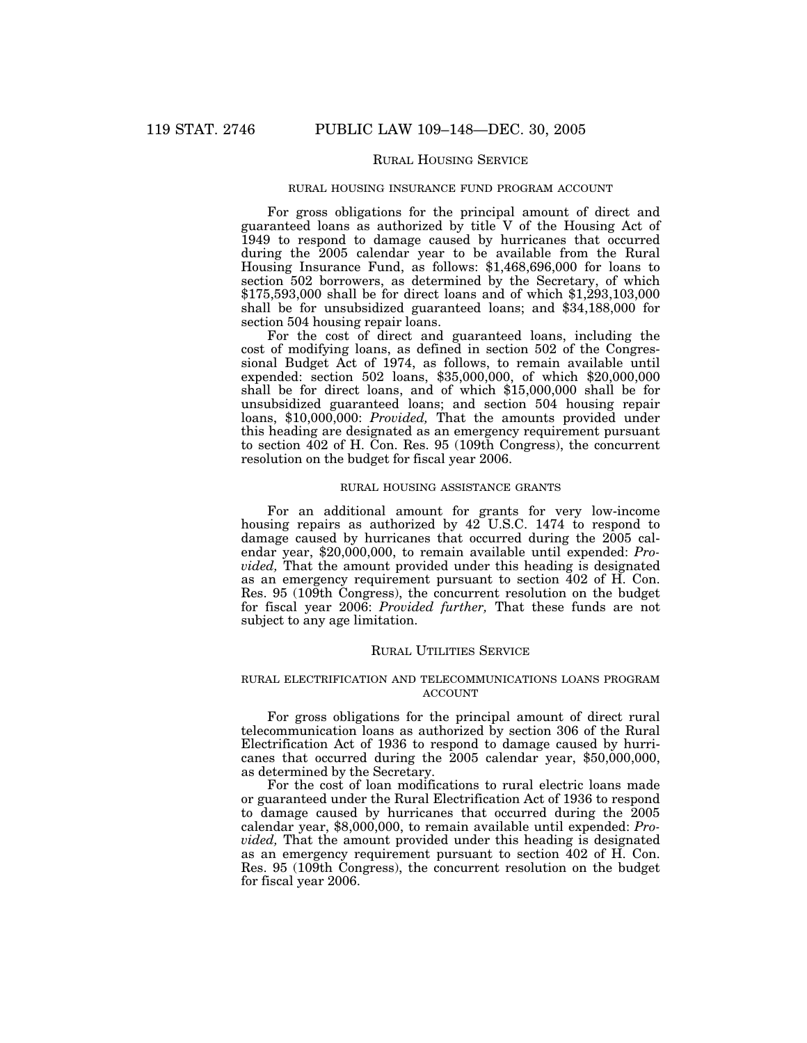## Rural Housing Service

### RURAL HOUSING INSURANCE FUND PROGRAM ACCOUNT

For gross obligations for the principal amount of direct and guaranteed loans as authorized by title V of the Housing Act of 1949 to respond to damage caused by hurricanes that occurred during the 2005 calendar year to be available from the Rural Housing Insurance Fund, as follows: $1,468,696,000 for loans to section 502 borrowers, as determined by the Secretary, of which $175,593,000 shall be for direct loans and of which $1,293,103,000 shall be for unsubsidized guaranteed loans; and $34,188,000 for section 504 housing repair loans.

For the cost of direct and guaranteed loans, including the cost of modifying loans, as defined in section 502 of the Congressional Budget Act of 1974, as follows, to remain available until expended: section 502 loans, $35,000,000, of which $20,000,000 shall be for direct loans, and of which $15,000,000 shall be for unsubsidized guaranteed loans; and section 504 housing repair loans, $10,000,000: *Provided,* That the amounts provided under this heading are designated as an emergency requirement pursuant to section 402 of H. Con. Res. 95 (109th Congress), the concurrent resolution on the budget for fiscal year 2006.

### RURAL HOUSING ASSISTANCE GRANTS

For an additional amount for grants for very low-income housing repairs as authorized by 42 U.S.C. 1474 to respond to damage caused by hurricanes that occurred during the 2005 calendar year, $20,000,000, to remain available until expended: *Provided,* That the amount provided under this heading is designated as an emergency requirement pursuant to section 402 of H. Con. Res. 95 (109th Congress), the concurrent resolution on the budget for fiscal year 2006: *Provided further,* That these funds are not subject to any age limitation.

## Rural Utilities Service

### RURAL ELECTRIFICATION AND TELECOMMUNICATIONS LOANS PROGRAM ACCOUNT

For gross obligations for the principal amount of direct rural telecommunication loans as authorized by section 306 of the Rural Electrification Act of 1936 to respond to damage caused by hurricanes that occurred during the 2005 calendar year, $50,000,000, as determined by the Secretary.

For the cost of loan modifications to rural electric loans made or guaranteed under the Rural Electrification Act of 1936 to respond to damage caused by hurricanes that occurred during the 2005 calendar year, $8,000,000, to remain available until expended: *Provided,* That the amount provided under this heading is designated as an emergency requirement pursuant to section 402 of H. Con. Res. 95 (109th Congress), the concurrent resolution on the budget for fiscal year 2006.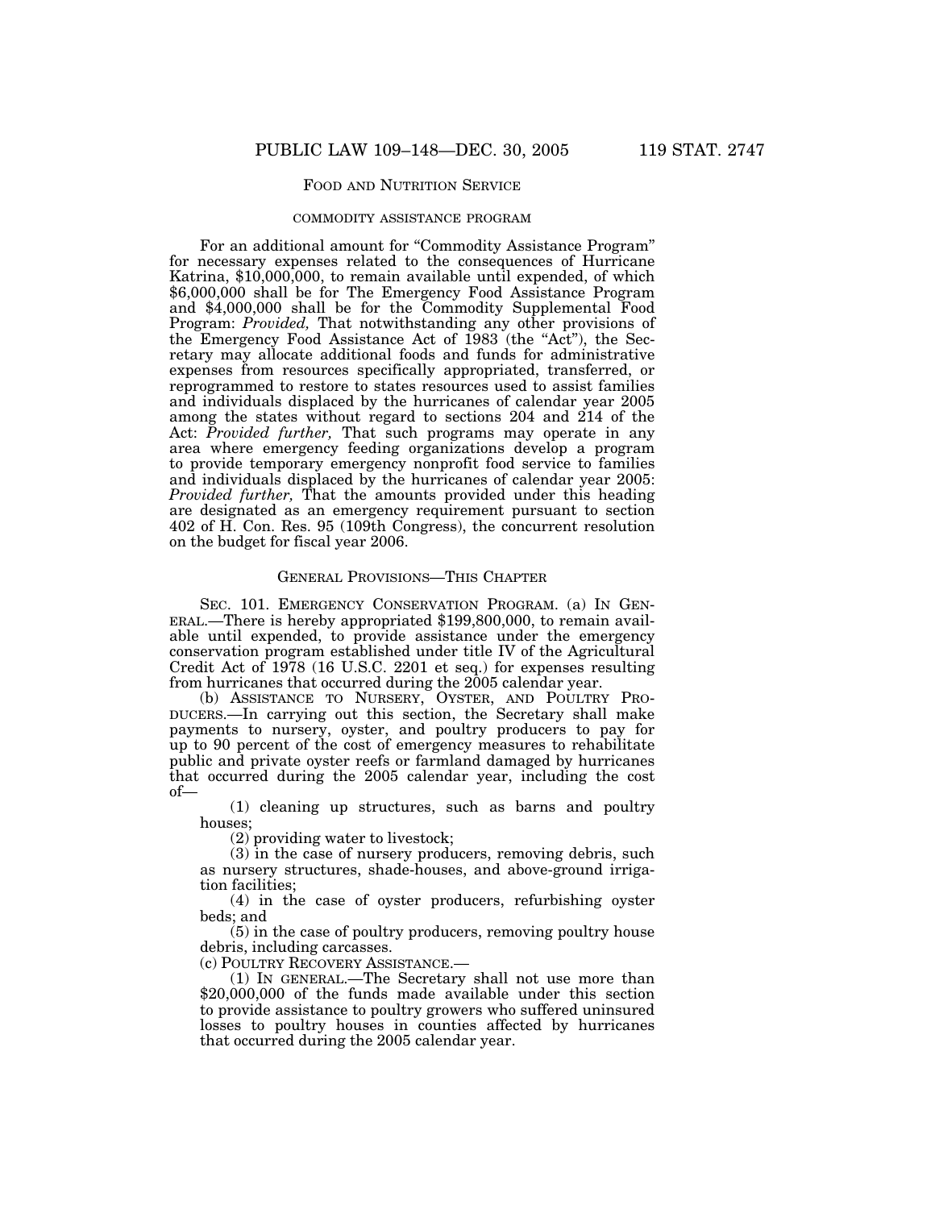FOOD AND NUTRITION SERVICE

COMMODITY ASSISTANCE PROGRAM

For an additional amount for "Commodity Assistance Program" for necessary expenses related to the consequences of Hurricane Katrina, $10,000,000, to remain available until expended, of which $6,000,000 shall be for The Emergency Food Assistance Program and $4,000,000 shall be for the Commodity Supplemental Food Program: *Provided,* That notwithstanding any other provisions of the Emergency Food Assistance Act of 1983 (the "Act"), the Secretary may allocate additional foods and funds for administrative expenses from resources specifically appropriated, transferred, or reprogrammed to restore to states resources used to assist families and individuals displaced by the hurricanes of calendar year 2005 among the states without regard to sections 204 and 214 of the Act: *Provided further,* That such programs may operate in any area where emergency feeding organizations develop a program to provide temporary emergency nonprofit food service to families and individuals displaced by the hurricanes of calendar year 2005: *Provided further,* That the amounts provided under this heading are designated as an emergency requirement pursuant to section 402 of H. Con. Res. 95 (109th Congress), the concurrent resolution on the budget for fiscal year 2006.

GENERAL PROVISIONS—THIS CHAPTER

SEC. 101. EMERGENCY CONSERVATION PROGRAM. (a) IN GENERAL.—There is hereby appropriated $199,800,000, to remain available until expended, to provide assistance under the emergency conservation program established under title IV of the Agricultural Credit Act of 1978 (16 U.S.C. 2201 et seq.) for expenses resulting from hurricanes that occurred during the 2005 calendar year.

(b) ASSISTANCE TO NURSERY, OYSTER, AND POULTRY PRODUCERS.—In carrying out this section, the Secretary shall make payments to nursery, oyster, and poultry producers to pay for up to 90 percent of the cost of emergency measures to rehabilitate public and private oyster reefs or farmland damaged by hurricanes that occurred during the 2005 calendar year, including the cost of—

(1) cleaning up structures, such as barns and poultry houses;

(2) providing water to livestock;

(3) in the case of nursery producers, removing debris, such as nursery structures, shade-houses, and above-ground irrigation facilities;

(4) in the case of oyster producers, refurbishing oyster beds; and

(5) in the case of poultry producers, removing poultry house debris, including carcasses.

(c) POULTRY RECOVERY ASSISTANCE.—

(1) IN GENERAL.—The Secretary shall not use more than $20,000,000 of the funds made available under this section to provide assistance to poultry growers who suffered uninsured losses to poultry houses in counties affected by hurricanes that occurred during the 2005 calendar year.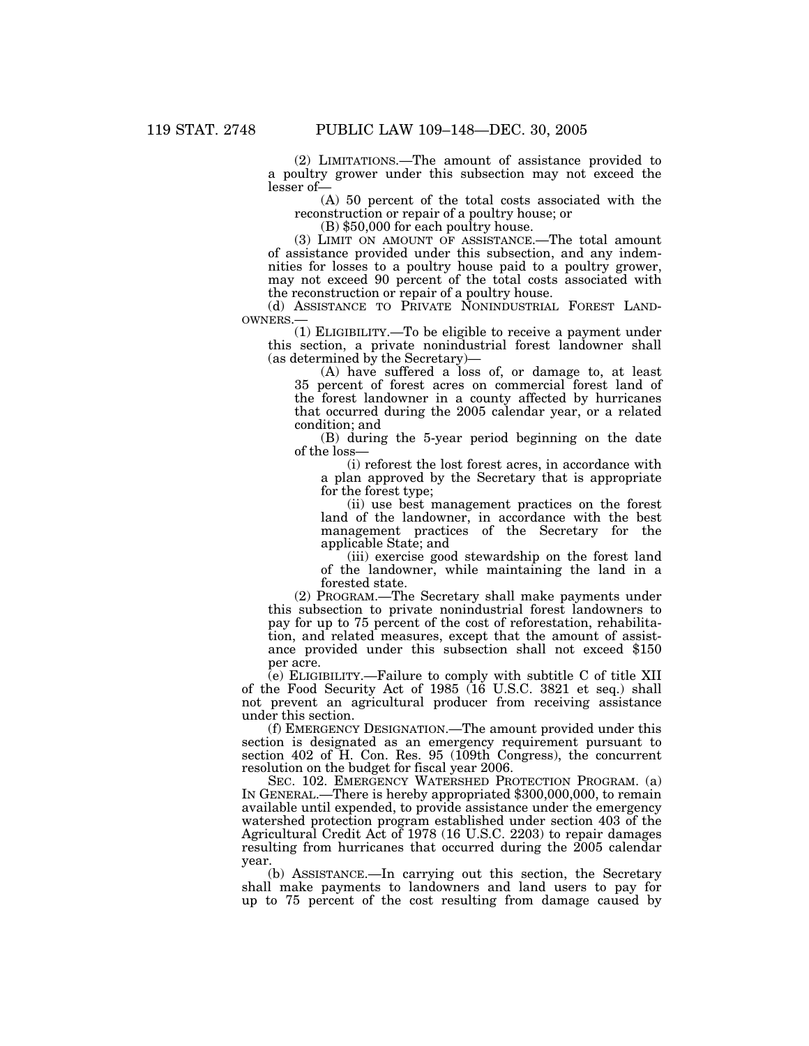(2) LIMITATIONS.—The amount of assistance provided to a poultry grower under this subsection may not exceed the lesser of—

(A) 50 percent of the total costs associated with the reconstruction or repair of a poultry house; or

(B) $50,000 for each poultry house.

(3) LIMIT ON AMOUNT OF ASSISTANCE.—The total amount of assistance provided under this subsection, and any indemnities for losses to a poultry house paid to a poultry grower, may not exceed 90 percent of the total costs associated with the reconstruction or repair of a poultry house.

(d) ASSISTANCE TO PRIVATE NONINDUSTRIAL FOREST LANDOWNERS.—

(1) ELIGIBILITY.—To be eligible to receive a payment under this section, a private nonindustrial forest landowner shall (as determined by the Secretary)—

(A) have suffered a loss of, or damage to, at least 35 percent of forest acres on commercial forest land of the forest landowner in a county affected by hurricanes that occurred during the 2005 calendar year, or a related condition; and

(B) during the 5-year period beginning on the date of the loss—

(i) reforest the lost forest acres, in accordance with a plan approved by the Secretary that is appropriate for the forest type;

(ii) use best management practices on the forest land of the landowner, in accordance with the best management practices of the Secretary for the applicable State; and

(iii) exercise good stewardship on the forest land of the landowner, while maintaining the land in a forested state.

(2) PROGRAM.—The Secretary shall make payments under this subsection to private nonindustrial forest landowners to pay for up to 75 percent of the cost of reforestation, rehabilitation, and related measures, except that the amount of assistance provided under this subsection shall not exceed $150 per acre.

(e) ELIGIBILITY.—Failure to comply with subtitle C of title XII of the Food Security Act of 1985 (16 U.S.C. 3821 et seq.) shall not prevent an agricultural producer from receiving assistance under this section.

(f) EMERGENCY DESIGNATION.—The amount provided under this section is designated as an emergency requirement pursuant to section 402 of H. Con. Res. 95 (109th Congress), the concurrent resolution on the budget for fiscal year 2006.

SEC. 102. EMERGENCY WATERSHED PROTECTION PROGRAM. (a) IN GENERAL.—There is hereby appropriated $300,000,000, to remain available until expended, to provide assistance under the emergency watershed protection program established under section 403 of the Agricultural Credit Act of 1978 (16 U.S.C. 2203) to repair damages resulting from hurricanes that occurred during the 2005 calendar year.

(b) ASSISTANCE.—In carrying out this section, the Secretary shall make payments to landowners and land users to pay for up to 75 percent of the cost resulting from damage caused by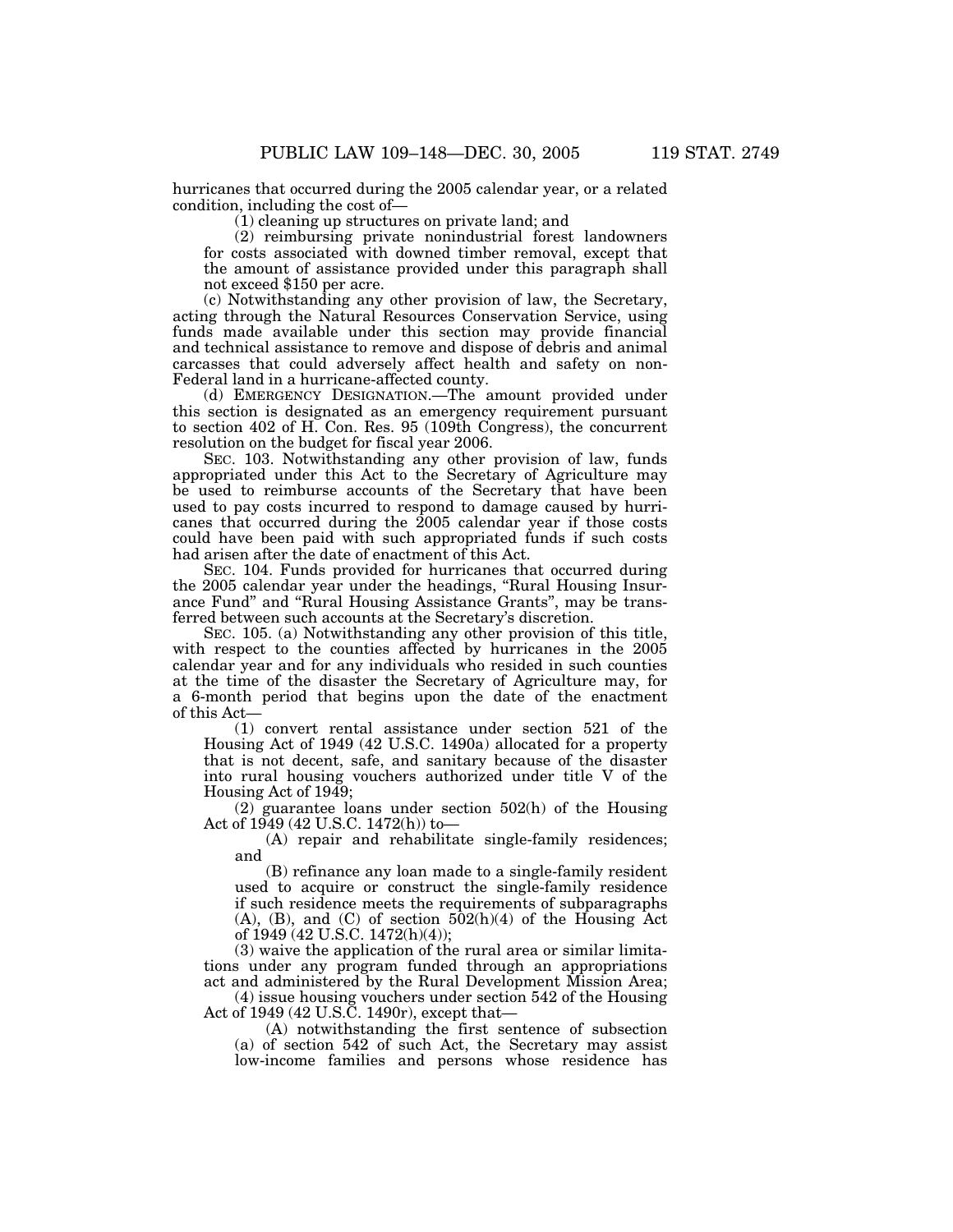hurricanes that occurred during the 2005 calendar year, or a related condition, including the cost of—

(1) cleaning up structures on private land; and

(2) reimbursing private nonindustrial forest landowners for costs associated with downed timber removal, except that the amount of assistance provided under this paragraph shall not exceed $150 per acre.

(c) Notwithstanding any other provision of law, the Secretary, acting through the Natural Resources Conservation Service, using funds made available under this section may provide financial and technical assistance to remove and dispose of debris and animal carcasses that could adversely affect health and safety on non-Federal land in a hurricane-affected county.

(d) EMERGENCY DESIGNATION.—The amount provided under this section is designated as an emergency requirement pursuant to section 402 of H. Con. Res. 95 (109th Congress), the concurrent resolution on the budget for fiscal year 2006.

SEC. 103. Notwithstanding any other provision of law, funds appropriated under this Act to the Secretary of Agriculture may be used to reimburse accounts of the Secretary that have been used to pay costs incurred to respond to damage caused by hurricanes that occurred during the 2005 calendar year if those costs could have been paid with such appropriated funds if such costs had arisen after the date of enactment of this Act.

SEC. 104. Funds provided for hurricanes that occurred during the 2005 calendar year under the headings, "Rural Housing Insurance Fund" and "Rural Housing Assistance Grants", may be transferred between such accounts at the Secretary's discretion.

SEC. 105. (a) Notwithstanding any other provision of this title, with respect to the counties affected by hurricanes in the 2005 calendar year and for any individuals who resided in such counties at the time of the disaster the Secretary of Agriculture may, for a 6-month period that begins upon the date of the enactment of this Act—

(1) convert rental assistance under section 521 of the Housing Act of 1949 (42 U.S.C. 1490a) allocated for a property that is not decent, safe, and sanitary because of the disaster into rural housing vouchers authorized under title V of the Housing Act of 1949;

(2) guarantee loans under section 502(h) of the Housing Act of 1949 (42 U.S.C. 1472(h)) to—

(A) repair and rehabilitate single-family residences; and

(B) refinance any loan made to a single-family resident used to acquire or construct the single-family residence if such residence meets the requirements of subparagraphs (A), (B), and (C) of section 502(h)(4) of the Housing Act of 1949 (42 U.S.C. 1472(h)(4));

(3) waive the application of the rural area or similar limitations under any program funded through an appropriations act and administered by the Rural Development Mission Area;

(4) issue housing vouchers under section 542 of the Housing Act of 1949 (42 U.S.C. 1490r), except that—

(A) notwithstanding the first sentence of subsection (a) of section 542 of such Act, the Secretary may assist low-income families and persons whose residence has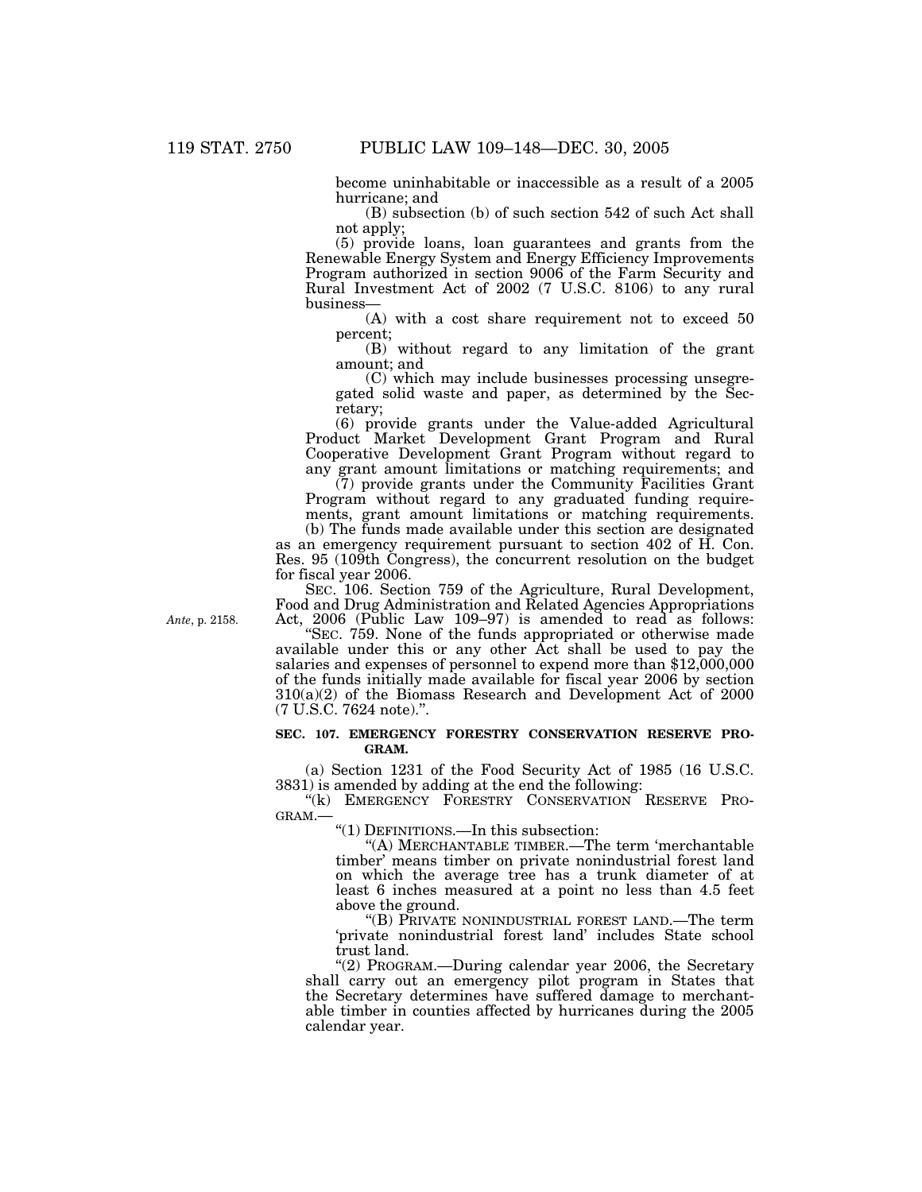become uninhabitable or inaccessible as a result of a 2005 hurricane; and

(B) subsection (b) of such section 542 of such Act shall not apply;

(5) provide loans, loan guarantees and grants from the Renewable Energy System and Energy Efficiency Improvements Program authorized in section 9006 of the Farm Security and Rural Investment Act of 2002 (7 U.S.C. 8106) to any rural business—

(A) with a cost share requirement not to exceed 50 percent;

(B) without regard to any limitation of the grant amount; and

(C) which may include businesses processing unsegregated solid waste and paper, as determined by the Secretary;

(6) provide grants under the Value-added Agricultural Product Market Development Grant Program and Rural Cooperative Development Grant Program without regard to any grant amount limitations or matching requirements; and

(7) provide grants under the Community Facilities Grant Program without regard to any graduated funding requirements, grant amount limitations or matching requirements.

(b) The funds made available under this section are designated as an emergency requirement pursuant to section 402 of H. Con. Res. 95 (109th Congress), the concurrent resolution on the budget for fiscal year 2006.

SEC. 106. Section 759 of the Agriculture, Rural Development, Food and Drug Administration and Related Agencies Appropriations Act, 2006 (Public Law 109–97) is amended to read as follows:

*Ante*, p. 2158.

"SEC. 759. None of the funds appropriated or otherwise made available under this or any other Act shall be used to pay the salaries and expenses of personnel to expend more than $12,000,000 of the funds initially made available for fiscal year 2006 by section 310(a)(2) of the Biomass Research and Development Act of 2000 (7 U.S.C. 7624 note).".

**SEC. 107. EMERGENCY FORESTRY CONSERVATION RESERVE PROGRAM.**

(a) Section 1231 of the Food Security Act of 1985 (16 U.S.C. 3831) is amended by adding at the end the following:

"(k) EMERGENCY FORESTRY CONSERVATION RESERVE PROGRAM.—

"(1) DEFINITIONS.—In this subsection:

"(A) MERCHANTABLE TIMBER.—The term 'merchantable timber' means timber on private nonindustrial forest land on which the average tree has a trunk diameter of at least 6 inches measured at a point no less than 4.5 feet above the ground.

"(B) PRIVATE NONINDUSTRIAL FOREST LAND.—The term 'private nonindustrial forest land' includes State school trust land.

"(2) PROGRAM.—During calendar year 2006, the Secretary shall carry out an emergency pilot program in States that the Secretary determines have suffered damage to merchantable timber in counties affected by hurricanes during the 2005 calendar year.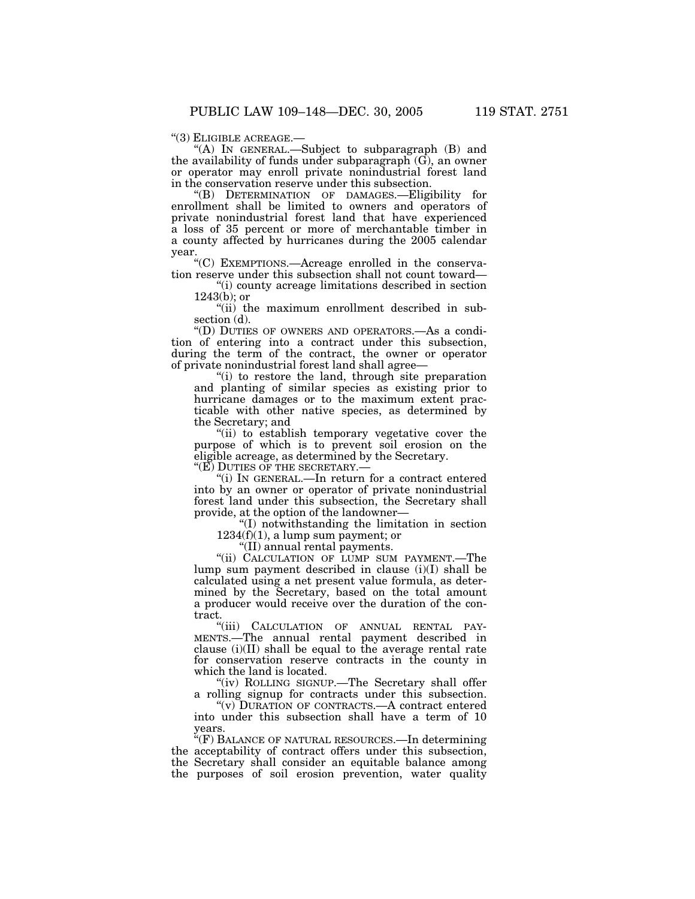"(3) ELIGIBLE ACREAGE.—

"(A) IN GENERAL.—Subject to subparagraph (B) and the availability of funds under subparagraph (G), an owner or operator may enroll private nonindustrial forest land in the conservation reserve under this subsection.

"(B) DETERMINATION OF DAMAGES.—Eligibility for enrollment shall be limited to owners and operators of private nonindustrial forest land that have experienced a loss of 35 percent or more of merchantable timber in a county affected by hurricanes during the 2005 calendar year.

"(C) EXEMPTIONS.—Acreage enrolled in the conservation reserve under this subsection shall not count toward—

"(i) county acreage limitations described in section 1243(b); or

"(ii) the maximum enrollment described in subsection (d).

"(D) DUTIES OF OWNERS AND OPERATORS.—As a condition of entering into a contract under this subsection, during the term of the contract, the owner or operator of private nonindustrial forest land shall agree—

"(i) to restore the land, through site preparation and planting of similar species as existing prior to hurricane damages or to the maximum extent practicable with other native species, as determined by the Secretary; and

"(ii) to establish temporary vegetative cover the purpose of which is to prevent soil erosion on the eligible acreage, as determined by the Secretary.

"(E) DUTIES OF THE SECRETARY.—

"(i) IN GENERAL.—In return for a contract entered into by an owner or operator of private nonindustrial forest land under this subsection, the Secretary shall provide, at the option of the landowner—

"(I) notwithstanding the limitation in section 1234(f)(1), a lump sum payment; or

"(II) annual rental payments.

"(ii) CALCULATION OF LUMP SUM PAYMENT.—The lump sum payment described in clause (i)(I) shall be calculated using a net present value formula, as determined by the Secretary, based on the total amount a producer would receive over the duration of the contract.

"(iii) CALCULATION OF ANNUAL RENTAL PAYMENTS.—The annual rental payment described in clause (i)(II) shall be equal to the average rental rate for conservation reserve contracts in the county in which the land is located.

"(iv) ROLLING SIGNUP.—The Secretary shall offer a rolling signup for contracts under this subsection.

"(v) DURATION OF CONTRACTS.—A contract entered into under this subsection shall have a term of 10 years.

"(F) BALANCE OF NATURAL RESOURCES.—In determining the acceptability of contract offers under this subsection, the Secretary shall consider an equitable balance among the purposes of soil erosion prevention, water quality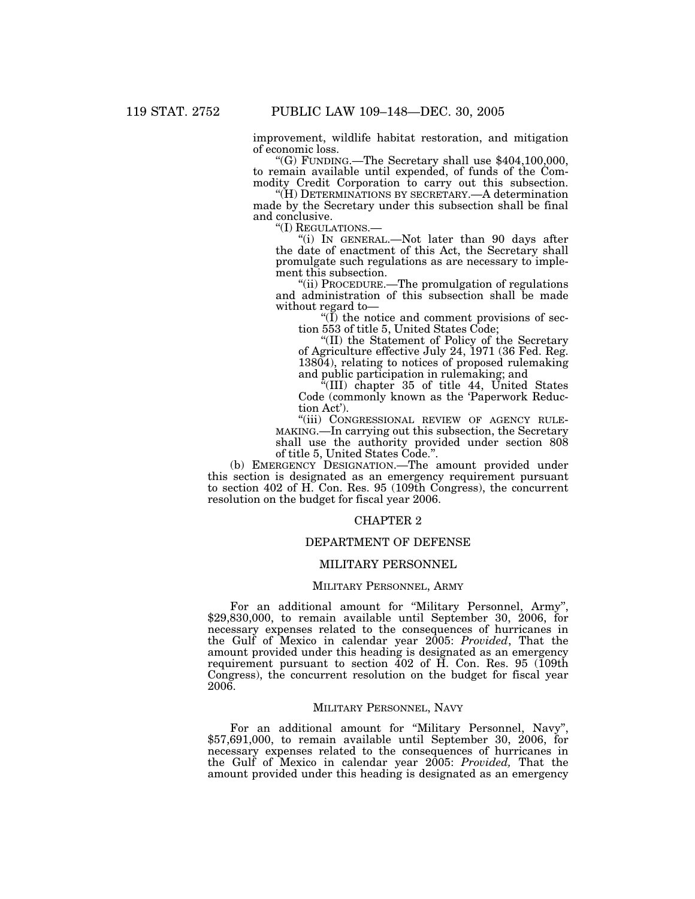improvement, wildlife habitat restoration, and mitigation of economic loss.

"(G) FUNDING.—The Secretary shall use $404,100,000, to remain available until expended, of funds of the Commodity Credit Corporation to carry out this subsection.

"(H) DETERMINATIONS BY SECRETARY.—A determination made by the Secretary under this subsection shall be final and conclusive.

"(I) REGULATIONS.—

"(i) IN GENERAL.—Not later than 90 days after the date of enactment of this Act, the Secretary shall promulgate such regulations as are necessary to implement this subsection.

"(ii) PROCEDURE.—The promulgation of regulations and administration of this subsection shall be made without regard to—

"(I) the notice and comment provisions of section 553 of title 5, United States Code;

"(II) the Statement of Policy of the Secretary of Agriculture effective July 24, 1971 (36 Fed. Reg. 13804), relating to notices of proposed rulemaking and public participation in rulemaking; and

"(III) chapter 35 of title 44, United States Code (commonly known as the 'Paperwork Reduction Act').

"(iii) CONGRESSIONAL REVIEW OF AGENCY RULEMAKING.—In carrying out this subsection, the Secretary shall use the authority provided under section 808 of title 5, United States Code.".

(b) EMERGENCY DESIGNATION.—The amount provided under this section is designated as an emergency requirement pursuant to section 402 of H. Con. Res. 95 (109th Congress), the concurrent resolution on the budget for fiscal year 2006.

## CHAPTER 2

## DEPARTMENT OF DEFENSE

### MILITARY PERSONNEL

#### MILITARY PERSONNEL, ARMY

For an additional amount for "Military Personnel, Army", $29,830,000, to remain available until September 30, 2006, for necessary expenses related to the consequences of hurricanes in the Gulf of Mexico in calendar year 2005: *Provided*, That the amount provided under this heading is designated as an emergency requirement pursuant to section 402 of H. Con. Res. 95 (109th Congress), the concurrent resolution on the budget for fiscal year 2006.

#### MILITARY PERSONNEL, NAVY

For an additional amount for "Military Personnel, Navy", $57,691,000, to remain available until September 30, 2006, for necessary expenses related to the consequences of hurricanes in the Gulf of Mexico in calendar year 2005: *Provided,* That the amount provided under this heading is designated as an emergency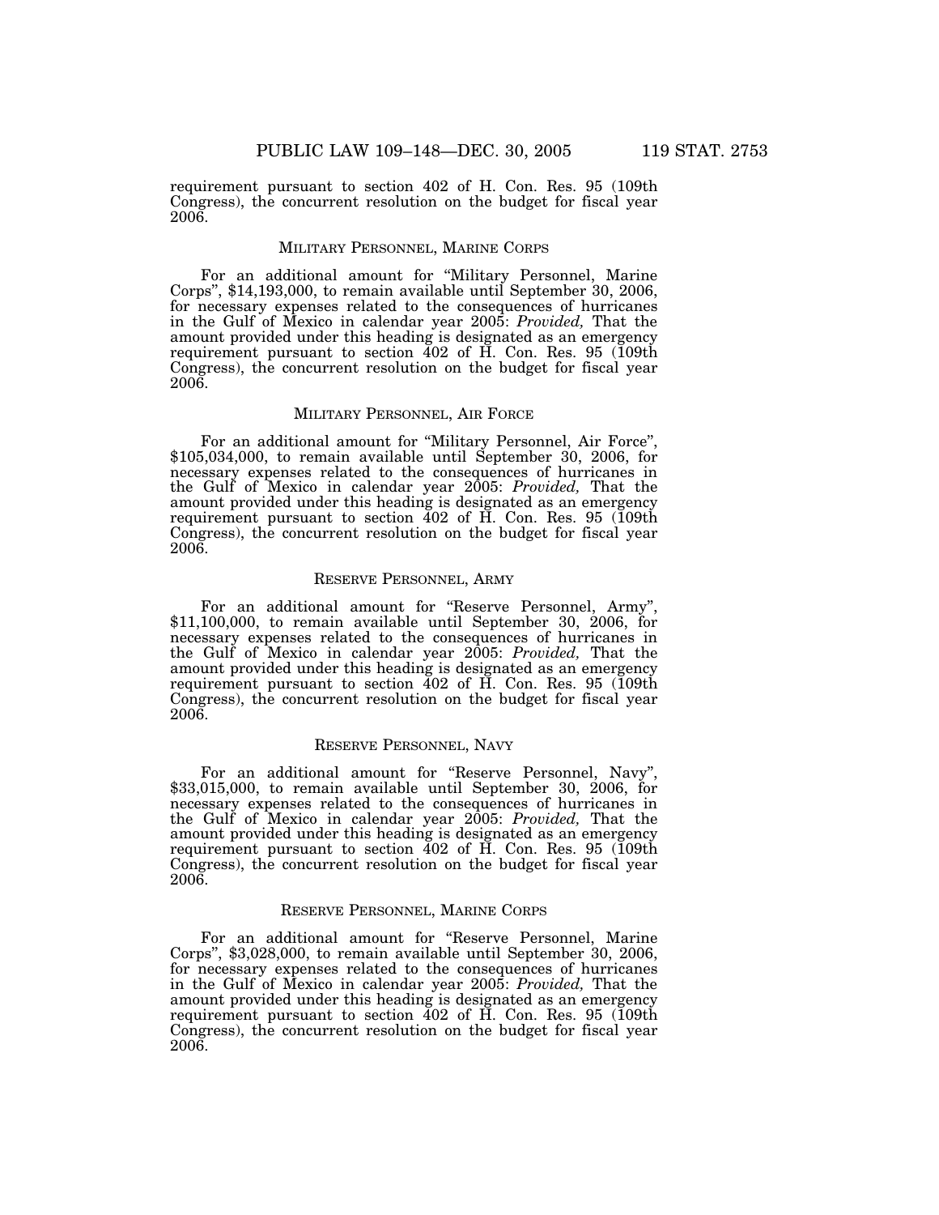requirement pursuant to section 402 of H. Con. Res. 95 (109th Congress), the concurrent resolution on the budget for fiscal year 2006.

### MILITARY PERSONNEL, MARINE CORPS

For an additional amount for "Military Personnel, Marine Corps", $14,193,000, to remain available until September 30, 2006, for necessary expenses related to the consequences of hurricanes in the Gulf of Mexico in calendar year 2005: *Provided,* That the amount provided under this heading is designated as an emergency requirement pursuant to section 402 of H. Con. Res. 95 (109th Congress), the concurrent resolution on the budget for fiscal year 2006.

### MILITARY PERSONNEL, AIR FORCE

For an additional amount for "Military Personnel, Air Force", $105,034,000, to remain available until September 30, 2006, for necessary expenses related to the consequences of hurricanes in the Gulf of Mexico in calendar year 2005: *Provided,* That the amount provided under this heading is designated as an emergency requirement pursuant to section 402 of H. Con. Res. 95 (109th Congress), the concurrent resolution on the budget for fiscal year 2006.

### RESERVE PERSONNEL, ARMY

For an additional amount for "Reserve Personnel, Army", $11,100,000, to remain available until September 30, 2006, for necessary expenses related to the consequences of hurricanes in the Gulf of Mexico in calendar year 2005: *Provided,* That the amount provided under this heading is designated as an emergency requirement pursuant to section 402 of H. Con. Res. 95 (109th Congress), the concurrent resolution on the budget for fiscal year 2006.

### RESERVE PERSONNEL, NAVY

For an additional amount for "Reserve Personnel, Navy", $33,015,000, to remain available until September 30, 2006, for necessary expenses related to the consequences of hurricanes in the Gulf of Mexico in calendar year 2005: *Provided,* That the amount provided under this heading is designated as an emergency requirement pursuant to section 402 of H. Con. Res. 95 (109th Congress), the concurrent resolution on the budget for fiscal year 2006.

### RESERVE PERSONNEL, MARINE CORPS

For an additional amount for "Reserve Personnel, Marine Corps", $3,028,000, to remain available until September 30, 2006, for necessary expenses related to the consequences of hurricanes in the Gulf of Mexico in calendar year 2005: *Provided,* That the amount provided under this heading is designated as an emergency requirement pursuant to section 402 of H. Con. Res. 95 (109th Congress), the concurrent resolution on the budget for fiscal year 2006.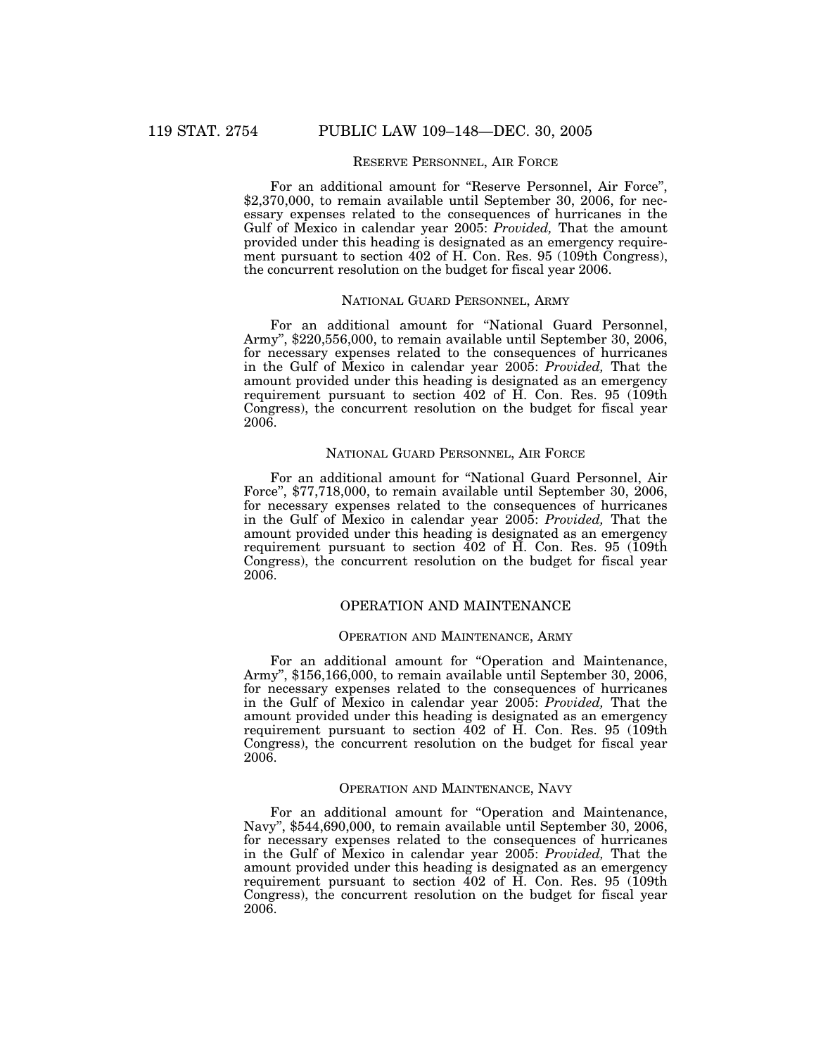### Reserve Personnel, Air Force

For an additional amount for "Reserve Personnel, Air Force", $2,370,000, to remain available until September 30, 2006, for necessary expenses related to the consequences of hurricanes in the Gulf of Mexico in calendar year 2005: *Provided,* That the amount provided under this heading is designated as an emergency requirement pursuant to section 402 of H. Con. Res. 95 (109th Congress), the concurrent resolution on the budget for fiscal year 2006.

### National Guard Personnel, Army

For an additional amount for "National Guard Personnel, Army", $220,556,000, to remain available until September 30, 2006, for necessary expenses related to the consequences of hurricanes in the Gulf of Mexico in calendar year 2005: *Provided,* That the amount provided under this heading is designated as an emergency requirement pursuant to section 402 of H. Con. Res. 95 (109th Congress), the concurrent resolution on the budget for fiscal year 2006.

### National Guard Personnel, Air Force

For an additional amount for "National Guard Personnel, Air Force", $77,718,000, to remain available until September 30, 2006, for necessary expenses related to the consequences of hurricanes in the Gulf of Mexico in calendar year 2005: *Provided,* That the amount provided under this heading is designated as an emergency requirement pursuant to section 402 of H. Con. Res. 95 (109th Congress), the concurrent resolution on the budget for fiscal year 2006.

## OPERATION AND MAINTENANCE

### Operation and Maintenance, Army

For an additional amount for "Operation and Maintenance, Army", $156,166,000, to remain available until September 30, 2006, for necessary expenses related to the consequences of hurricanes in the Gulf of Mexico in calendar year 2005: *Provided,* That the amount provided under this heading is designated as an emergency requirement pursuant to section 402 of H. Con. Res. 95 (109th Congress), the concurrent resolution on the budget for fiscal year 2006.

### Operation and Maintenance, Navy

For an additional amount for "Operation and Maintenance, Navy", $544,690,000, to remain available until September 30, 2006, for necessary expenses related to the consequences of hurricanes in the Gulf of Mexico in calendar year 2005: *Provided,* That the amount provided under this heading is designated as an emergency requirement pursuant to section 402 of H. Con. Res. 95 (109th Congress), the concurrent resolution on the budget for fiscal year 2006.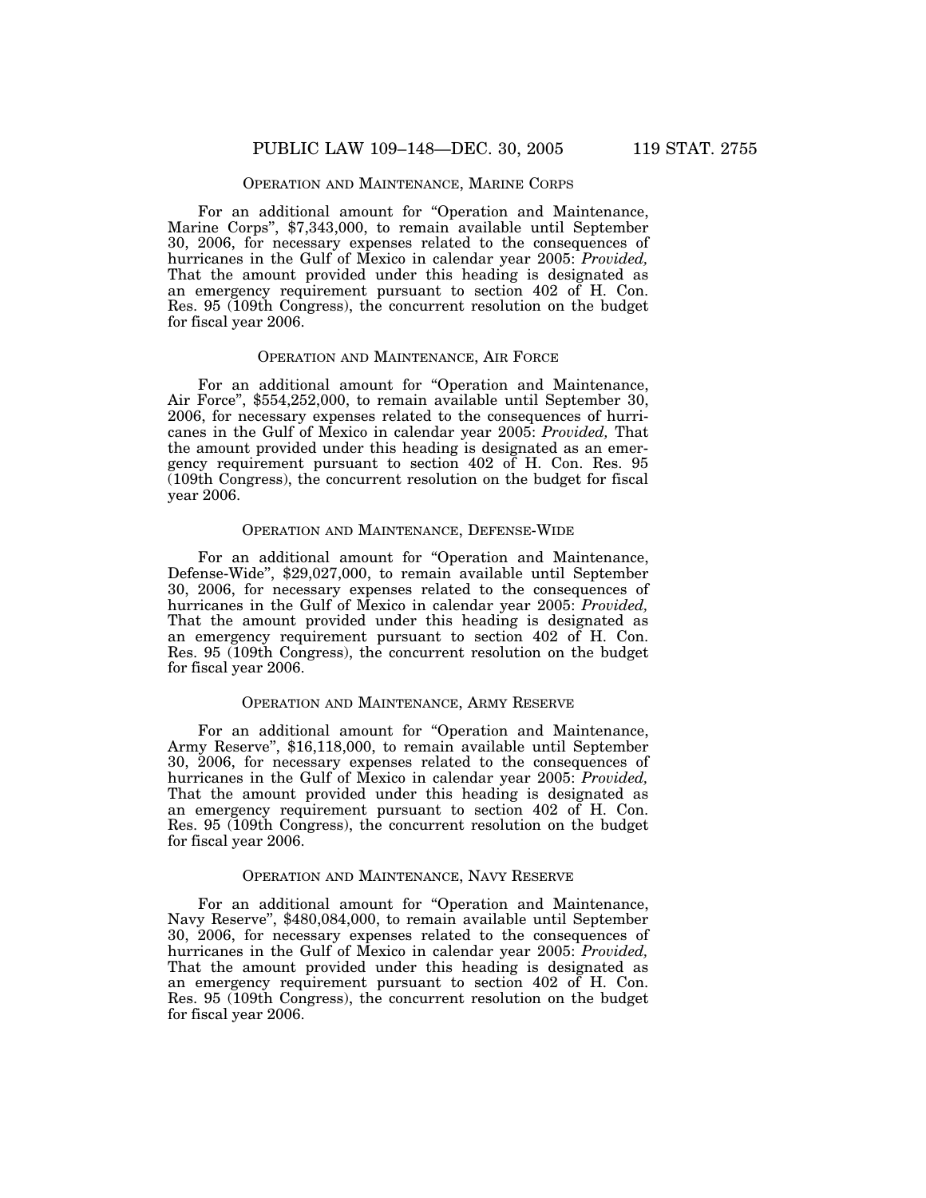OPERATION AND MAINTENANCE, MARINE CORPS

For an additional amount for "Operation and Maintenance, Marine Corps", $7,343,000, to remain available until September 30, 2006, for necessary expenses related to the consequences of hurricanes in the Gulf of Mexico in calendar year 2005: *Provided,* That the amount provided under this heading is designated as an emergency requirement pursuant to section 402 of H. Con. Res. 95 (109th Congress), the concurrent resolution on the budget for fiscal year 2006.

OPERATION AND MAINTENANCE, AIR FORCE

For an additional amount for "Operation and Maintenance, Air Force", $554,252,000, to remain available until September 30, 2006, for necessary expenses related to the consequences of hurricanes in the Gulf of Mexico in calendar year 2005: *Provided,* That the amount provided under this heading is designated as an emergency requirement pursuant to section 402 of H. Con. Res. 95 (109th Congress), the concurrent resolution on the budget for fiscal year 2006.

OPERATION AND MAINTENANCE, DEFENSE-WIDE

For an additional amount for "Operation and Maintenance, Defense-Wide", $29,027,000, to remain available until September 30, 2006, for necessary expenses related to the consequences of hurricanes in the Gulf of Mexico in calendar year 2005: *Provided,* That the amount provided under this heading is designated as an emergency requirement pursuant to section 402 of H. Con. Res. 95 (109th Congress), the concurrent resolution on the budget for fiscal year 2006.

OPERATION AND MAINTENANCE, ARMY RESERVE

For an additional amount for "Operation and Maintenance, Army Reserve", $16,118,000, to remain available until September 30, 2006, for necessary expenses related to the consequences of hurricanes in the Gulf of Mexico in calendar year 2005: *Provided,* That the amount provided under this heading is designated as an emergency requirement pursuant to section 402 of H. Con. Res. 95 (109th Congress), the concurrent resolution on the budget for fiscal year 2006.

OPERATION AND MAINTENANCE, NAVY RESERVE

For an additional amount for "Operation and Maintenance, Navy Reserve", $480,084,000, to remain available until September 30, 2006, for necessary expenses related to the consequences of hurricanes in the Gulf of Mexico in calendar year 2005: *Provided,* That the amount provided under this heading is designated as an emergency requirement pursuant to section 402 of H. Con. Res. 95 (109th Congress), the concurrent resolution on the budget for fiscal year 2006.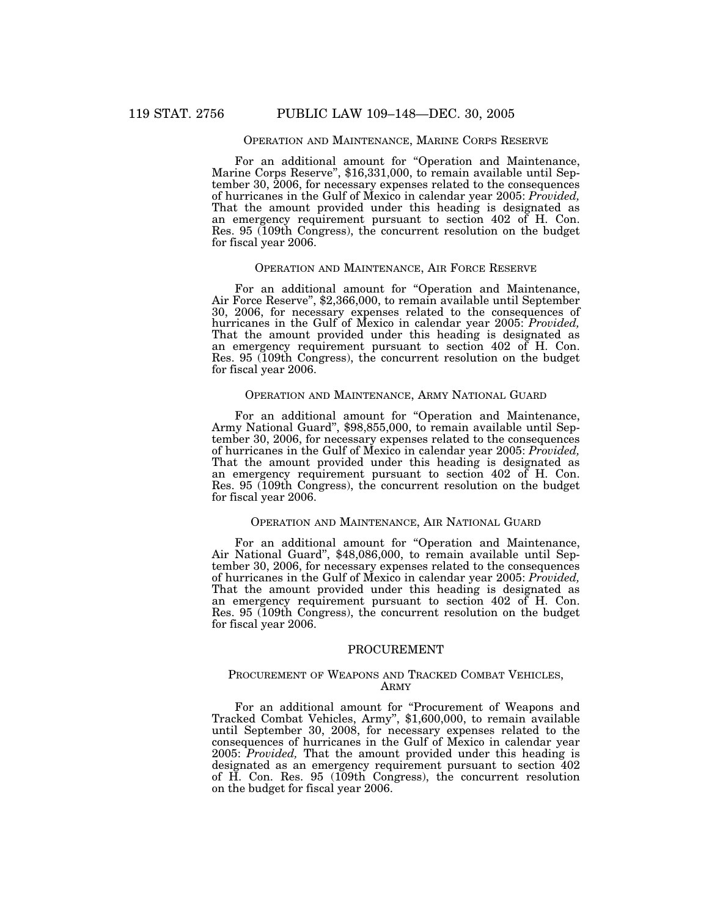### OPERATION AND MAINTENANCE, MARINE CORPS RESERVE

For an additional amount for "Operation and Maintenance, Marine Corps Reserve", $16,331,000, to remain available until September 30, 2006, for necessary expenses related to the consequences of hurricanes in the Gulf of Mexico in calendar year 2005: *Provided,* That the amount provided under this heading is designated as an emergency requirement pursuant to section 402 of H. Con. Res. 95 (109th Congress), the concurrent resolution on the budget for fiscal year 2006.

### OPERATION AND MAINTENANCE, AIR FORCE RESERVE

For an additional amount for "Operation and Maintenance, Air Force Reserve", $2,366,000, to remain available until September 30, 2006, for necessary expenses related to the consequences of hurricanes in the Gulf of Mexico in calendar year 2005: *Provided,* That the amount provided under this heading is designated as an emergency requirement pursuant to section 402 of H. Con. Res. 95 (109th Congress), the concurrent resolution on the budget for fiscal year 2006.

### OPERATION AND MAINTENANCE, ARMY NATIONAL GUARD

For an additional amount for "Operation and Maintenance, Army National Guard", $98,855,000, to remain available until September 30, 2006, for necessary expenses related to the consequences of hurricanes in the Gulf of Mexico in calendar year 2005: *Provided,* That the amount provided under this heading is designated as an emergency requirement pursuant to section 402 of H. Con. Res. 95 (109th Congress), the concurrent resolution on the budget for fiscal year 2006.

### OPERATION AND MAINTENANCE, AIR NATIONAL GUARD

For an additional amount for "Operation and Maintenance, Air National Guard", $48,086,000, to remain available until September 30, 2006, for necessary expenses related to the consequences of hurricanes in the Gulf of Mexico in calendar year 2005: *Provided,* That the amount provided under this heading is designated as an emergency requirement pursuant to section 402 of H. Con. Res. 95 (109th Congress), the concurrent resolution on the budget for fiscal year 2006.

## PROCUREMENT

### PROCUREMENT OF WEAPONS AND TRACKED COMBAT VEHICLES, ARMY

For an additional amount for "Procurement of Weapons and Tracked Combat Vehicles, Army", $1,600,000, to remain available until September 30, 2008, for necessary expenses related to the consequences of hurricanes in the Gulf of Mexico in calendar year 2005: *Provided,* That the amount provided under this heading is designated as an emergency requirement pursuant to section 402 of H. Con. Res. 95 (109th Congress), the concurrent resolution on the budget for fiscal year 2006.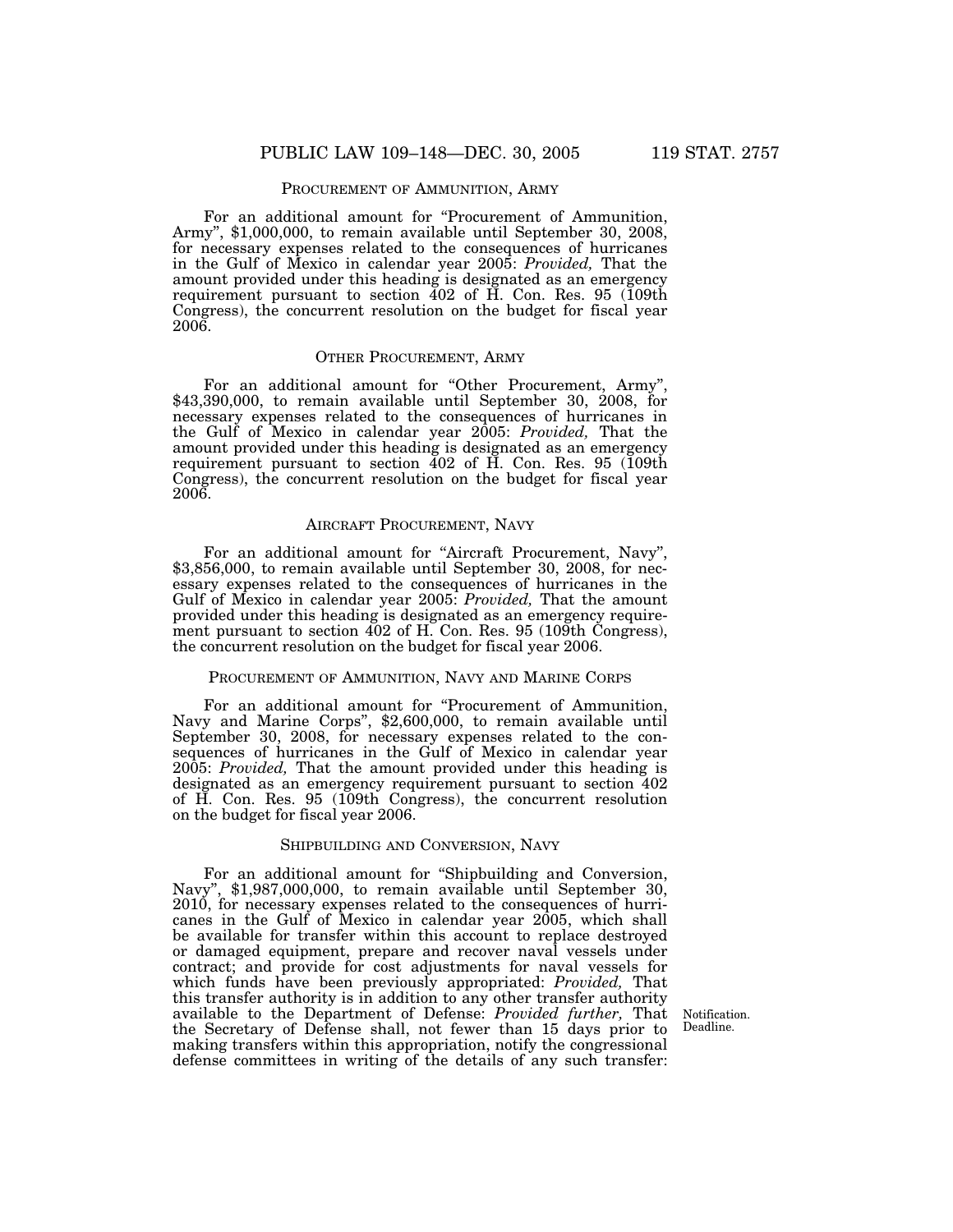PROCUREMENT OF AMMUNITION, ARMY

For an additional amount for "Procurement of Ammunition, Army", $1,000,000, to remain available until September 30, 2008, for necessary expenses related to the consequences of hurricanes in the Gulf of Mexico in calendar year 2005: *Provided,* That the amount provided under this heading is designated as an emergency requirement pursuant to section 402 of H. Con. Res. 95 (109th Congress), the concurrent resolution on the budget for fiscal year 2006.

OTHER PROCUREMENT, ARMY

For an additional amount for "Other Procurement, Army", $43,390,000, to remain available until September 30, 2008, for necessary expenses related to the consequences of hurricanes in the Gulf of Mexico in calendar year 2005: *Provided,* That the amount provided under this heading is designated as an emergency requirement pursuant to section 402 of H. Con. Res. 95 (109th Congress), the concurrent resolution on the budget for fiscal year 2006.

AIRCRAFT PROCUREMENT, NAVY

For an additional amount for "Aircraft Procurement, Navy", $3,856,000, to remain available until September 30, 2008, for necessary expenses related to the consequences of hurricanes in the Gulf of Mexico in calendar year 2005: *Provided,* That the amount provided under this heading is designated as an emergency requirement pursuant to section 402 of H. Con. Res. 95 (109th Congress), the concurrent resolution on the budget for fiscal year 2006.

PROCUREMENT OF AMMUNITION, NAVY AND MARINE CORPS

For an additional amount for "Procurement of Ammunition, Navy and Marine Corps", $2,600,000, to remain available until September 30, 2008, for necessary expenses related to the consequences of hurricanes in the Gulf of Mexico in calendar year 2005: *Provided,* That the amount provided under this heading is designated as an emergency requirement pursuant to section 402 of H. Con. Res. 95 (109th Congress), the concurrent resolution on the budget for fiscal year 2006.

SHIPBUILDING AND CONVERSION, NAVY

For an additional amount for "Shipbuilding and Conversion, Navy", $1,987,000,000, to remain available until September 30, 2010, for necessary expenses related to the consequences of hurricanes in the Gulf of Mexico in calendar year 2005, which shall be available for transfer within this account to replace destroyed or damaged equipment, prepare and recover naval vessels under contract; and provide for cost adjustments for naval vessels for which funds have been previously appropriated: *Provided,* That this transfer authority is in addition to any other transfer authority available to the Department of Defense: *Provided further,* That the Secretary of Defense shall, not fewer than 15 days prior to making transfers within this appropriation, notify the congressional defense committees in writing of the details of any such transfer:

Notification. Deadline.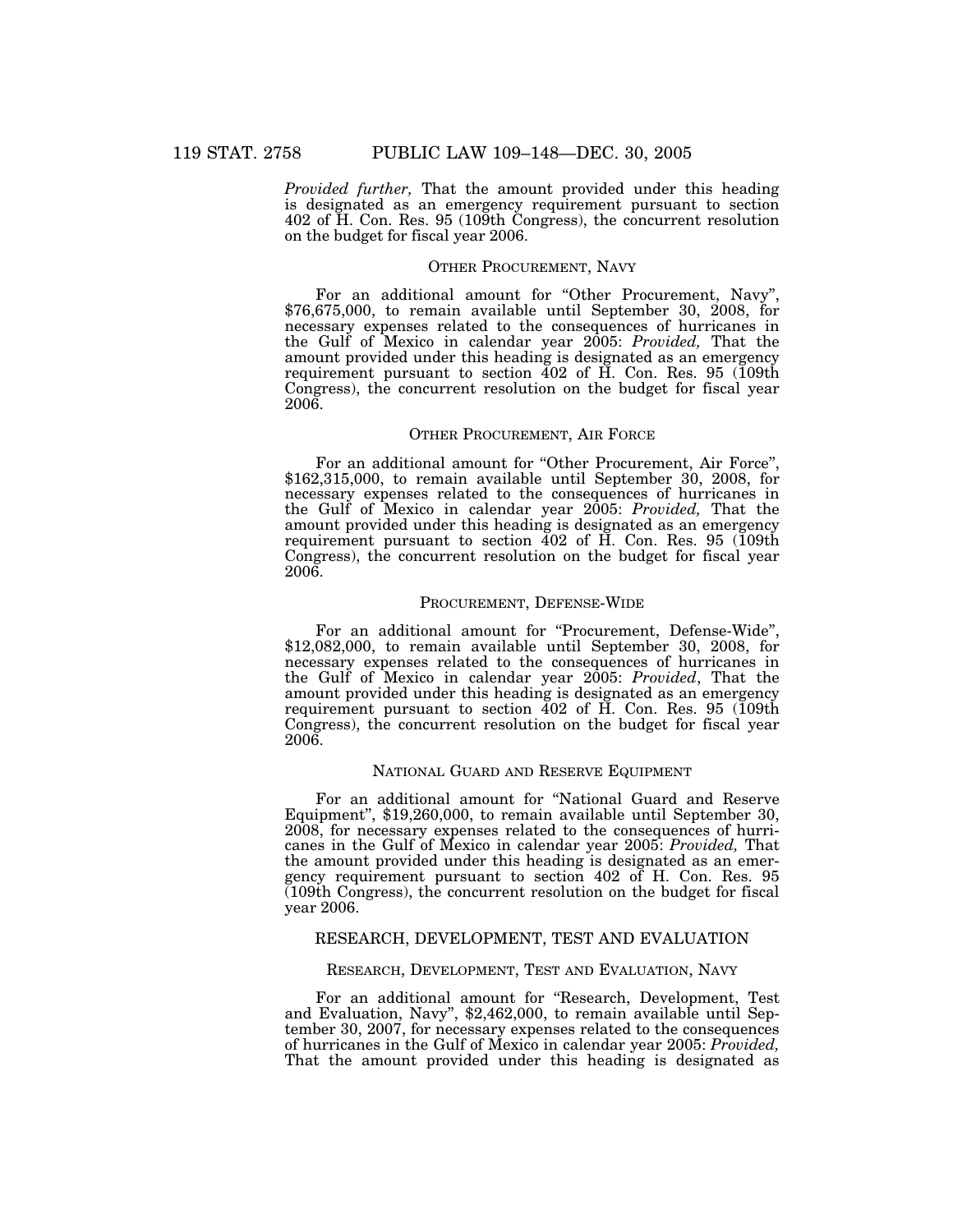*Provided further,* That the amount provided under this heading is designated as an emergency requirement pursuant to section 402 of H. Con. Res. 95 (109th Congress), the concurrent resolution on the budget for fiscal year 2006.

### OTHER PROCUREMENT, NAVY

For an additional amount for "Other Procurement, Navy", $76,675,000, to remain available until September 30, 2008, for necessary expenses related to the consequences of hurricanes in the Gulf of Mexico in calendar year 2005: *Provided,* That the amount provided under this heading is designated as an emergency requirement pursuant to section 402 of H. Con. Res. 95 (109th Congress), the concurrent resolution on the budget for fiscal year 2006.

### OTHER PROCUREMENT, AIR FORCE

For an additional amount for "Other Procurement, Air Force", $162,315,000, to remain available until September 30, 2008, for necessary expenses related to the consequences of hurricanes in the Gulf of Mexico in calendar year 2005: *Provided,* That the amount provided under this heading is designated as an emergency requirement pursuant to section 402 of H. Con. Res. 95 (109th Congress), the concurrent resolution on the budget for fiscal year 2006.

### PROCUREMENT, DEFENSE-WIDE

For an additional amount for "Procurement, Defense-Wide", $12,082,000, to remain available until September 30, 2008, for necessary expenses related to the consequences of hurricanes in the Gulf of Mexico in calendar year 2005: *Provided*, That the amount provided under this heading is designated as an emergency requirement pursuant to section 402 of H. Con. Res. 95 (109th Congress), the concurrent resolution on the budget for fiscal year 2006.

### NATIONAL GUARD AND RESERVE EQUIPMENT

For an additional amount for "National Guard and Reserve Equipment", $19,260,000, to remain available until September 30, 2008, for necessary expenses related to the consequences of hurricanes in the Gulf of Mexico in calendar year 2005: *Provided,* That the amount provided under this heading is designated as an emergency requirement pursuant to section 402 of H. Con. Res. 95 (109th Congress), the concurrent resolution on the budget for fiscal year 2006.

## RESEARCH, DEVELOPMENT, TEST AND EVALUATION

### RESEARCH, DEVELOPMENT, TEST AND EVALUATION, NAVY

For an additional amount for "Research, Development, Test and Evaluation, Navy", $2,462,000, to remain available until September 30, 2007, for necessary expenses related to the consequences of hurricanes in the Gulf of Mexico in calendar year 2005: *Provided,* That the amount provided under this heading is designated as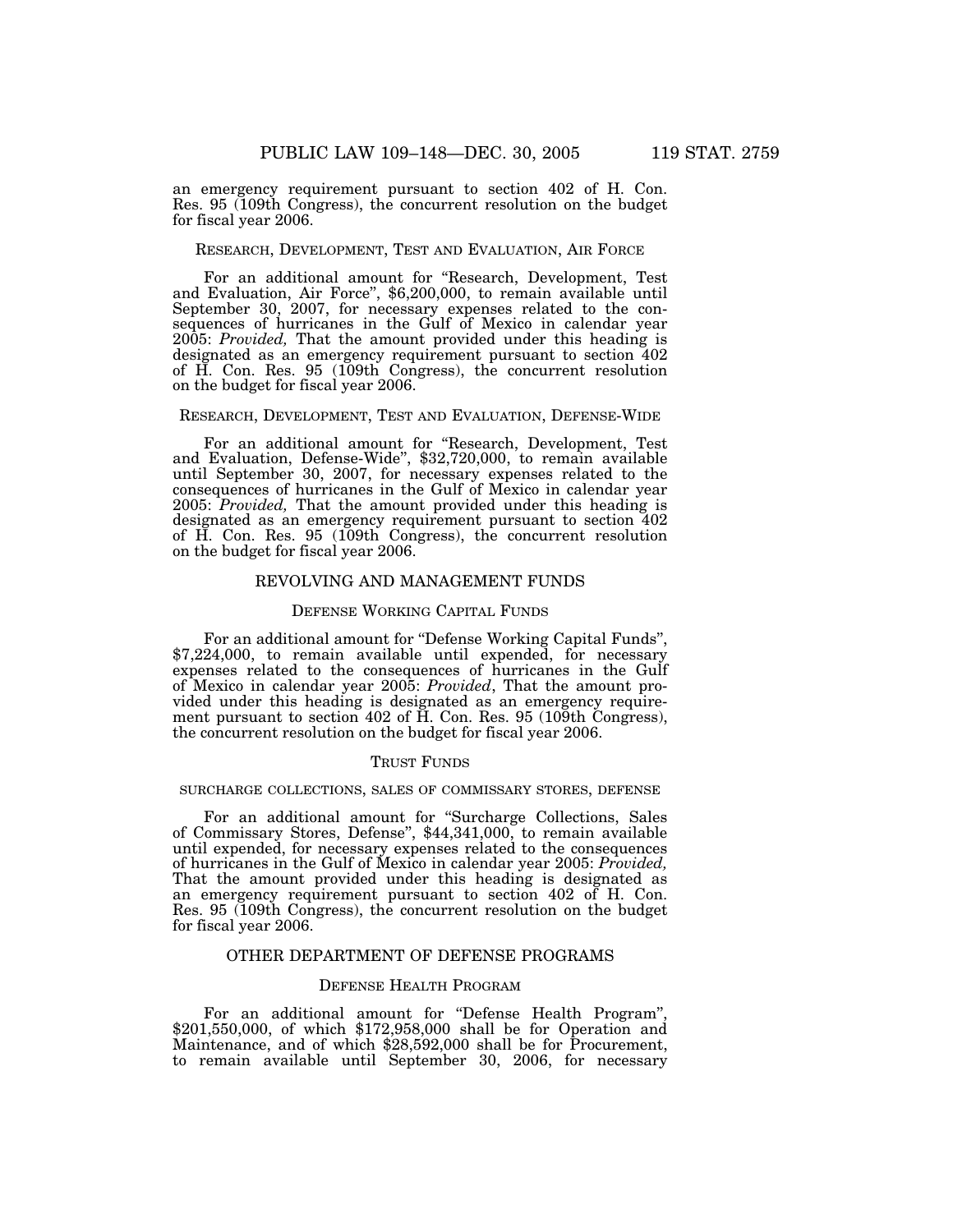an emergency requirement pursuant to section 402 of H. Con. Res. 95 (109th Congress), the concurrent resolution on the budget for fiscal year 2006.

### RESEARCH, DEVELOPMENT, TEST AND EVALUATION, AIR FORCE

For an additional amount for "Research, Development, Test and Evaluation, Air Force", $6,200,000, to remain available until September 30, 2007, for necessary expenses related to the consequences of hurricanes in the Gulf of Mexico in calendar year 2005: *Provided,* That the amount provided under this heading is designated as an emergency requirement pursuant to section 402 of H. Con. Res. 95 (109th Congress), the concurrent resolution on the budget for fiscal year 2006.

### RESEARCH, DEVELOPMENT, TEST AND EVALUATION, DEFENSE-WIDE

For an additional amount for "Research, Development, Test and Evaluation, Defense-Wide", $32,720,000, to remain available until September 30, 2007, for necessary expenses related to the consequences of hurricanes in the Gulf of Mexico in calendar year 2005: *Provided,* That the amount provided under this heading is designated as an emergency requirement pursuant to section 402 of H. Con. Res. 95 (109th Congress), the concurrent resolution on the budget for fiscal year 2006.

## REVOLVING AND MANAGEMENT FUNDS

### DEFENSE WORKING CAPITAL FUNDS

For an additional amount for "Defense Working Capital Funds", $7,224,000, to remain available until expended, for necessary expenses related to the consequences of hurricanes in the Gulf of Mexico in calendar year 2005: *Provided*, That the amount provided under this heading is designated as an emergency requirement pursuant to section 402 of H. Con. Res. 95 (109th Congress), the concurrent resolution on the budget for fiscal year 2006.

### TRUST FUNDS

#### SURCHARGE COLLECTIONS, SALES OF COMMISSARY STORES, DEFENSE

For an additional amount for "Surcharge Collections, Sales of Commissary Stores, Defense", $44,341,000, to remain available until expended, for necessary expenses related to the consequences of hurricanes in the Gulf of Mexico in calendar year 2005: *Provided,* That the amount provided under this heading is designated as an emergency requirement pursuant to section 402 of H. Con. Res. 95 (109th Congress), the concurrent resolution on the budget for fiscal year 2006.

## OTHER DEPARTMENT OF DEFENSE PROGRAMS

### DEFENSE HEALTH PROGRAM

For an additional amount for "Defense Health Program", $201,550,000, of which $172,958,000 shall be for Operation and Maintenance, and of which $28,592,000 shall be for Procurement, to remain available until September 30, 2006, for necessary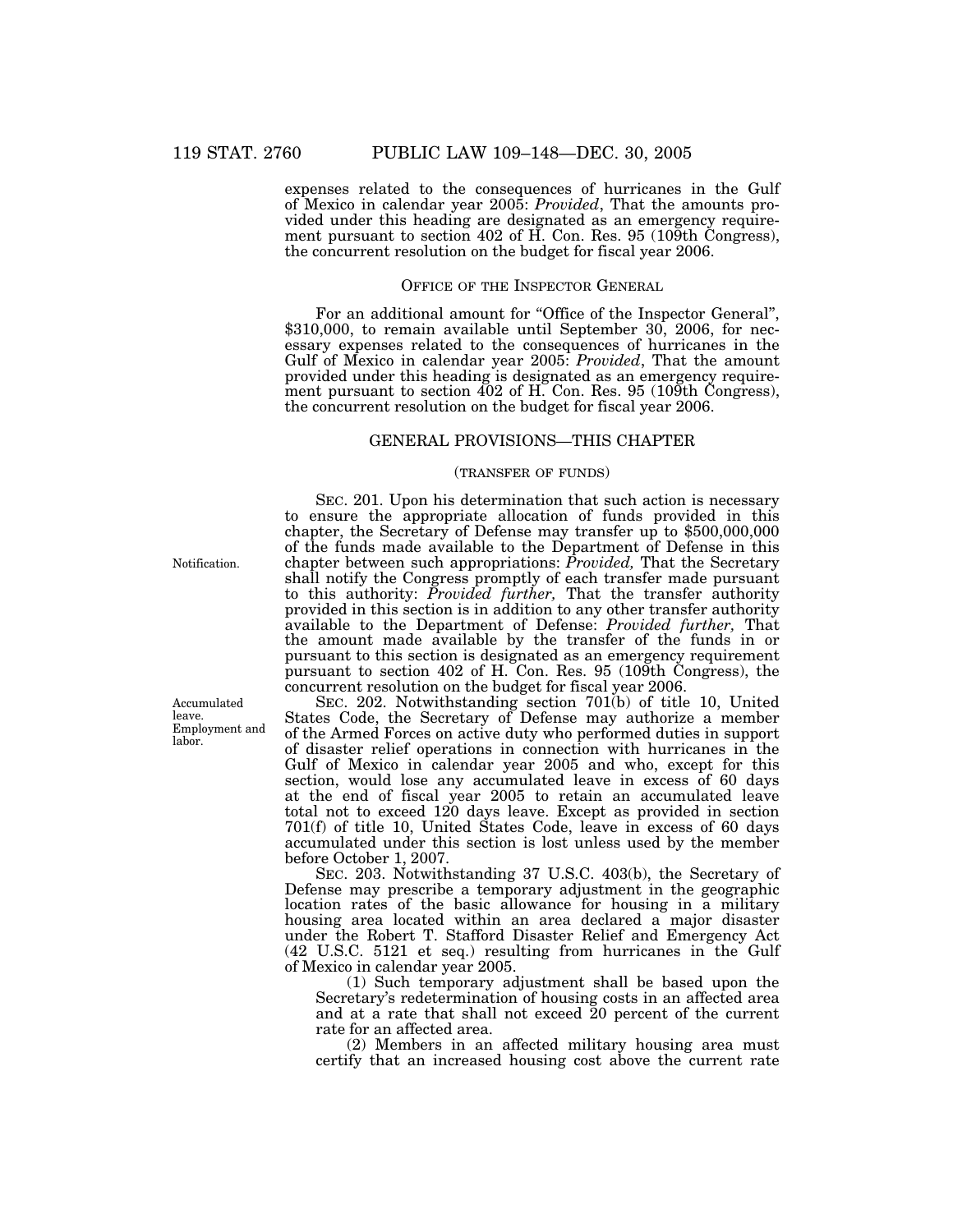expenses related to the consequences of hurricanes in the Gulf of Mexico in calendar year 2005: *Provided*, That the amounts provided under this heading are designated as an emergency requirement pursuant to section 402 of H. Con. Res. 95 (109th Congress), the concurrent resolution on the budget for fiscal year 2006.

### OFFICE OF THE INSPECTOR GENERAL

For an additional amount for "Office of the Inspector General", $310,000, to remain available until September 30, 2006, for necessary expenses related to the consequences of hurricanes in the Gulf of Mexico in calendar year 2005: *Provided*, That the amount provided under this heading is designated as an emergency requirement pursuant to section 402 of H. Con. Res. 95 (109th Congress), the concurrent resolution on the budget for fiscal year 2006.

## GENERAL PROVISIONS—THIS CHAPTER

(TRANSFER OF FUNDS)

Notification.

SEC. 201. Upon his determination that such action is necessary to ensure the appropriate allocation of funds provided in this chapter, the Secretary of Defense may transfer up to $500,000,000 of the funds made available to the Department of Defense in this chapter between such appropriations: *Provided,* That the Secretary shall notify the Congress promptly of each transfer made pursuant to this authority: *Provided further,* That the transfer authority provided in this section is in addition to any other transfer authority available to the Department of Defense: *Provided further,* That the amount made available by the transfer of the funds in or pursuant to this section is designated as an emergency requirement pursuant to section 402 of H. Con. Res. 95 (109th Congress), the concurrent resolution on the budget for fiscal year 2006.

Accumulated leave. Employment and labor.

SEC. 202. Notwithstanding section 701(b) of title 10, United States Code, the Secretary of Defense may authorize a member of the Armed Forces on active duty who performed duties in support of disaster relief operations in connection with hurricanes in the Gulf of Mexico in calendar year 2005 and who, except for this section, would lose any accumulated leave in excess of 60 days at the end of fiscal year 2005 to retain an accumulated leave total not to exceed 120 days leave. Except as provided in section 701(f) of title 10, United States Code, leave in excess of 60 days accumulated under this section is lost unless used by the member before October 1, 2007.

SEC. 203. Notwithstanding 37 U.S.C. 403(b), the Secretary of Defense may prescribe a temporary adjustment in the geographic location rates of the basic allowance for housing in a military housing area located within an area declared a major disaster under the Robert T. Stafford Disaster Relief and Emergency Act (42 U.S.C. 5121 et seq.) resulting from hurricanes in the Gulf of Mexico in calendar year 2005.

(1) Such temporary adjustment shall be based upon the Secretary's redetermination of housing costs in an affected area and at a rate that shall not exceed 20 percent of the current rate for an affected area.

(2) Members in an affected military housing area must certify that an increased housing cost above the current rate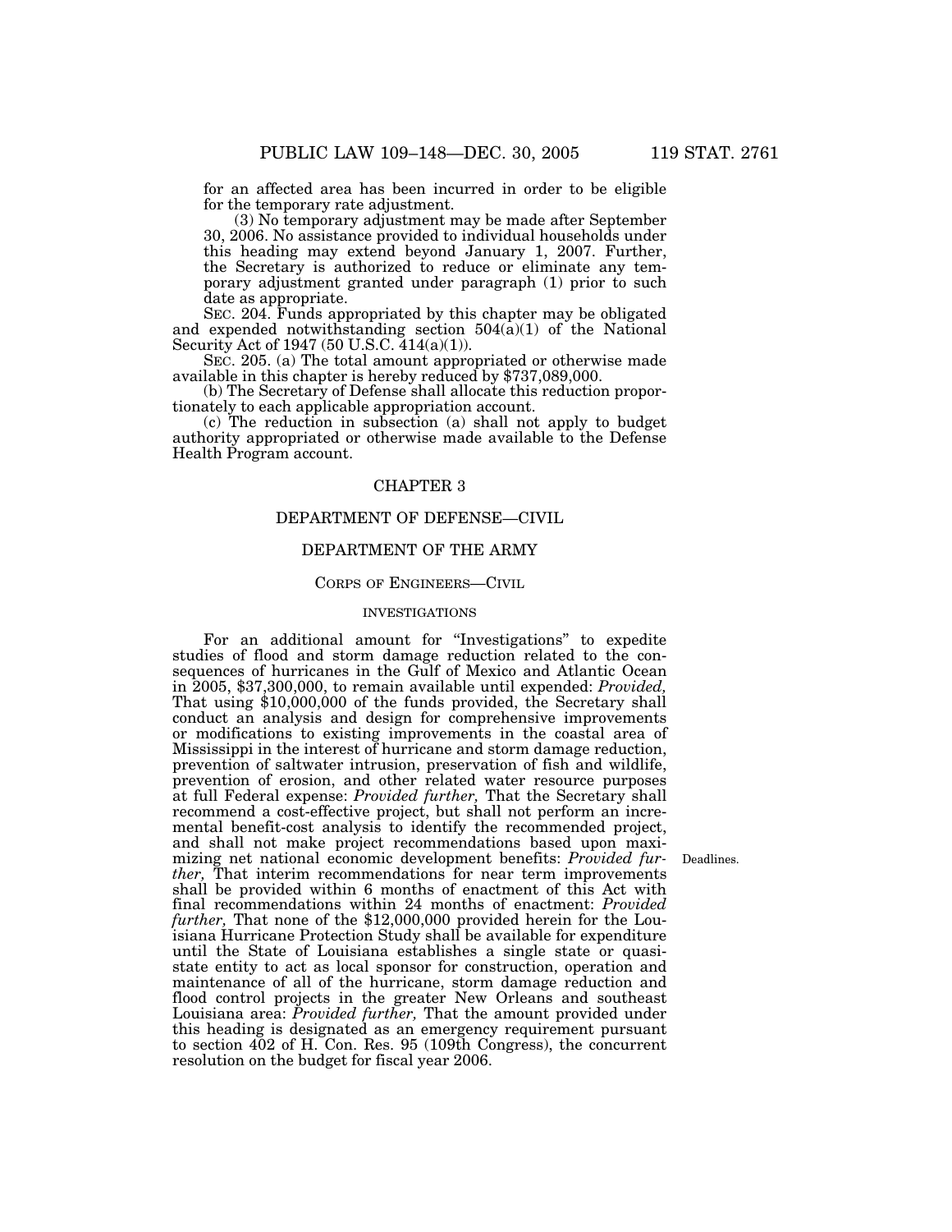for an affected area has been incurred in order to be eligible for the temporary rate adjustment.

(3) No temporary adjustment may be made after September 30, 2006. No assistance provided to individual households under this heading may extend beyond January 1, 2007. Further, the Secretary is authorized to reduce or eliminate any temporary adjustment granted under paragraph (1) prior to such date as appropriate.

SEC. 204. Funds appropriated by this chapter may be obligated and expended notwithstanding section 504(a)(1) of the National Security Act of 1947 (50 U.S.C. 414(a)(1)).

SEC. 205. (a) The total amount appropriated or otherwise made available in this chapter is hereby reduced by $737,089,000.

(b) The Secretary of Defense shall allocate this reduction proportionately to each applicable appropriation account.

(c) The reduction in subsection (a) shall not apply to budget authority appropriated or otherwise made available to the Defense Health Program account.

## CHAPTER 3

## DEPARTMENT OF DEFENSE—CIVIL

## DEPARTMENT OF THE ARMY

### CORPS OF ENGINEERS—CIVIL

#### INVESTIGATIONS

For an additional amount for "Investigations" to expedite studies of flood and storm damage reduction related to the consequences of hurricanes in the Gulf of Mexico and Atlantic Ocean in 2005, $37,300,000, to remain available until expended: *Provided,* That using $10,000,000 of the funds provided, the Secretary shall conduct an analysis and design for comprehensive improvements or modifications to existing improvements in the coastal area of Mississippi in the interest of hurricane and storm damage reduction, prevention of saltwater intrusion, preservation of fish and wildlife, prevention of erosion, and other related water resource purposes at full Federal expense: *Provided further,* That the Secretary shall recommend a cost-effective project, but shall not perform an incremental benefit-cost analysis to identify the recommended project, and shall not make project recommendations based upon maximizing net national economic development benefits: *Provided further,* That interim recommendations for near term improvements shall be provided within 6 months of enactment of this Act with final recommendations within 24 months of enactment: *Provided further,* That none of the $12,000,000 provided herein for the Louisiana Hurricane Protection Study shall be available for expenditure until the State of Louisiana establishes a single state or quasi-state entity to act as local sponsor for construction, operation and maintenance of all of the hurricane, storm damage reduction and flood control projects in the greater New Orleans and southeast Louisiana area: *Provided further,* That the amount provided under this heading is designated as an emergency requirement pursuant to section 402 of H. Con. Res. 95 (109th Congress), the concurrent resolution on the budget for fiscal year 2006.

Deadlines.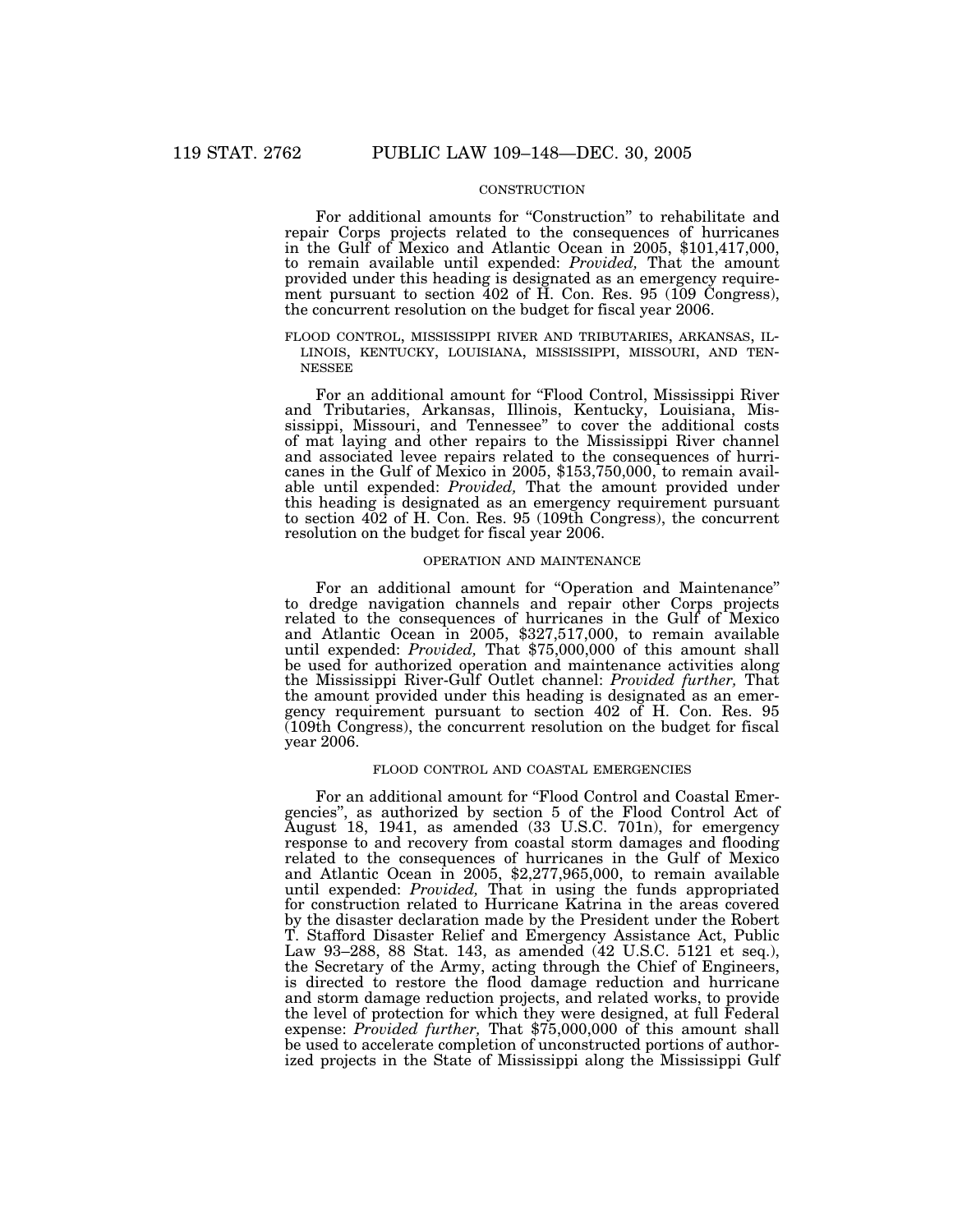### CONSTRUCTION

For additional amounts for "Construction" to rehabilitate and repair Corps projects related to the consequences of hurricanes in the Gulf of Mexico and Atlantic Ocean in 2005, $101,417,000, to remain available until expended: *Provided,* That the amount provided under this heading is designated as an emergency requirement pursuant to section 402 of H. Con. Res. 95 (109 Congress), the concurrent resolution on the budget for fiscal year 2006.

### FLOOD CONTROL, MISSISSIPPI RIVER AND TRIBUTARIES, ARKANSAS, ILLINOIS, KENTUCKY, LOUISIANA, MISSISSIPPI, MISSOURI, AND TENNESSEE

For an additional amount for "Flood Control, Mississippi River and Tributaries, Arkansas, Illinois, Kentucky, Louisiana, Mississippi, Missouri, and Tennessee" to cover the additional costs of mat laying and other repairs to the Mississippi River channel and associated levee repairs related to the consequences of hurricanes in the Gulf of Mexico in 2005, $153,750,000, to remain available until expended: *Provided,* That the amount provided under this heading is designated as an emergency requirement pursuant to section 402 of H. Con. Res. 95 (109th Congress), the concurrent resolution on the budget for fiscal year 2006.

### OPERATION AND MAINTENANCE

For an additional amount for "Operation and Maintenance" to dredge navigation channels and repair other Corps projects related to the consequences of hurricanes in the Gulf of Mexico and Atlantic Ocean in 2005, $327,517,000, to remain available until expended: *Provided,* That $75,000,000 of this amount shall be used for authorized operation and maintenance activities along the Mississippi River-Gulf Outlet channel: *Provided further,* That the amount provided under this heading is designated as an emergency requirement pursuant to section 402 of H. Con. Res. 95 (109th Congress), the concurrent resolution on the budget for fiscal year 2006.

### FLOOD CONTROL AND COASTAL EMERGENCIES

For an additional amount for "Flood Control and Coastal Emergencies", as authorized by section 5 of the Flood Control Act of August 18, 1941, as amended (33 U.S.C. 701n), for emergency response to and recovery from coastal storm damages and flooding related to the consequences of hurricanes in the Gulf of Mexico and Atlantic Ocean in 2005, $2,277,965,000, to remain available until expended: *Provided,* That in using the funds appropriated for construction related to Hurricane Katrina in the areas covered by the disaster declaration made by the President under the Robert T. Stafford Disaster Relief and Emergency Assistance Act, Public Law 93–288, 88 Stat. 143, as amended (42 U.S.C. 5121 et seq.), the Secretary of the Army, acting through the Chief of Engineers, is directed to restore the flood damage reduction and hurricane and storm damage reduction projects, and related works, to provide the level of protection for which they were designed, at full Federal expense: *Provided further,* That $75,000,000 of this amount shall be used to accelerate completion of unconstructed portions of authorized projects in the State of Mississippi along the Mississippi Gulf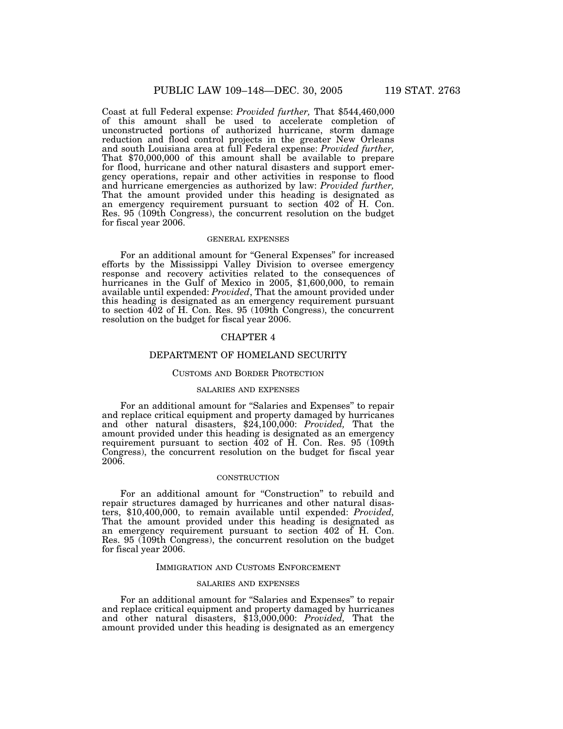Coast at full Federal expense: *Provided further,* That $544,460,000 of this amount shall be used to accelerate completion of unconstructed portions of authorized hurricane, storm damage reduction and flood control projects in the greater New Orleans and south Louisiana area at full Federal expense: *Provided further,* That $70,000,000 of this amount shall be available to prepare for flood, hurricane and other natural disasters and support emergency operations, repair and other activities in response to flood and hurricane emergencies as authorized by law: *Provided further,* That the amount provided under this heading is designated as an emergency requirement pursuant to section 402 of H. Con. Res. 95 (109th Congress), the concurrent resolution on the budget for fiscal year 2006.

GENERAL EXPENSES

For an additional amount for "General Expenses" for increased efforts by the Mississippi Valley Division to oversee emergency response and recovery activities related to the consequences of hurricanes in the Gulf of Mexico in 2005, $1,600,000, to remain available until expended: *Provided*, That the amount provided under this heading is designated as an emergency requirement pursuant to section 402 of H. Con. Res. 95 (109th Congress), the concurrent resolution on the budget for fiscal year 2006.

## CHAPTER 4

## DEPARTMENT OF HOMELAND SECURITY

### CUSTOMS AND BORDER PROTECTION

SALARIES AND EXPENSES

For an additional amount for "Salaries and Expenses" to repair and replace critical equipment and property damaged by hurricanes and other natural disasters, $24,100,000: *Provided,* That the amount provided under this heading is designated as an emergency requirement pursuant to section 402 of H. Con. Res. 95 (109th Congress), the concurrent resolution on the budget for fiscal year 2006.

CONSTRUCTION

For an additional amount for "Construction" to rebuild and repair structures damaged by hurricanes and other natural disasters, $10,400,000, to remain available until expended: *Provided,* That the amount provided under this heading is designated as an emergency requirement pursuant to section 402 of H. Con. Res. 95 (109th Congress), the concurrent resolution on the budget for fiscal year 2006.

### IMMIGRATION AND CUSTOMS ENFORCEMENT

SALARIES AND EXPENSES

For an additional amount for "Salaries and Expenses" to repair and replace critical equipment and property damaged by hurricanes and other natural disasters, $13,000,000: *Provided,* That the amount provided under this heading is designated as an emergency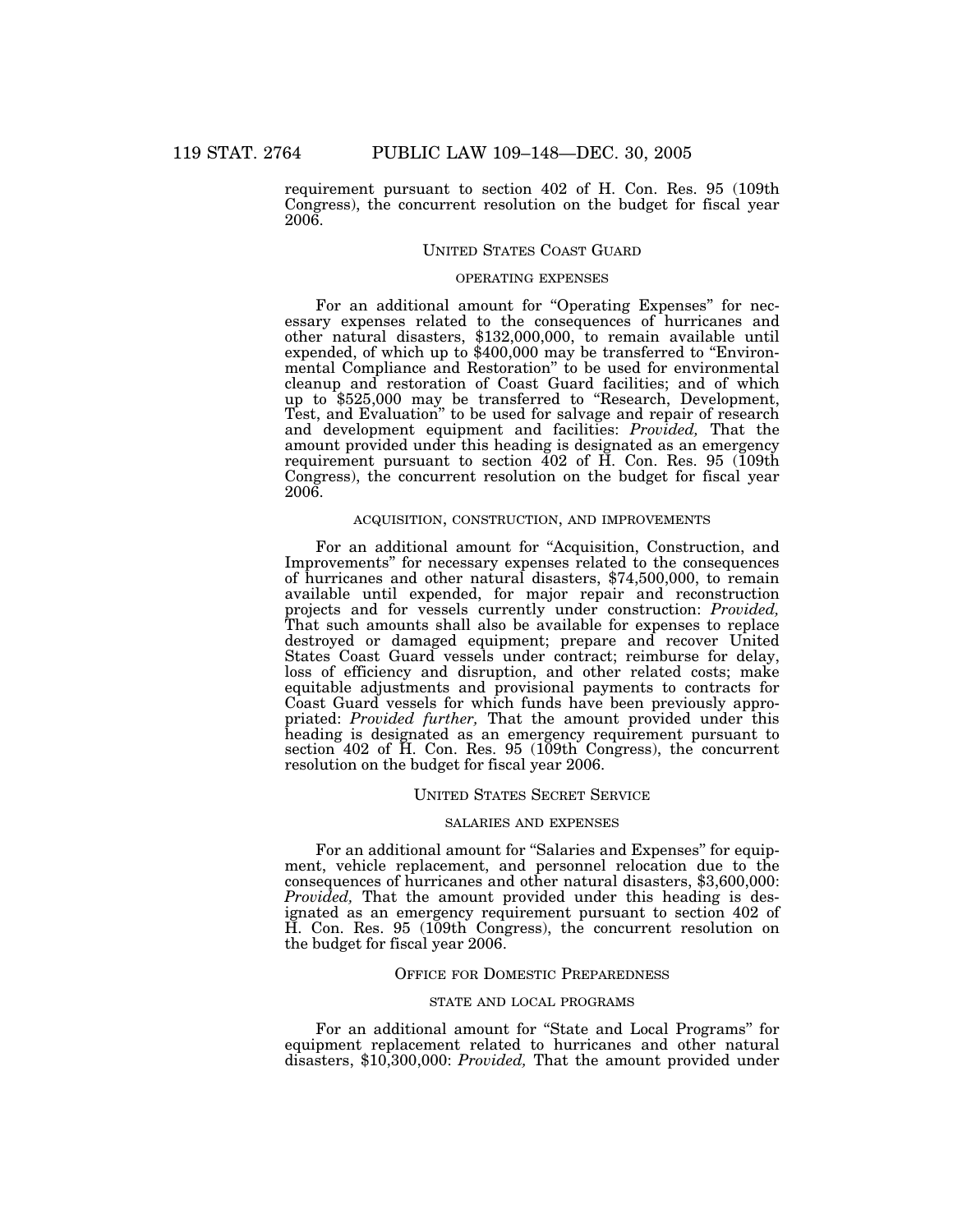requirement pursuant to section 402 of H. Con. Res. 95 (109th Congress), the concurrent resolution on the budget for fiscal year 2006.

## UNITED STATES COAST GUARD

### OPERATING EXPENSES

For an additional amount for "Operating Expenses" for necessary expenses related to the consequences of hurricanes and other natural disasters, $132,000,000, to remain available until expended, of which up to $400,000 may be transferred to "Environmental Compliance and Restoration" to be used for environmental cleanup and restoration of Coast Guard facilities; and of which up to $525,000 may be transferred to "Research, Development, Test, and Evaluation" to be used for salvage and repair of research and development equipment and facilities: *Provided,* That the amount provided under this heading is designated as an emergency requirement pursuant to section 402 of H. Con. Res. 95 (109th Congress), the concurrent resolution on the budget for fiscal year 2006.

### ACQUISITION, CONSTRUCTION, AND IMPROVEMENTS

For an additional amount for "Acquisition, Construction, and Improvements" for necessary expenses related to the consequences of hurricanes and other natural disasters, $74,500,000, to remain available until expended, for major repair and reconstruction projects and for vessels currently under construction: *Provided,* That such amounts shall also be available for expenses to replace destroyed or damaged equipment; prepare and recover United States Coast Guard vessels under contract; reimburse for delay, loss of efficiency and disruption, and other related costs; make equitable adjustments and provisional payments to contracts for Coast Guard vessels for which funds have been previously appropriated: *Provided further,* That the amount provided under this heading is designated as an emergency requirement pursuant to section 402 of H. Con. Res. 95 (109th Congress), the concurrent resolution on the budget for fiscal year 2006.

## UNITED STATES SECRET SERVICE

### SALARIES AND EXPENSES

For an additional amount for "Salaries and Expenses" for equipment, vehicle replacement, and personnel relocation due to the consequences of hurricanes and other natural disasters, $3,600,000: *Provided,* That the amount provided under this heading is designated as an emergency requirement pursuant to section 402 of H. Con. Res. 95 (109th Congress), the concurrent resolution on the budget for fiscal year 2006.

## OFFICE FOR DOMESTIC PREPAREDNESS

### STATE AND LOCAL PROGRAMS

For an additional amount for "State and Local Programs" for equipment replacement related to hurricanes and other natural disasters, $10,300,000: *Provided,* That the amount provided under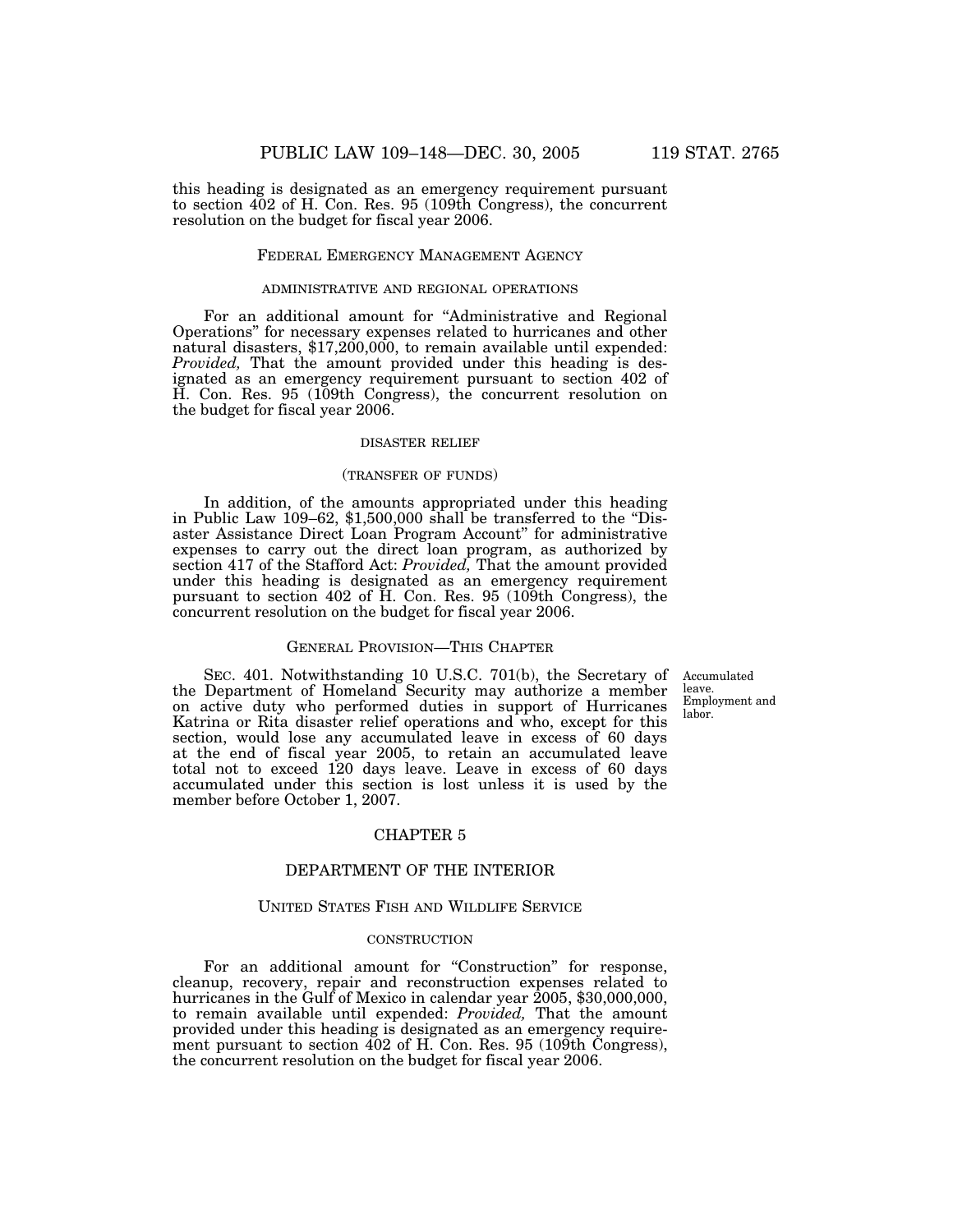this heading is designated as an emergency requirement pursuant to section 402 of H. Con. Res. 95 (109th Congress), the concurrent resolution on the budget for fiscal year 2006.

### FEDERAL EMERGENCY MANAGEMENT AGENCY

#### ADMINISTRATIVE AND REGIONAL OPERATIONS

For an additional amount for "Administrative and Regional Operations" for necessary expenses related to hurricanes and other natural disasters, $17,200,000, to remain available until expended: *Provided,* That the amount provided under this heading is designated as an emergency requirement pursuant to section 402 of H. Con. Res. 95 (109th Congress), the concurrent resolution on the budget for fiscal year 2006.

#### DISASTER RELIEF

#### (TRANSFER OF FUNDS)

In addition, of the amounts appropriated under this heading in Public Law 109–62, $1,500,000 shall be transferred to the "Disaster Assistance Direct Loan Program Account" for administrative expenses to carry out the direct loan program, as authorized by section 417 of the Stafford Act: *Provided,* That the amount provided under this heading is designated as an emergency requirement pursuant to section 402 of H. Con. Res. 95 (109th Congress), the concurrent resolution on the budget for fiscal year 2006.

### GENERAL PROVISION—THIS CHAPTER

Accumulated leave. Employment and labor.

SEC. 401. Notwithstanding 10 U.S.C. 701(b), the Secretary of the Department of Homeland Security may authorize a member on active duty who performed duties in support of Hurricanes Katrina or Rita disaster relief operations and who, except for this section, would lose any accumulated leave in excess of 60 days at the end of fiscal year 2005, to retain an accumulated leave total not to exceed 120 days leave. Leave in excess of 60 days accumulated under this section is lost unless it is used by the member before October 1, 2007.

## CHAPTER 5

## DEPARTMENT OF THE INTERIOR

### UNITED STATES FISH AND WILDLIFE SERVICE

#### CONSTRUCTION

For an additional amount for "Construction" for response, cleanup, recovery, repair and reconstruction expenses related to hurricanes in the Gulf of Mexico in calendar year 2005, $30,000,000, to remain available until expended: *Provided,* That the amount provided under this heading is designated as an emergency requirement pursuant to section 402 of H. Con. Res. 95 (109th Congress), the concurrent resolution on the budget for fiscal year 2006.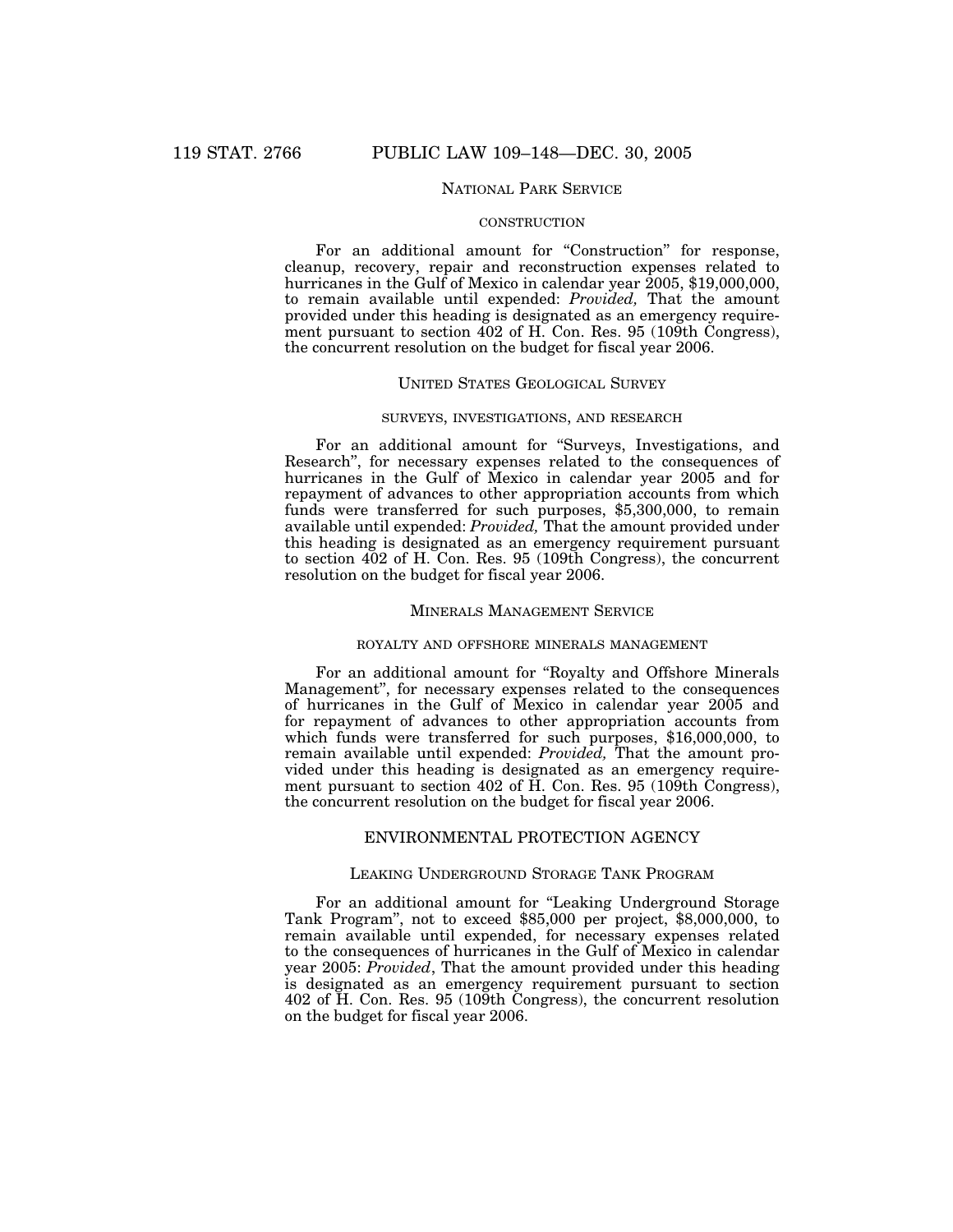## NATIONAL PARK SERVICE

### CONSTRUCTION

For an additional amount for "Construction" for response, cleanup, recovery, repair and reconstruction expenses related to hurricanes in the Gulf of Mexico in calendar year 2005, $19,000,000, to remain available until expended: *Provided,* That the amount provided under this heading is designated as an emergency requirement pursuant to section 402 of H. Con. Res. 95 (109th Congress), the concurrent resolution on the budget for fiscal year 2006.

## UNITED STATES GEOLOGICAL SURVEY

### SURVEYS, INVESTIGATIONS, AND RESEARCH

For an additional amount for "Surveys, Investigations, and Research", for necessary expenses related to the consequences of hurricanes in the Gulf of Mexico in calendar year 2005 and for repayment of advances to other appropriation accounts from which funds were transferred for such purposes, $5,300,000, to remain available until expended: *Provided,* That the amount provided under this heading is designated as an emergency requirement pursuant to section 402 of H. Con. Res. 95 (109th Congress), the concurrent resolution on the budget for fiscal year 2006.

## MINERALS MANAGEMENT SERVICE

### ROYALTY AND OFFSHORE MINERALS MANAGEMENT

For an additional amount for "Royalty and Offshore Minerals Management", for necessary expenses related to the consequences of hurricanes in the Gulf of Mexico in calendar year 2005 and for repayment of advances to other appropriation accounts from which funds were transferred for such purposes, $16,000,000, to remain available until expended: *Provided,* That the amount provided under this heading is designated as an emergency requirement pursuant to section 402 of H. Con. Res. 95 (109th Congress), the concurrent resolution on the budget for fiscal year 2006.

# ENVIRONMENTAL PROTECTION AGENCY

### LEAKING UNDERGROUND STORAGE TANK PROGRAM

For an additional amount for "Leaking Underground Storage Tank Program", not to exceed $85,000 per project, $8,000,000, to remain available until expended, for necessary expenses related to the consequences of hurricanes in the Gulf of Mexico in calendar year 2005: *Provided*, That the amount provided under this heading is designated as an emergency requirement pursuant to section 402 of H. Con. Res. 95 (109th Congress), the concurrent resolution on the budget for fiscal year 2006.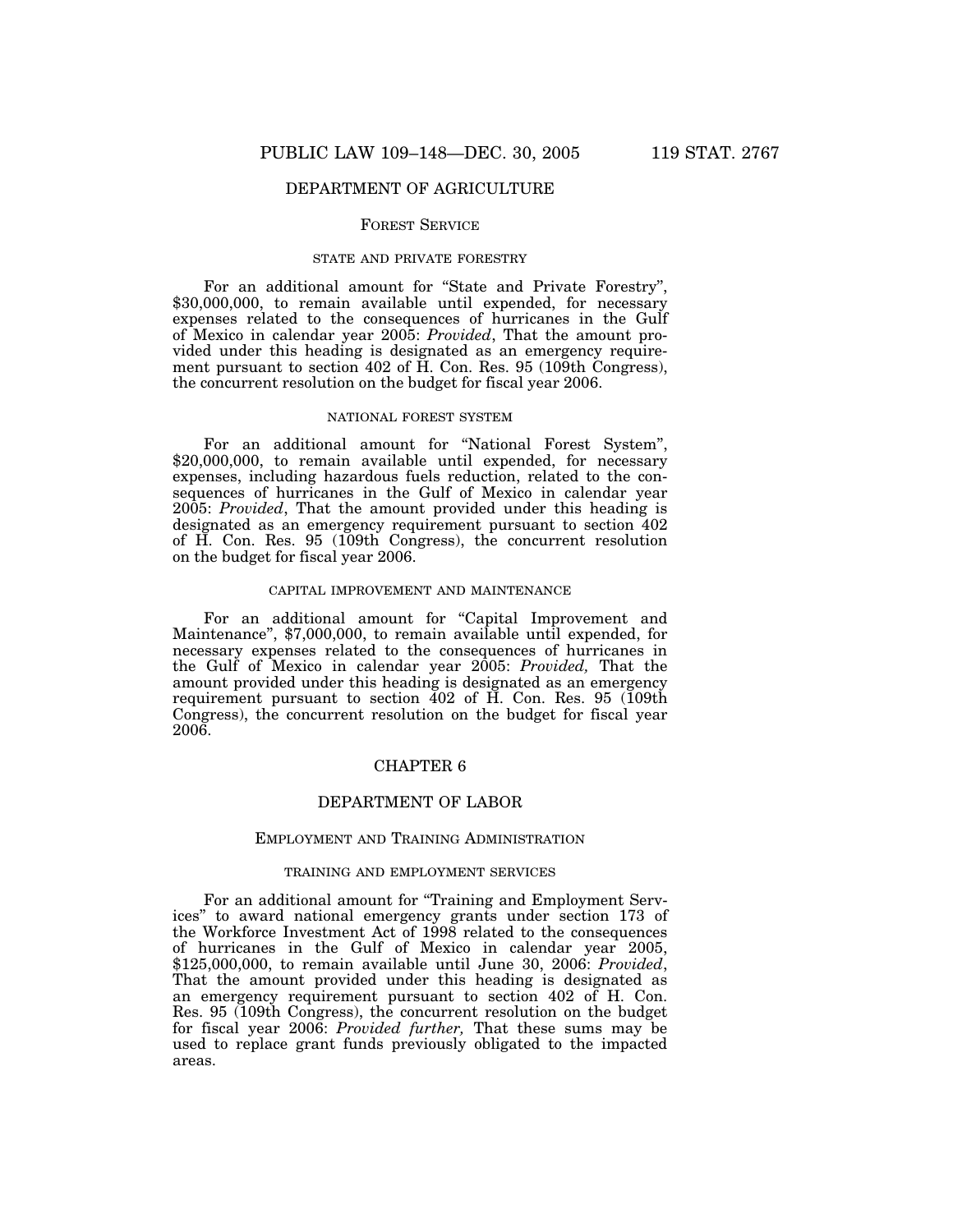## DEPARTMENT OF AGRICULTURE

### FOREST SERVICE

#### STATE AND PRIVATE FORESTRY

For an additional amount for "State and Private Forestry", $30,000,000, to remain available until expended, for necessary expenses related to the consequences of hurricanes in the Gulf of Mexico in calendar year 2005: *Provided*, That the amount provided under this heading is designated as an emergency requirement pursuant to section 402 of H. Con. Res. 95 (109th Congress), the concurrent resolution on the budget for fiscal year 2006.

#### NATIONAL FOREST SYSTEM

For an additional amount for "National Forest System", $20,000,000, to remain available until expended, for necessary expenses, including hazardous fuels reduction, related to the consequences of hurricanes in the Gulf of Mexico in calendar year 2005: *Provided*, That the amount provided under this heading is designated as an emergency requirement pursuant to section 402 of H. Con. Res. 95 (109th Congress), the concurrent resolution on the budget for fiscal year 2006.

#### CAPITAL IMPROVEMENT AND MAINTENANCE

For an additional amount for "Capital Improvement and Maintenance", $7,000,000, to remain available until expended, for necessary expenses related to the consequences of hurricanes in the Gulf of Mexico in calendar year 2005: *Provided,* That the amount provided under this heading is designated as an emergency requirement pursuant to section 402 of H. Con. Res. 95 (109th Congress), the concurrent resolution on the budget for fiscal year 2006.

## CHAPTER 6

## DEPARTMENT OF LABOR

### EMPLOYMENT AND TRAINING ADMINISTRATION

#### TRAINING AND EMPLOYMENT SERVICES

For an additional amount for "Training and Employment Services" to award national emergency grants under section 173 of the Workforce Investment Act of 1998 related to the consequences of hurricanes in the Gulf of Mexico in calendar year 2005, $125,000,000, to remain available until June 30, 2006: *Provided*, That the amount provided under this heading is designated as an emergency requirement pursuant to section 402 of H. Con. Res. 95 (109th Congress), the concurrent resolution on the budget for fiscal year 2006: *Provided further,* That these sums may be used to replace grant funds previously obligated to the impacted areas.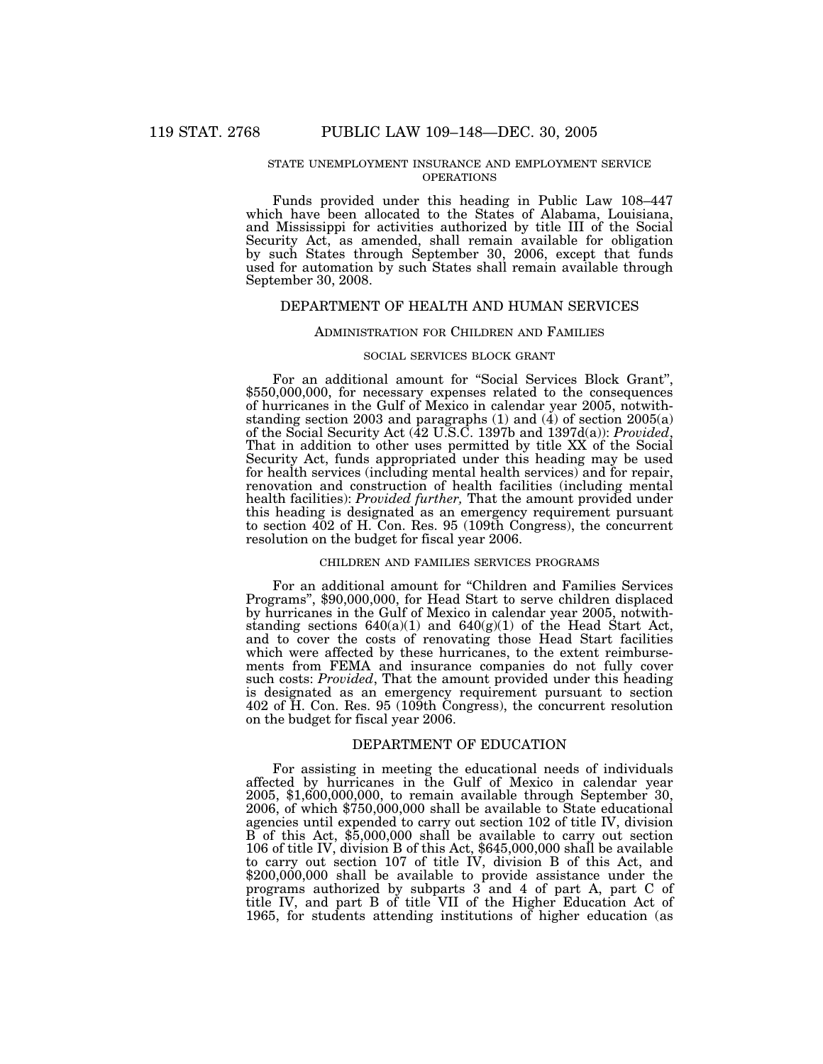STATE UNEMPLOYMENT INSURANCE AND EMPLOYMENT SERVICE OPERATIONS

Funds provided under this heading in Public Law 108–447 which have been allocated to the States of Alabama, Louisiana, and Mississippi for activities authorized by title III of the Social Security Act, as amended, shall remain available for obligation by such States through September 30, 2006, except that funds used for automation by such States shall remain available through September 30, 2008.

## DEPARTMENT OF HEALTH AND HUMAN SERVICES

### ADMINISTRATION FOR CHILDREN AND FAMILIES

SOCIAL SERVICES BLOCK GRANT

For an additional amount for "Social Services Block Grant", $550,000,000, for necessary expenses related to the consequences of hurricanes in the Gulf of Mexico in calendar year 2005, notwithstanding section 2003 and paragraphs (1) and (4) of section 2005(a) of the Social Security Act (42 U.S.C. 1397b and 1397d(a)): *Provided*, That in addition to other uses permitted by title XX of the Social Security Act, funds appropriated under this heading may be used for health services (including mental health services) and for repair, renovation and construction of health facilities (including mental health facilities): *Provided further,* That the amount provided under this heading is designated as an emergency requirement pursuant to section 402 of H. Con. Res. 95 (109th Congress), the concurrent resolution on the budget for fiscal year 2006.

CHILDREN AND FAMILIES SERVICES PROGRAMS

For an additional amount for "Children and Families Services Programs", $90,000,000, for Head Start to serve children displaced by hurricanes in the Gulf of Mexico in calendar year 2005, notwithstanding sections 640(a)(1) and 640(g)(1) of the Head Start Act, and to cover the costs of renovating those Head Start facilities which were affected by these hurricanes, to the extent reimbursements from FEMA and insurance companies do not fully cover such costs: *Provided*, That the amount provided under this heading is designated as an emergency requirement pursuant to section 402 of H. Con. Res. 95 (109th Congress), the concurrent resolution on the budget for fiscal year 2006.

## DEPARTMENT OF EDUCATION

For assisting in meeting the educational needs of individuals affected by hurricanes in the Gulf of Mexico in calendar year 2005, $1,600,000,000, to remain available through September 30, 2006, of which $750,000,000 shall be available to State educational agencies until expended to carry out section 102 of title IV, division B of this Act, $5,000,000 shall be available to carry out section 106 of title IV, division B of this Act, $645,000,000 shall be available to carry out section 107 of title IV, division B of this Act, and $200,000,000 shall be available to provide assistance under the programs authorized by subparts 3 and 4 of part A, part C of title IV, and part B of title VII of the Higher Education Act of 1965, for students attending institutions of higher education (as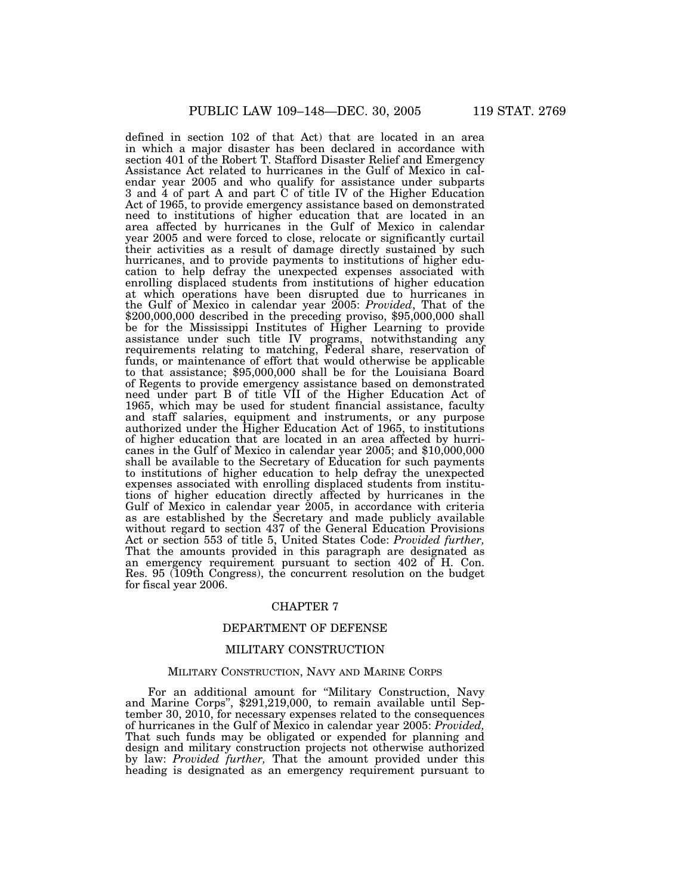defined in section 102 of that Act) that are located in an area in which a major disaster has been declared in accordance with section 401 of the Robert T. Stafford Disaster Relief and Emergency Assistance Act related to hurricanes in the Gulf of Mexico in calendar year 2005 and who qualify for assistance under subparts 3 and 4 of part A and part C of title IV of the Higher Education Act of 1965, to provide emergency assistance based on demonstrated need to institutions of higher education that are located in an area affected by hurricanes in the Gulf of Mexico in calendar year 2005 and were forced to close, relocate or significantly curtail their activities as a result of damage directly sustained by such hurricanes, and to provide payments to institutions of higher education to help defray the unexpected expenses associated with enrolling displaced students from institutions of higher education at which operations have been disrupted due to hurricanes in the Gulf of Mexico in calendar year 2005: *Provided*, That of the $200,000,000 described in the preceding proviso, $95,000,000 shall be for the Mississippi Institutes of Higher Learning to provide assistance under such title IV programs, notwithstanding any requirements relating to matching, Federal share, reservation of funds, or maintenance of effort that would otherwise be applicable to that assistance; $95,000,000 shall be for the Louisiana Board of Regents to provide emergency assistance based on demonstrated need under part B of title VII of the Higher Education Act of 1965, which may be used for student financial assistance, faculty and staff salaries, equipment and instruments, or any purpose authorized under the Higher Education Act of 1965, to institutions of higher education that are located in an area affected by hurricanes in the Gulf of Mexico in calendar year 2005; and $10,000,000 shall be available to the Secretary of Education for such payments to institutions of higher education to help defray the unexpected expenses associated with enrolling displaced students from institutions of higher education directly affected by hurricanes in the Gulf of Mexico in calendar year 2005, in accordance with criteria as are established by the Secretary and made publicly available without regard to section 437 of the General Education Provisions Act or section 553 of title 5, United States Code: *Provided further,* That the amounts provided in this paragraph are designated as an emergency requirement pursuant to section 402 of H. Con. Res. 95 (109th Congress), the concurrent resolution on the budget for fiscal year 2006.

## CHAPTER 7

## DEPARTMENT OF DEFENSE

## MILITARY CONSTRUCTION

### Military Construction, Navy and Marine Corps

For an additional amount for "Military Construction, Navy and Marine Corps", $291,219,000, to remain available until September 30, 2010, for necessary expenses related to the consequences of hurricanes in the Gulf of Mexico in calendar year 2005: *Provided,* That such funds may be obligated or expended for planning and design and military construction projects not otherwise authorized by law: *Provided further,* That the amount provided under this heading is designated as an emergency requirement pursuant to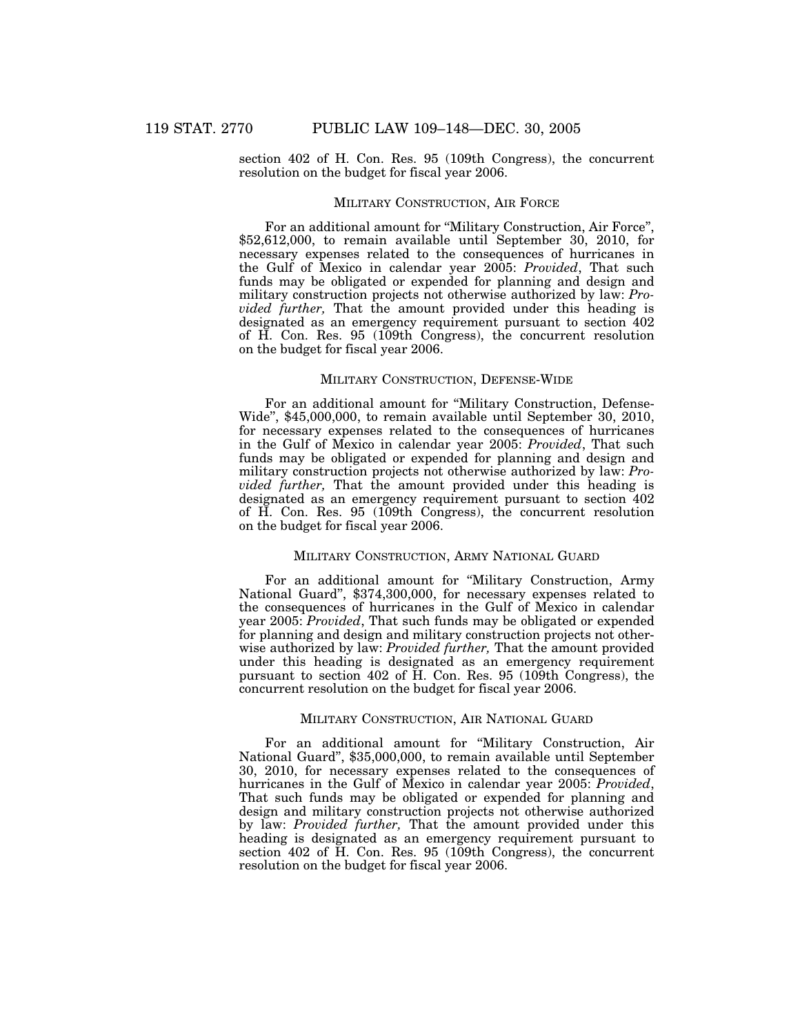section 402 of H. Con. Res. 95 (109th Congress), the concurrent resolution on the budget for fiscal year 2006.

MILITARY CONSTRUCTION, AIR FORCE

For an additional amount for "Military Construction, Air Force", $52,612,000, to remain available until September 30, 2010, for necessary expenses related to the consequences of hurricanes in the Gulf of Mexico in calendar year 2005: *Provided*, That such funds may be obligated or expended for planning and design and military construction projects not otherwise authorized by law: *Provided further,* That the amount provided under this heading is designated as an emergency requirement pursuant to section 402 of H. Con. Res. 95 (109th Congress), the concurrent resolution on the budget for fiscal year 2006.

MILITARY CONSTRUCTION, DEFENSE-WIDE

For an additional amount for "Military Construction, Defense-Wide", $45,000,000, to remain available until September 30, 2010, for necessary expenses related to the consequences of hurricanes in the Gulf of Mexico in calendar year 2005: *Provided*, That such funds may be obligated or expended for planning and design and military construction projects not otherwise authorized by law: *Provided further,* That the amount provided under this heading is designated as an emergency requirement pursuant to section 402 of H. Con. Res. 95 (109th Congress), the concurrent resolution on the budget for fiscal year 2006.

MILITARY CONSTRUCTION, ARMY NATIONAL GUARD

For an additional amount for "Military Construction, Army National Guard", $374,300,000, for necessary expenses related to the consequences of hurricanes in the Gulf of Mexico in calendar year 2005: *Provided*, That such funds may be obligated or expended for planning and design and military construction projects not otherwise authorized by law: *Provided further,* That the amount provided under this heading is designated as an emergency requirement pursuant to section 402 of H. Con. Res. 95 (109th Congress), the concurrent resolution on the budget for fiscal year 2006.

MILITARY CONSTRUCTION, AIR NATIONAL GUARD

For an additional amount for "Military Construction, Air National Guard", $35,000,000, to remain available until September 30, 2010, for necessary expenses related to the consequences of hurricanes in the Gulf of Mexico in calendar year 2005: *Provided*, That such funds may be obligated or expended for planning and design and military construction projects not otherwise authorized by law: *Provided further,* That the amount provided under this heading is designated as an emergency requirement pursuant to section 402 of H. Con. Res. 95 (109th Congress), the concurrent resolution on the budget for fiscal year 2006.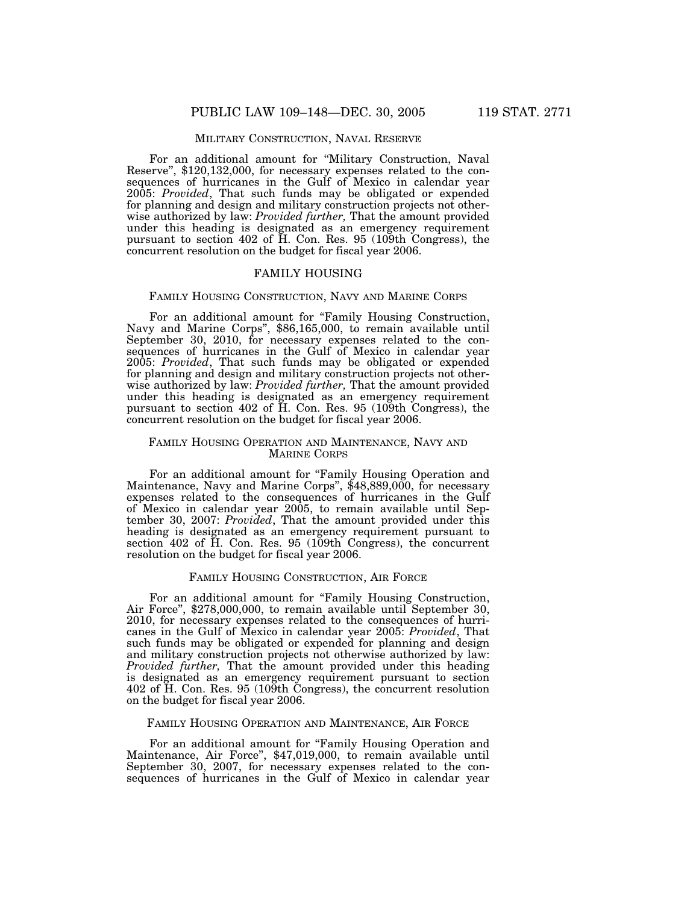MILITARY CONSTRUCTION, NAVAL RESERVE

For an additional amount for "Military Construction, Naval Reserve", $120,132,000, for necessary expenses related to the consequences of hurricanes in the Gulf of Mexico in calendar year 2005: *Provided*, That such funds may be obligated or expended for planning and design and military construction projects not otherwise authorized by law: *Provided further,* That the amount provided under this heading is designated as an emergency requirement pursuant to section 402 of H. Con. Res. 95 (109th Congress), the concurrent resolution on the budget for fiscal year 2006.

## FAMILY HOUSING

FAMILY HOUSING CONSTRUCTION, NAVY AND MARINE CORPS

For an additional amount for "Family Housing Construction, Navy and Marine Corps", $86,165,000, to remain available until September 30, 2010, for necessary expenses related to the consequences of hurricanes in the Gulf of Mexico in calendar year 2005: *Provided*, That such funds may be obligated or expended for planning and design and military construction projects not otherwise authorized by law: *Provided further,* That the amount provided under this heading is designated as an emergency requirement pursuant to section 402 of H. Con. Res. 95 (109th Congress), the concurrent resolution on the budget for fiscal year 2006.

FAMILY HOUSING OPERATION AND MAINTENANCE, NAVY AND MARINE CORPS

For an additional amount for "Family Housing Operation and Maintenance, Navy and Marine Corps", $48,889,000, for necessary expenses related to the consequences of hurricanes in the Gulf of Mexico in calendar year 2005, to remain available until September 30, 2007: *Provided*, That the amount provided under this heading is designated as an emergency requirement pursuant to section 402 of H. Con. Res. 95 (109th Congress), the concurrent resolution on the budget for fiscal year 2006.

FAMILY HOUSING CONSTRUCTION, AIR FORCE

For an additional amount for "Family Housing Construction, Air Force", $278,000,000, to remain available until September 30, 2010, for necessary expenses related to the consequences of hurricanes in the Gulf of Mexico in calendar year 2005: *Provided*, That such funds may be obligated or expended for planning and design and military construction projects not otherwise authorized by law: *Provided further,* That the amount provided under this heading is designated as an emergency requirement pursuant to section 402 of H. Con. Res. 95 (109th Congress), the concurrent resolution on the budget for fiscal year 2006.

FAMILY HOUSING OPERATION AND MAINTENANCE, AIR FORCE

For an additional amount for "Family Housing Operation and Maintenance, Air Force", $47,019,000, to remain available until September 30, 2007, for necessary expenses related to the consequences of hurricanes in the Gulf of Mexico in calendar year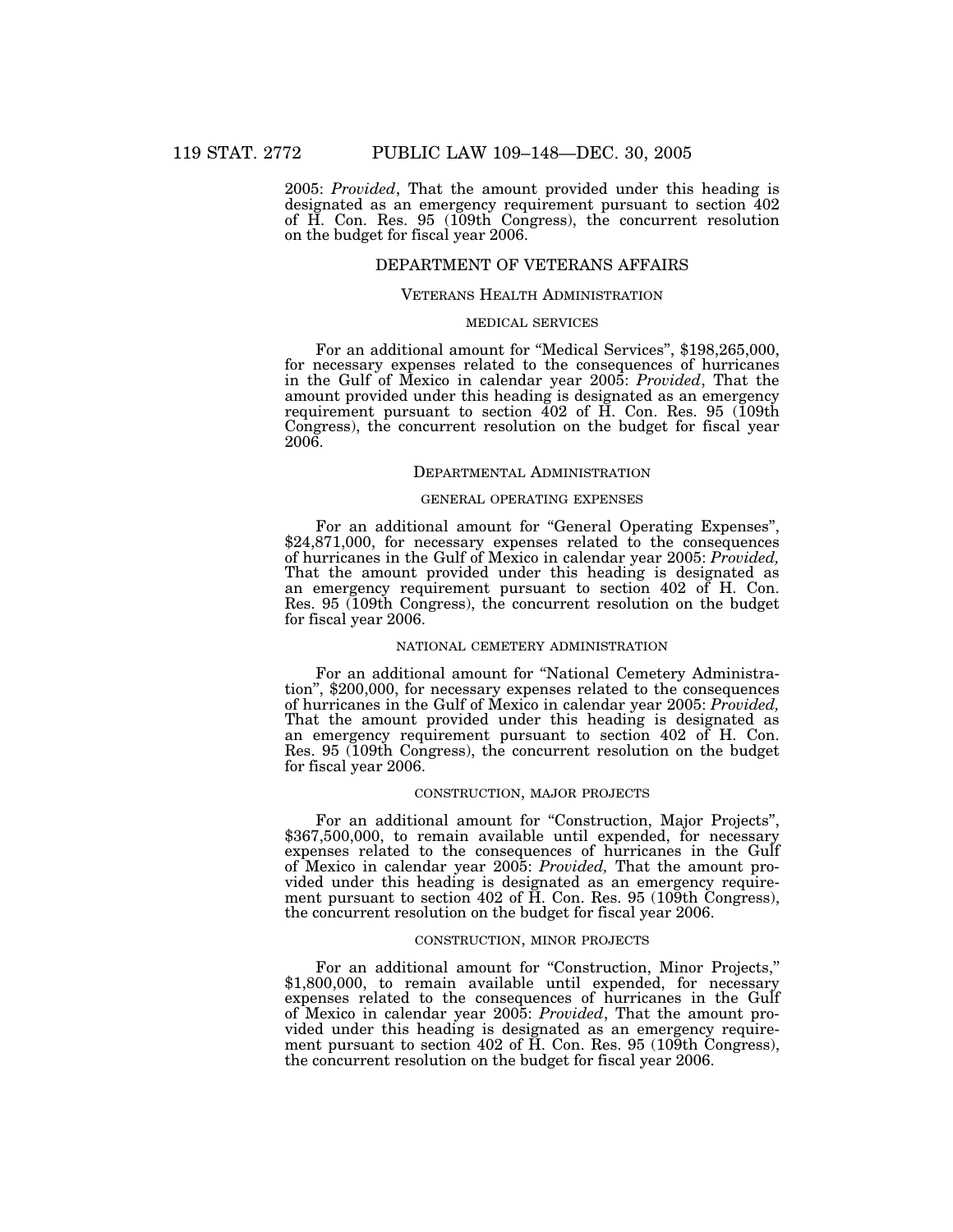2005: *Provided*, That the amount provided under this heading is designated as an emergency requirement pursuant to section 402 of H. Con. Res. 95 (109th Congress), the concurrent resolution on the budget for fiscal year 2006.

## DEPARTMENT OF VETERANS AFFAIRS

### VETERANS HEALTH ADMINISTRATION

#### MEDICAL SERVICES

For an additional amount for "Medical Services", $198,265,000, for necessary expenses related to the consequences of hurricanes in the Gulf of Mexico in calendar year 2005: *Provided*, That the amount provided under this heading is designated as an emergency requirement pursuant to section 402 of H. Con. Res. 95 (109th Congress), the concurrent resolution on the budget for fiscal year 2006.

### DEPARTMENTAL ADMINISTRATION

#### GENERAL OPERATING EXPENSES

For an additional amount for "General Operating Expenses", $24,871,000, for necessary expenses related to the consequences of hurricanes in the Gulf of Mexico in calendar year 2005: *Provided,* That the amount provided under this heading is designated as an emergency requirement pursuant to section 402 of H. Con. Res. 95 (109th Congress), the concurrent resolution on the budget for fiscal year 2006.

#### NATIONAL CEMETERY ADMINISTRATION

For an additional amount for "National Cemetery Administration", $200,000, for necessary expenses related to the consequences of hurricanes in the Gulf of Mexico in calendar year 2005: *Provided,* That the amount provided under this heading is designated as an emergency requirement pursuant to section 402 of H. Con. Res. 95 (109th Congress), the concurrent resolution on the budget for fiscal year 2006.

#### CONSTRUCTION, MAJOR PROJECTS

For an additional amount for "Construction, Major Projects", $367,500,000, to remain available until expended, for necessary expenses related to the consequences of hurricanes in the Gulf of Mexico in calendar year 2005: *Provided,* That the amount provided under this heading is designated as an emergency requirement pursuant to section 402 of H. Con. Res. 95 (109th Congress), the concurrent resolution on the budget for fiscal year 2006.

#### CONSTRUCTION, MINOR PROJECTS

For an additional amount for "Construction, Minor Projects," $1,800,000, to remain available until expended, for necessary expenses related to the consequences of hurricanes in the Gulf of Mexico in calendar year 2005: *Provided*, That the amount provided under this heading is designated as an emergency requirement pursuant to section 402 of H. Con. Res. 95 (109th Congress), the concurrent resolution on the budget for fiscal year 2006.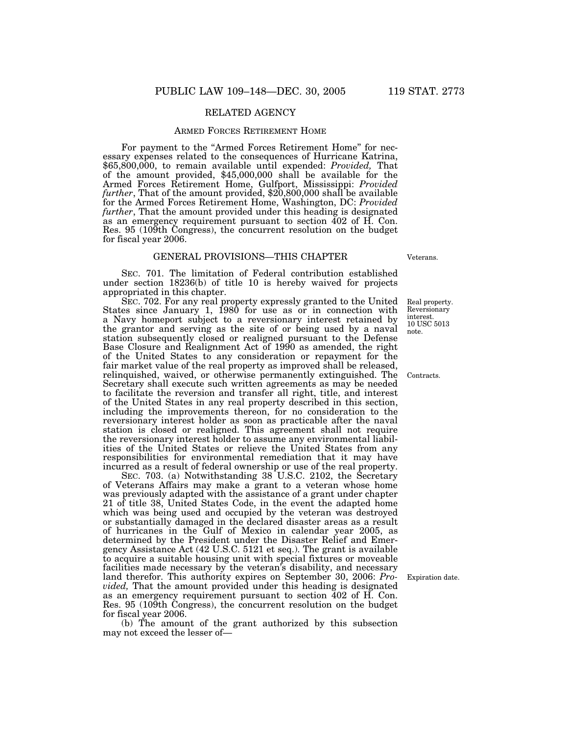## RELATED AGENCY

### ARMED FORCES RETIREMENT HOME

For payment to the "Armed Forces Retirement Home" for necessary expenses related to the consequences of Hurricane Katrina, $65,800,000, to remain available until expended: *Provided,* That of the amount provided, $45,000,000 shall be available for the Armed Forces Retirement Home, Gulfport, Mississippi: *Provided further*, That of the amount provided, $20,800,000 shall be available for the Armed Forces Retirement Home, Washington, DC: *Provided further*, That the amount provided under this heading is designated as an emergency requirement pursuant to section 402 of H. Con. Res. 95 (109th Congress), the concurrent resolution on the budget for fiscal year 2006.

## GENERAL PROVISIONS—THIS CHAPTER

Veterans.

SEC. 701. The limitation of Federal contribution established under section 18236(b) of title 10 is hereby waived for projects appropriated in this chapter.

Real property. Reversionary interest. 10 USC 5013 note.

SEC. 702. For any real property expressly granted to the United States since January 1, 1980 for use as or in connection with a Navy homeport subject to a reversionary interest retained by the grantor and serving as the site of or being used by a naval station subsequently closed or realigned pursuant to the Defense Base Closure and Realignment Act of 1990 as amended, the right of the United States to any consideration or repayment for the fair market value of the real property as improved shall be released, relinquished, waived, or otherwise permanently extinguished. The Secretary shall execute such written agreements as may be needed to facilitate the reversion and transfer all right, title, and interest of the United States in any real property described in this section, including the improvements thereon, for no consideration to the reversionary interest holder as soon as practicable after the naval station is closed or realigned. This agreement shall not require the reversionary interest holder to assume any environmental liabilities of the United States or relieve the United States from any responsibilities for environmental remediation that it may have incurred as a result of federal ownership or use of the real property.

Contracts.

SEC. 703. (a) Notwithstanding 38 U.S.C. 2102, the Secretary of Veterans Affairs may make a grant to a veteran whose home was previously adapted with the assistance of a grant under chapter 21 of title 38, United States Code, in the event the adapted home which was being used and occupied by the veteran was destroyed or substantially damaged in the declared disaster areas as a result of hurricanes in the Gulf of Mexico in calendar year 2005, as determined by the President under the Disaster Relief and Emergency Assistance Act (42 U.S.C. 5121 et seq.). The grant is available to acquire a suitable housing unit with special fixtures or moveable facilities made necessary by the veteran's disability, and necessary land therefor. This authority expires on September 30, 2006: *Provided,* That the amount provided under this heading is designated as an emergency requirement pursuant to section 402 of H. Con. Res. 95 (109th Congress), the concurrent resolution on the budget for fiscal year 2006.

Expiration date.

(b) The amount of the grant authorized by this subsection may not exceed the lesser of—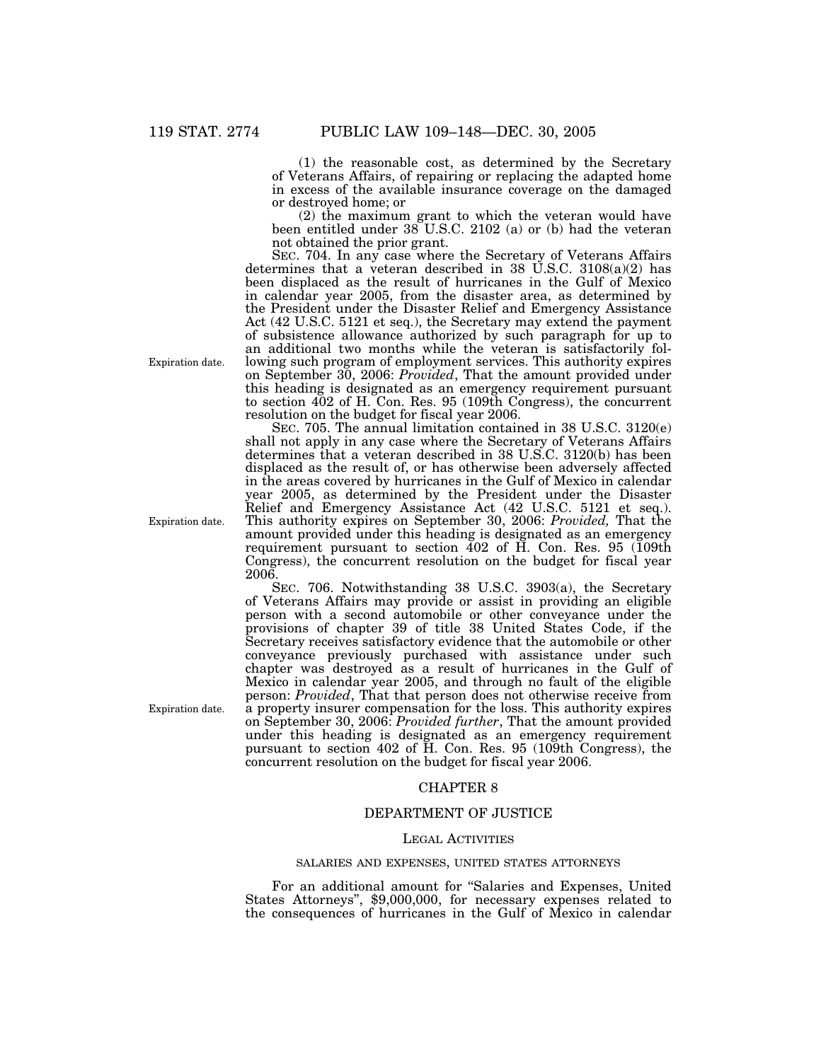(1) the reasonable cost, as determined by the Secretary of Veterans Affairs, of repairing or replacing the adapted home in excess of the available insurance coverage on the damaged or destroyed home; or

(2) the maximum grant to which the veteran would have been entitled under 38 U.S.C. 2102 (a) or (b) had the veteran not obtained the prior grant.

SEC. 704. In any case where the Secretary of Veterans Affairs determines that a veteran described in 38 U.S.C. 3108(a)(2) has been displaced as the result of hurricanes in the Gulf of Mexico in calendar year 2005, from the disaster area, as determined by the President under the Disaster Relief and Emergency Assistance Act (42 U.S.C. 5121 et seq.), the Secretary may extend the payment of subsistence allowance authorized by such paragraph for up to an additional two months while the veteran is satisfactorily following such program of employment services. This authority expires on September 30, 2006: *Provided*, That the amount provided under this heading is designated as an emergency requirement pursuant to section 402 of H. Con. Res. 95 (109th Congress), the concurrent resolution on the budget for fiscal year 2006.

Expiration date.

SEC. 705. The annual limitation contained in 38 U.S.C. 3120(e) shall not apply in any case where the Secretary of Veterans Affairs determines that a veteran described in 38 U.S.C. 3120(b) has been displaced as the result of, or has otherwise been adversely affected in the areas covered by hurricanes in the Gulf of Mexico in calendar year 2005, as determined by the President under the Disaster Relief and Emergency Assistance Act (42 U.S.C. 5121 et seq.). This authority expires on September 30, 2006: *Provided,* That the amount provided under this heading is designated as an emergency requirement pursuant to section 402 of H. Con. Res. 95 (109th Congress), the concurrent resolution on the budget for fiscal year 2006.

Expiration date.

SEC. 706. Notwithstanding 38 U.S.C. 3903(a), the Secretary of Veterans Affairs may provide or assist in providing an eligible person with a second automobile or other conveyance under the provisions of chapter 39 of title 38 United States Code, if the Secretary receives satisfactory evidence that the automobile or other conveyance previously purchased with assistance under such chapter was destroyed as a result of hurricanes in the Gulf of Mexico in calendar year 2005, and through no fault of the eligible person: *Provided*, That that person does not otherwise receive from a property insurer compensation for the loss. This authority expires on September 30, 2006: *Provided further*, That the amount provided under this heading is designated as an emergency requirement pursuant to section 402 of H. Con. Res. 95 (109th Congress), the concurrent resolution on the budget for fiscal year 2006.

Expiration date.

## CHAPTER 8

## DEPARTMENT OF JUSTICE

### LEGAL ACTIVITIES

#### SALARIES AND EXPENSES, UNITED STATES ATTORNEYS

For an additional amount for "Salaries and Expenses, United States Attorneys", $9,000,000, for necessary expenses related to the consequences of hurricanes in the Gulf of Mexico in calendar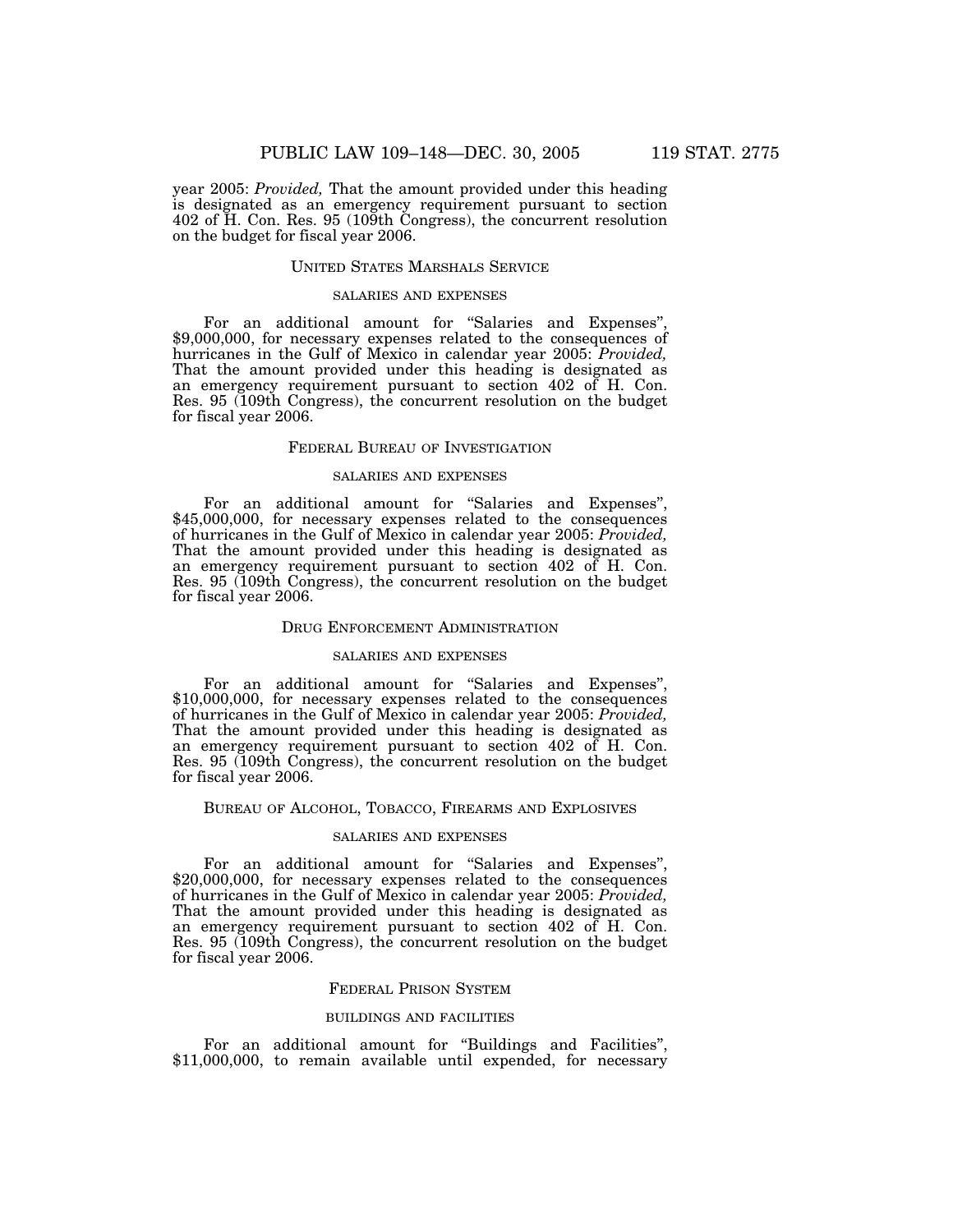year 2005: *Provided,* That the amount provided under this heading is designated as an emergency requirement pursuant to section 402 of H. Con. Res. 95 (109th Congress), the concurrent resolution on the budget for fiscal year 2006.

### UNITED STATES MARSHALS SERVICE

#### SALARIES AND EXPENSES

For an additional amount for "Salaries and Expenses", $9,000,000, for necessary expenses related to the consequences of hurricanes in the Gulf of Mexico in calendar year 2005: *Provided,* That the amount provided under this heading is designated as an emergency requirement pursuant to section 402 of H. Con. Res. 95 (109th Congress), the concurrent resolution on the budget for fiscal year 2006.

### FEDERAL BUREAU OF INVESTIGATION

#### SALARIES AND EXPENSES

For an additional amount for "Salaries and Expenses", $45,000,000, for necessary expenses related to the consequences of hurricanes in the Gulf of Mexico in calendar year 2005: *Provided,* That the amount provided under this heading is designated as an emergency requirement pursuant to section 402 of H. Con. Res. 95 (109th Congress), the concurrent resolution on the budget for fiscal year 2006.

### DRUG ENFORCEMENT ADMINISTRATION

#### SALARIES AND EXPENSES

For an additional amount for "Salaries and Expenses", $10,000,000, for necessary expenses related to the consequences of hurricanes in the Gulf of Mexico in calendar year 2005: *Provided,* That the amount provided under this heading is designated as an emergency requirement pursuant to section 402 of H. Con. Res. 95 (109th Congress), the concurrent resolution on the budget for fiscal year 2006.

### BUREAU OF ALCOHOL, TOBACCO, FIREARMS AND EXPLOSIVES

#### SALARIES AND EXPENSES

For an additional amount for "Salaries and Expenses", $20,000,000, for necessary expenses related to the consequences of hurricanes in the Gulf of Mexico in calendar year 2005: *Provided,* That the amount provided under this heading is designated as an emergency requirement pursuant to section 402 of H. Con. Res. 95 (109th Congress), the concurrent resolution on the budget for fiscal year 2006.

### FEDERAL PRISON SYSTEM

#### BUILDINGS AND FACILITIES

For an additional amount for "Buildings and Facilities", $11,000,000, to remain available until expended, for necessary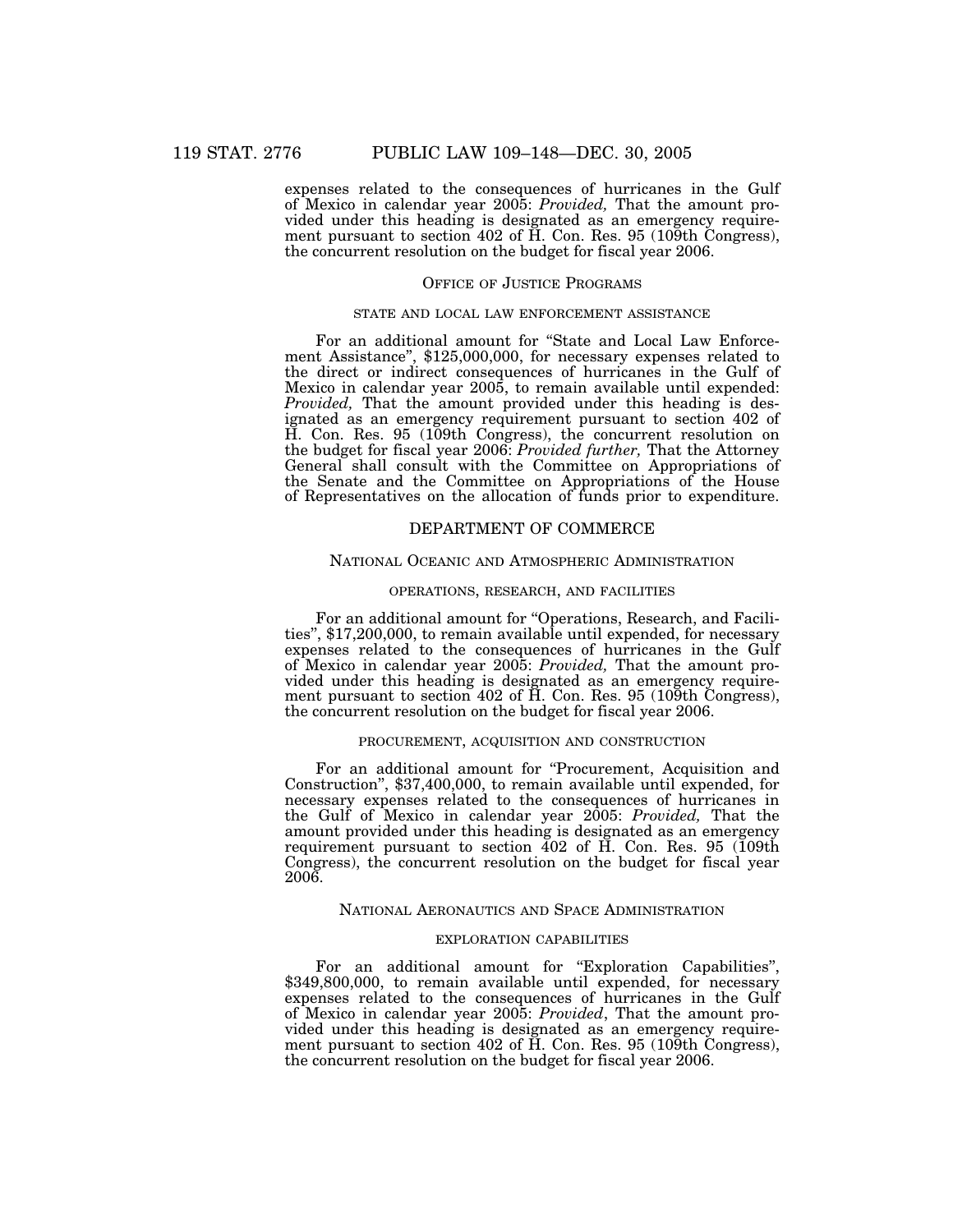expenses related to the consequences of hurricanes in the Gulf of Mexico in calendar year 2005: *Provided,* That the amount provided under this heading is designated as an emergency requirement pursuant to section 402 of H. Con. Res. 95 (109th Congress), the concurrent resolution on the budget for fiscal year 2006.

### OFFICE OF JUSTICE PROGRAMS

#### STATE AND LOCAL LAW ENFORCEMENT ASSISTANCE

For an additional amount for "State and Local Law Enforcement Assistance", $125,000,000, for necessary expenses related to the direct or indirect consequences of hurricanes in the Gulf of Mexico in calendar year 2005, to remain available until expended: *Provided,* That the amount provided under this heading is designated as an emergency requirement pursuant to section 402 of H. Con. Res. 95 (109th Congress), the concurrent resolution on the budget for fiscal year 2006: *Provided further,* That the Attorney General shall consult with the Committee on Appropriations of the Senate and the Committee on Appropriations of the House of Representatives on the allocation of funds prior to expenditure.

## DEPARTMENT OF COMMERCE

### NATIONAL OCEANIC AND ATMOSPHERIC ADMINISTRATION

#### OPERATIONS, RESEARCH, AND FACILITIES

For an additional amount for "Operations, Research, and Facilities", $17,200,000, to remain available until expended, for necessary expenses related to the consequences of hurricanes in the Gulf of Mexico in calendar year 2005: *Provided,* That the amount provided under this heading is designated as an emergency requirement pursuant to section 402 of H. Con. Res. 95 (109th Congress), the concurrent resolution on the budget for fiscal year 2006.

#### PROCUREMENT, ACQUISITION AND CONSTRUCTION

For an additional amount for "Procurement, Acquisition and Construction", $37,400,000, to remain available until expended, for necessary expenses related to the consequences of hurricanes in the Gulf of Mexico in calendar year 2005: *Provided,* That the amount provided under this heading is designated as an emergency requirement pursuant to section 402 of H. Con. Res. 95 (109th Congress), the concurrent resolution on the budget for fiscal year 2006.

### NATIONAL AERONAUTICS AND SPACE ADMINISTRATION

#### EXPLORATION CAPABILITIES

For an additional amount for "Exploration Capabilities", $349,800,000, to remain available until expended, for necessary expenses related to the consequences of hurricanes in the Gulf of Mexico in calendar year 2005: *Provided*, That the amount provided under this heading is designated as an emergency requirement pursuant to section 402 of H. Con. Res. 95 (109th Congress), the concurrent resolution on the budget for fiscal year 2006.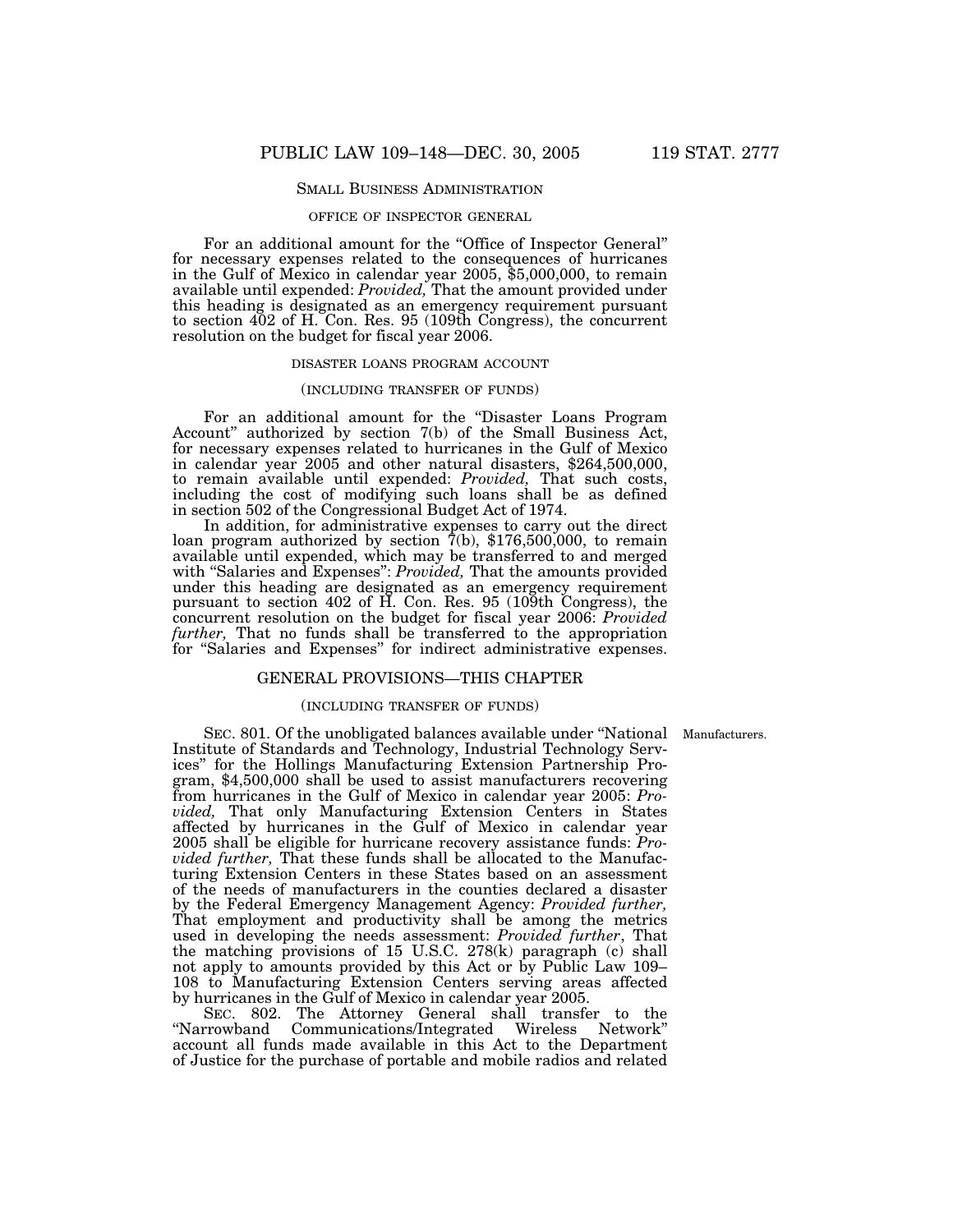## SMALL BUSINESS ADMINISTRATION

### OFFICE OF INSPECTOR GENERAL

For an additional amount for the "Office of Inspector General" for necessary expenses related to the consequences of hurricanes in the Gulf of Mexico in calendar year 2005, $5,000,000, to remain available until expended: *Provided,* That the amount provided under this heading is designated as an emergency requirement pursuant to section 402 of H. Con. Res. 95 (109th Congress), the concurrent resolution on the budget for fiscal year 2006.

### DISASTER LOANS PROGRAM ACCOUNT

(INCLUDING TRANSFER OF FUNDS)

For an additional amount for the "Disaster Loans Program Account" authorized by section 7(b) of the Small Business Act, for necessary expenses related to hurricanes in the Gulf of Mexico in calendar year 2005 and other natural disasters, $264,500,000, to remain available until expended: *Provided,* That such costs, including the cost of modifying such loans shall be as defined in section 502 of the Congressional Budget Act of 1974.

In addition, for administrative expenses to carry out the direct loan program authorized by section 7(b), $176,500,000, to remain available until expended, which may be transferred to and merged with "Salaries and Expenses": *Provided,* That the amounts provided under this heading are designated as an emergency requirement pursuant to section 402 of H. Con. Res. 95 (109th Congress), the concurrent resolution on the budget for fiscal year 2006: *Provided further,* That no funds shall be transferred to the appropriation for "Salaries and Expenses" for indirect administrative expenses.

## GENERAL PROVISIONS—THIS CHAPTER

(INCLUDING TRANSFER OF FUNDS)

Manufacturers.

SEC. 801. Of the unobligated balances available under "National Institute of Standards and Technology, Industrial Technology Services" for the Hollings Manufacturing Extension Partnership Program, $4,500,000 shall be used to assist manufacturers recovering from hurricanes in the Gulf of Mexico in calendar year 2005: *Provided,* That only Manufacturing Extension Centers in States affected by hurricanes in the Gulf of Mexico in calendar year 2005 shall be eligible for hurricane recovery assistance funds: *Provided further,* That these funds shall be allocated to the Manufacturing Extension Centers in these States based on an assessment of the needs of manufacturers in the counties declared a disaster by the Federal Emergency Management Agency: *Provided further,* That employment and productivity shall be among the metrics used in developing the needs assessment: *Provided further*, That the matching provisions of 15 U.S.C. 278(k) paragraph (c) shall not apply to amounts provided by this Act or by Public Law 109–108 to Manufacturing Extension Centers serving areas affected by hurricanes in the Gulf of Mexico in calendar year 2005.

SEC. 802. The Attorney General shall transfer to the "Narrowband Communications/Integrated Wireless Network" account all funds made available in this Act to the Department of Justice for the purchase of portable and mobile radios and related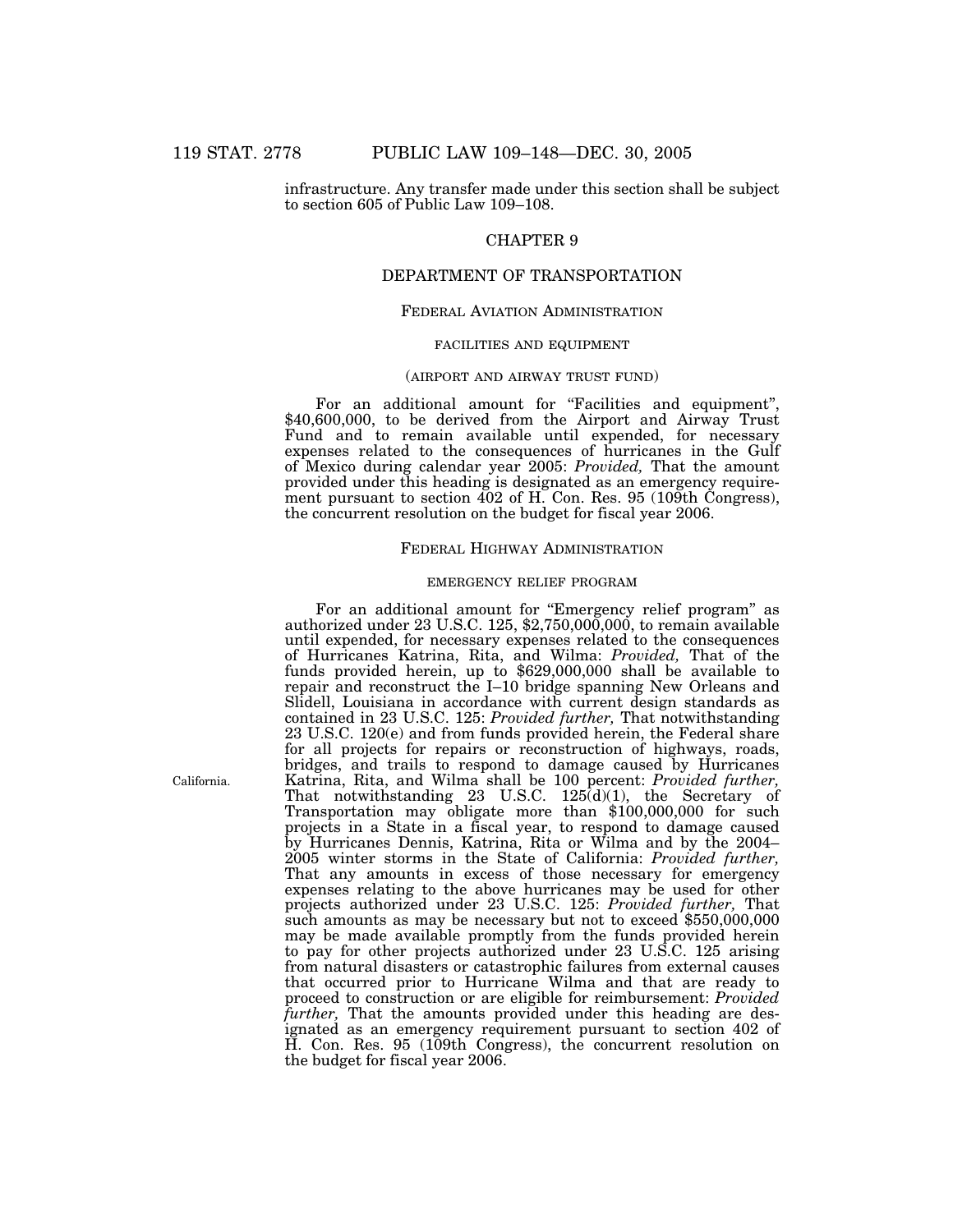infrastructure. Any transfer made under this section shall be subject to section 605 of Public Law 109–108.

## CHAPTER 9

## DEPARTMENT OF TRANSPORTATION

### FEDERAL AVIATION ADMINISTRATION

#### FACILITIES AND EQUIPMENT

#### (AIRPORT AND AIRWAY TRUST FUND)

For an additional amount for "Facilities and equipment", $40,600,000, to be derived from the Airport and Airway Trust Fund and to remain available until expended, for necessary expenses related to the consequences of hurricanes in the Gulf of Mexico during calendar year 2005: *Provided,* That the amount provided under this heading is designated as an emergency requirement pursuant to section 402 of H. Con. Res. 95 (109th Congress), the concurrent resolution on the budget for fiscal year 2006.

### FEDERAL HIGHWAY ADMINISTRATION

#### EMERGENCY RELIEF PROGRAM

For an additional amount for "Emergency relief program" as authorized under 23 U.S.C. 125, $2,750,000,000, to remain available until expended, for necessary expenses related to the consequences of Hurricanes Katrina, Rita, and Wilma: *Provided,* That of the funds provided herein, up to $629,000,000 shall be available to repair and reconstruct the I–10 bridge spanning New Orleans and Slidell, Louisiana in accordance with current design standards as contained in 23 U.S.C. 125: *Provided further,* That notwithstanding 23 U.S.C. 120(e) and from funds provided herein, the Federal share for all projects for repairs or reconstruction of highways, roads, bridges, and trails to respond to damage caused by Hurricanes Katrina, Rita, and Wilma shall be 100 percent: *Provided further,* That notwithstanding 23 U.S.C. 125(d)(1), the Secretary of Transportation may obligate more than $100,000,000 for such projects in a State in a fiscal year, to respond to damage caused by Hurricanes Dennis, Katrina, Rita or Wilma and by the 2004–2005 winter storms in the State of California: *Provided further,* That any amounts in excess of those necessary for emergency expenses relating to the above hurricanes may be used for other projects authorized under 23 U.S.C. 125: *Provided further,* That such amounts as may be necessary but not to exceed $550,000,000 may be made available promptly from the funds provided herein to pay for other projects authorized under 23 U.S.C. 125 arising from natural disasters or catastrophic failures from external causes that occurred prior to Hurricane Wilma and that are ready to proceed to construction or are eligible for reimbursement: *Provided further,* That the amounts provided under this heading are designated as an emergency requirement pursuant to section 402 of H. Con. Res. 95 (109th Congress), the concurrent resolution on the budget for fiscal year 2006.

California.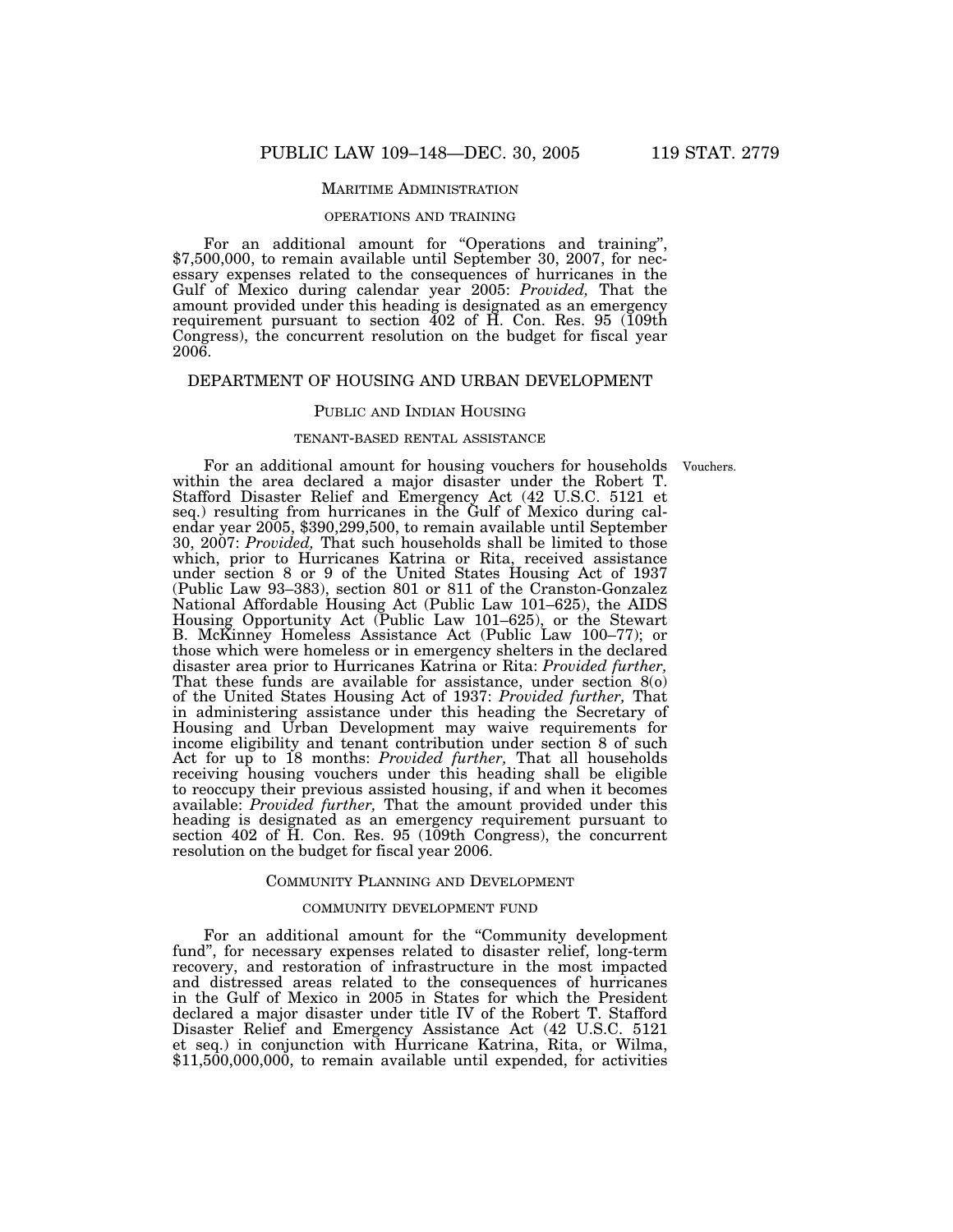MARITIME ADMINISTRATION

OPERATIONS AND TRAINING

For an additional amount for "Operations and training", $7,500,000, to remain available until September 30, 2007, for necessary expenses related to the consequences of hurricanes in the Gulf of Mexico during calendar year 2005: *Provided,* That the amount provided under this heading is designated as an emergency requirement pursuant to section 402 of H. Con. Res. 95 (109th Congress), the concurrent resolution on the budget for fiscal year 2006.

## DEPARTMENT OF HOUSING AND URBAN DEVELOPMENT

PUBLIC AND INDIAN HOUSING

TENANT-BASED RENTAL ASSISTANCE

Vouchers.

For an additional amount for housing vouchers for households within the area declared a major disaster under the Robert T. Stafford Disaster Relief and Emergency Act (42 U.S.C. 5121 et seq.) resulting from hurricanes in the Gulf of Mexico during calendar year 2005, $390,299,500, to remain available until September 30, 2007: *Provided,* That such households shall be limited to those which, prior to Hurricanes Katrina or Rita, received assistance under section 8 or 9 of the United States Housing Act of 1937 (Public Law 93–383), section 801 or 811 of the Cranston-Gonzalez National Affordable Housing Act (Public Law 101–625), the AIDS Housing Opportunity Act (Public Law 101–625), or the Stewart B. McKinney Homeless Assistance Act (Public Law 100–77); or those which were homeless or in emergency shelters in the declared disaster area prior to Hurricanes Katrina or Rita: *Provided further,* That these funds are available for assistance, under section 8(o) of the United States Housing Act of 1937: *Provided further,* That in administering assistance under this heading the Secretary of Housing and Urban Development may waive requirements for income eligibility and tenant contribution under section 8 of such Act for up to 18 months: *Provided further,* That all households receiving housing vouchers under this heading shall be eligible to reoccupy their previous assisted housing, if and when it becomes available: *Provided further,* That the amount provided under this heading is designated as an emergency requirement pursuant to section 402 of H. Con. Res. 95 (109th Congress), the concurrent resolution on the budget for fiscal year 2006.

COMMUNITY PLANNING AND DEVELOPMENT

COMMUNITY DEVELOPMENT FUND

For an additional amount for the "Community development fund", for necessary expenses related to disaster relief, long-term recovery, and restoration of infrastructure in the most impacted and distressed areas related to the consequences of hurricanes in the Gulf of Mexico in 2005 in States for which the President declared a major disaster under title IV of the Robert T. Stafford Disaster Relief and Emergency Assistance Act (42 U.S.C. 5121 et seq.) in conjunction with Hurricane Katrina, Rita, or Wilma, $11,500,000,000, to remain available until expended, for activities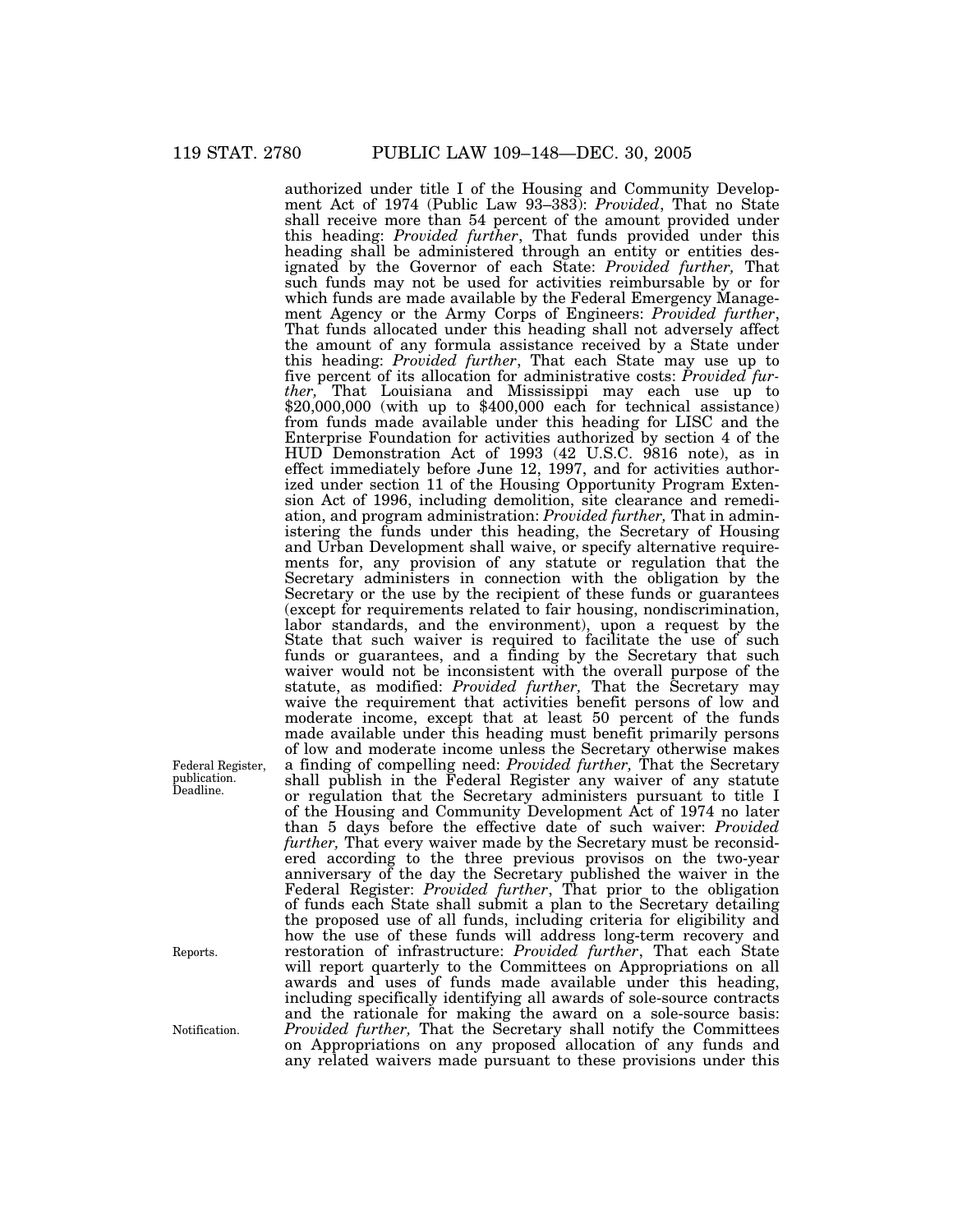authorized under title I of the Housing and Community Development Act of 1974 (Public Law 93–383): *Provided*, That no State shall receive more than 54 percent of the amount provided under this heading: *Provided further*, That funds provided under this heading shall be administered through an entity or entities designated by the Governor of each State: *Provided further,* That such funds may not be used for activities reimbursable by or for which funds are made available by the Federal Emergency Management Agency or the Army Corps of Engineers: *Provided further*, That funds allocated under this heading shall not adversely affect the amount of any formula assistance received by a State under this heading: *Provided further*, That each State may use up to five percent of its allocation for administrative costs: *Provided further,* That Louisiana and Mississippi may each use up to $20,000,000 (with up to $400,000 each for technical assistance) from funds made available under this heading for LISC and the Enterprise Foundation for activities authorized by section 4 of the HUD Demonstration Act of 1993 (42 U.S.C. 9816 note), as in effect immediately before June 12, 1997, and for activities authorized under section 11 of the Housing Opportunity Program Extension Act of 1996, including demolition, site clearance and remediation, and program administration: *Provided further,* That in administering the funds under this heading, the Secretary of Housing and Urban Development shall waive, or specify alternative requirements for, any provision of any statute or regulation that the Secretary administers in connection with the obligation by the Secretary or the use by the recipient of these funds or guarantees (except for requirements related to fair housing, nondiscrimination, labor standards, and the environment), upon a request by the State that such waiver is required to facilitate the use of such funds or guarantees, and a finding by the Secretary that such waiver would not be inconsistent with the overall purpose of the statute, as modified: *Provided further,* That the Secretary may waive the requirement that activities benefit persons of low and moderate income, except that at least 50 percent of the funds made available under this heading must benefit primarily persons of low and moderate income unless the Secretary otherwise makes a finding of compelling need: *Provided further,* That the Secretary shall publish in the Federal Register any waiver of any statute or regulation that the Secretary administers pursuant to title I of the Housing and Community Development Act of 1974 no later than 5 days before the effective date of such waiver: *Provided further,* That every waiver made by the Secretary must be reconsidered according to the three previous provisos on the two-year anniversary of the day the Secretary published the waiver in the Federal Register: *Provided further*, That prior to the obligation of funds each State shall submit a plan to the Secretary detailing the proposed use of all funds, including criteria for eligibility and how the use of these funds will address long-term recovery and restoration of infrastructure: *Provided further*, That each State will report quarterly to the Committees on Appropriations on all awards and uses of funds made available under this heading, including specifically identifying all awards of sole-source contracts and the rationale for making the award on a sole-source basis: *Provided further,* That the Secretary shall notify the Committees on Appropriations on any proposed allocation of any funds and any related waivers made pursuant to these provisions under this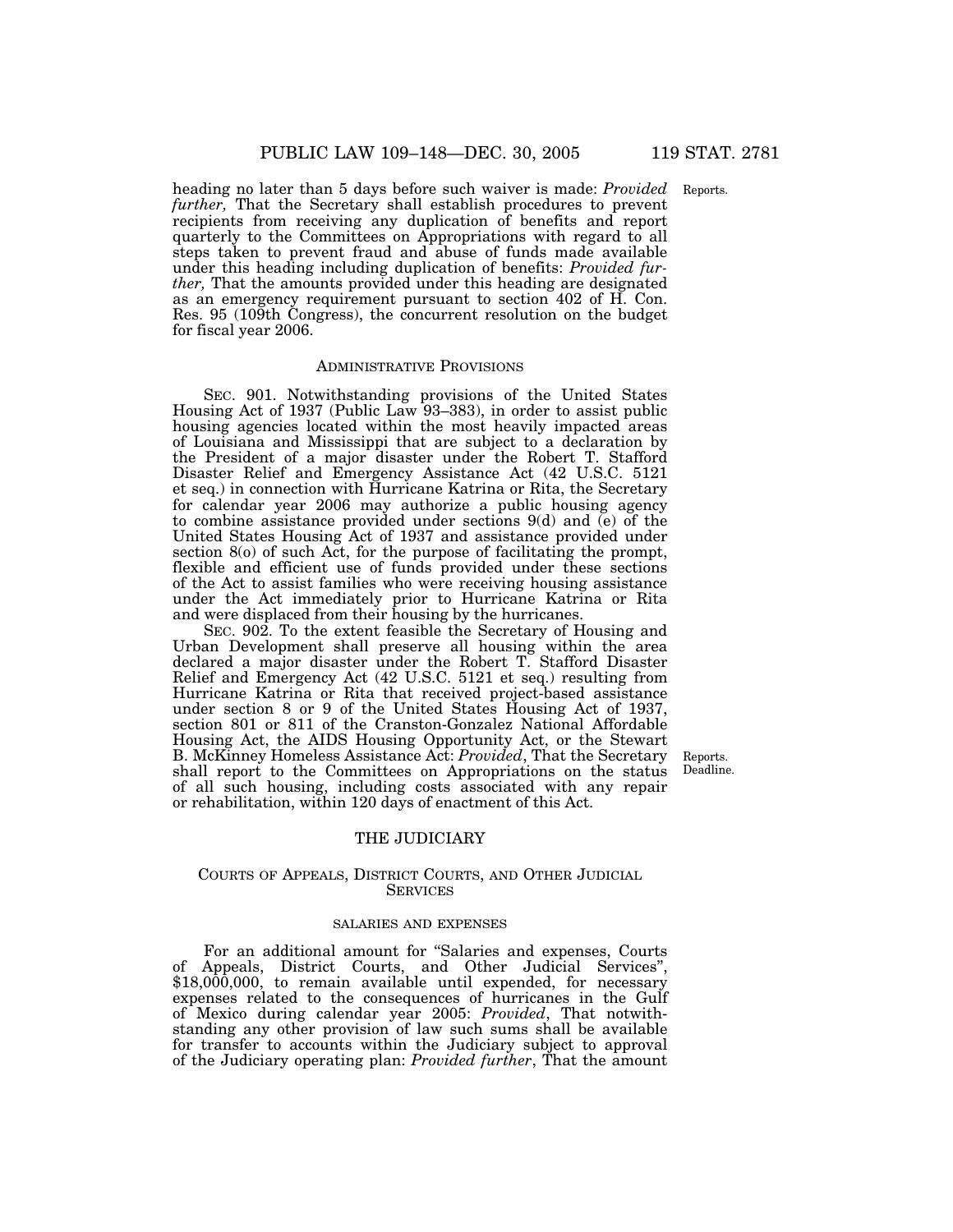heading no later than 5 days before such waiver is made: *Provided further,* That the Secretary shall establish procedures to prevent recipients from receiving any duplication of benefits and report quarterly to the Committees on Appropriations with regard to all steps taken to prevent fraud and abuse of funds made available under this heading including duplication of benefits: *Provided further,* That the amounts provided under this heading are designated as an emergency requirement pursuant to section 402 of H. Con. Res. 95 (109th Congress), the concurrent resolution on the budget for fiscal year 2006.

Reports.

### ADMINISTRATIVE PROVISIONS

SEC. 901. Notwithstanding provisions of the United States Housing Act of 1937 (Public Law 93–383), in order to assist public housing agencies located within the most heavily impacted areas of Louisiana and Mississippi that are subject to a declaration by the President of a major disaster under the Robert T. Stafford Disaster Relief and Emergency Assistance Act (42 U.S.C. 5121 et seq.) in connection with Hurricane Katrina or Rita, the Secretary for calendar year 2006 may authorize a public housing agency to combine assistance provided under sections 9(d) and (e) of the United States Housing Act of 1937 and assistance provided under section 8(o) of such Act, for the purpose of facilitating the prompt, flexible and efficient use of funds provided under these sections of the Act to assist families who were receiving housing assistance under the Act immediately prior to Hurricane Katrina or Rita and were displaced from their housing by the hurricanes.

SEC. 902. To the extent feasible the Secretary of Housing and Urban Development shall preserve all housing within the area declared a major disaster under the Robert T. Stafford Disaster Relief and Emergency Act (42 U.S.C. 5121 et seq.) resulting from Hurricane Katrina or Rita that received project-based assistance under section 8 or 9 of the United States Housing Act of 1937, section 801 or 811 of the Cranston-Gonzalez National Affordable Housing Act, the AIDS Housing Opportunity Act, or the Stewart B. McKinney Homeless Assistance Act: *Provided*, That the Secretary shall report to the Committees on Appropriations on the status of all such housing, including costs associated with any repair or rehabilitation, within 120 days of enactment of this Act.

Reports.
Deadline.

## THE JUDICIARY

### COURTS OF APPEALS, DISTRICT COURTS, AND OTHER JUDICIAL SERVICES

#### SALARIES AND EXPENSES

For an additional amount for "Salaries and expenses, Courts of Appeals, District Courts, and Other Judicial Services", $18,000,000, to remain available until expended, for necessary expenses related to the consequences of hurricanes in the Gulf of Mexico during calendar year 2005: *Provided*, That notwithstanding any other provision of law such sums shall be available for transfer to accounts within the Judiciary subject to approval of the Judiciary operating plan: *Provided further*, That the amount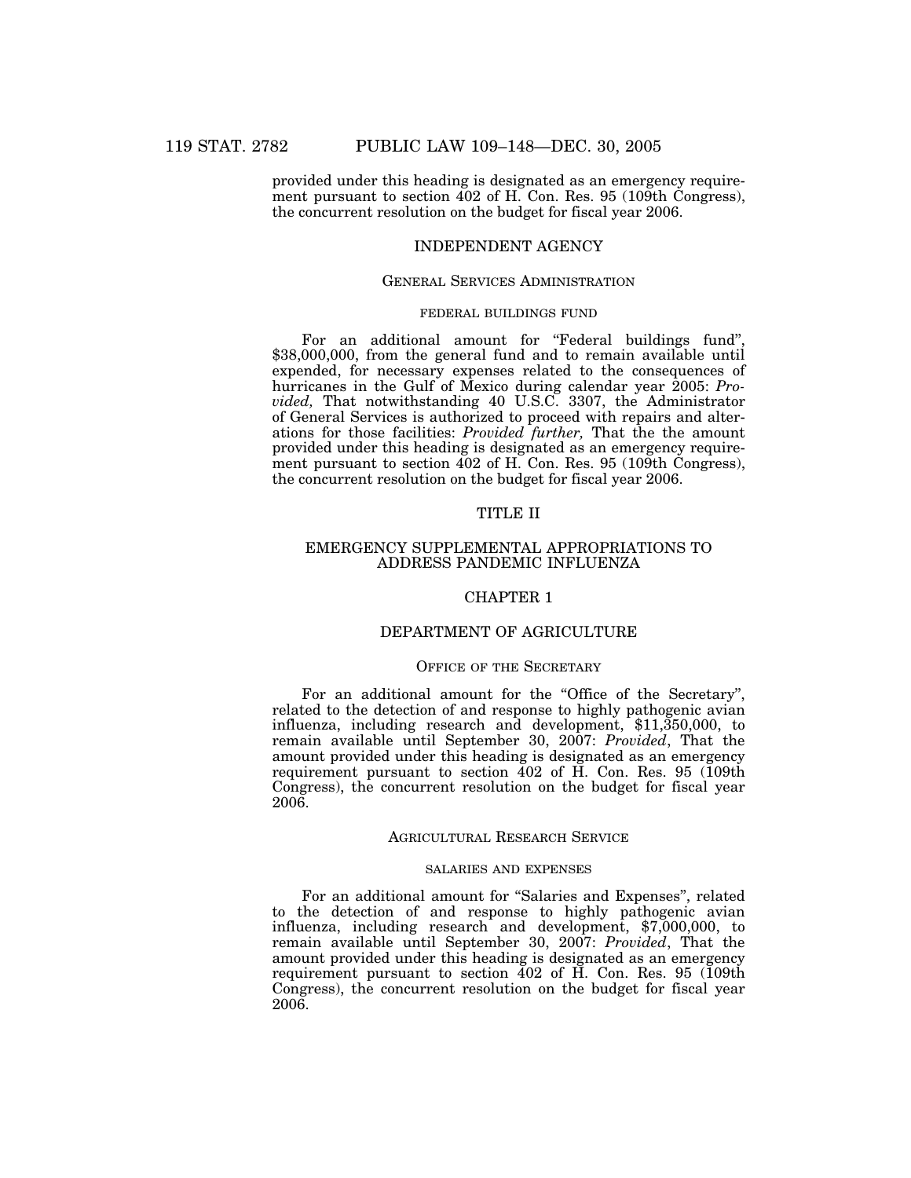provided under this heading is designated as an emergency requirement pursuant to section 402 of H. Con. Res. 95 (109th Congress), the concurrent resolution on the budget for fiscal year 2006.

## INDEPENDENT AGENCY

### General Services Administration

#### federal buildings fund

For an additional amount for "Federal buildings fund", $38,000,000, from the general fund and to remain available until expended, for necessary expenses related to the consequences of hurricanes in the Gulf of Mexico during calendar year 2005: *Provided,* That notwithstanding 40 U.S.C. 3307, the Administrator of General Services is authorized to proceed with repairs and alterations for those facilities: *Provided further,* That the the amount provided under this heading is designated as an emergency requirement pursuant to section 402 of H. Con. Res. 95 (109th Congress), the concurrent resolution on the budget for fiscal year 2006.

## TITLE II

## EMERGENCY SUPPLEMENTAL APPROPRIATIONS TO ADDRESS PANDEMIC INFLUENZA

## CHAPTER 1

## DEPARTMENT OF AGRICULTURE

### Office of the Secretary

For an additional amount for the "Office of the Secretary", related to the detection of and response to highly pathogenic avian influenza, including research and development, $11,350,000, to remain available until September 30, 2007: *Provided*, That the amount provided under this heading is designated as an emergency requirement pursuant to section 402 of H. Con. Res. 95 (109th Congress), the concurrent resolution on the budget for fiscal year 2006.

### Agricultural Research Service

#### salaries and expenses

For an additional amount for "Salaries and Expenses", related to the detection of and response to highly pathogenic avian influenza, including research and development, $7,000,000, to remain available until September 30, 2007: *Provided*, That the amount provided under this heading is designated as an emergency requirement pursuant to section 402 of H. Con. Res. 95 (109th Congress), the concurrent resolution on the budget for fiscal year 2006.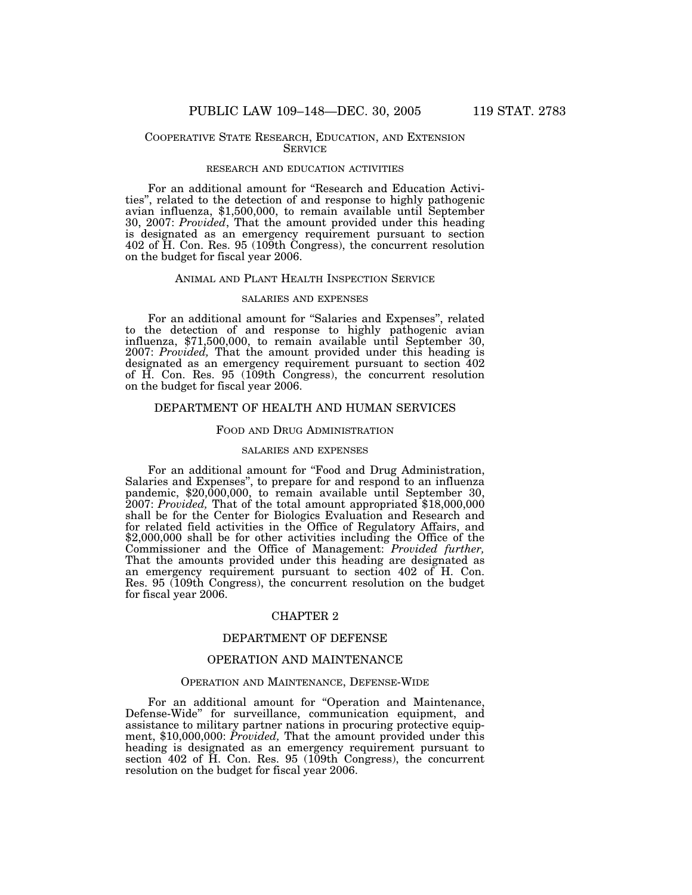### Cooperative State Research, Education, and Extension Service

#### research and education activities

For an additional amount for "Research and Education Activities", related to the detection of and response to highly pathogenic avian influenza, $1,500,000, to remain available until September 30, 2007: *Provided*, That the amount provided under this heading is designated as an emergency requirement pursuant to section 402 of H. Con. Res. 95 (109th Congress), the concurrent resolution on the budget for fiscal year 2006.

### Animal and Plant Health Inspection Service

#### salaries and expenses

For an additional amount for "Salaries and Expenses", related to the detection of and response to highly pathogenic avian influenza, $71,500,000, to remain available until September 30, 2007: *Provided,* That the amount provided under this heading is designated as an emergency requirement pursuant to section 402 of H. Con. Res. 95 (109th Congress), the concurrent resolution on the budget for fiscal year 2006.

## DEPARTMENT OF HEALTH AND HUMAN SERVICES

### Food and Drug Administration

#### salaries and expenses

For an additional amount for "Food and Drug Administration, Salaries and Expenses", to prepare for and respond to an influenza pandemic, $20,000,000, to remain available until September 30, 2007: *Provided,* That of the total amount appropriated $18,000,000 shall be for the Center for Biologics Evaluation and Research and for related field activities in the Office of Regulatory Affairs, and $2,000,000 shall be for other activities including the Office of the Commissioner and the Office of Management: *Provided further,* That the amounts provided under this heading are designated as an emergency requirement pursuant to section 402 of H. Con. Res. 95 (109th Congress), the concurrent resolution on the budget for fiscal year 2006.

## CHAPTER 2

## DEPARTMENT OF DEFENSE

## OPERATION AND MAINTENANCE

### Operation and Maintenance, Defense-Wide

For an additional amount for "Operation and Maintenance, Defense-Wide" for surveillance, communication equipment, and assistance to military partner nations in procuring protective equipment, $10,000,000: *Provided,* That the amount provided under this heading is designated as an emergency requirement pursuant to section 402 of H. Con. Res. 95 (109th Congress), the concurrent resolution on the budget for fiscal year 2006.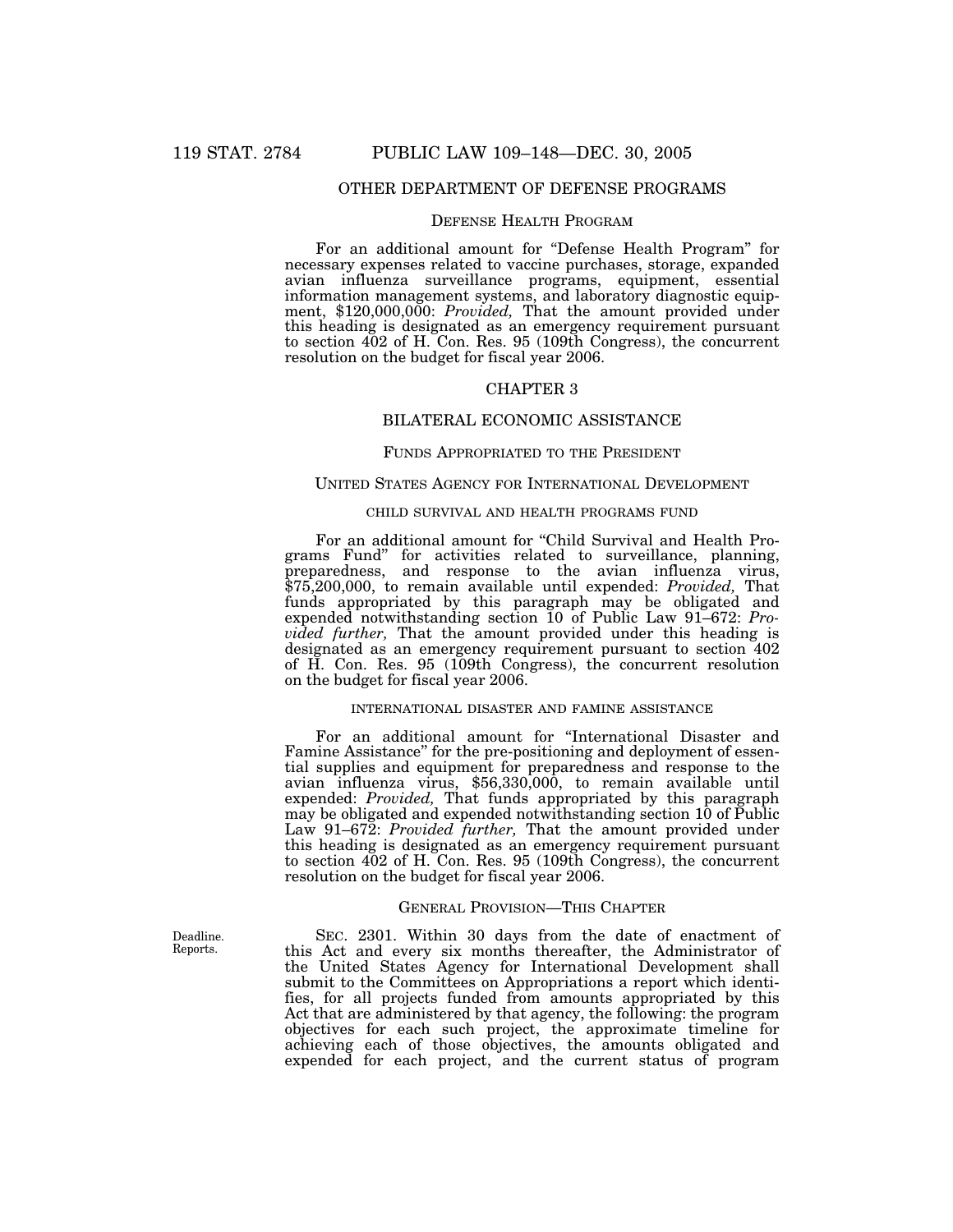## OTHER DEPARTMENT OF DEFENSE PROGRAMS

### DEFENSE HEALTH PROGRAM

For an additional amount for "Defense Health Program" for necessary expenses related to vaccine purchases, storage, expanded avian influenza surveillance programs, equipment, essential information management systems, and laboratory diagnostic equipment, $120,000,000: *Provided,* That the amount provided under this heading is designated as an emergency requirement pursuant to section 402 of H. Con. Res. 95 (109th Congress), the concurrent resolution on the budget for fiscal year 2006.

## CHAPTER 3

## BILATERAL ECONOMIC ASSISTANCE

### FUNDS APPROPRIATED TO THE PRESIDENT

### UNITED STATES AGENCY FOR INTERNATIONAL DEVELOPMENT

#### CHILD SURVIVAL AND HEALTH PROGRAMS FUND

For an additional amount for "Child Survival and Health Programs Fund" for activities related to surveillance, planning, preparedness, and response to the avian influenza virus, $75,200,000, to remain available until expended: *Provided,* That funds appropriated by this paragraph may be obligated and expended notwithstanding section 10 of Public Law 91–672: *Provided further,* That the amount provided under this heading is designated as an emergency requirement pursuant to section 402 of H. Con. Res. 95 (109th Congress), the concurrent resolution on the budget for fiscal year 2006.

#### INTERNATIONAL DISASTER AND FAMINE ASSISTANCE

For an additional amount for "International Disaster and Famine Assistance" for the pre-positioning and deployment of essential supplies and equipment for preparedness and response to the avian influenza virus, $56,330,000, to remain available until expended: *Provided,* That funds appropriated by this paragraph may be obligated and expended notwithstanding section 10 of Public Law 91–672: *Provided further,* That the amount provided under this heading is designated as an emergency requirement pursuant to section 402 of H. Con. Res. 95 (109th Congress), the concurrent resolution on the budget for fiscal year 2006.

### GENERAL PROVISION—THIS CHAPTER

Deadline. Reports.

SEC. 2301. Within 30 days from the date of enactment of this Act and every six months thereafter, the Administrator of the United States Agency for International Development shall submit to the Committees on Appropriations a report which identifies, for all projects funded from amounts appropriated by this Act that are administered by that agency, the following: the program objectives for each such project, the approximate timeline for achieving each of those objectives, the amounts obligated and expended for each project, and the current status of program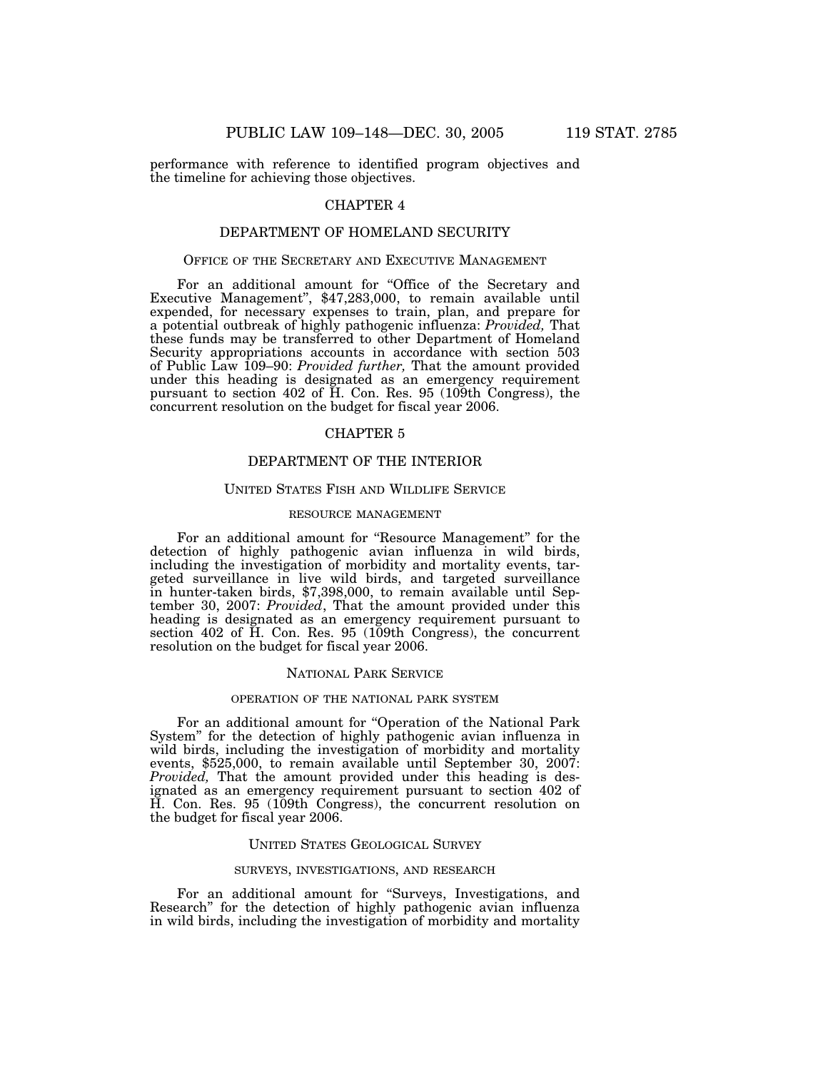performance with reference to identified program objectives and the timeline for achieving those objectives.

## CHAPTER 4

## DEPARTMENT OF HOMELAND SECURITY

### OFFICE OF THE SECRETARY AND EXECUTIVE MANAGEMENT

For an additional amount for "Office of the Secretary and Executive Management", $47,283,000, to remain available until expended, for necessary expenses to train, plan, and prepare for a potential outbreak of highly pathogenic influenza: *Provided,* That these funds may be transferred to other Department of Homeland Security appropriations accounts in accordance with section 503 of Public Law 109–90: *Provided further,* That the amount provided under this heading is designated as an emergency requirement pursuant to section 402 of H. Con. Res. 95 (109th Congress), the concurrent resolution on the budget for fiscal year 2006.

## CHAPTER 5

## DEPARTMENT OF THE INTERIOR

### UNITED STATES FISH AND WILDLIFE SERVICE

#### RESOURCE MANAGEMENT

For an additional amount for "Resource Management" for the detection of highly pathogenic avian influenza in wild birds, including the investigation of morbidity and mortality events, targeted surveillance in live wild birds, and targeted surveillance in hunter-taken birds, $7,398,000, to remain available until September 30, 2007: *Provided*, That the amount provided under this heading is designated as an emergency requirement pursuant to section 402 of H. Con. Res. 95 (109th Congress), the concurrent resolution on the budget for fiscal year 2006.

### NATIONAL PARK SERVICE

#### OPERATION OF THE NATIONAL PARK SYSTEM

For an additional amount for "Operation of the National Park System" for the detection of highly pathogenic avian influenza in wild birds, including the investigation of morbidity and mortality events, $525,000, to remain available until September 30, 2007: *Provided,* That the amount provided under this heading is designated as an emergency requirement pursuant to section 402 of H. Con. Res. 95 (109th Congress), the concurrent resolution on the budget for fiscal year 2006.

### UNITED STATES GEOLOGICAL SURVEY

#### SURVEYS, INVESTIGATIONS, AND RESEARCH

For an additional amount for "Surveys, Investigations, and Research" for the detection of highly pathogenic avian influenza in wild birds, including the investigation of morbidity and mortality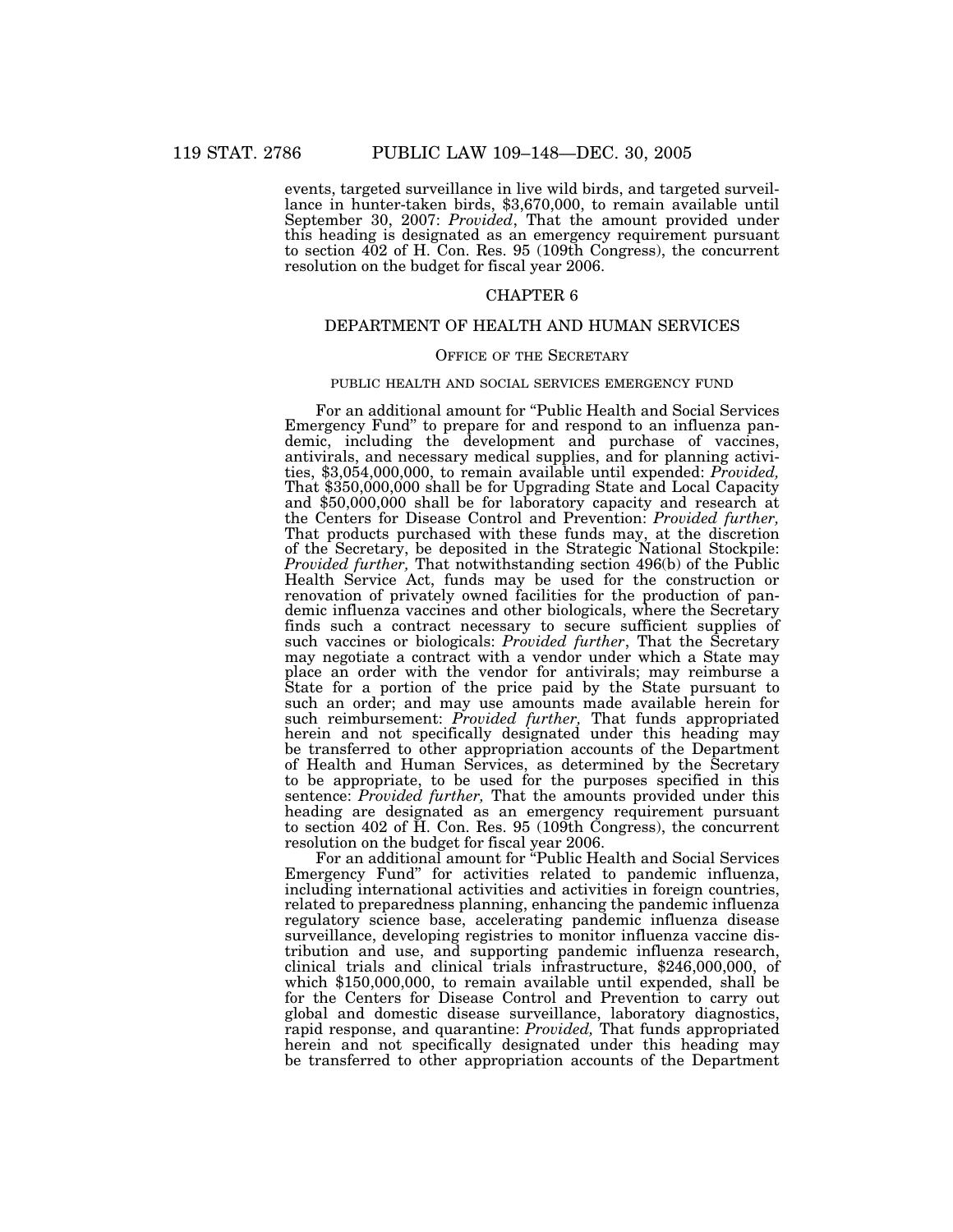events, targeted surveillance in live wild birds, and targeted surveillance in hunter-taken birds, $3,670,000, to remain available until September 30, 2007: *Provided*, That the amount provided under this heading is designated as an emergency requirement pursuant to section 402 of H. Con. Res. 95 (109th Congress), the concurrent resolution on the budget for fiscal year 2006.

## CHAPTER 6

## DEPARTMENT OF HEALTH AND HUMAN SERVICES

### OFFICE OF THE SECRETARY

#### PUBLIC HEALTH AND SOCIAL SERVICES EMERGENCY FUND

For an additional amount for "Public Health and Social Services Emergency Fund" to prepare for and respond to an influenza pandemic, including the development and purchase of vaccines, antivirals, and necessary medical supplies, and for planning activities, $3,054,000,000, to remain available until expended: *Provided,* That $350,000,000 shall be for Upgrading State and Local Capacity and $50,000,000 shall be for laboratory capacity and research at the Centers for Disease Control and Prevention: *Provided further,* That products purchased with these funds may, at the discretion of the Secretary, be deposited in the Strategic National Stockpile: *Provided further,* That notwithstanding section 496(b) of the Public Health Service Act, funds may be used for the construction or renovation of privately owned facilities for the production of pandemic influenza vaccines and other biologicals, where the Secretary finds such a contract necessary to secure sufficient supplies of such vaccines or biologicals: *Provided further*, That the Secretary may negotiate a contract with a vendor under which a State may place an order with the vendor for antivirals; may reimburse a State for a portion of the price paid by the State pursuant to such an order; and may use amounts made available herein for such reimbursement: *Provided further,* That funds appropriated herein and not specifically designated under this heading may be transferred to other appropriation accounts of the Department of Health and Human Services, as determined by the Secretary to be appropriate, to be used for the purposes specified in this sentence: *Provided further,* That the amounts provided under this heading are designated as an emergency requirement pursuant to section 402 of H. Con. Res. 95 (109th Congress), the concurrent resolution on the budget for fiscal year 2006.

For an additional amount for "Public Health and Social Services Emergency Fund" for activities related to pandemic influenza, including international activities and activities in foreign countries, related to preparedness planning, enhancing the pandemic influenza regulatory science base, accelerating pandemic influenza disease surveillance, developing registries to monitor influenza vaccine distribution and use, and supporting pandemic influenza research, clinical trials and clinical trials infrastructure, $246,000,000, of which $150,000,000, to remain available until expended, shall be for the Centers for Disease Control and Prevention to carry out global and domestic disease surveillance, laboratory diagnostics, rapid response, and quarantine: *Provided,* That funds appropriated herein and not specifically designated under this heading may be transferred to other appropriation accounts of the Department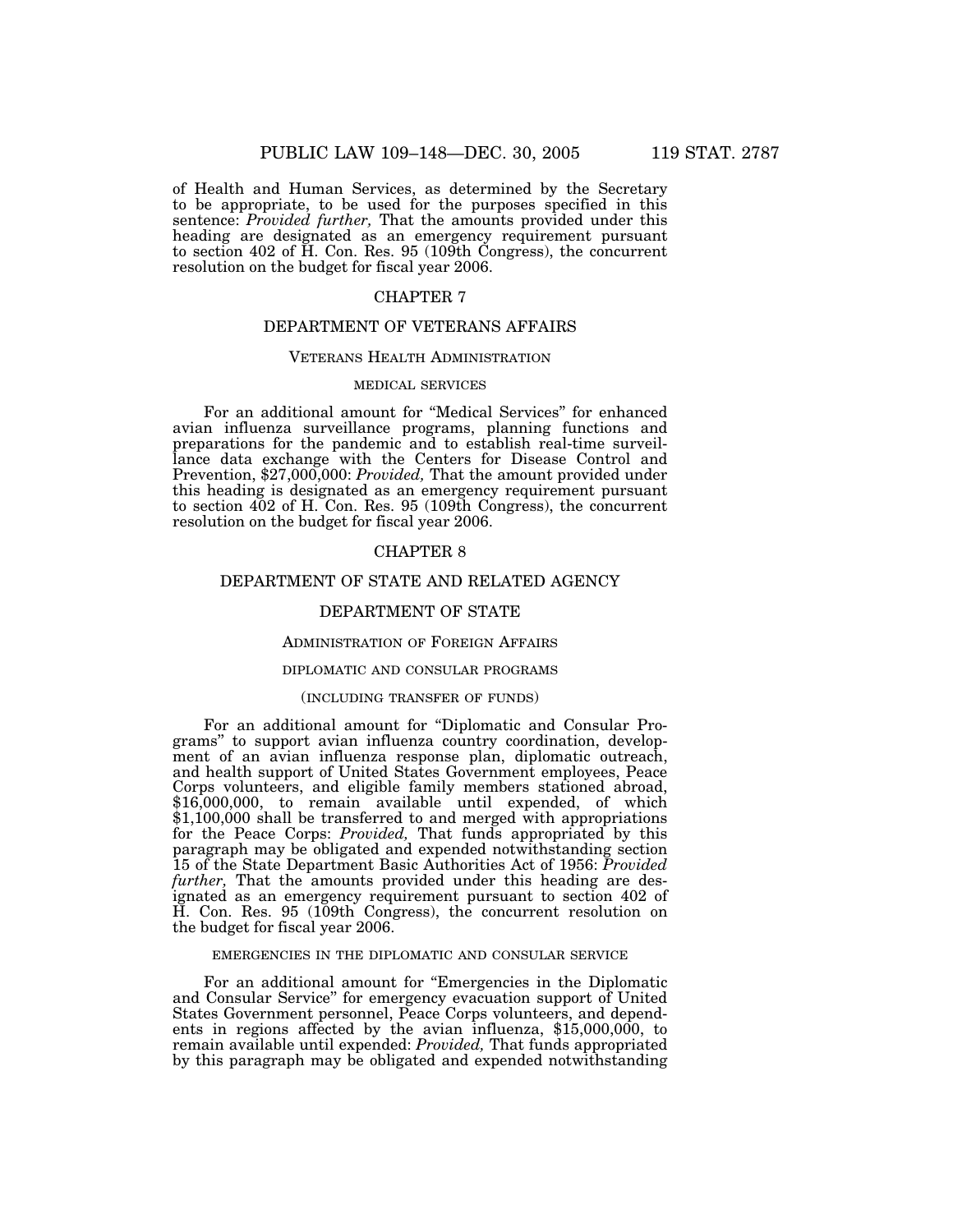of Health and Human Services, as determined by the Secretary to be appropriate, to be used for the purposes specified in this sentence: *Provided further,* That the amounts provided under this heading are designated as an emergency requirement pursuant to section 402 of H. Con. Res. 95 (109th Congress), the concurrent resolution on the budget for fiscal year 2006.

## CHAPTER 7

## DEPARTMENT OF VETERANS AFFAIRS

### VETERANS HEALTH ADMINISTRATION

#### MEDICAL SERVICES

For an additional amount for "Medical Services" for enhanced avian influenza surveillance programs, planning functions and preparations for the pandemic and to establish real-time surveillance data exchange with the Centers for Disease Control and Prevention, $27,000,000: *Provided,* That the amount provided under this heading is designated as an emergency requirement pursuant to section 402 of H. Con. Res. 95 (109th Congress), the concurrent resolution on the budget for fiscal year 2006.

## CHAPTER 8

## DEPARTMENT OF STATE AND RELATED AGENCY

## DEPARTMENT OF STATE

### ADMINISTRATION OF FOREIGN AFFAIRS

#### DIPLOMATIC AND CONSULAR PROGRAMS

(INCLUDING TRANSFER OF FUNDS)

For an additional amount for "Diplomatic and Consular Programs" to support avian influenza country coordination, development of an avian influenza response plan, diplomatic outreach, and health support of United States Government employees, Peace Corps volunteers, and eligible family members stationed abroad, $16,000,000, to remain available until expended, of which $1,100,000 shall be transferred to and merged with appropriations for the Peace Corps: *Provided,* That funds appropriated by this paragraph may be obligated and expended notwithstanding section 15 of the State Department Basic Authorities Act of 1956: *Provided further,* That the amounts provided under this heading are designated as an emergency requirement pursuant to section 402 of H. Con. Res. 95 (109th Congress), the concurrent resolution on the budget for fiscal year 2006.

#### EMERGENCIES IN THE DIPLOMATIC AND CONSULAR SERVICE

For an additional amount for "Emergencies in the Diplomatic and Consular Service" for emergency evacuation support of United States Government personnel, Peace Corps volunteers, and dependents in regions affected by the avian influenza, $15,000,000, to remain available until expended: *Provided,* That funds appropriated by this paragraph may be obligated and expended notwithstanding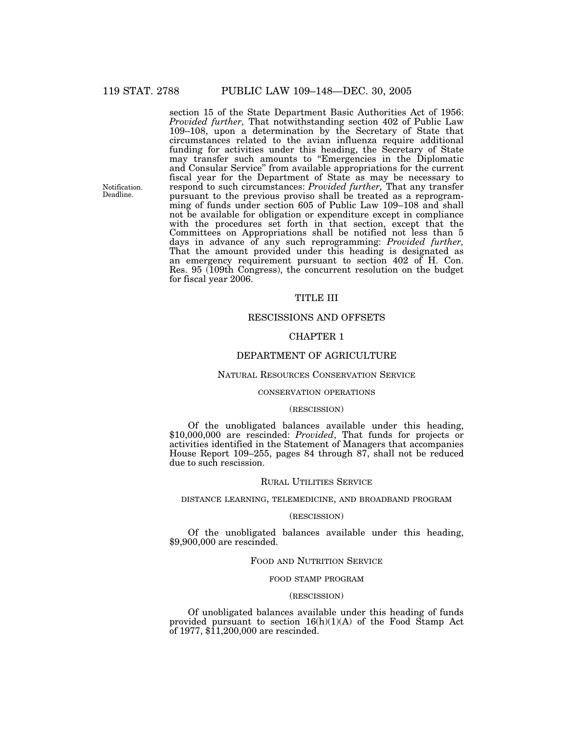section 15 of the State Department Basic Authorities Act of 1956: *Provided further,* That notwithstanding section 402 of Public Law 109–108, upon a determination by the Secretary of State that circumstances related to the avian influenza require additional funding for activities under this heading, the Secretary of State may transfer such amounts to "Emergencies in the Diplomatic and Consular Service" from available appropriations for the current fiscal year for the Department of State as may be necessary to respond to such circumstances: *Provided further,* That any transfer pursuant to the previous proviso shall be treated as a reprogramming of funds under section 605 of Public Law 109–108 and shall not be available for obligation or expenditure except in compliance with the procedures set forth in that section, except that the Committees on Appropriations shall be notified not less than 5 days in advance of any such reprogramming: *Provided further,* That the amount provided under this heading is designated as an emergency requirement pursuant to section 402 of H. Con. Res. 95 (109th Congress), the concurrent resolution on the budget for fiscal year 2006.

Notification. Deadline.

# TITLE III

# RESCISSIONS AND OFFSETS

## CHAPTER 1

## DEPARTMENT OF AGRICULTURE

### NATURAL RESOURCES CONSERVATION SERVICE

#### CONSERVATION OPERATIONS

#### (RESCISSION)

Of the unobligated balances available under this heading, $10,000,000 are rescinded: *Provided*, That funds for projects or activities identified in the Statement of Managers that accompanies House Report 109–255, pages 84 through 87, shall not be reduced due to such rescission.

### RURAL UTILITIES SERVICE

#### DISTANCE LEARNING, TELEMEDICINE, AND BROADBAND PROGRAM

#### (RESCISSION)

Of the unobligated balances available under this heading, $9,900,000 are rescinded.

### FOOD AND NUTRITION SERVICE

#### FOOD STAMP PROGRAM

#### (RESCISSION)

Of unobligated balances available under this heading of funds provided pursuant to section 16(h)(1)(A) of the Food Stamp Act of 1977, $11,200,000 are rescinded.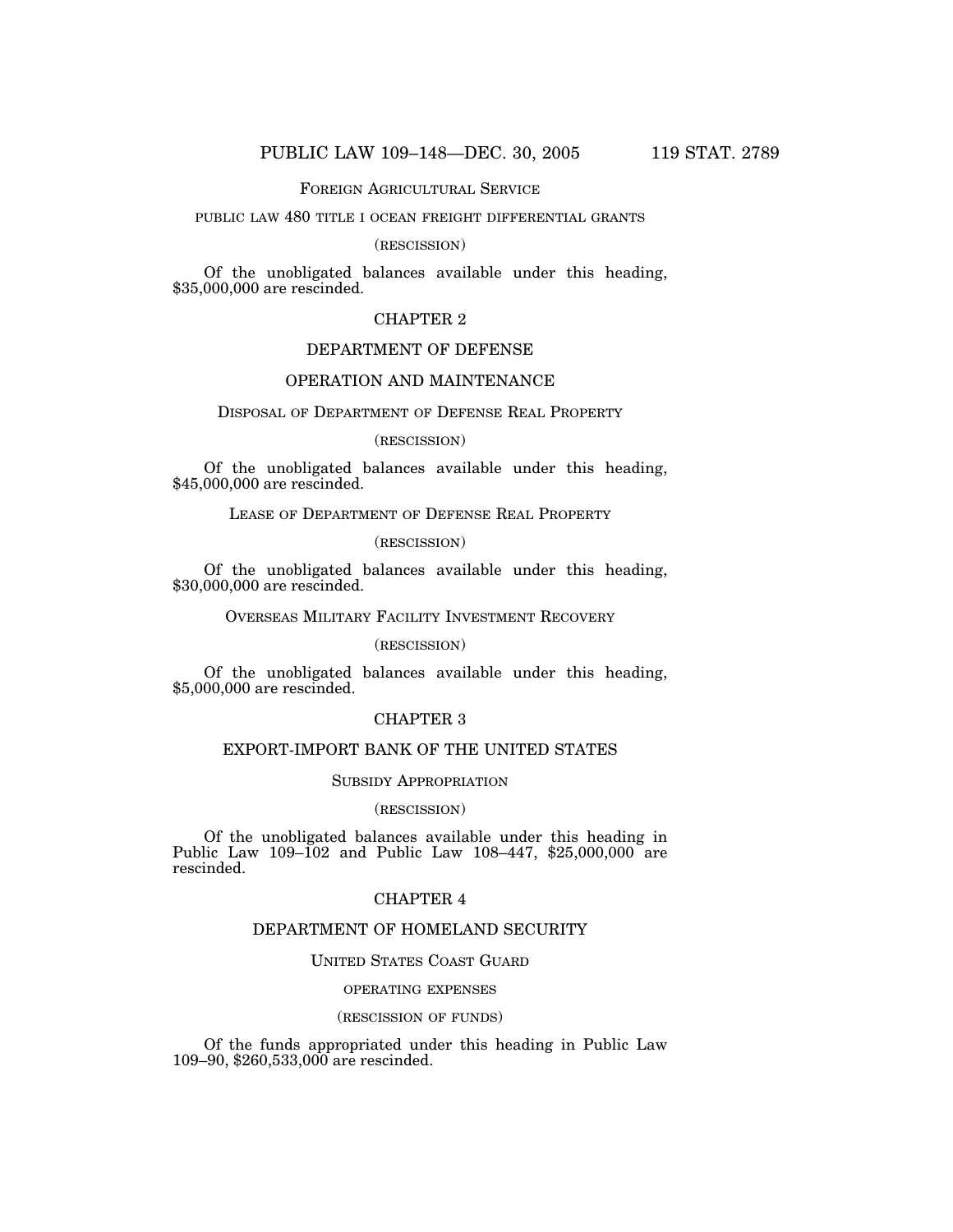FOREIGN AGRICULTURAL SERVICE

PUBLIC LAW 480 TITLE I OCEAN FREIGHT DIFFERENTIAL GRANTS

(RESCISSION)

Of the unobligated balances available under this heading, $35,000,000 are rescinded.

## CHAPTER 2

## DEPARTMENT OF DEFENSE

### OPERATION AND MAINTENANCE

DISPOSAL OF DEPARTMENT OF DEFENSE REAL PROPERTY

(RESCISSION)

Of the unobligated balances available under this heading, $45,000,000 are rescinded.

LEASE OF DEPARTMENT OF DEFENSE REAL PROPERTY

(RESCISSION)

Of the unobligated balances available under this heading, $30,000,000 are rescinded.

OVERSEAS MILITARY FACILITY INVESTMENT RECOVERY

(RESCISSION)

Of the unobligated balances available under this heading, $5,000,000 are rescinded.

## CHAPTER 3

## EXPORT-IMPORT BANK OF THE UNITED STATES

SUBSIDY APPROPRIATION

(RESCISSION)

Of the unobligated balances available under this heading in Public Law 109–102 and Public Law 108–447, $25,000,000 are rescinded.

## CHAPTER 4

## DEPARTMENT OF HOMELAND SECURITY

UNITED STATES COAST GUARD

OPERATING EXPENSES

(RESCISSION OF FUNDS)

Of the funds appropriated under this heading in Public Law 109–90, $260,533,000 are rescinded.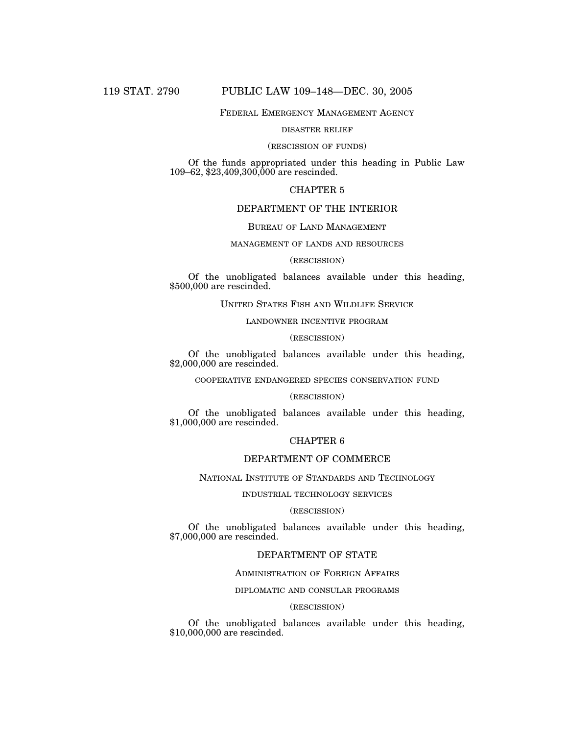FEDERAL EMERGENCY MANAGEMENT AGENCY

DISASTER RELIEF

(RESCISSION OF FUNDS)

Of the funds appropriated under this heading in Public Law 109–62, $23,409,300,000 are rescinded.

## CHAPTER 5

## DEPARTMENT OF THE INTERIOR

### BUREAU OF LAND MANAGEMENT

MANAGEMENT OF LANDS AND RESOURCES

(RESCISSION)

Of the unobligated balances available under this heading, $500,000 are rescinded.

### UNITED STATES FISH AND WILDLIFE SERVICE

LANDOWNER INCENTIVE PROGRAM

(RESCISSION)

Of the unobligated balances available under this heading, $2,000,000 are rescinded.

COOPERATIVE ENDANGERED SPECIES CONSERVATION FUND

(RESCISSION)

Of the unobligated balances available under this heading, $1,000,000 are rescinded.

## CHAPTER 6

## DEPARTMENT OF COMMERCE

### NATIONAL INSTITUTE OF STANDARDS AND TECHNOLOGY

INDUSTRIAL TECHNOLOGY SERVICES

(RESCISSION)

Of the unobligated balances available under this heading, $7,000,000 are rescinded.

## DEPARTMENT OF STATE

### ADMINISTRATION OF FOREIGN AFFAIRS

DIPLOMATIC AND CONSULAR PROGRAMS

(RESCISSION)

Of the unobligated balances available under this heading, $10,000,000 are rescinded.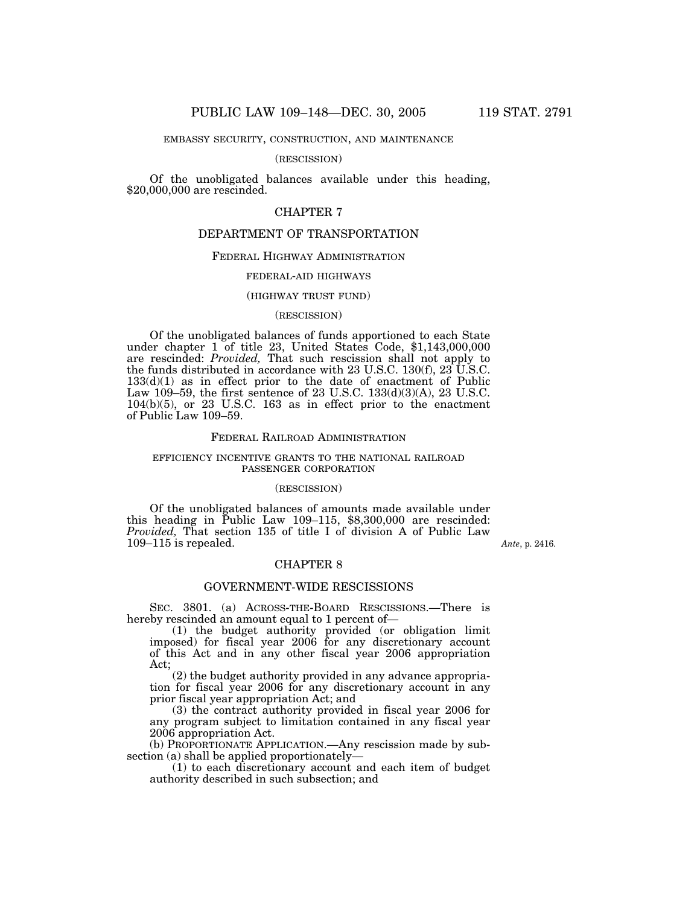EMBASSY SECURITY, CONSTRUCTION, AND MAINTENANCE

(RESCISSION)

Of the unobligated balances available under this heading, $20,000,000 are rescinded.

## CHAPTER 7

## DEPARTMENT OF TRANSPORTATION

### FEDERAL HIGHWAY ADMINISTRATION

FEDERAL-AID HIGHWAYS

(HIGHWAY TRUST FUND)

(RESCISSION)

Of the unobligated balances of funds apportioned to each State under chapter 1 of title 23, United States Code, $1,143,000,000 are rescinded: *Provided,* That such rescission shall not apply to the funds distributed in accordance with 23 U.S.C. 130(f), 23 U.S.C. 133(d)(1) as in effect prior to the date of enactment of Public Law 109–59, the first sentence of 23 U.S.C. 133(d)(3)(A), 23 U.S.C. 104(b)(5), or 23 U.S.C. 163 as in effect prior to the enactment of Public Law 109–59.

### FEDERAL RAILROAD ADMINISTRATION

EFFICIENCY INCENTIVE GRANTS TO THE NATIONAL RAILROAD PASSENGER CORPORATION

(RESCISSION)

Of the unobligated balances of amounts made available under this heading in Public Law 109–115, $8,300,000 are rescinded: *Provided,* That section 135 of title I of division A of Public Law 109–115 is repealed.

*Ante*, p. 2416.

## CHAPTER 8

## GOVERNMENT-WIDE RESCISSIONS

SEC. 3801. (a) ACROSS-THE-BOARD RESCISSIONS.—There is hereby rescinded an amount equal to 1 percent of—

(1) the budget authority provided (or obligation limit imposed) for fiscal year 2006 for any discretionary account of this Act and in any other fiscal year 2006 appropriation Act;

(2) the budget authority provided in any advance appropriation for fiscal year 2006 for any discretionary account in any prior fiscal year appropriation Act; and

(3) the contract authority provided in fiscal year 2006 for any program subject to limitation contained in any fiscal year 2006 appropriation Act.

(b) PROPORTIONATE APPLICATION.—Any rescission made by subsection (a) shall be applied proportionately—

(1) to each discretionary account and each item of budget authority described in such subsection; and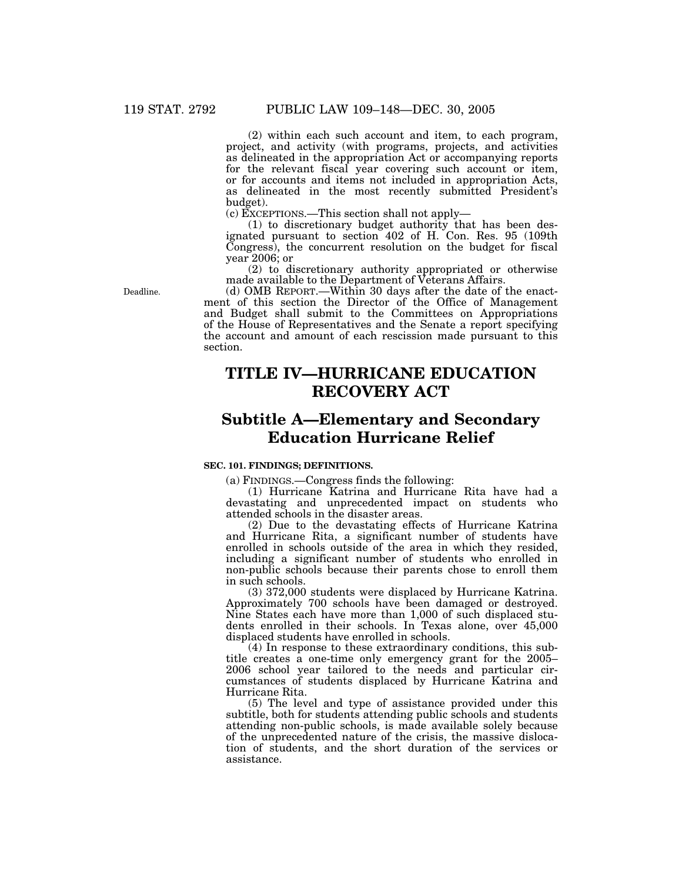(2) within each such account and item, to each program, project, and activity (with programs, projects, and activities as delineated in the appropriation Act or accompanying reports for the relevant fiscal year covering such account or item, or for accounts and items not included in appropriation Acts, as delineated in the most recently submitted President's budget).

(c) EXCEPTIONS.—This section shall not apply—

(1) to discretionary budget authority that has been designated pursuant to section 402 of H. Con. Res. 95 (109th Congress), the concurrent resolution on the budget for fiscal year 2006; or

(2) to discretionary authority appropriated or otherwise made available to the Department of Veterans Affairs.

Deadline.

(d) OMB REPORT.—Within 30 days after the date of the enactment of this section the Director of the Office of Management and Budget shall submit to the Committees on Appropriations of the House of Representatives and the Senate a report specifying the account and amount of each rescission made pursuant to this section.

# TITLE IV—HURRICANE EDUCATION RECOVERY ACT

## Subtitle A—Elementary and Secondary Education Hurricane Relief

### SEC. 101. FINDINGS; DEFINITIONS.

(a) FINDINGS.—Congress finds the following:

(1) Hurricane Katrina and Hurricane Rita have had a devastating and unprecedented impact on students who attended schools in the disaster areas.

(2) Due to the devastating effects of Hurricane Katrina and Hurricane Rita, a significant number of students have enrolled in schools outside of the area in which they resided, including a significant number of students who enrolled in non-public schools because their parents chose to enroll them in such schools.

(3) 372,000 students were displaced by Hurricane Katrina. Approximately 700 schools have been damaged or destroyed. Nine States each have more than 1,000 of such displaced students enrolled in their schools. In Texas alone, over 45,000 displaced students have enrolled in schools.

(4) In response to these extraordinary conditions, this subtitle creates a one-time only emergency grant for the 2005–2006 school year tailored to the needs and particular circumstances of students displaced by Hurricane Katrina and Hurricane Rita.

(5) The level and type of assistance provided under this subtitle, both for students attending public schools and students attending non-public schools, is made available solely because of the unprecedented nature of the crisis, the massive dislocation of students, and the short duration of the services or assistance.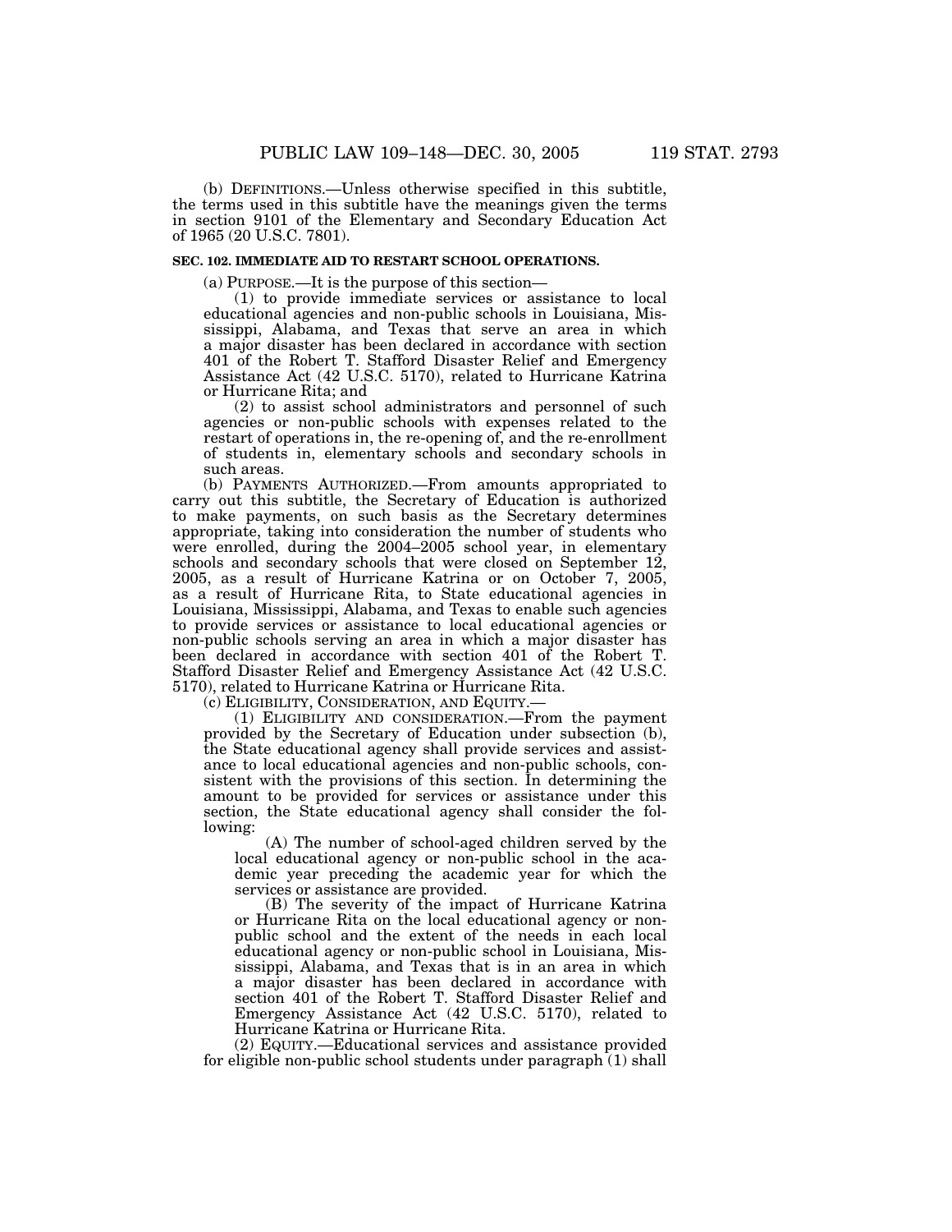(b) DEFINITIONS.—Unless otherwise specified in this subtitle, the terms used in this subtitle have the meanings given the terms in section 9101 of the Elementary and Secondary Education Act of 1965 (20 U.S.C. 7801).

**SEC. 102. IMMEDIATE AID TO RESTART SCHOOL OPERATIONS.**

(a) PURPOSE.—It is the purpose of this section—

(1) to provide immediate services or assistance to local educational agencies and non-public schools in Louisiana, Mississippi, Alabama, and Texas that serve an area in which a major disaster has been declared in accordance with section 401 of the Robert T. Stafford Disaster Relief and Emergency Assistance Act (42 U.S.C. 5170), related to Hurricane Katrina or Hurricane Rita; and

(2) to assist school administrators and personnel of such agencies or non-public schools with expenses related to the restart of operations in, the re-opening of, and the re-enrollment of students in, elementary schools and secondary schools in such areas.

(b) PAYMENTS AUTHORIZED.—From amounts appropriated to carry out this subtitle, the Secretary of Education is authorized to make payments, on such basis as the Secretary determines appropriate, taking into consideration the number of students who were enrolled, during the 2004–2005 school year, in elementary schools and secondary schools that were closed on September 12, 2005, as a result of Hurricane Katrina or on October 7, 2005, as a result of Hurricane Rita, to State educational agencies in Louisiana, Mississippi, Alabama, and Texas to enable such agencies to provide services or assistance to local educational agencies or non-public schools serving an area in which a major disaster has been declared in accordance with section 401 of the Robert T. Stafford Disaster Relief and Emergency Assistance Act (42 U.S.C. 5170), related to Hurricane Katrina or Hurricane Rita.

(c) ELIGIBILITY, CONSIDERATION, AND EQUITY.—

(1) ELIGIBILITY AND CONSIDERATION.—From the payment provided by the Secretary of Education under subsection (b), the State educational agency shall provide services and assistance to local educational agencies and non-public schools, consistent with the provisions of this section. In determining the amount to be provided for services or assistance under this section, the State educational agency shall consider the following:

(A) The number of school-aged children served by the local educational agency or non-public school in the academic year preceding the academic year for which the services or assistance are provided.

(B) The severity of the impact of Hurricane Katrina or Hurricane Rita on the local educational agency or non-public school and the extent of the needs in each local educational agency or non-public school in Louisiana, Mississippi, Alabama, and Texas that is in an area in which a major disaster has been declared in accordance with section 401 of the Robert T. Stafford Disaster Relief and Emergency Assistance Act (42 U.S.C. 5170), related to Hurricane Katrina or Hurricane Rita.

(2) EQUITY.—Educational services and assistance provided for eligible non-public school students under paragraph (1) shall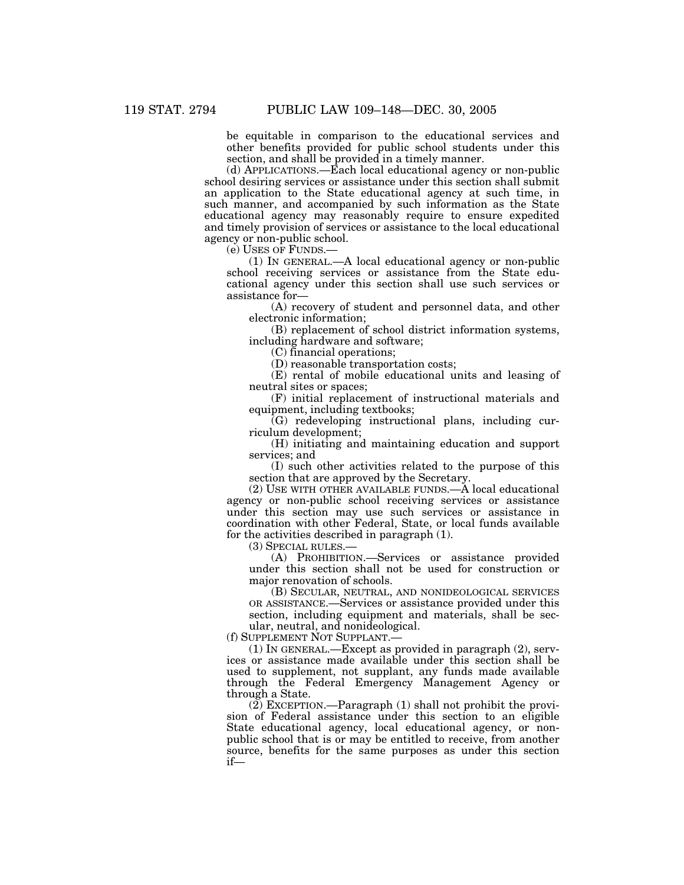be equitable in comparison to the educational services and other benefits provided for public school students under this section, and shall be provided in a timely manner.

(d) APPLICATIONS.—Each local educational agency or non-public school desiring services or assistance under this section shall submit an application to the State educational agency at such time, in such manner, and accompanied by such information as the State educational agency may reasonably require to ensure expedited and timely provision of services or assistance to the local educational agency or non-public school.

(e) USES OF FUNDS.—

(1) IN GENERAL.—A local educational agency or non-public school receiving services or assistance from the State educational agency under this section shall use such services or assistance for—

(A) recovery of student and personnel data, and other electronic information;

(B) replacement of school district information systems, including hardware and software;

(C) financial operations;

(D) reasonable transportation costs;

(E) rental of mobile educational units and leasing of neutral sites or spaces;

(F) initial replacement of instructional materials and equipment, including textbooks;

(G) redeveloping instructional plans, including curriculum development;

(H) initiating and maintaining education and support services; and

(I) such other activities related to the purpose of this section that are approved by the Secretary.

(2) USE WITH OTHER AVAILABLE FUNDS.—A local educational agency or non-public school receiving services or assistance under this section may use such services or assistance in coordination with other Federal, State, or local funds available for the activities described in paragraph (1).

(3) SPECIAL RULES.—

(A) PROHIBITION.—Services or assistance provided under this section shall not be used for construction or major renovation of schools.

(B) SECULAR, NEUTRAL, AND NONIDEOLOGICAL SERVICES OR ASSISTANCE.—Services or assistance provided under this section, including equipment and materials, shall be secular, neutral, and nonideological.

(f) SUPPLEMENT NOT SUPPLANT.—

(1) IN GENERAL.—Except as provided in paragraph (2), services or assistance made available under this section shall be used to supplement, not supplant, any funds made available through the Federal Emergency Management Agency or through a State.

(2) EXCEPTION.—Paragraph (1) shall not prohibit the provision of Federal assistance under this section to an eligible State educational agency, local educational agency, or non-public school that is or may be entitled to receive, from another source, benefits for the same purposes as under this section if—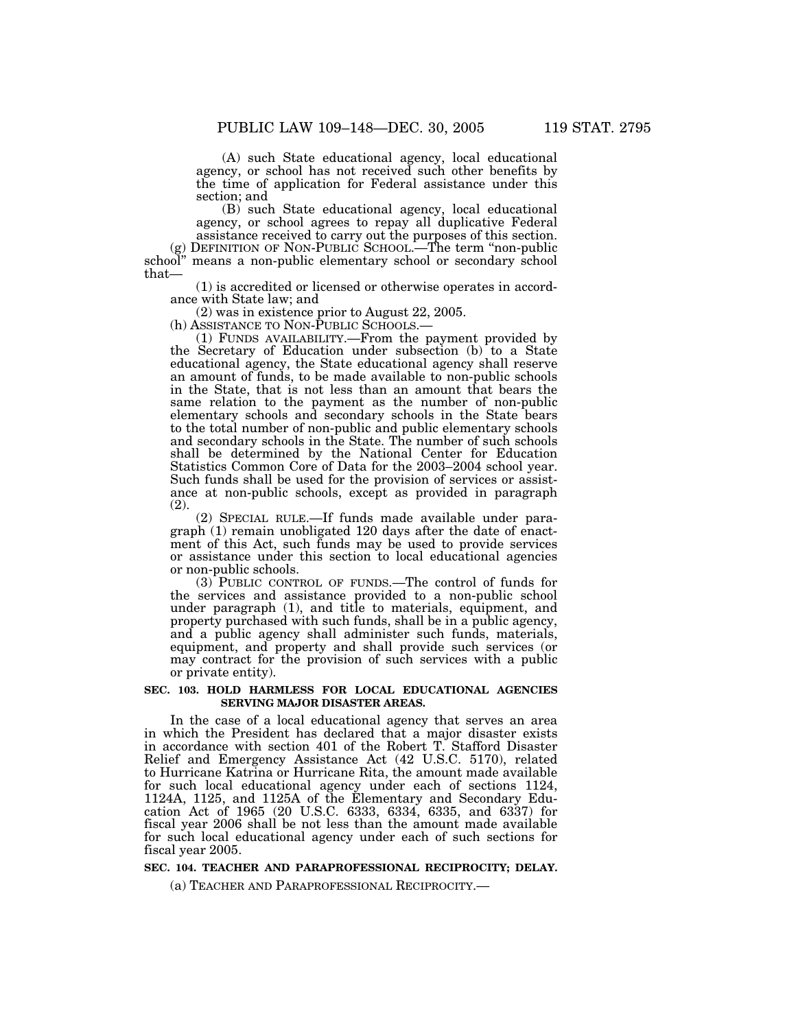(A) such State educational agency, local educational agency, or school has not received such other benefits by the time of application for Federal assistance under this section; and

(B) such State educational agency, local educational agency, or school agrees to repay all duplicative Federal assistance received to carry out the purposes of this section.

(g) DEFINITION OF NON-PUBLIC SCHOOL.—The term "non-public school" means a non-public elementary school or secondary school that—

(1) is accredited or licensed or otherwise operates in accordance with State law; and

(2) was in existence prior to August 22, 2005.

(h) ASSISTANCE TO NON-PUBLIC SCHOOLS.—

(1) FUNDS AVAILABILITY.—From the payment provided by the Secretary of Education under subsection (b) to a State educational agency, the State educational agency shall reserve an amount of funds, to be made available to non-public schools in the State, that is not less than an amount that bears the same relation to the payment as the number of non-public elementary schools and secondary schools in the State bears to the total number of non-public and public elementary schools and secondary schools in the State. The number of such schools shall be determined by the National Center for Education Statistics Common Core of Data for the 2003–2004 school year. Such funds shall be used for the provision of services or assistance at non-public schools, except as provided in paragraph (2).

(2) SPECIAL RULE.—If funds made available under paragraph (1) remain unobligated 120 days after the date of enactment of this Act, such funds may be used to provide services or assistance under this section to local educational agencies or non-public schools.

(3) PUBLIC CONTROL OF FUNDS.—The control of funds for the services and assistance provided to a non-public school under paragraph (1), and title to materials, equipment, and property purchased with such funds, shall be in a public agency, and a public agency shall administer such funds, materials, equipment, and property and shall provide such services (or may contract for the provision of such services with a public or private entity).

**SEC. 103. HOLD HARMLESS FOR LOCAL EDUCATIONAL AGENCIES SERVING MAJOR DISASTER AREAS.**

In the case of a local educational agency that serves an area in which the President has declared that a major disaster exists in accordance with section 401 of the Robert T. Stafford Disaster Relief and Emergency Assistance Act (42 U.S.C. 5170), related to Hurricane Katrina or Hurricane Rita, the amount made available for such local educational agency under each of sections 1124, 1124A, 1125, and 1125A of the Elementary and Secondary Education Act of 1965 (20 U.S.C. 6333, 6334, 6335, and 6337) for fiscal year 2006 shall be not less than the amount made available for such local educational agency under each of such sections for fiscal year 2005.

**SEC. 104. TEACHER AND PARAPROFESSIONAL RECIPROCITY; DELAY.**

(a) TEACHER AND PARAPROFESSIONAL RECIPROCITY.—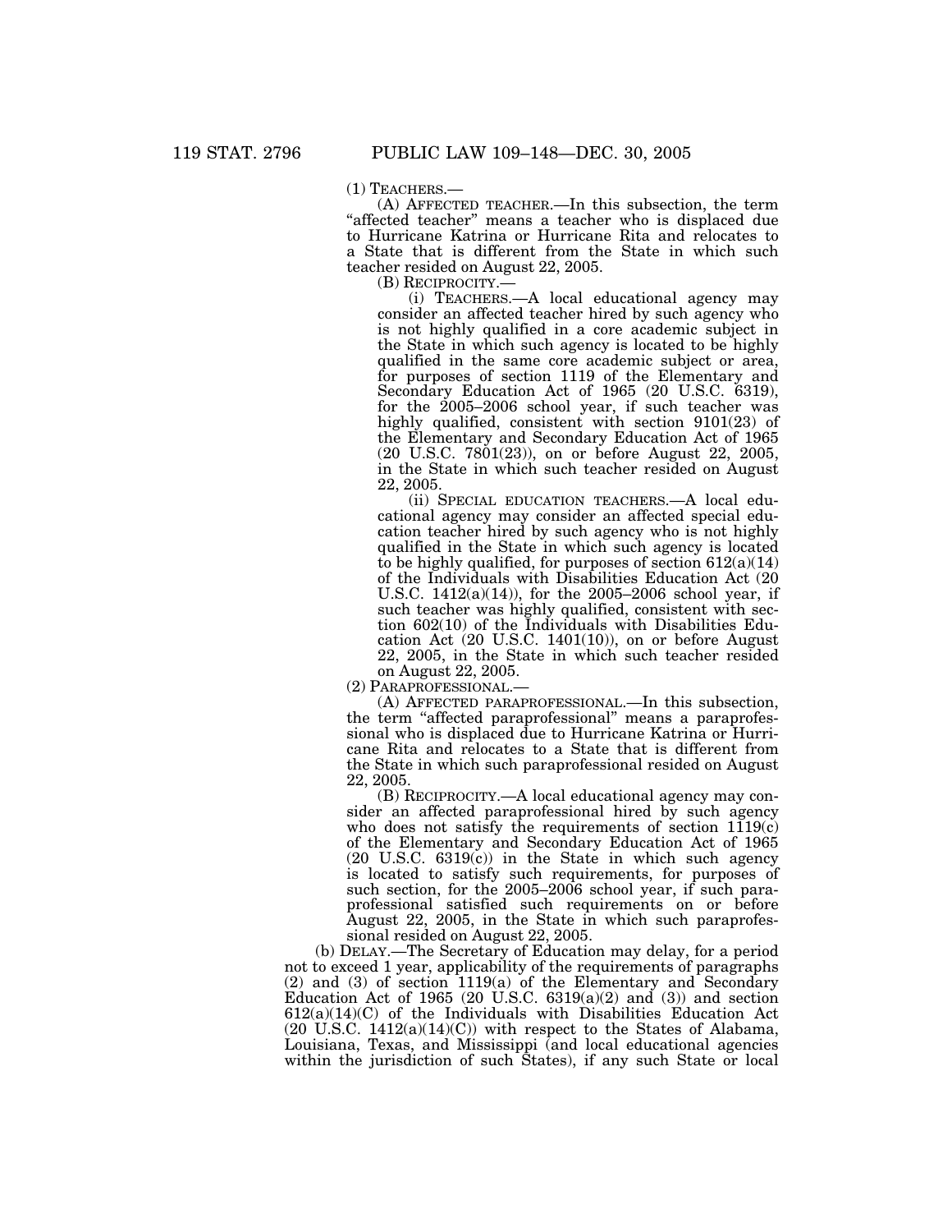(1) TEACHERS.—

(A) AFFECTED TEACHER.—In this subsection, the term "affected teacher" means a teacher who is displaced due to Hurricane Katrina or Hurricane Rita and relocates to a State that is different from the State in which such teacher resided on August 22, 2005.

(B) RECIPROCITY.—

(i) TEACHERS.—A local educational agency may consider an affected teacher hired by such agency who is not highly qualified in a core academic subject in the State in which such agency is located to be highly qualified in the same core academic subject or area, for purposes of section 1119 of the Elementary and Secondary Education Act of 1965 (20 U.S.C. 6319), for the 2005–2006 school year, if such teacher was highly qualified, consistent with section 9101(23) of the Elementary and Secondary Education Act of 1965 (20 U.S.C. 7801(23)), on or before August 22, 2005, in the State in which such teacher resided on August 22, 2005.

(ii) SPECIAL EDUCATION TEACHERS.—A local educational agency may consider an affected special education teacher hired by such agency who is not highly qualified in the State in which such agency is located to be highly qualified, for purposes of section 612(a)(14) of the Individuals with Disabilities Education Act (20 U.S.C. 1412(a)(14)), for the 2005–2006 school year, if such teacher was highly qualified, consistent with section 602(10) of the Individuals with Disabilities Education Act (20 U.S.C. 1401(10)), on or before August 22, 2005, in the State in which such teacher resided on August 22, 2005.

(2) PARAPROFESSIONAL.—

(A) AFFECTED PARAPROFESSIONAL.—In this subsection, the term "affected paraprofessional" means a paraprofessional who is displaced due to Hurricane Katrina or Hurricane Rita and relocates to a State that is different from the State in which such paraprofessional resided on August 22, 2005.

(B) RECIPROCITY.—A local educational agency may consider an affected paraprofessional hired by such agency who does not satisfy the requirements of section 1119(c) of the Elementary and Secondary Education Act of 1965 (20 U.S.C. 6319(c)) in the State in which such agency is located to satisfy such requirements, for purposes of such section, for the 2005–2006 school year, if such paraprofessional satisfied such requirements on or before August 22, 2005, in the State in which such paraprofessional resided on August 22, 2005.

(b) DELAY.—The Secretary of Education may delay, for a period not to exceed 1 year, applicability of the requirements of paragraphs (2) and (3) of section 1119(a) of the Elementary and Secondary Education Act of 1965 (20 U.S.C. 6319(a)(2) and (3)) and section 612(a)(14)(C) of the Individuals with Disabilities Education Act (20 U.S.C. 1412(a)(14)(C)) with respect to the States of Alabama, Louisiana, Texas, and Mississippi (and local educational agencies within the jurisdiction of such States), if any such State or local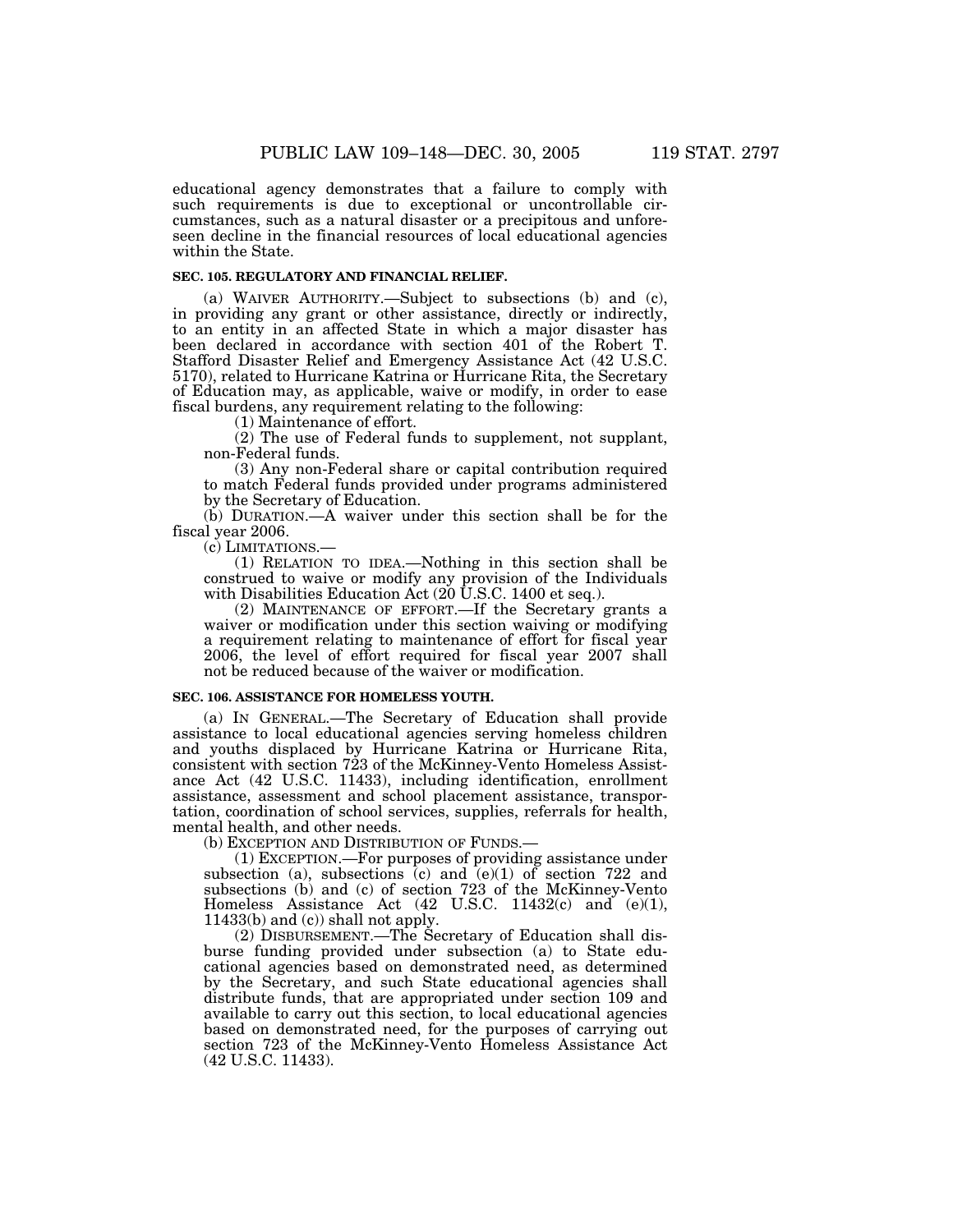educational agency demonstrates that a failure to comply with such requirements is due to exceptional or uncontrollable circumstances, such as a natural disaster or a precipitous and unforeseen decline in the financial resources of local educational agencies within the State.

**SEC. 105. REGULATORY AND FINANCIAL RELIEF.**

(a) WAIVER AUTHORITY.—Subject to subsections (b) and (c), in providing any grant or other assistance, directly or indirectly, to an entity in an affected State in which a major disaster has been declared in accordance with section 401 of the Robert T. Stafford Disaster Relief and Emergency Assistance Act (42 U.S.C. 5170), related to Hurricane Katrina or Hurricane Rita, the Secretary of Education may, as applicable, waive or modify, in order to ease fiscal burdens, any requirement relating to the following:

(1) Maintenance of effort.

(2) The use of Federal funds to supplement, not supplant, non-Federal funds.

(3) Any non-Federal share or capital contribution required to match Federal funds provided under programs administered by the Secretary of Education.

(b) DURATION.—A waiver under this section shall be for the fiscal year 2006.

(c) LIMITATIONS.—

(1) RELATION TO IDEA.—Nothing in this section shall be construed to waive or modify any provision of the Individuals with Disabilities Education Act (20 U.S.C. 1400 et seq.).

(2) MAINTENANCE OF EFFORT.—If the Secretary grants a waiver or modification under this section waiving or modifying a requirement relating to maintenance of effort for fiscal year 2006, the level of effort required for fiscal year 2007 shall not be reduced because of the waiver or modification.

**SEC. 106. ASSISTANCE FOR HOMELESS YOUTH.**

(a) IN GENERAL.—The Secretary of Education shall provide assistance to local educational agencies serving homeless children and youths displaced by Hurricane Katrina or Hurricane Rita, consistent with section 723 of the McKinney-Vento Homeless Assistance Act (42 U.S.C. 11433), including identification, enrollment assistance, assessment and school placement assistance, transportation, coordination of school services, supplies, referrals for health, mental health, and other needs.

(b) EXCEPTION AND DISTRIBUTION OF FUNDS.—

(1) EXCEPTION.—For purposes of providing assistance under subsection (a), subsections (c) and (e)(1) of section 722 and subsections (b) and (c) of section 723 of the McKinney-Vento Homeless Assistance Act (42 U.S.C. 11432(c) and (e)(1), 11433(b) and (c)) shall not apply.

(2) DISBURSEMENT.—The Secretary of Education shall disburse funding provided under subsection (a) to State educational agencies based on demonstrated need, as determined by the Secretary, and such State educational agencies shall distribute funds, that are appropriated under section 109 and available to carry out this section, to local educational agencies based on demonstrated need, for the purposes of carrying out section 723 of the McKinney-Vento Homeless Assistance Act (42 U.S.C. 11433).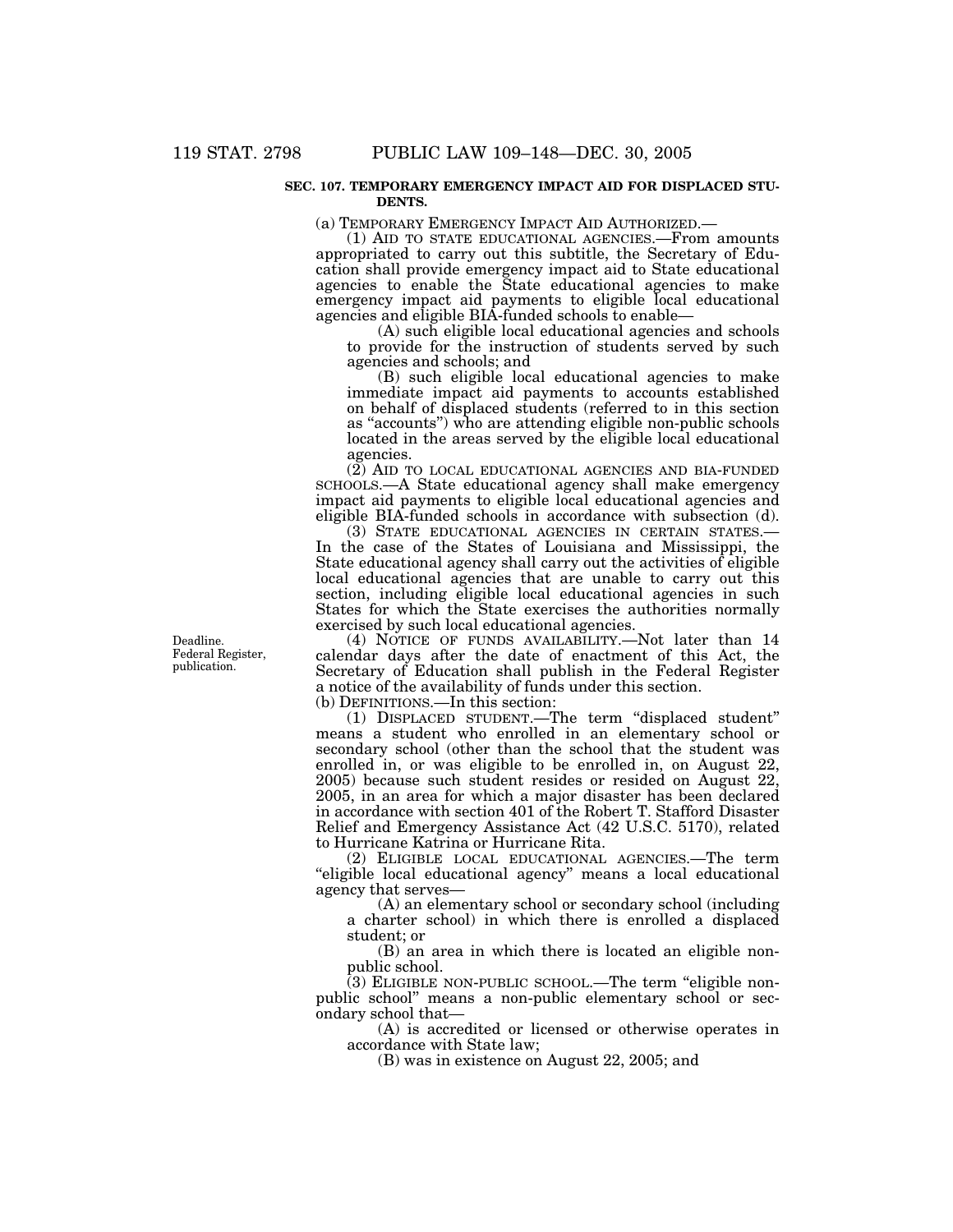**SEC. 107. TEMPORARY EMERGENCY IMPACT AID FOR DISPLACED STUDENTS.**

(a) TEMPORARY EMERGENCY IMPACT AID AUTHORIZED.—

(1) AID TO STATE EDUCATIONAL AGENCIES.—From amounts appropriated to carry out this subtitle, the Secretary of Education shall provide emergency impact aid to State educational agencies to enable the State educational agencies to make emergency impact aid payments to eligible local educational agencies and eligible BIA-funded schools to enable—

(A) such eligible local educational agencies and schools to provide for the instruction of students served by such agencies and schools; and

(B) such eligible local educational agencies to make immediate impact aid payments to accounts established on behalf of displaced students (referred to in this section as "accounts") who are attending eligible non-public schools located in the areas served by the eligible local educational agencies.

(2) AID TO LOCAL EDUCATIONAL AGENCIES AND BIA-FUNDED SCHOOLS.—A State educational agency shall make emergency impact aid payments to eligible local educational agencies and eligible BIA-funded schools in accordance with subsection (d).

(3) STATE EDUCATIONAL AGENCIES IN CERTAIN STATES.—In the case of the States of Louisiana and Mississippi, the State educational agency shall carry out the activities of eligible local educational agencies that are unable to carry out this section, including eligible local educational agencies in such States for which the State exercises the authorities normally exercised by such local educational agencies.

Deadline. Federal Register, publication.

(4) NOTICE OF FUNDS AVAILABILITY.—Not later than 14 calendar days after the date of enactment of this Act, the Secretary of Education shall publish in the Federal Register a notice of the availability of funds under this section.

(b) DEFINITIONS.—In this section:

(1) DISPLACED STUDENT.—The term "displaced student" means a student who enrolled in an elementary school or secondary school (other than the school that the student was enrolled in, or was eligible to be enrolled in, on August 22, 2005) because such student resides or resided on August 22, 2005, in an area for which a major disaster has been declared in accordance with section 401 of the Robert T. Stafford Disaster Relief and Emergency Assistance Act (42 U.S.C. 5170), related to Hurricane Katrina or Hurricane Rita.

(2) ELIGIBLE LOCAL EDUCATIONAL AGENCIES.—The term "eligible local educational agency" means a local educational agency that serves—

(A) an elementary school or secondary school (including a charter school) in which there is enrolled a displaced student; or

(B) an area in which there is located an eligible non-public school.

(3) ELIGIBLE NON-PUBLIC SCHOOL.—The term "eligible non-public school" means a non-public elementary school or secondary school that—

(A) is accredited or licensed or otherwise operates in accordance with State law;

(B) was in existence on August 22, 2005; and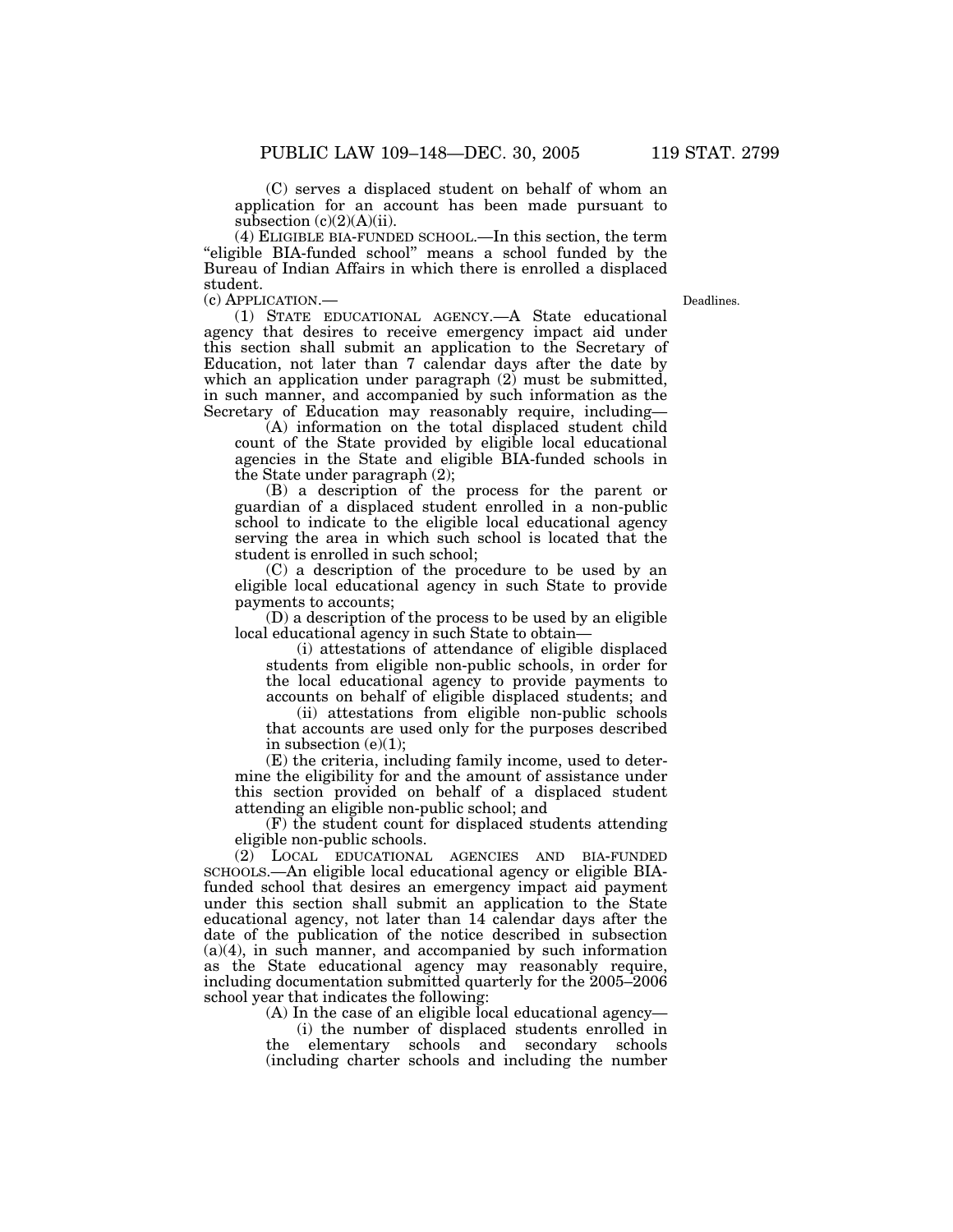(C) serves a displaced student on behalf of whom an application for an account has been made pursuant to subsection (c)(2)(A)(ii).

(4) ELIGIBLE BIA-FUNDED SCHOOL.—In this section, the term "eligible BIA-funded school" means a school funded by the Bureau of Indian Affairs in which there is enrolled a displaced student.

(c) APPLICATION.—

Deadlines.

(1) STATE EDUCATIONAL AGENCY.—A State educational agency that desires to receive emergency impact aid under this section shall submit an application to the Secretary of Education, not later than 7 calendar days after the date by which an application under paragraph (2) must be submitted, in such manner, and accompanied by such information as the Secretary of Education may reasonably require, including—

(A) information on the total displaced student child count of the State provided by eligible local educational agencies in the State and eligible BIA-funded schools in the State under paragraph (2);

(B) a description of the process for the parent or guardian of a displaced student enrolled in a non-public school to indicate to the eligible local educational agency serving the area in which such school is located that the student is enrolled in such school;

(C) a description of the procedure to be used by an eligible local educational agency in such State to provide payments to accounts;

(D) a description of the process to be used by an eligible local educational agency in such State to obtain—

(i) attestations of attendance of eligible displaced students from eligible non-public schools, in order for the local educational agency to provide payments to accounts on behalf of eligible displaced students; and

(ii) attestations from eligible non-public schools that accounts are used only for the purposes described in subsection (e)(1);

(E) the criteria, including family income, used to determine the eligibility for and the amount of assistance under this section provided on behalf of a displaced student attending an eligible non-public school; and

(F) the student count for displaced students attending eligible non-public schools.

(2) LOCAL EDUCATIONAL AGENCIES AND BIA-FUNDED SCHOOLS.—An eligible local educational agency or eligible BIA-funded school that desires an emergency impact aid payment under this section shall submit an application to the State educational agency, not later than 14 calendar days after the date of the publication of the notice described in subsection (a)(4), in such manner, and accompanied by such information as the State educational agency may reasonably require, including documentation submitted quarterly for the 2005–2006 school year that indicates the following:

(A) In the case of an eligible local educational agency—

(i) the number of displaced students enrolled in the elementary schools and secondary schools (including charter schools and including the number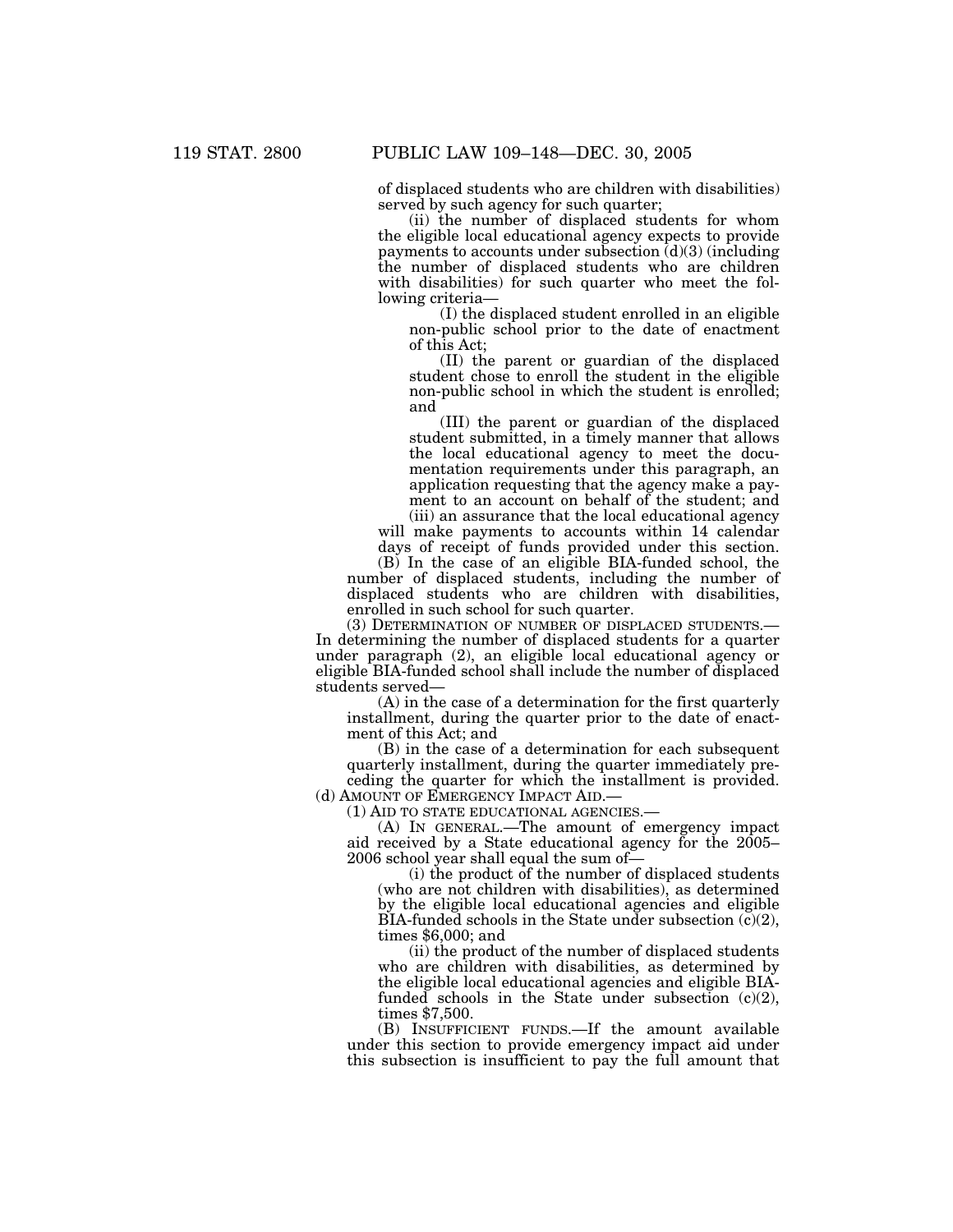of displaced students who are children with disabilities) served by such agency for such quarter;

(ii) the number of displaced students for whom the eligible local educational agency expects to provide payments to accounts under subsection (d)(3) (including the number of displaced students who are children with disabilities) for such quarter who meet the following criteria—

(I) the displaced student enrolled in an eligible non-public school prior to the date of enactment of this Act;

(II) the parent or guardian of the displaced student chose to enroll the student in the eligible non-public school in which the student is enrolled; and

(III) the parent or guardian of the displaced student submitted, in a timely manner that allows the local educational agency to meet the documentation requirements under this paragraph, an application requesting that the agency make a payment to an account on behalf of the student; and

(iii) an assurance that the local educational agency will make payments to accounts within 14 calendar days of receipt of funds provided under this section.

(B) In the case of an eligible BIA-funded school, the number of displaced students, including the number of displaced students who are children with disabilities, enrolled in such school for such quarter.

(3) DETERMINATION OF NUMBER OF DISPLACED STUDENTS.—In determining the number of displaced students for a quarter under paragraph (2), an eligible local educational agency or eligible BIA-funded school shall include the number of displaced students served—

(A) in the case of a determination for the first quarterly installment, during the quarter prior to the date of enactment of this Act; and

(B) in the case of a determination for each subsequent quarterly installment, during the quarter immediately preceding the quarter for which the installment is provided.

(d) AMOUNT OF EMERGENCY IMPACT AID.—

(1) AID TO STATE EDUCATIONAL AGENCIES.—

(A) IN GENERAL.—The amount of emergency impact aid received by a State educational agency for the 2005–2006 school year shall equal the sum of—

(i) the product of the number of displaced students (who are not children with disabilities), as determined by the eligible local educational agencies and eligible BIA-funded schools in the State under subsection (c)(2), times $6,000; and

(ii) the product of the number of displaced students who are children with disabilities, as determined by the eligible local educational agencies and eligible BIA-funded schools in the State under subsection (c)(2), times $7,500.

(B) INSUFFICIENT FUNDS.—If the amount available under this section to provide emergency impact aid under this subsection is insufficient to pay the full amount that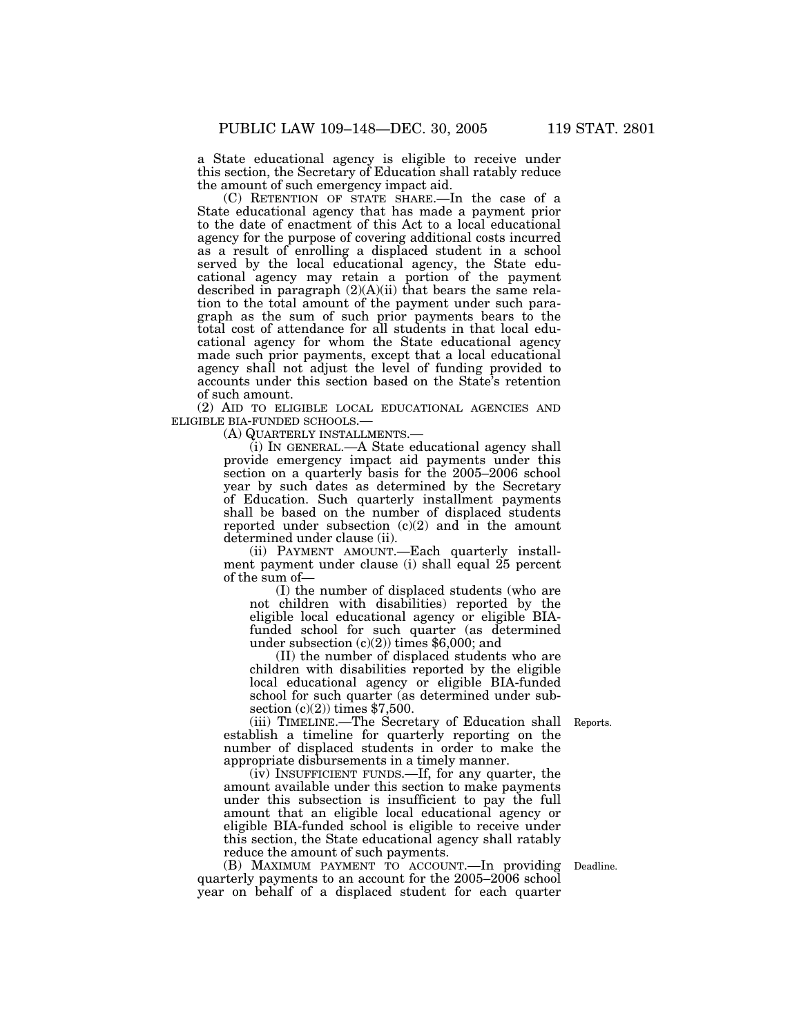a State educational agency is eligible to receive under this section, the Secretary of Education shall ratably reduce the amount of such emergency impact aid.

(C) RETENTION OF STATE SHARE.—In the case of a State educational agency that has made a payment prior to the date of enactment of this Act to a local educational agency for the purpose of covering additional costs incurred as a result of enrolling a displaced student in a school served by the local educational agency, the State educational agency may retain a portion of the payment described in paragraph (2)(A)(ii) that bears the same relation to the total amount of the payment under such paragraph as the sum of such prior payments bears to the total cost of attendance for all students in that local educational agency for whom the State educational agency made such prior payments, except that a local educational agency shall not adjust the level of funding provided to accounts under this section based on the State's retention of such amount.

(2) AID TO ELIGIBLE LOCAL EDUCATIONAL AGENCIES AND ELIGIBLE BIA-FUNDED SCHOOLS.—

(A) QUARTERLY INSTALLMENTS.—

(i) IN GENERAL.—A State educational agency shall provide emergency impact aid payments under this section on a quarterly basis for the 2005–2006 school year by such dates as determined by the Secretary of Education. Such quarterly installment payments shall be based on the number of displaced students reported under subsection (c)(2) and in the amount determined under clause (ii).

(ii) PAYMENT AMOUNT.—Each quarterly installment payment under clause (i) shall equal 25 percent of the sum of—

(I) the number of displaced students (who are not children with disabilities) reported by the eligible local educational agency or eligible BIA-funded school for such quarter (as determined under subsection (c)(2)) times $6,000; and

(II) the number of displaced students who are children with disabilities reported by the eligible local educational agency or eligible BIA-funded school for such quarter (as determined under subsection (c)(2)) times $7,500.

Reports.

(iii) TIMELINE.—The Secretary of Education shall establish a timeline for quarterly reporting on the number of displaced students in order to make the appropriate disbursements in a timely manner.

(iv) INSUFFICIENT FUNDS.—If, for any quarter, the amount available under this section to make payments under this subsection is insufficient to pay the full amount that an eligible local educational agency or eligible BIA-funded school is eligible to receive under this section, the State educational agency shall ratably reduce the amount of such payments.

Deadline.

(B) MAXIMUM PAYMENT TO ACCOUNT.—In providing quarterly payments to an account for the 2005–2006 school year on behalf of a displaced student for each quarter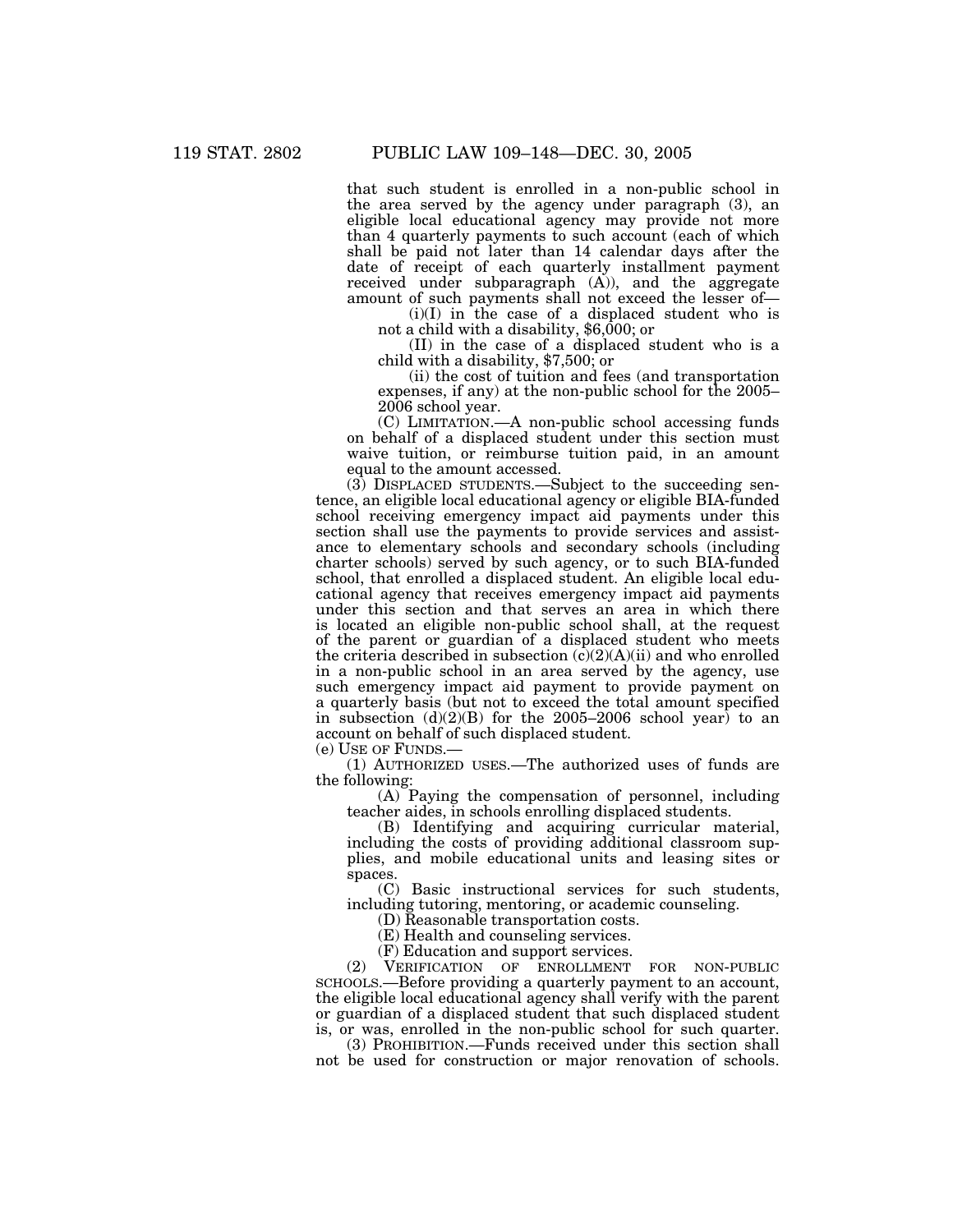that such student is enrolled in a non-public school in the area served by the agency under paragraph (3), an eligible local educational agency may provide not more than 4 quarterly payments to such account (each of which shall be paid not later than 14 calendar days after the date of receipt of each quarterly installment payment received under subparagraph (A)), and the aggregate amount of such payments shall not exceed the lesser of—

(i)(I) in the case of a displaced student who is not a child with a disability, $6,000; or

(II) in the case of a displaced student who is a child with a disability, $7,500; or

(ii) the cost of tuition and fees (and transportation expenses, if any) at the non-public school for the 2005–2006 school year.

(C) LIMITATION.—A non-public school accessing funds on behalf of a displaced student under this section must waive tuition, or reimburse tuition paid, in an amount equal to the amount accessed.

(3) DISPLACED STUDENTS.—Subject to the succeeding sentence, an eligible local educational agency or eligible BIA-funded school receiving emergency impact aid payments under this section shall use the payments to provide services and assistance to elementary schools and secondary schools (including charter schools) served by such agency, or to such BIA-funded school, that enrolled a displaced student. An eligible local educational agency that receives emergency impact aid payments under this section and that serves an area in which there is located an eligible non-public school shall, at the request of the parent or guardian of a displaced student who meets the criteria described in subsection (c)(2)(A)(ii) and who enrolled in a non-public school in an area served by the agency, use such emergency impact aid payment to provide payment on a quarterly basis (but not to exceed the total amount specified in subsection (d)(2)(B) for the 2005–2006 school year) to an account on behalf of such displaced student.

(e) USE OF FUNDS.—

(1) AUTHORIZED USES.—The authorized uses of funds are the following:

(A) Paying the compensation of personnel, including teacher aides, in schools enrolling displaced students.

(B) Identifying and acquiring curricular material, including the costs of providing additional classroom supplies, and mobile educational units and leasing sites or spaces.

(C) Basic instructional services for such students, including tutoring, mentoring, or academic counseling.

(D) Reasonable transportation costs.

(E) Health and counseling services.

(F) Education and support services.

(2) VERIFICATION OF ENROLLMENT FOR NON-PUBLIC SCHOOLS.—Before providing a quarterly payment to an account, the eligible local educational agency shall verify with the parent or guardian of a displaced student that such displaced student is, or was, enrolled in the non-public school for such quarter.

(3) PROHIBITION.—Funds received under this section shall not be used for construction or major renovation of schools.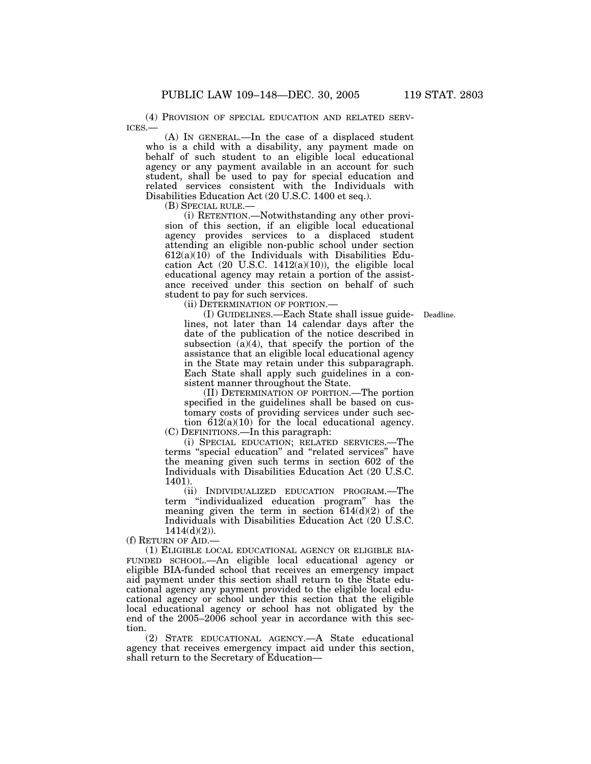(4) PROVISION OF SPECIAL EDUCATION AND RELATED SERVICES.—

(A) IN GENERAL.—In the case of a displaced student who is a child with a disability, any payment made on behalf of such student to an eligible local educational agency or any payment available in an account for such student, shall be used to pay for special education and related services consistent with the Individuals with Disabilities Education Act (20 U.S.C. 1400 et seq.).

(B) SPECIAL RULE.—

(i) RETENTION.—Notwithstanding any other provision of this section, if an eligible local educational agency provides services to a displaced student attending an eligible non-public school under section 612(a)(10) of the Individuals with Disabilities Education Act (20 U.S.C. 1412(a)(10)), the eligible local educational agency may retain a portion of the assistance received under this section on behalf of such student to pay for such services.

(ii) DETERMINATION OF PORTION.—

(I) GUIDELINES.—Each State shall issue guidelines, not later than 14 calendar days after the date of the publication of the notice described in subsection (a)(4), that specify the portion of the assistance that an eligible local educational agency in the State may retain under this subparagraph. Each State shall apply such guidelines in a consistent manner throughout the State.

Deadline.

(II) DETERMINATION OF PORTION.—The portion specified in the guidelines shall be based on customary costs of providing services under such section 612(a)(10) for the local educational agency.

(C) DEFINITIONS.—In this paragraph:

(i) SPECIAL EDUCATION; RELATED SERVICES.—The terms "special education" and "related services" have the meaning given such terms in section 602 of the Individuals with Disabilities Education Act (20 U.S.C. 1401).

(ii) INDIVIDUALIZED EDUCATION PROGRAM.—The term "individualized education program" has the meaning given the term in section 614(d)(2) of the Individuals with Disabilities Education Act (20 U.S.C. 1414(d)(2)).

(f) RETURN OF AID.—

(1) ELIGIBLE LOCAL EDUCATIONAL AGENCY OR ELIGIBLE BIA-FUNDED SCHOOL.—An eligible local educational agency or eligible BIA-funded school that receives an emergency impact aid payment under this section shall return to the State educational agency any payment provided to the eligible local educational agency or school under this section that the eligible local educational agency or school has not obligated by the end of the 2005–2006 school year in accordance with this section.

(2) STATE EDUCATIONAL AGENCY.—A State educational agency that receives emergency impact aid under this section, shall return to the Secretary of Education—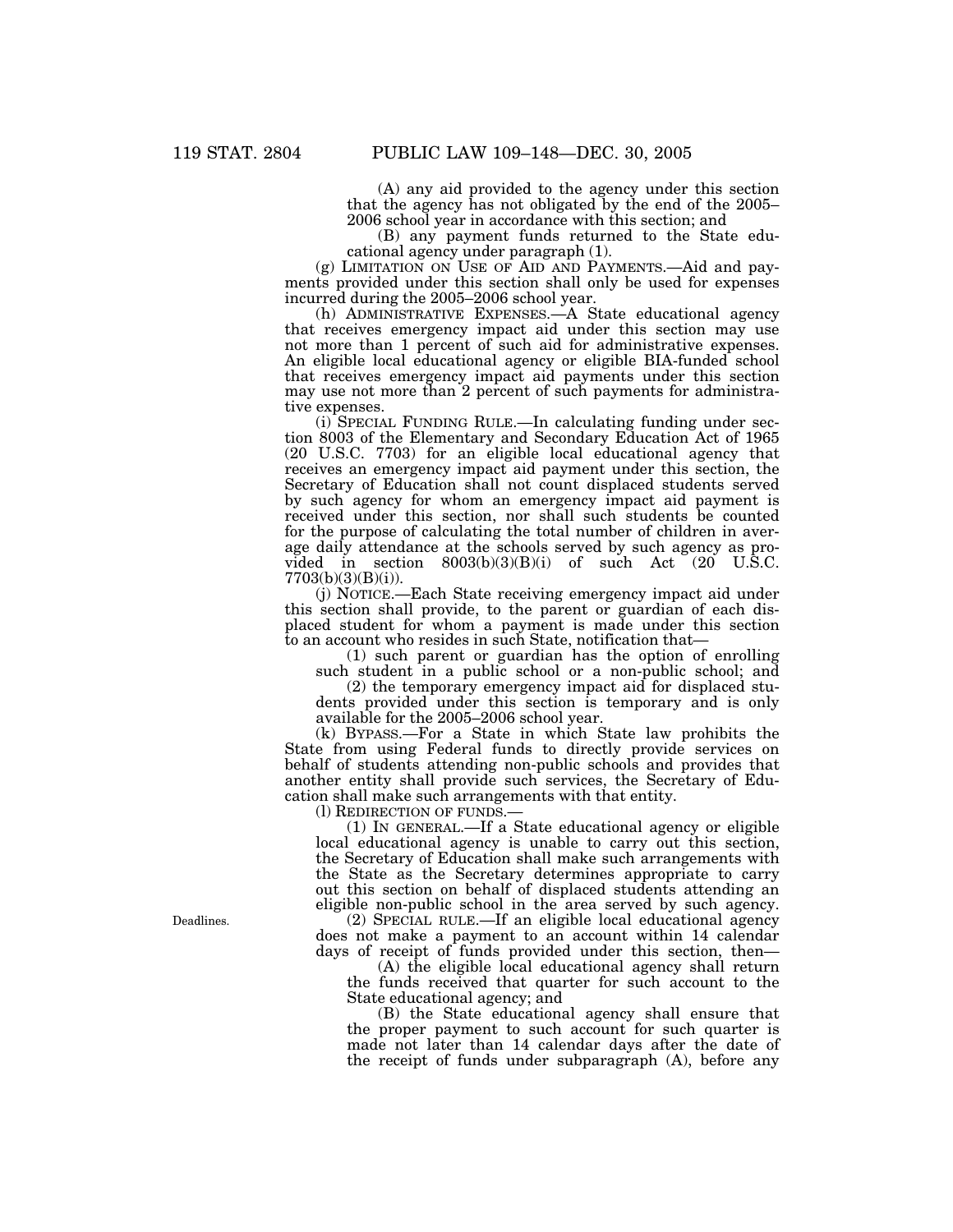(A) any aid provided to the agency under this section that the agency has not obligated by the end of the 2005–2006 school year in accordance with this section; and

(B) any payment funds returned to the State educational agency under paragraph (1).

(g) LIMITATION ON USE OF AID AND PAYMENTS.—Aid and payments provided under this section shall only be used for expenses incurred during the 2005–2006 school year.

(h) ADMINISTRATIVE EXPENSES.—A State educational agency that receives emergency impact aid under this section may use not more than 1 percent of such aid for administrative expenses. An eligible local educational agency or eligible BIA-funded school that receives emergency impact aid payments under this section may use not more than 2 percent of such payments for administrative expenses.

(i) SPECIAL FUNDING RULE.—In calculating funding under section 8003 of the Elementary and Secondary Education Act of 1965 (20 U.S.C. 7703) for an eligible local educational agency that receives an emergency impact aid payment under this section, the Secretary of Education shall not count displaced students served by such agency for whom an emergency impact aid payment is received under this section, nor shall such students be counted for the purpose of calculating the total number of children in average daily attendance at the schools served by such agency as provided in section 8003(b)(3)(B)(i) of such Act (20 U.S.C. 7703(b)(3)(B)(i)).

(j) NOTICE.—Each State receiving emergency impact aid under this section shall provide, to the parent or guardian of each displaced student for whom a payment is made under this section to an account who resides in such State, notification that—

(1) such parent or guardian has the option of enrolling such student in a public school or a non-public school; and

(2) the temporary emergency impact aid for displaced students provided under this section is temporary and is only available for the 2005–2006 school year.

(k) BYPASS.—For a State in which State law prohibits the State from using Federal funds to directly provide services on behalf of students attending non-public schools and provides that another entity shall provide such services, the Secretary of Education shall make such arrangements with that entity.

(l) REDIRECTION OF FUNDS.—

(1) IN GENERAL.—If a State educational agency or eligible local educational agency is unable to carry out this section, the Secretary of Education shall make such arrangements with the State as the Secretary determines appropriate to carry out this section on behalf of displaced students attending an eligible non-public school in the area served by such agency.

Deadlines.

(2) SPECIAL RULE.—If an eligible local educational agency does not make a payment to an account within 14 calendar days of receipt of funds provided under this section, then—

(A) the eligible local educational agency shall return the funds received that quarter for such account to the State educational agency; and

(B) the State educational agency shall ensure that the proper payment to such account for such quarter is made not later than 14 calendar days after the date of the receipt of funds under subparagraph (A), before any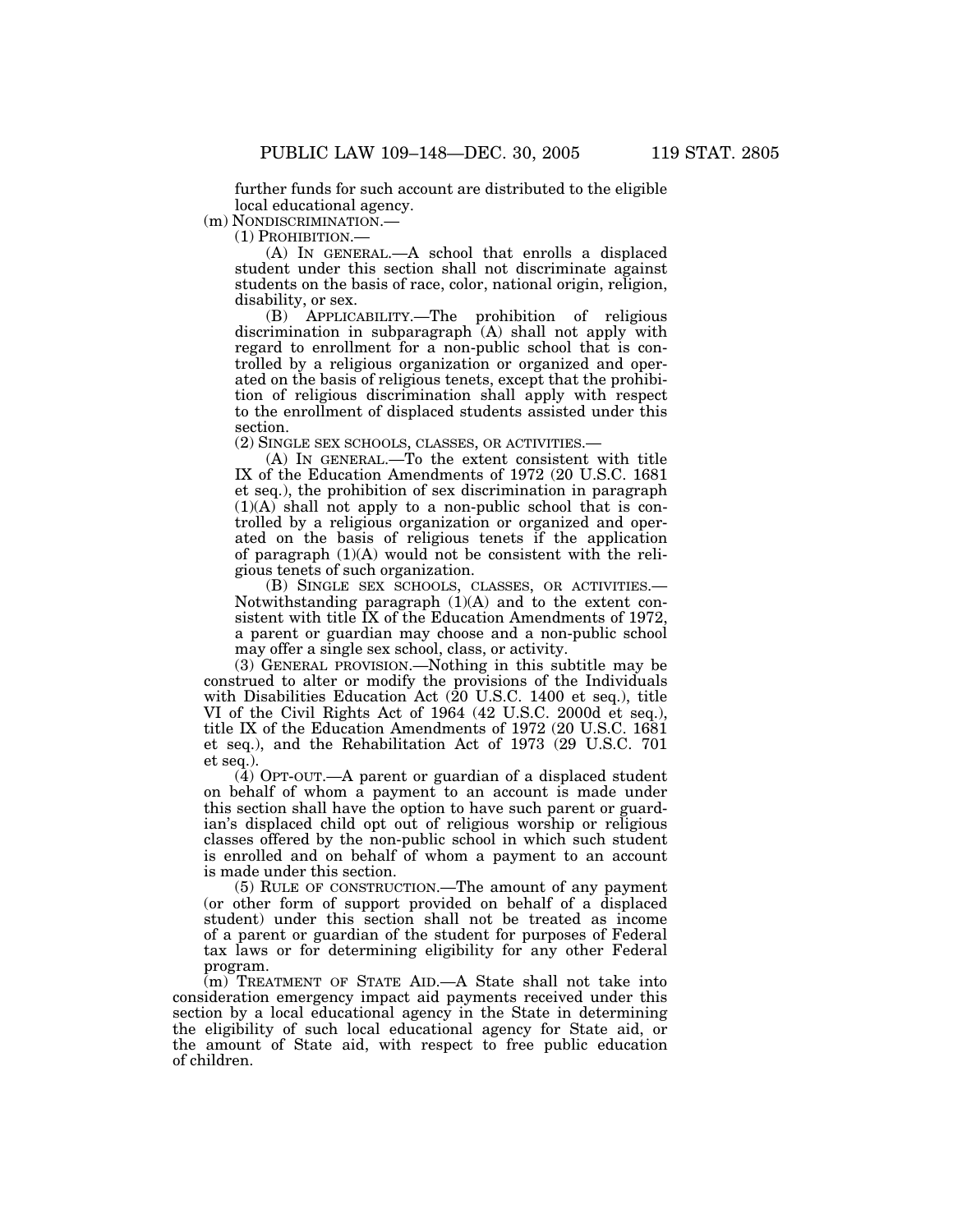further funds for such account are distributed to the eligible local educational agency.

(m) NONDISCRIMINATION.—

(1) PROHIBITION.—

(A) IN GENERAL.—A school that enrolls a displaced student under this section shall not discriminate against students on the basis of race, color, national origin, religion, disability, or sex.

(B) APPLICABILITY.—The prohibition of religious discrimination in subparagraph (A) shall not apply with regard to enrollment for a non-public school that is controlled by a religious organization or organized and operated on the basis of religious tenets, except that the prohibition of religious discrimination shall apply with respect to the enrollment of displaced students assisted under this section.

(2) SINGLE SEX SCHOOLS, CLASSES, OR ACTIVITIES.—

(A) IN GENERAL.—To the extent consistent with title IX of the Education Amendments of 1972 (20 U.S.C. 1681 et seq.), the prohibition of sex discrimination in paragraph (1)(A) shall not apply to a non-public school that is controlled by a religious organization or organized and operated on the basis of religious tenets if the application of paragraph (1)(A) would not be consistent with the religious tenets of such organization.

(B) SINGLE SEX SCHOOLS, CLASSES, OR ACTIVITIES.—Notwithstanding paragraph (1)(A) and to the extent consistent with title IX of the Education Amendments of 1972, a parent or guardian may choose and a non-public school may offer a single sex school, class, or activity.

(3) GENERAL PROVISION.—Nothing in this subtitle may be construed to alter or modify the provisions of the Individuals with Disabilities Education Act (20 U.S.C. 1400 et seq.), title VI of the Civil Rights Act of 1964 (42 U.S.C. 2000d et seq.), title IX of the Education Amendments of 1972 (20 U.S.C. 1681 et seq.), and the Rehabilitation Act of 1973 (29 U.S.C. 701 et seq.).

(4) OPT-OUT.—A parent or guardian of a displaced student on behalf of whom a payment to an account is made under this section shall have the option to have such parent or guardian's displaced child opt out of religious worship or religious classes offered by the non-public school in which such student is enrolled and on behalf of whom a payment to an account is made under this section.

(5) RULE OF CONSTRUCTION.—The amount of any payment (or other form of support provided on behalf of a displaced student) under this section shall not be treated as income of a parent or guardian of the student for purposes of Federal tax laws or for determining eligibility for any other Federal program.

(m) TREATMENT OF STATE AID.—A State shall not take into consideration emergency impact aid payments received under this section by a local educational agency in the State in determining the eligibility of such local educational agency for State aid, or the amount of State aid, with respect to free public education of children.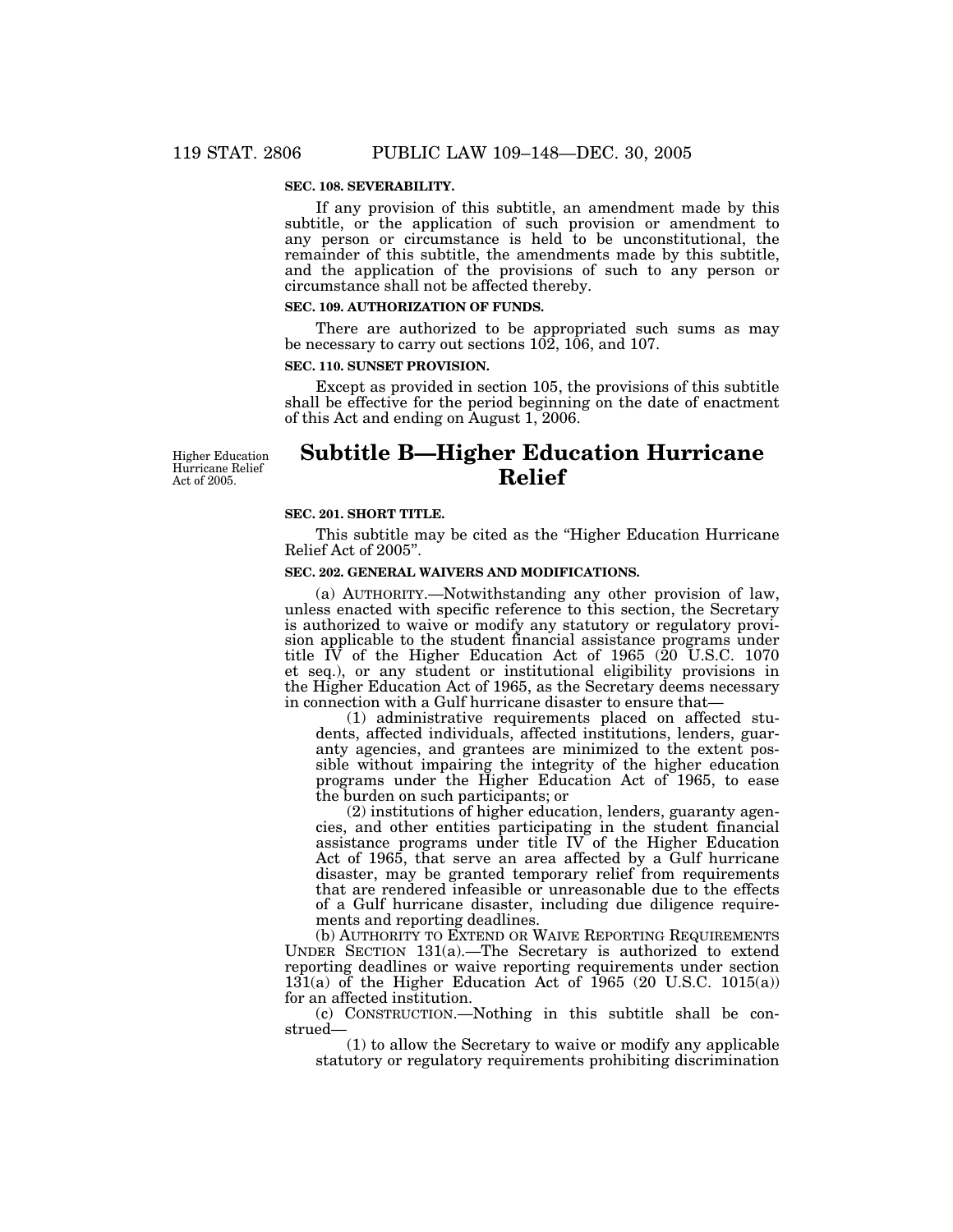**SEC. 108. SEVERABILITY.**

If any provision of this subtitle, an amendment made by this subtitle, or the application of such provision or amendment to any person or circumstance is held to be unconstitutional, the remainder of this subtitle, the amendments made by this subtitle, and the application of the provisions of such to any person or circumstance shall not be affected thereby.

**SEC. 109. AUTHORIZATION OF FUNDS.**

There are authorized to be appropriated such sums as may be necessary to carry out sections 102, 106, and 107.

**SEC. 110. SUNSET PROVISION.**

Except as provided in section 105, the provisions of this subtitle shall be effective for the period beginning on the date of enactment of this Act and ending on August 1, 2006.

Higher Education Hurricane Relief Act of 2005.

## Subtitle B—Higher Education Hurricane Relief

**SEC. 201. SHORT TITLE.**

This subtitle may be cited as the "Higher Education Hurricane Relief Act of 2005".

**SEC. 202. GENERAL WAIVERS AND MODIFICATIONS.**

(a) AUTHORITY.—Notwithstanding any other provision of law, unless enacted with specific reference to this section, the Secretary is authorized to waive or modify any statutory or regulatory provision applicable to the student financial assistance programs under title IV of the Higher Education Act of 1965 (20 U.S.C. 1070 et seq.), or any student or institutional eligibility provisions in the Higher Education Act of 1965, as the Secretary deems necessary in connection with a Gulf hurricane disaster to ensure that—

(1) administrative requirements placed on affected students, affected individuals, affected institutions, lenders, guaranty agencies, and grantees are minimized to the extent possible without impairing the integrity of the higher education programs under the Higher Education Act of 1965, to ease the burden on such participants; or

(2) institutions of higher education, lenders, guaranty agencies, and other entities participating in the student financial assistance programs under title IV of the Higher Education Act of 1965, that serve an area affected by a Gulf hurricane disaster, may be granted temporary relief from requirements that are rendered infeasible or unreasonable due to the effects of a Gulf hurricane disaster, including due diligence requirements and reporting deadlines.

(b) AUTHORITY TO EXTEND OR WAIVE REPORTING REQUIREMENTS UNDER SECTION 131(a).—The Secretary is authorized to extend reporting deadlines or waive reporting requirements under section 131(a) of the Higher Education Act of 1965 (20 U.S.C. 1015(a)) for an affected institution.

(c) CONSTRUCTION.—Nothing in this subtitle shall be construed—

(1) to allow the Secretary to waive or modify any applicable statutory or regulatory requirements prohibiting discrimination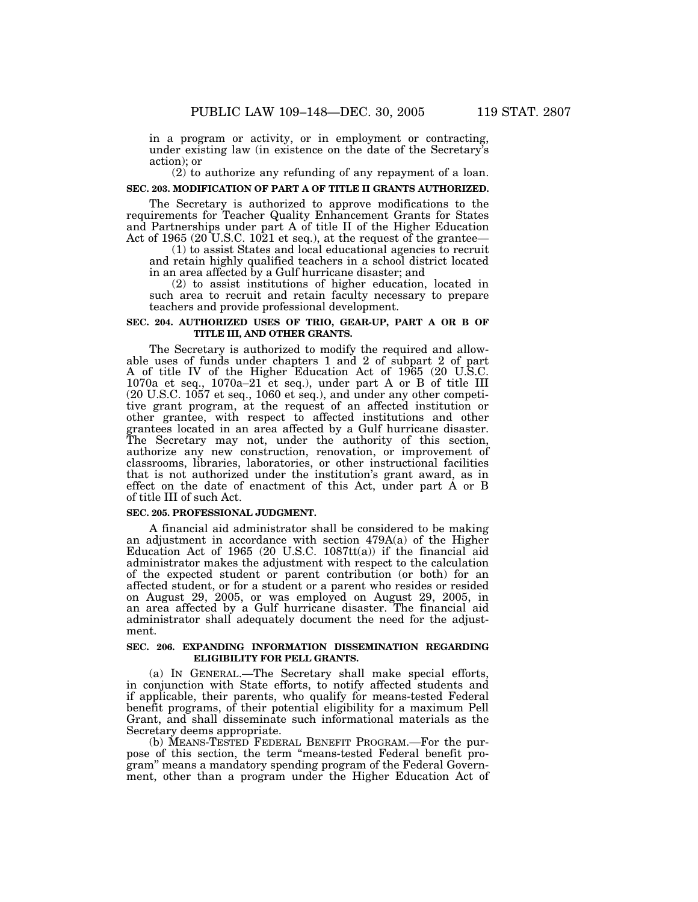in a program or activity, or in employment or contracting, under existing law (in existence on the date of the Secretary's action); or

(2) to authorize any refunding of any repayment of a loan.

**SEC. 203. MODIFICATION OF PART A OF TITLE II GRANTS AUTHORIZED.**

The Secretary is authorized to approve modifications to the requirements for Teacher Quality Enhancement Grants for States and Partnerships under part A of title II of the Higher Education Act of 1965 (20 U.S.C. 1021 et seq.), at the request of the grantee—

(1) to assist States and local educational agencies to recruit and retain highly qualified teachers in a school district located in an area affected by a Gulf hurricane disaster; and

(2) to assist institutions of higher education, located in such area to recruit and retain faculty necessary to prepare teachers and provide professional development.

**SEC. 204. AUTHORIZED USES OF TRIO, GEAR-UP, PART A OR B OF TITLE III, AND OTHER GRANTS.**

The Secretary is authorized to modify the required and allowable uses of funds under chapters 1 and 2 of subpart 2 of part A of title IV of the Higher Education Act of 1965 (20 U.S.C. 1070a et seq., 1070a–21 et seq.), under part A or B of title III (20 U.S.C. 1057 et seq., 1060 et seq.), and under any other competitive grant program, at the request of an affected institution or other grantee, with respect to affected institutions and other grantees located in an area affected by a Gulf hurricane disaster. The Secretary may not, under the authority of this section, authorize any new construction, renovation, or improvement of classrooms, libraries, laboratories, or other instructional facilities that is not authorized under the institution's grant award, as in effect on the date of enactment of this Act, under part A or B of title III of such Act.

**SEC. 205. PROFESSIONAL JUDGMENT.**

A financial aid administrator shall be considered to be making an adjustment in accordance with section 479A(a) of the Higher Education Act of 1965 (20 U.S.C. 1087tt(a)) if the financial aid administrator makes the adjustment with respect to the calculation of the expected student or parent contribution (or both) for an affected student, or for a student or a parent who resides or resided on August 29, 2005, or was employed on August 29, 2005, in an area affected by a Gulf hurricane disaster. The financial aid administrator shall adequately document the need for the adjustment.

**SEC. 206. EXPANDING INFORMATION DISSEMINATION REGARDING ELIGIBILITY FOR PELL GRANTS.**

(a) IN GENERAL.—The Secretary shall make special efforts, in conjunction with State efforts, to notify affected students and if applicable, their parents, who qualify for means-tested Federal benefit programs, of their potential eligibility for a maximum Pell Grant, and shall disseminate such informational materials as the Secretary deems appropriate.

(b) MEANS-TESTED FEDERAL BENEFIT PROGRAM.—For the purpose of this section, the term "means-tested Federal benefit program" means a mandatory spending program of the Federal Government, other than a program under the Higher Education Act of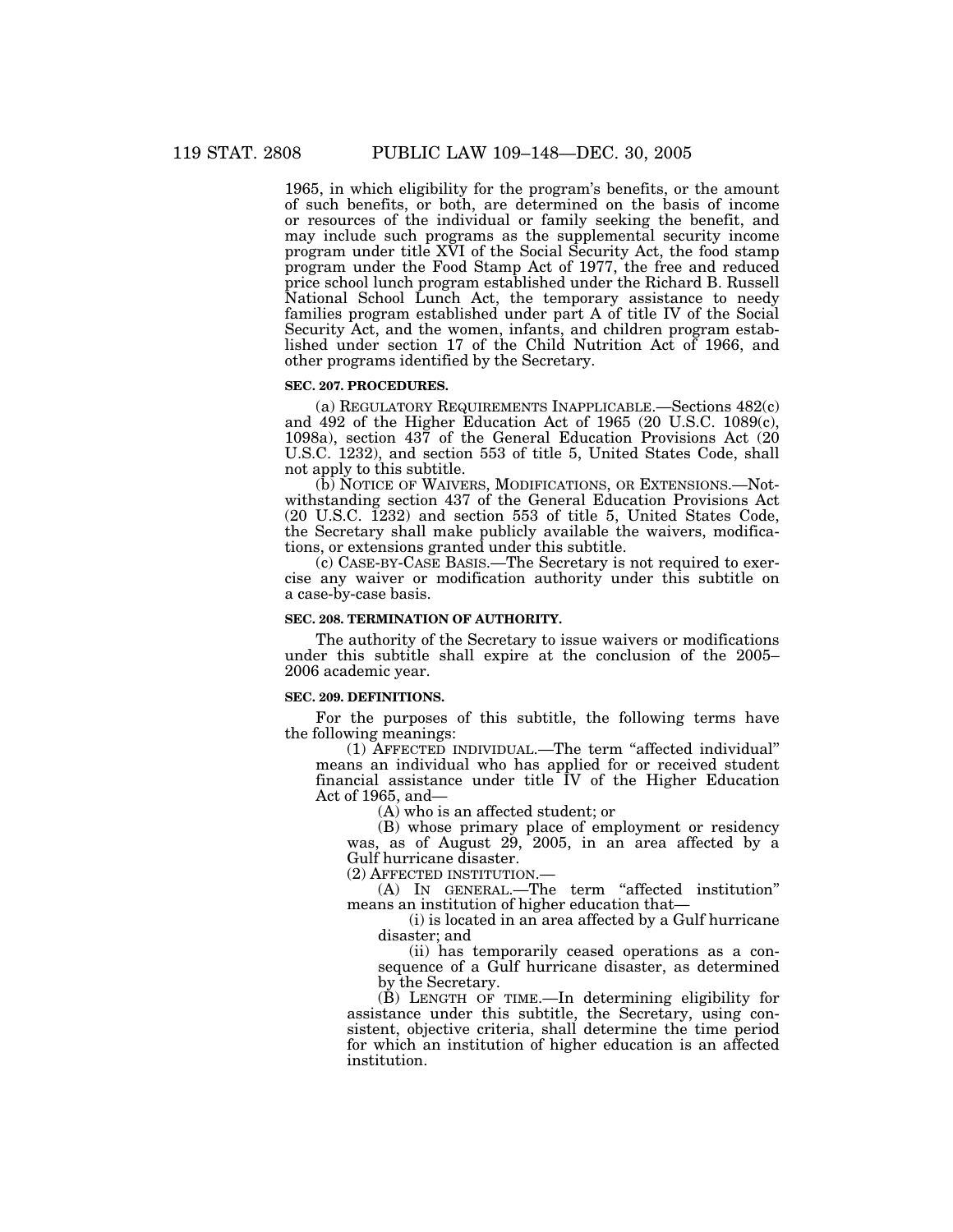1965, in which eligibility for the program's benefits, or the amount of such benefits, or both, are determined on the basis of income or resources of the individual or family seeking the benefit, and may include such programs as the supplemental security income program under title XVI of the Social Security Act, the food stamp program under the Food Stamp Act of 1977, the free and reduced price school lunch program established under the Richard B. Russell National School Lunch Act, the temporary assistance to needy families program established under part A of title IV of the Social Security Act, and the women, infants, and children program established under section 17 of the Child Nutrition Act of 1966, and other programs identified by the Secretary.

**SEC. 207. PROCEDURES.**

(a) REGULATORY REQUIREMENTS INAPPLICABLE.—Sections 482(c) and 492 of the Higher Education Act of 1965 (20 U.S.C. 1089(c), 1098a), section 437 of the General Education Provisions Act (20 U.S.C. 1232), and section 553 of title 5, United States Code, shall not apply to this subtitle.

(b) NOTICE OF WAIVERS, MODIFICATIONS, OR EXTENSIONS.—Notwithstanding section 437 of the General Education Provisions Act (20 U.S.C. 1232) and section 553 of title 5, United States Code, the Secretary shall make publicly available the waivers, modifications, or extensions granted under this subtitle.

(c) CASE-BY-CASE BASIS.—The Secretary is not required to exercise any waiver or modification authority under this subtitle on a case-by-case basis.

**SEC. 208. TERMINATION OF AUTHORITY.**

The authority of the Secretary to issue waivers or modifications under this subtitle shall expire at the conclusion of the 2005–2006 academic year.

**SEC. 209. DEFINITIONS.**

For the purposes of this subtitle, the following terms have the following meanings:

(1) AFFECTED INDIVIDUAL.—The term "affected individual" means an individual who has applied for or received student financial assistance under title IV of the Higher Education Act of 1965, and—

(A) who is an affected student; or

(B) whose primary place of employment or residency was, as of August 29, 2005, in an area affected by a Gulf hurricane disaster.

(2) AFFECTED INSTITUTION.—

(A) IN GENERAL.—The term "affected institution" means an institution of higher education that—

(i) is located in an area affected by a Gulf hurricane disaster; and

(ii) has temporarily ceased operations as a consequence of a Gulf hurricane disaster, as determined by the Secretary.

(B) LENGTH OF TIME.—In determining eligibility for assistance under this subtitle, the Secretary, using consistent, objective criteria, shall determine the time period for which an institution of higher education is an affected institution.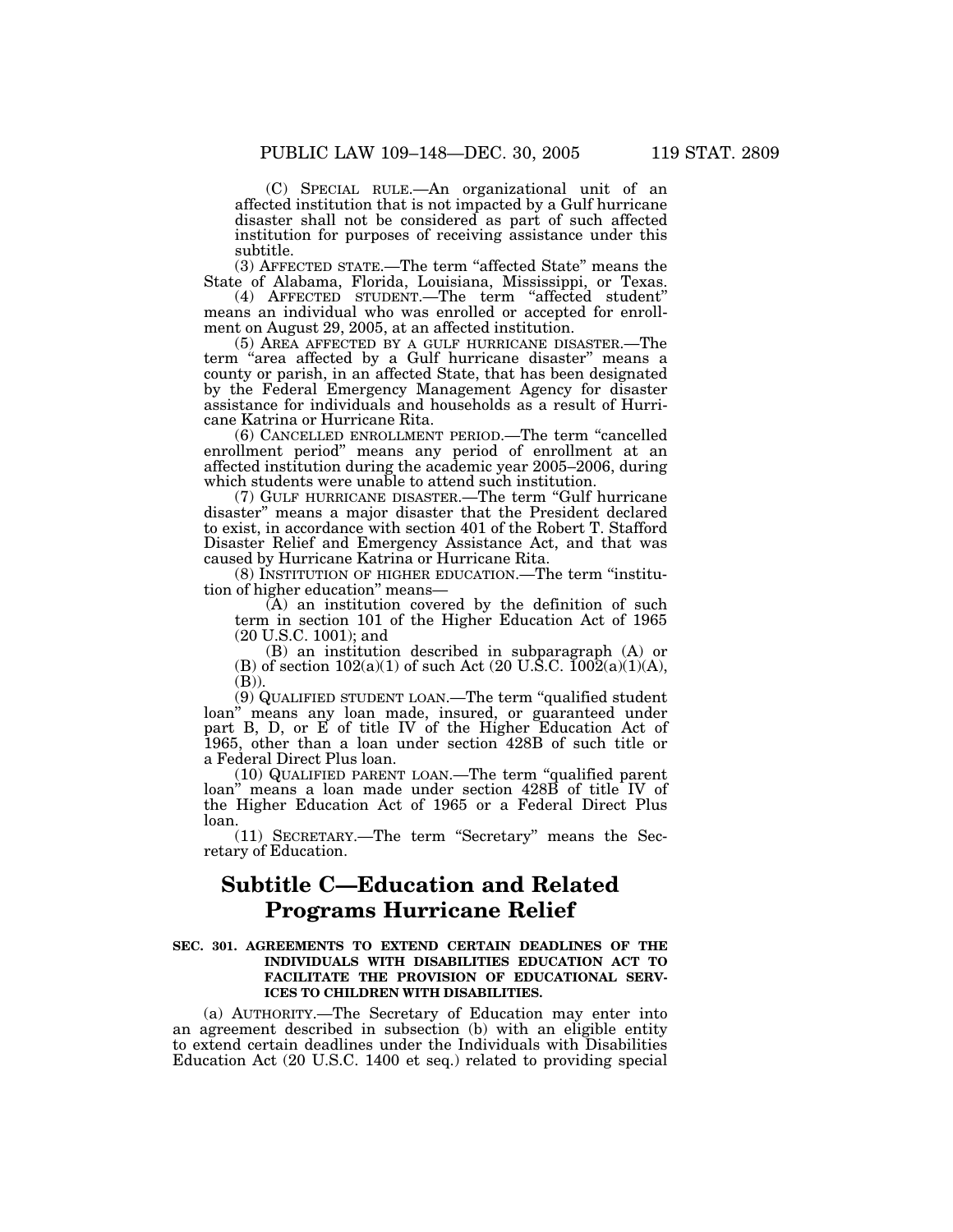(C) SPECIAL RULE.—An organizational unit of an affected institution that is not impacted by a Gulf hurricane disaster shall not be considered as part of such affected institution for purposes of receiving assistance under this subtitle.

(3) AFFECTED STATE.—The term "affected State" means the State of Alabama, Florida, Louisiana, Mississippi, or Texas.

(4) AFFECTED STUDENT.—The term "affected student" means an individual who was enrolled or accepted for enrollment on August 29, 2005, at an affected institution.

(5) AREA AFFECTED BY A GULF HURRICANE DISASTER.—The term "area affected by a Gulf hurricane disaster" means a county or parish, in an affected State, that has been designated by the Federal Emergency Management Agency for disaster assistance for individuals and households as a result of Hurricane Katrina or Hurricane Rita.

(6) CANCELLED ENROLLMENT PERIOD.—The term "cancelled enrollment period" means any period of enrollment at an affected institution during the academic year 2005–2006, during which students were unable to attend such institution.

(7) GULF HURRICANE DISASTER.—The term "Gulf hurricane disaster" means a major disaster that the President declared to exist, in accordance with section 401 of the Robert T. Stafford Disaster Relief and Emergency Assistance Act, and that was caused by Hurricane Katrina or Hurricane Rita.

(8) INSTITUTION OF HIGHER EDUCATION.—The term "institution of higher education" means—

(A) an institution covered by the definition of such term in section 101 of the Higher Education Act of 1965 (20 U.S.C. 1001); and

(B) an institution described in subparagraph (A) or (B) of section 102(a)(1) of such Act (20 U.S.C. 1002(a)(1)(A), (B)).

(9) QUALIFIED STUDENT LOAN.—The term "qualified student loan" means any loan made, insured, or guaranteed under part B, D, or E of title IV of the Higher Education Act of 1965, other than a loan under section 428B of such title or a Federal Direct Plus loan.

(10) QUALIFIED PARENT LOAN.—The term "qualified parent loan" means a loan made under section 428B of title IV of the Higher Education Act of 1965 or a Federal Direct Plus loan.

(11) SECRETARY.—The term "Secretary" means the Secretary of Education.

## Subtitle C—Education and Related Programs Hurricane Relief

**SEC. 301. AGREEMENTS TO EXTEND CERTAIN DEADLINES OF THE INDIVIDUALS WITH DISABILITIES EDUCATION ACT TO FACILITATE THE PROVISION OF EDUCATIONAL SERVICES TO CHILDREN WITH DISABILITIES.**

(a) AUTHORITY.—The Secretary of Education may enter into an agreement described in subsection (b) with an eligible entity to extend certain deadlines under the Individuals with Disabilities Education Act (20 U.S.C. 1400 et seq.) related to providing special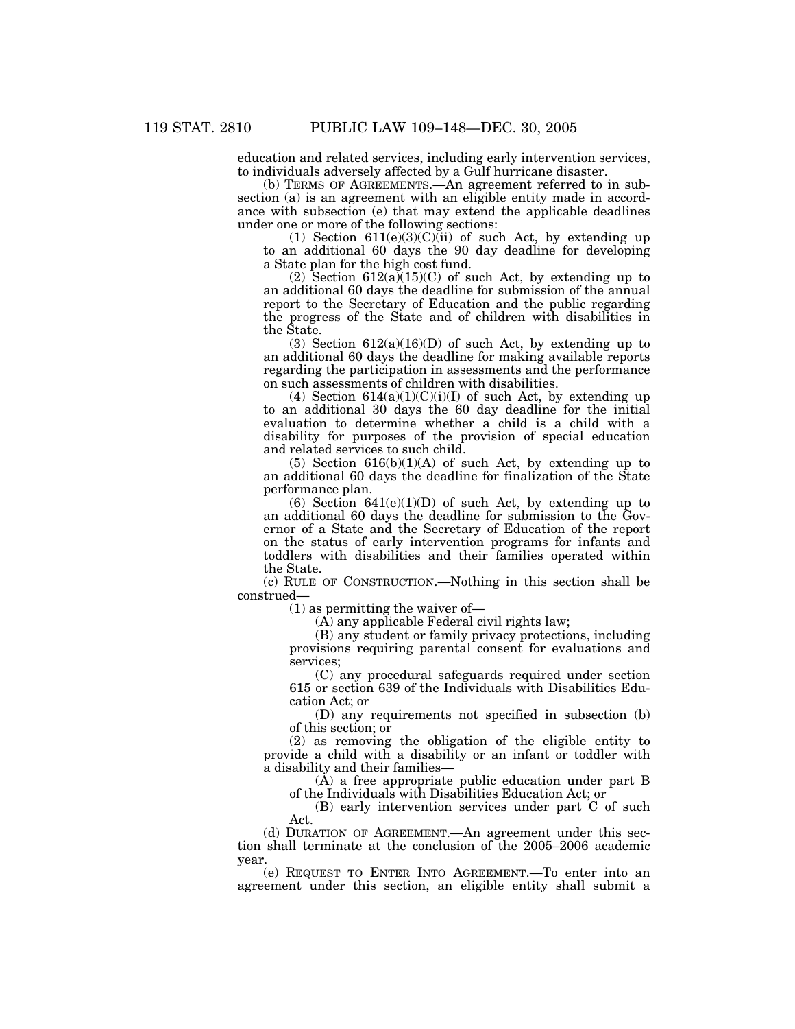education and related services, including early intervention services, to individuals adversely affected by a Gulf hurricane disaster.

(b) TERMS OF AGREEMENTS.—An agreement referred to in subsection (a) is an agreement with an eligible entity made in accordance with subsection (e) that may extend the applicable deadlines under one or more of the following sections:

(1) Section 611(e)(3)(C)(ii) of such Act, by extending up to an additional 60 days the 90 day deadline for developing a State plan for the high cost fund.

(2) Section 612(a)(15)(C) of such Act, by extending up to an additional 60 days the deadline for submission of the annual report to the Secretary of Education and the public regarding the progress of the State and of children with disabilities in the State.

(3) Section 612(a)(16)(D) of such Act, by extending up to an additional 60 days the deadline for making available reports regarding the participation in assessments and the performance on such assessments of children with disabilities.

(4) Section 614(a)(1)(C)(i)(I) of such Act, by extending up to an additional 30 days the 60 day deadline for the initial evaluation to determine whether a child is a child with a disability for purposes of the provision of special education and related services to such child.

(5) Section 616(b)(1)(A) of such Act, by extending up to an additional 60 days the deadline for finalization of the State performance plan.

(6) Section 641(e)(1)(D) of such Act, by extending up to an additional 60 days the deadline for submission to the Governor of a State and the Secretary of Education of the report on the status of early intervention programs for infants and toddlers with disabilities and their families operated within the State.

(c) RULE OF CONSTRUCTION.—Nothing in this section shall be construed—

(1) as permitting the waiver of—

(A) any applicable Federal civil rights law;

(B) any student or family privacy protections, including provisions requiring parental consent for evaluations and services;

(C) any procedural safeguards required under section 615 or section 639 of the Individuals with Disabilities Education Act; or

(D) any requirements not specified in subsection (b) of this section; or

(2) as removing the obligation of the eligible entity to provide a child with a disability or an infant or toddler with a disability and their families—

(A) a free appropriate public education under part B of the Individuals with Disabilities Education Act; or

(B) early intervention services under part C of such Act.

(d) DURATION OF AGREEMENT.—An agreement under this section shall terminate at the conclusion of the 2005–2006 academic year.

(e) REQUEST TO ENTER INTO AGREEMENT.—To enter into an agreement under this section, an eligible entity shall submit a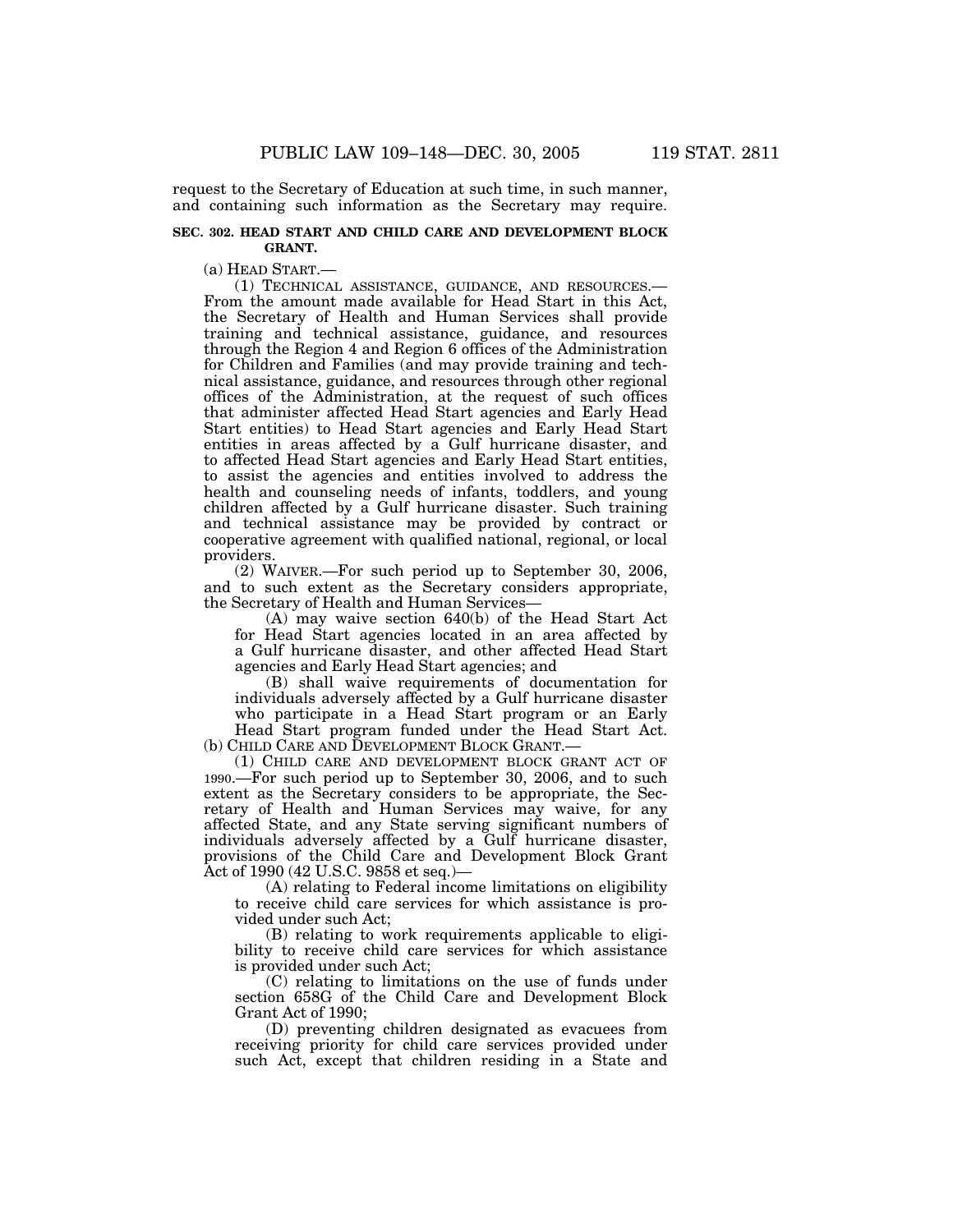request to the Secretary of Education at such time, in such manner, and containing such information as the Secretary may require.

**SEC. 302. HEAD START AND CHILD CARE AND DEVELOPMENT BLOCK GRANT.**

(a) HEAD START.—

(1) TECHNICAL ASSISTANCE, GUIDANCE, AND RESOURCES.— From the amount made available for Head Start in this Act, the Secretary of Health and Human Services shall provide training and technical assistance, guidance, and resources through the Region 4 and Region 6 offices of the Administration for Children and Families (and may provide training and technical assistance, guidance, and resources through other regional offices of the Administration, at the request of such offices that administer affected Head Start agencies and Early Head Start entities) to Head Start agencies and Early Head Start entities in areas affected by a Gulf hurricane disaster, and to affected Head Start agencies and Early Head Start entities, to assist the agencies and entities involved to address the health and counseling needs of infants, toddlers, and young children affected by a Gulf hurricane disaster. Such training and technical assistance may be provided by contract or cooperative agreement with qualified national, regional, or local providers.

(2) WAIVER.—For such period up to September 30, 2006, and to such extent as the Secretary considers appropriate, the Secretary of Health and Human Services—

(A) may waive section 640(b) of the Head Start Act for Head Start agencies located in an area affected by a Gulf hurricane disaster, and other affected Head Start agencies and Early Head Start agencies; and

(B) shall waive requirements of documentation for individuals adversely affected by a Gulf hurricane disaster who participate in a Head Start program or an Early Head Start program funded under the Head Start Act.

(b) CHILD CARE AND DEVELOPMENT BLOCK GRANT.—

(1) CHILD CARE AND DEVELOPMENT BLOCK GRANT ACT OF 1990.—For such period up to September 30, 2006, and to such extent as the Secretary considers to be appropriate, the Secretary of Health and Human Services may waive, for any affected State, and any State serving significant numbers of individuals adversely affected by a Gulf hurricane disaster, provisions of the Child Care and Development Block Grant Act of 1990 (42 U.S.C. 9858 et seq.)—

(A) relating to Federal income limitations on eligibility to receive child care services for which assistance is provided under such Act;

(B) relating to work requirements applicable to eligibility to receive child care services for which assistance is provided under such Act;

(C) relating to limitations on the use of funds under section 658G of the Child Care and Development Block Grant Act of 1990;

(D) preventing children designated as evacuees from receiving priority for child care services provided under such Act, except that children residing in a State and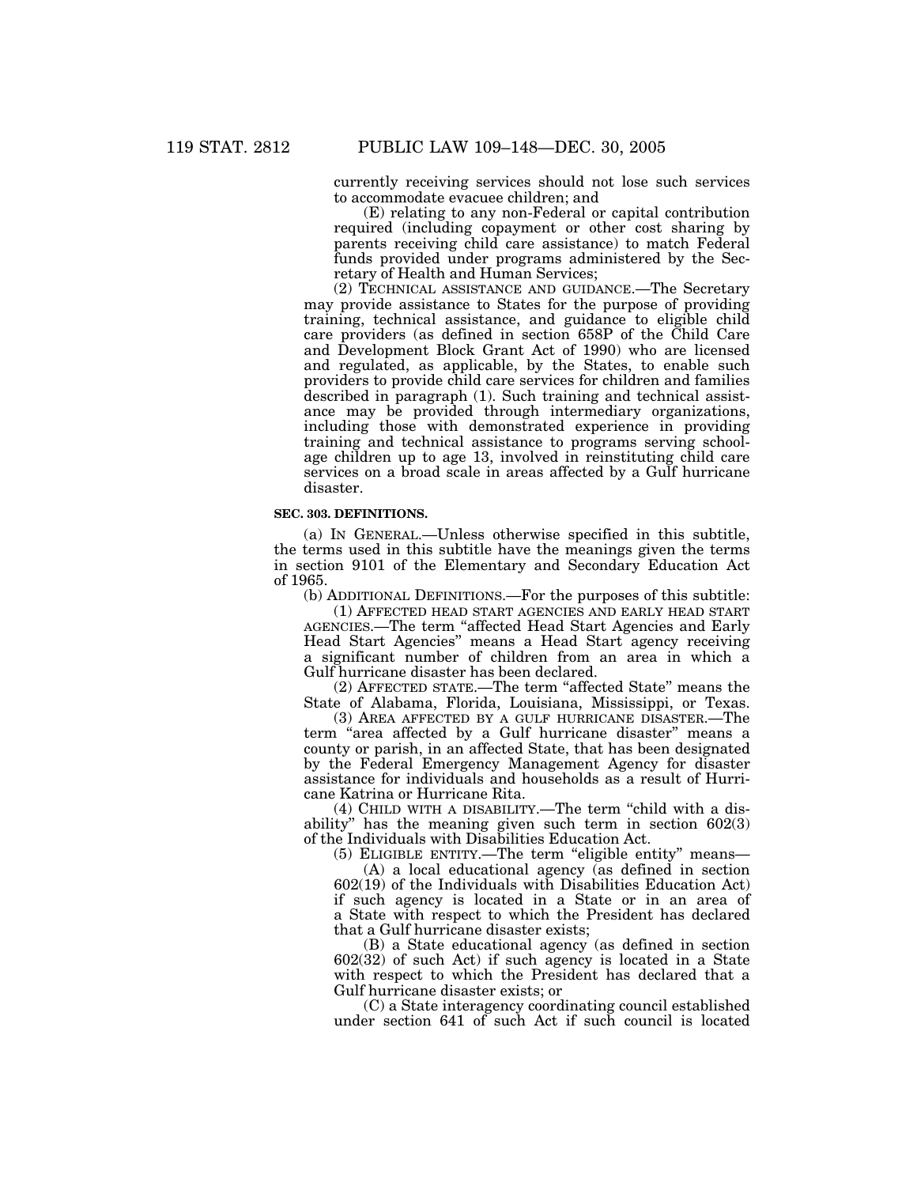currently receiving services should not lose such services to accommodate evacuee children; and

(E) relating to any non-Federal or capital contribution required (including copayment or other cost sharing by parents receiving child care assistance) to match Federal funds provided under programs administered by the Secretary of Health and Human Services;

(2) TECHNICAL ASSISTANCE AND GUIDANCE.—The Secretary may provide assistance to States for the purpose of providing training, technical assistance, and guidance to eligible child care providers (as defined in section 658P of the Child Care and Development Block Grant Act of 1990) who are licensed and regulated, as applicable, by the States, to enable such providers to provide child care services for children and families described in paragraph (1). Such training and technical assistance may be provided through intermediary organizations, including those with demonstrated experience in providing training and technical assistance to programs serving school-age children up to age 13, involved in reinstituting child care services on a broad scale in areas affected by a Gulf hurricane disaster.

**SEC. 303. DEFINITIONS.**

(a) IN GENERAL.—Unless otherwise specified in this subtitle, the terms used in this subtitle have the meanings given the terms in section 9101 of the Elementary and Secondary Education Act of 1965.

(b) ADDITIONAL DEFINITIONS.—For the purposes of this subtitle:

(1) AFFECTED HEAD START AGENCIES AND EARLY HEAD START AGENCIES.—The term "affected Head Start Agencies and Early Head Start Agencies" means a Head Start agency receiving a significant number of children from an area in which a Gulf hurricane disaster has been declared.

(2) AFFECTED STATE.—The term "affected State" means the State of Alabama, Florida, Louisiana, Mississippi, or Texas.

(3) AREA AFFECTED BY A GULF HURRICANE DISASTER.—The term "area affected by a Gulf hurricane disaster" means a county or parish, in an affected State, that has been designated by the Federal Emergency Management Agency for disaster assistance for individuals and households as a result of Hurricane Katrina or Hurricane Rita.

(4) CHILD WITH A DISABILITY.—The term "child with a disability" has the meaning given such term in section 602(3) of the Individuals with Disabilities Education Act.

(5) ELIGIBLE ENTITY.—The term "eligible entity" means—

(A) a local educational agency (as defined in section 602(19) of the Individuals with Disabilities Education Act) if such agency is located in a State or in an area of a State with respect to which the President has declared that a Gulf hurricane disaster exists;

(B) a State educational agency (as defined in section 602(32) of such Act) if such agency is located in a State with respect to which the President has declared that a Gulf hurricane disaster exists; or

(C) a State interagency coordinating council established under section 641 of such Act if such council is located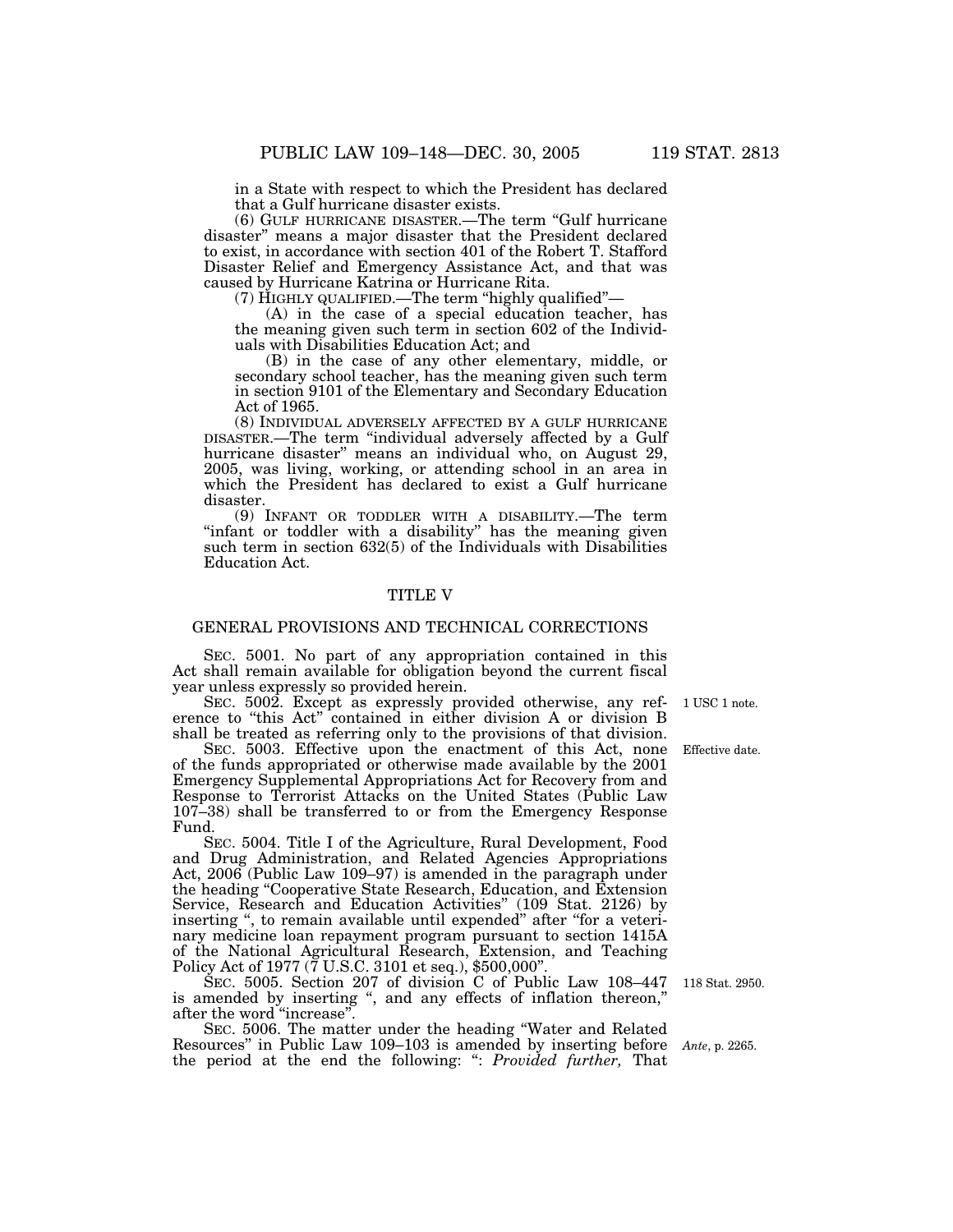in a State with respect to which the President has declared that a Gulf hurricane disaster exists.

(6) GULF HURRICANE DISASTER.—The term "Gulf hurricane disaster" means a major disaster that the President declared to exist, in accordance with section 401 of the Robert T. Stafford Disaster Relief and Emergency Assistance Act, and that was caused by Hurricane Katrina or Hurricane Rita.

(7) HIGHLY QUALIFIED.—The term "highly qualified"—

(A) in the case of a special education teacher, has the meaning given such term in section 602 of the Individuals with Disabilities Education Act; and

(B) in the case of any other elementary, middle, or secondary school teacher, has the meaning given such term in section 9101 of the Elementary and Secondary Education Act of 1965.

(8) INDIVIDUAL ADVERSELY AFFECTED BY A GULF HURRICANE DISASTER.—The term "individual adversely affected by a Gulf hurricane disaster" means an individual who, on August 29, 2005, was living, working, or attending school in an area in which the President has declared to exist a Gulf hurricane disaster.

(9) INFANT OR TODDLER WITH A DISABILITY.—The term "infant or toddler with a disability" has the meaning given such term in section 632(5) of the Individuals with Disabilities Education Act.

## TITLE V

## GENERAL PROVISIONS AND TECHNICAL CORRECTIONS

SEC. 5001. No part of any appropriation contained in this Act shall remain available for obligation beyond the current fiscal year unless expressly so provided herein.

1 USC 1 note.

SEC. 5002. Except as expressly provided otherwise, any reference to "this Act" contained in either division A or division B shall be treated as referring only to the provisions of that division.

Effective date.

SEC. 5003. Effective upon the enactment of this Act, none of the funds appropriated or otherwise made available by the 2001 Emergency Supplemental Appropriations Act for Recovery from and Response to Terrorist Attacks on the United States (Public Law 107–38) shall be transferred to or from the Emergency Response Fund.

SEC. 5004. Title I of the Agriculture, Rural Development, Food and Drug Administration, and Related Agencies Appropriations Act, 2006 (Public Law 109–97) is amended in the paragraph under the heading "Cooperative State Research, Education, and Extension Service, Research and Education Activities" (109 Stat. 2126) by inserting ", to remain available until expended" after "for a veterinary medicine loan repayment program pursuant to section 1415A of the National Agricultural Research, Extension, and Teaching Policy Act of 1977 (7 U.S.C. 3101 et seq.), $500,000".

118 Stat. 2950.

SEC. 5005. Section 207 of division C of Public Law 108–447 is amended by inserting ", and any effects of inflation thereon," after the word "increase".

*Ante*, p. 2265.

SEC. 5006. The matter under the heading "Water and Related Resources" in Public Law 109–103 is amended by inserting before the period at the end the following: ": *Provided further,* That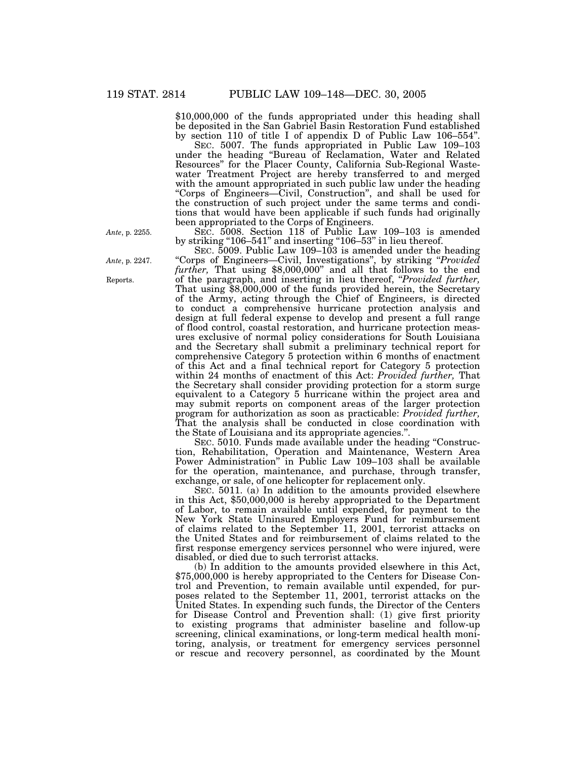$10,000,000 of the funds appropriated under this heading shall be deposited in the San Gabriel Basin Restoration Fund established by section 110 of title I of appendix D of Public Law 106–554".

SEC. 5007. The funds appropriated in Public Law 109–103 under the heading "Bureau of Reclamation, Water and Related Resources" for the Placer County, California Sub-Regional Wastewater Treatment Project are hereby transferred to and merged with the amount appropriated in such public law under the heading "Corps of Engineers—Civil, Construction", and shall be used for the construction of such project under the same terms and conditions that would have been applicable if such funds had originally been appropriated to the Corps of Engineers.

*Ante*, p. 2255.

SEC. 5008. Section 118 of Public Law 109–103 is amended by striking "106–541" and inserting "106–53" in lieu thereof.

*Ante*, p. 2247.

Reports.

SEC. 5009. Public Law 109–103 is amended under the heading "Corps of Engineers—Civil, Investigations", by striking "*Provided further,* That using $8,000,000" and all that follows to the end of the paragraph, and inserting in lieu thereof, "*Provided further,* That using $8,000,000 of the funds provided herein, the Secretary of the Army, acting through the Chief of Engineers, is directed to conduct a comprehensive hurricane protection analysis and design at full federal expense to develop and present a full range of flood control, coastal restoration, and hurricane protection measures exclusive of normal policy considerations for South Louisiana and the Secretary shall submit a preliminary technical report for comprehensive Category 5 protection within 6 months of enactment of this Act and a final technical report for Category 5 protection within 24 months of enactment of this Act: *Provided further,* That the Secretary shall consider providing protection for a storm surge equivalent to a Category 5 hurricane within the project area and may submit reports on component areas of the larger protection program for authorization as soon as practicable: *Provided further,* That the analysis shall be conducted in close coordination with the State of Louisiana and its appropriate agencies.".

SEC. 5010. Funds made available under the heading "Construction, Rehabilitation, Operation and Maintenance, Western Area Power Administration" in Public Law 109–103 shall be available for the operation, maintenance, and purchase, through transfer, exchange, or sale, of one helicopter for replacement only.

SEC. 5011. (a) In addition to the amounts provided elsewhere in this Act, $50,000,000 is hereby appropriated to the Department of Labor, to remain available until expended, for payment to the New York State Uninsured Employers Fund for reimbursement of claims related to the September 11, 2001, terrorist attacks on the United States and for reimbursement of claims related to the first response emergency services personnel who were injured, were disabled, or died due to such terrorist attacks.

(b) In addition to the amounts provided elsewhere in this Act, $75,000,000 is hereby appropriated to the Centers for Disease Control and Prevention, to remain available until expended, for purposes related to the September 11, 2001, terrorist attacks on the United States. In expending such funds, the Director of the Centers for Disease Control and Prevention shall: (1) give first priority to existing programs that administer baseline and follow-up screening, clinical examinations, or long-term medical health monitoring, analysis, or treatment for emergency services personnel or rescue and recovery personnel, as coordinated by the Mount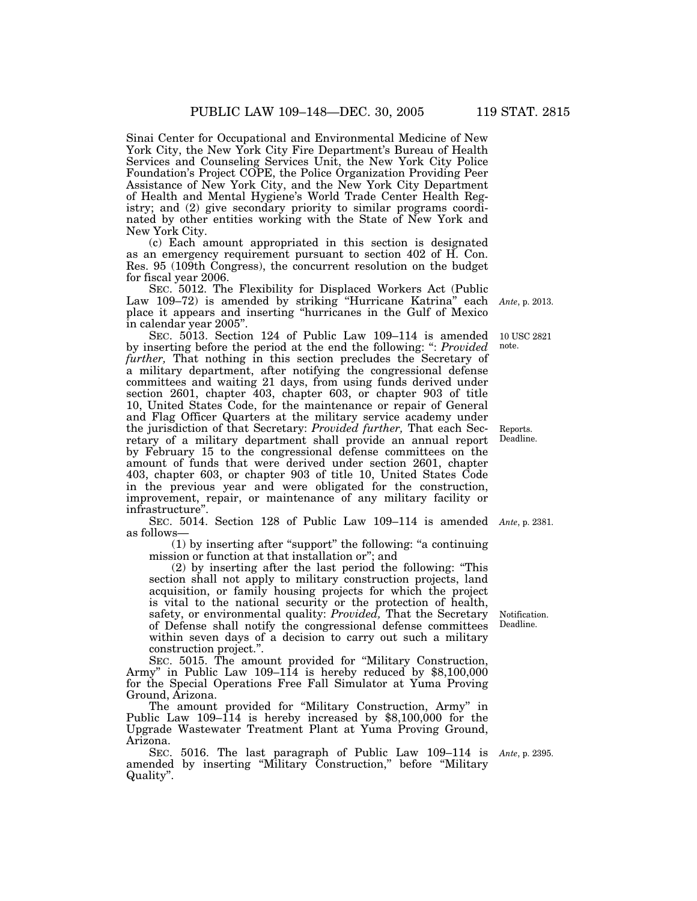Sinai Center for Occupational and Environmental Medicine of New York City, the New York City Fire Department's Bureau of Health Services and Counseling Services Unit, the New York City Police Foundation's Project COPE, the Police Organization Providing Peer Assistance of New York City, and the New York City Department of Health and Mental Hygiene's World Trade Center Health Registry; and (2) give secondary priority to similar programs coordinated by other entities working with the State of New York and New York City.

(c) Each amount appropriated in this section is designated as an emergency requirement pursuant to section 402 of H. Con. Res. 95 (109th Congress), the concurrent resolution on the budget for fiscal year 2006.

SEC. 5012. The Flexibility for Displaced Workers Act (Public Law 109–72) is amended by striking "Hurricane Katrina" each place it appears and inserting "hurricanes in the Gulf of Mexico in calendar year 2005".

*Ante*, p. 2013.

SEC. 5013. Section 124 of Public Law 109–114 is amended by inserting before the period at the end the following: ": *Provided further,* That nothing in this section precludes the Secretary of a military department, after notifying the congressional defense committees and waiting 21 days, from using funds derived under section 2601, chapter 403, chapter 603, or chapter 903 of title 10, United States Code, for the maintenance or repair of General and Flag Officer Quarters at the military service academy under the jurisdiction of that Secretary: *Provided further,* That each Secretary of a military department shall provide an annual report by February 15 to the congressional defense committees on the amount of funds that were derived under section 2601, chapter 403, chapter 603, or chapter 903 of title 10, United States Code in the previous year and were obligated for the construction, improvement, repair, or maintenance of any military facility or infrastructure".

10 USC 2821 note.

Reports. Deadline.

SEC. 5014. Section 128 of Public Law 109–114 is amended as follows—

*Ante*, p. 2381.

(1) by inserting after "support" the following: "a continuing mission or function at that installation or"; and

(2) by inserting after the last period the following: "This section shall not apply to military construction projects, land acquisition, or family housing projects for which the project is vital to the national security or the protection of health, safety, or environmental quality: *Provided,* That the Secretary of Defense shall notify the congressional defense committees within seven days of a decision to carry out such a military construction project.".

Notification. Deadline.

SEC. 5015. The amount provided for "Military Construction, Army" in Public Law 109–114 is hereby reduced by $8,100,000 for the Special Operations Free Fall Simulator at Yuma Proving Ground, Arizona.

The amount provided for "Military Construction, Army" in Public Law 109–114 is hereby increased by $8,100,000 for the Upgrade Wastewater Treatment Plant at Yuma Proving Ground, Arizona.

SEC. 5016. The last paragraph of Public Law 109–114 is amended by inserting "Military Construction," before "Military Quality".

*Ante*, p. 2395.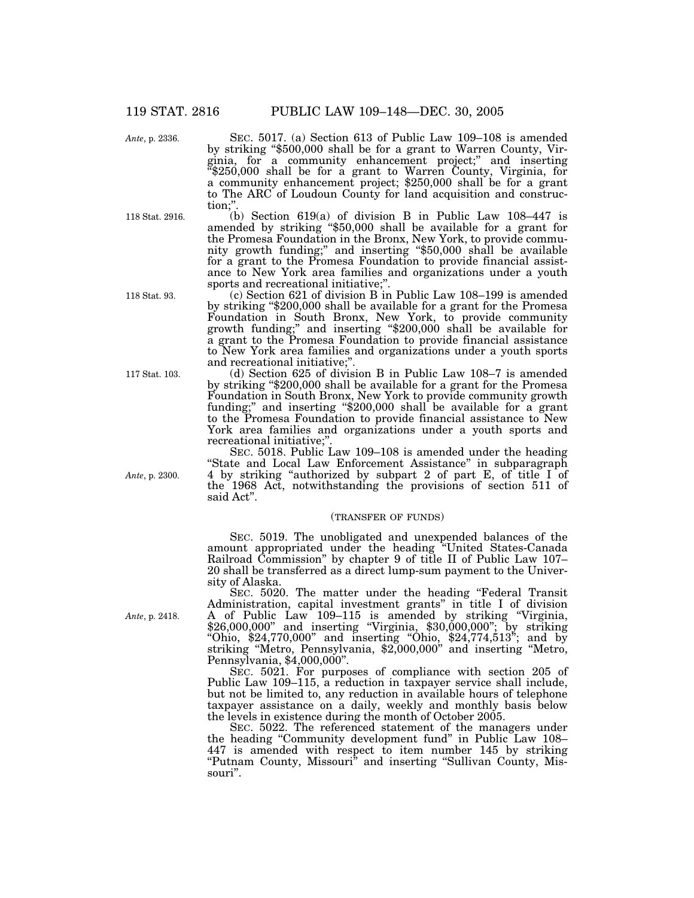SEC. 5017. (a) Section 613 of Public Law 109–108 is amended by striking "$500,000 shall be for a grant to Warren County, Virginia, for a community enhancement project;" and inserting "$250,000 shall be for a grant to Warren County, Virginia, for a community enhancement project; $250,000 shall be for a grant to The ARC of Loudoun County for land acquisition and construction;".

*Ante*, p. 2336.

(b) Section 619(a) of division B in Public Law 108–447 is amended by striking "$50,000 shall be available for a grant for the Promesa Foundation in the Bronx, New York, to provide community growth funding;" and inserting "$50,000 shall be available for a grant to the Promesa Foundation to provide financial assistance to New York area families and organizations under a youth sports and recreational initiative;".

118 Stat. 2916.

(c) Section 621 of division B in Public Law 108–199 is amended by striking "$200,000 shall be available for a grant for the Promesa Foundation in South Bronx, New York, to provide community growth funding;" and inserting "$200,000 shall be available for a grant to the Promesa Foundation to provide financial assistance to New York area families and organizations under a youth sports and recreational initiative;".

118 Stat. 93.

(d) Section 625 of division B in Public Law 108–7 is amended by striking "$200,000 shall be available for a grant for the Promesa Foundation in South Bronx, New York to provide community growth funding;" and inserting "$200,000 shall be available for a grant to the Promesa Foundation to provide financial assistance to New York area families and organizations under a youth sports and recreational initiative;".

117 Stat. 103.

SEC. 5018. Public Law 109–108 is amended under the heading "State and Local Law Enforcement Assistance" in subparagraph 4 by striking "authorized by subpart 2 of part E, of title I of the 1968 Act, notwithstanding the provisions of section 511 of said Act".

*Ante*, p. 2300.

(TRANSFER OF FUNDS)

SEC. 5019. The unobligated and unexpended balances of the amount appropriated under the heading "United States-Canada Railroad Commission" by chapter 9 of title II of Public Law 107–20 shall be transferred as a direct lump-sum payment to the University of Alaska.

SEC. 5020. The matter under the heading "Federal Transit Administration, capital investment grants" in title I of division A of Public Law 109–115 is amended by striking "Virginia, $26,000,000" and inserting "Virginia, $30,000,000"; by striking "Ohio, $24,770,000" and inserting "Ohio, $24,774,513"; and by striking "Metro, Pennsylvania, $2,000,000" and inserting "Metro, Pennsylvania, $4,000,000".

*Ante*, p. 2418.

SEC. 5021. For purposes of compliance with section 205 of Public Law 109–115, a reduction in taxpayer service shall include, but not be limited to, any reduction in available hours of telephone taxpayer assistance on a daily, weekly and monthly basis below the levels in existence during the month of October 2005.

SEC. 5022. The referenced statement of the managers under the heading "Community development fund" in Public Law 108–447 is amended with respect to item number 145 by striking "Putnam County, Missouri" and inserting "Sullivan County, Missouri".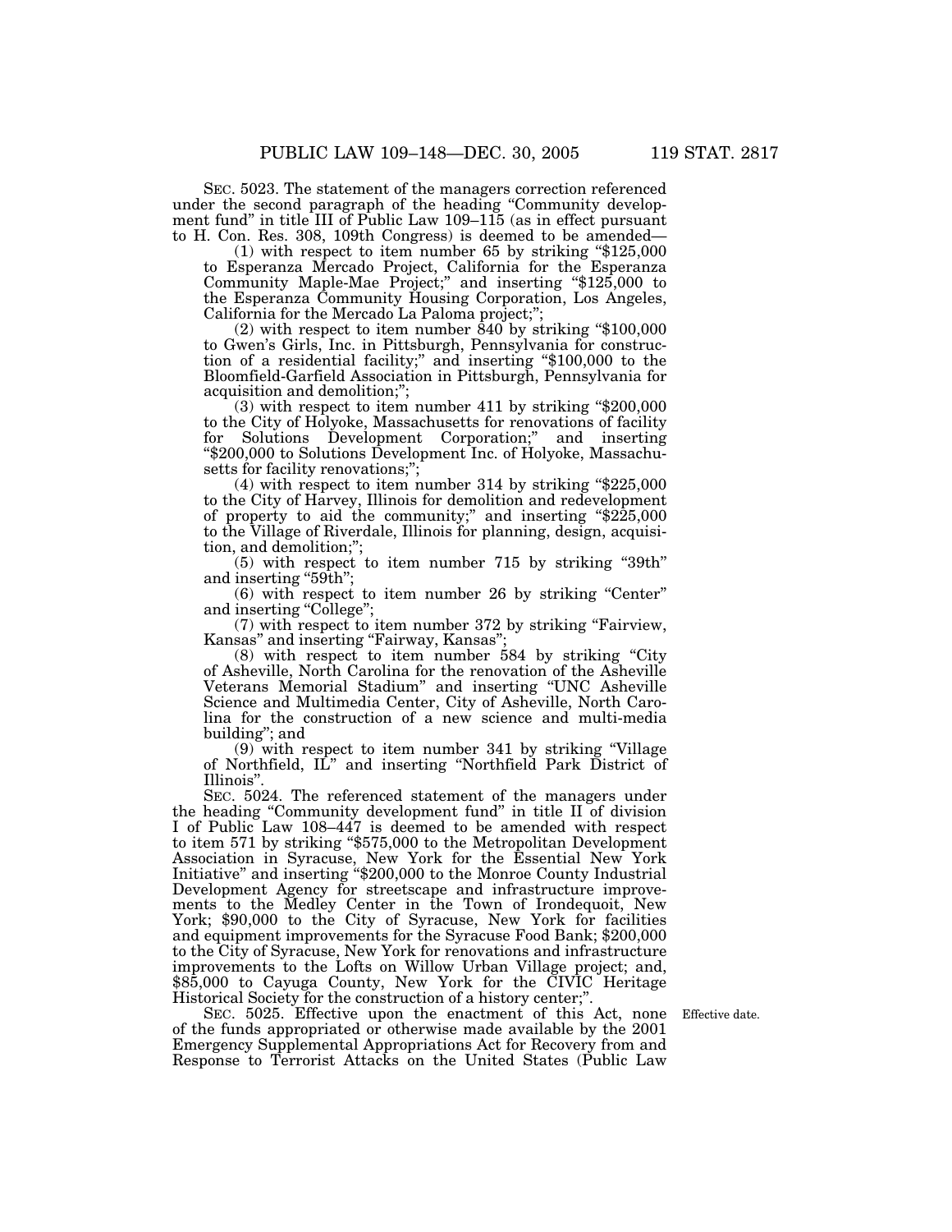SEC. 5023. The statement of the managers correction referenced under the second paragraph of the heading "Community development fund" in title III of Public Law 109–115 (as in effect pursuant to H. Con. Res. 308, 109th Congress) is deemed to be amended—

(1) with respect to item number 65 by striking "$125,000 to Esperanza Mercado Project, California for the Esperanza Community Maple-Mae Project;" and inserting "$125,000 to the Esperanza Community Housing Corporation, Los Angeles, California for the Mercado La Paloma project;";

(2) with respect to item number 840 by striking "$100,000 to Gwen's Girls, Inc. in Pittsburgh, Pennsylvania for construction of a residential facility;" and inserting "$100,000 to the Bloomfield-Garfield Association in Pittsburgh, Pennsylvania for acquisition and demolition;";

(3) with respect to item number 411 by striking "$200,000 to the City of Holyoke, Massachusetts for renovations of facility for Solutions Development Corporation;" and inserting "$200,000 to Solutions Development Inc. of Holyoke, Massachusetts for facility renovations;";

(4) with respect to item number 314 by striking "$225,000 to the City of Harvey, Illinois for demolition and redevelopment of property to aid the community;" and inserting "$225,000 to the Village of Riverdale, Illinois for planning, design, acquisition, and demolition;";

(5) with respect to item number 715 by striking "39th" and inserting "59th";

(6) with respect to item number 26 by striking "Center" and inserting "College";

(7) with respect to item number 372 by striking "Fairview, Kansas" and inserting "Fairway, Kansas";

(8) with respect to item number 584 by striking "City of Asheville, North Carolina for the renovation of the Asheville Veterans Memorial Stadium" and inserting "UNC Asheville Science and Multimedia Center, City of Asheville, North Carolina for the construction of a new science and multi-media building"; and

(9) with respect to item number 341 by striking "Village of Northfield, IL" and inserting "Northfield Park District of Illinois".

SEC. 5024. The referenced statement of the managers under the heading "Community development fund" in title II of division I of Public Law 108–447 is deemed to be amended with respect to item 571 by striking "$575,000 to the Metropolitan Development Association in Syracuse, New York for the Essential New York Initiative" and inserting "$200,000 to the Monroe County Industrial Development Agency for streetscape and infrastructure improvements to the Medley Center in the Town of Irondequoit, New York; $90,000 to the City of Syracuse, New York for facilities and equipment improvements for the Syracuse Food Bank; $200,000 to the City of Syracuse, New York for renovations and infrastructure improvements to the Lofts on Willow Urban Village project; and, $85,000 to Cayuga County, New York for the CIVIC Heritage Historical Society for the construction of a history center;".

Effective date.

SEC. 5025. Effective upon the enactment of this Act, none of the funds appropriated or otherwise made available by the 2001 Emergency Supplemental Appropriations Act for Recovery from and Response to Terrorist Attacks on the United States (Public Law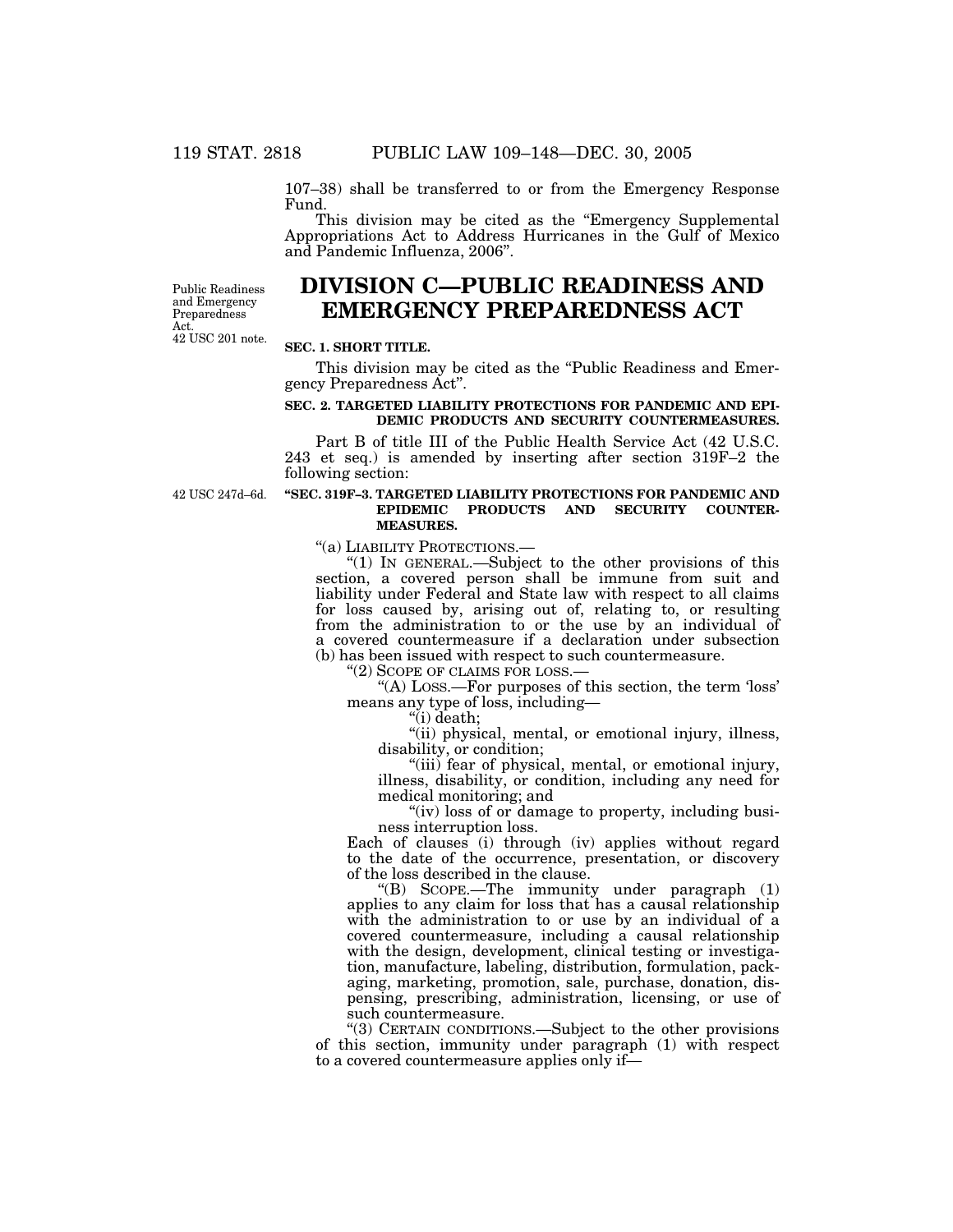107–38) shall be transferred to or from the Emergency Response Fund.

This division may be cited as the "Emergency Supplemental Appropriations Act to Address Hurricanes in the Gulf of Mexico and Pandemic Influenza, 2006".

Public Readiness and Emergency Preparedness Act. 42 USC 201 note.

# DIVISION C—PUBLIC READINESS AND EMERGENCY PREPAREDNESS ACT

**SEC. 1. SHORT TITLE.**

This division may be cited as the "Public Readiness and Emergency Preparedness Act".

**SEC. 2. TARGETED LIABILITY PROTECTIONS FOR PANDEMIC AND EPIDEMIC PRODUCTS AND SECURITY COUNTERMEASURES.**

Part B of title III of the Public Health Service Act (42 U.S.C. 243 et seq.) is amended by inserting after section 319F–2 the following section:

42 USC 247d–6d.

**"SEC. 319F–3. TARGETED LIABILITY PROTECTIONS FOR PANDEMIC AND EPIDEMIC PRODUCTS AND SECURITY COUNTERMEASURES.**

"(a) LIABILITY PROTECTIONS.—

"(1) IN GENERAL.—Subject to the other provisions of this section, a covered person shall be immune from suit and liability under Federal and State law with respect to all claims for loss caused by, arising out of, relating to, or resulting from the administration to or the use by an individual of a covered countermeasure if a declaration under subsection (b) has been issued with respect to such countermeasure.

"(2) SCOPE OF CLAIMS FOR LOSS.—

"(A) LOSS.—For purposes of this section, the term 'loss' means any type of loss, including—

"(i) death;

"(ii) physical, mental, or emotional injury, illness, disability, or condition;

"(iii) fear of physical, mental, or emotional injury, illness, disability, or condition, including any need for medical monitoring; and

"(iv) loss of or damage to property, including business interruption loss.

Each of clauses (i) through (iv) applies without regard to the date of the occurrence, presentation, or discovery of the loss described in the clause.

"(B) SCOPE.—The immunity under paragraph (1) applies to any claim for loss that has a causal relationship with the administration to or use by an individual of a covered countermeasure, including a causal relationship with the design, development, clinical testing or investigation, manufacture, labeling, distribution, formulation, packaging, marketing, promotion, sale, purchase, donation, dispensing, prescribing, administration, licensing, or use of such countermeasure.

"(3) CERTAIN CONDITIONS.—Subject to the other provisions of this section, immunity under paragraph (1) with respect to a covered countermeasure applies only if—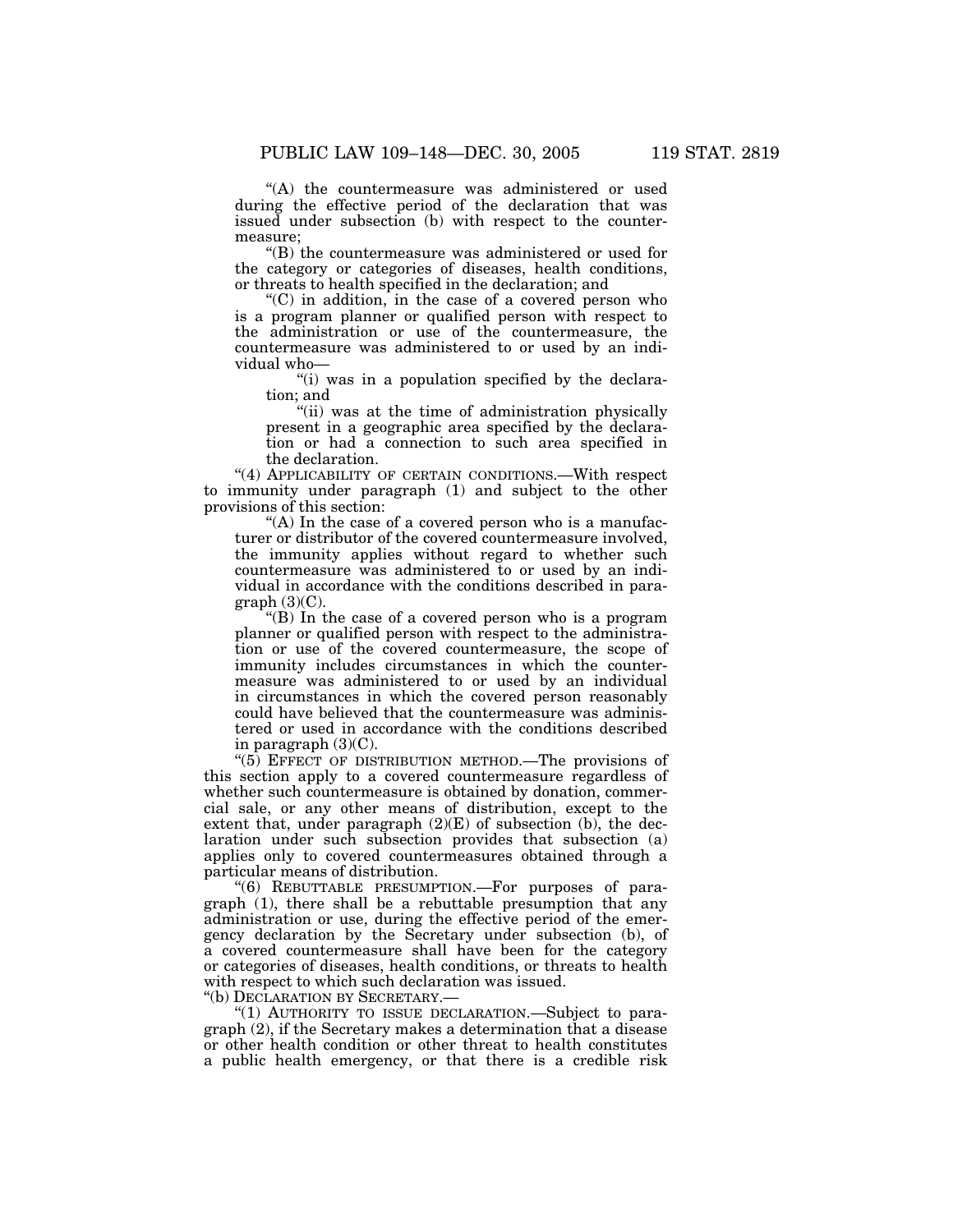"(A) the countermeasure was administered or used during the effective period of the declaration that was issued under subsection (b) with respect to the countermeasure;

"(B) the countermeasure was administered or used for the category or categories of diseases, health conditions, or threats to health specified in the declaration; and

"(C) in addition, in the case of a covered person who is a program planner or qualified person with respect to the administration or use of the countermeasure, the countermeasure was administered to or used by an individual who—

"(i) was in a population specified by the declaration; and

"(ii) was at the time of administration physically present in a geographic area specified by the declaration or had a connection to such area specified in the declaration.

"(4) APPLICABILITY OF CERTAIN CONDITIONS.—With respect to immunity under paragraph (1) and subject to the other provisions of this section:

"(A) In the case of a covered person who is a manufacturer or distributor of the covered countermeasure involved, the immunity applies without regard to whether such countermeasure was administered to or used by an individual in accordance with the conditions described in paragraph (3)(C).

"(B) In the case of a covered person who is a program planner or qualified person with respect to the administration or use of the covered countermeasure, the scope of immunity includes circumstances in which the countermeasure was administered to or used by an individual in circumstances in which the covered person reasonably could have believed that the countermeasure was administered or used in accordance with the conditions described in paragraph (3)(C).

"(5) EFFECT OF DISTRIBUTION METHOD.—The provisions of this section apply to a covered countermeasure regardless of whether such countermeasure is obtained by donation, commercial sale, or any other means of distribution, except to the extent that, under paragraph (2)(E) of subsection (b), the declaration under such subsection provides that subsection (a) applies only to covered countermeasures obtained through a particular means of distribution.

"(6) REBUTTABLE PRESUMPTION.—For purposes of paragraph (1), there shall be a rebuttable presumption that any administration or use, during the effective period of the emergency declaration by the Secretary under subsection (b), of a covered countermeasure shall have been for the category or categories of diseases, health conditions, or threats to health with respect to which such declaration was issued.

"(b) DECLARATION BY SECRETARY.—

"(1) AUTHORITY TO ISSUE DECLARATION.—Subject to paragraph (2), if the Secretary makes a determination that a disease or other health condition or other threat to health constitutes a public health emergency, or that there is a credible risk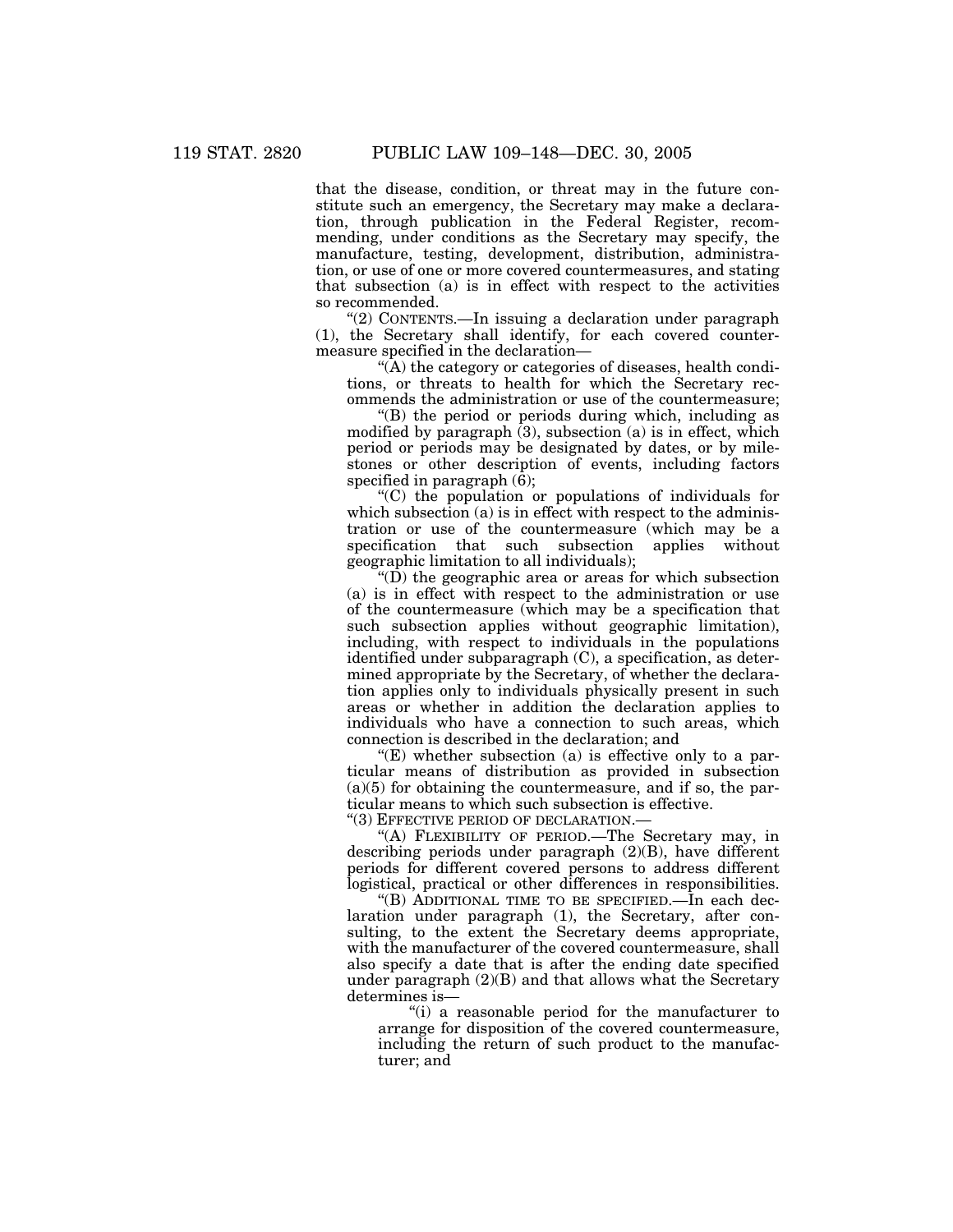that the disease, condition, or threat may in the future constitute such an emergency, the Secretary may make a declaration, through publication in the Federal Register, recommending, under conditions as the Secretary may specify, the manufacture, testing, development, distribution, administration, or use of one or more covered countermeasures, and stating that subsection (a) is in effect with respect to the activities so recommended.

"(2) CONTENTS.—In issuing a declaration under paragraph (1), the Secretary shall identify, for each covered countermeasure specified in the declaration—

"(A) the category or categories of diseases, health conditions, or threats to health for which the Secretary recommends the administration or use of the countermeasure;

"(B) the period or periods during which, including as modified by paragraph (3), subsection (a) is in effect, which period or periods may be designated by dates, or by milestones or other description of events, including factors specified in paragraph (6);

"(C) the population or populations of individuals for which subsection (a) is in effect with respect to the administration or use of the countermeasure (which may be a specification that such subsection applies without geographic limitation to all individuals);

"(D) the geographic area or areas for which subsection (a) is in effect with respect to the administration or use of the countermeasure (which may be a specification that such subsection applies without geographic limitation), including, with respect to individuals in the populations identified under subparagraph (C), a specification, as determined appropriate by the Secretary, of whether the declaration applies only to individuals physically present in such areas or whether in addition the declaration applies to individuals who have a connection to such areas, which connection is described in the declaration; and

"(E) whether subsection (a) is effective only to a particular means of distribution as provided in subsection (a)(5) for obtaining the countermeasure, and if so, the particular means to which such subsection is effective.

"(3) EFFECTIVE PERIOD OF DECLARATION.—

"(A) FLEXIBILITY OF PERIOD.—The Secretary may, in describing periods under paragraph (2)(B), have different periods for different covered persons to address different logistical, practical or other differences in responsibilities.

"(B) ADDITIONAL TIME TO BE SPECIFIED.—In each declaration under paragraph (1), the Secretary, after consulting, to the extent the Secretary deems appropriate, with the manufacturer of the covered countermeasure, shall also specify a date that is after the ending date specified under paragraph (2)(B) and that allows what the Secretary determines is—

"(i) a reasonable period for the manufacturer to arrange for disposition of the covered countermeasure, including the return of such product to the manufacturer; and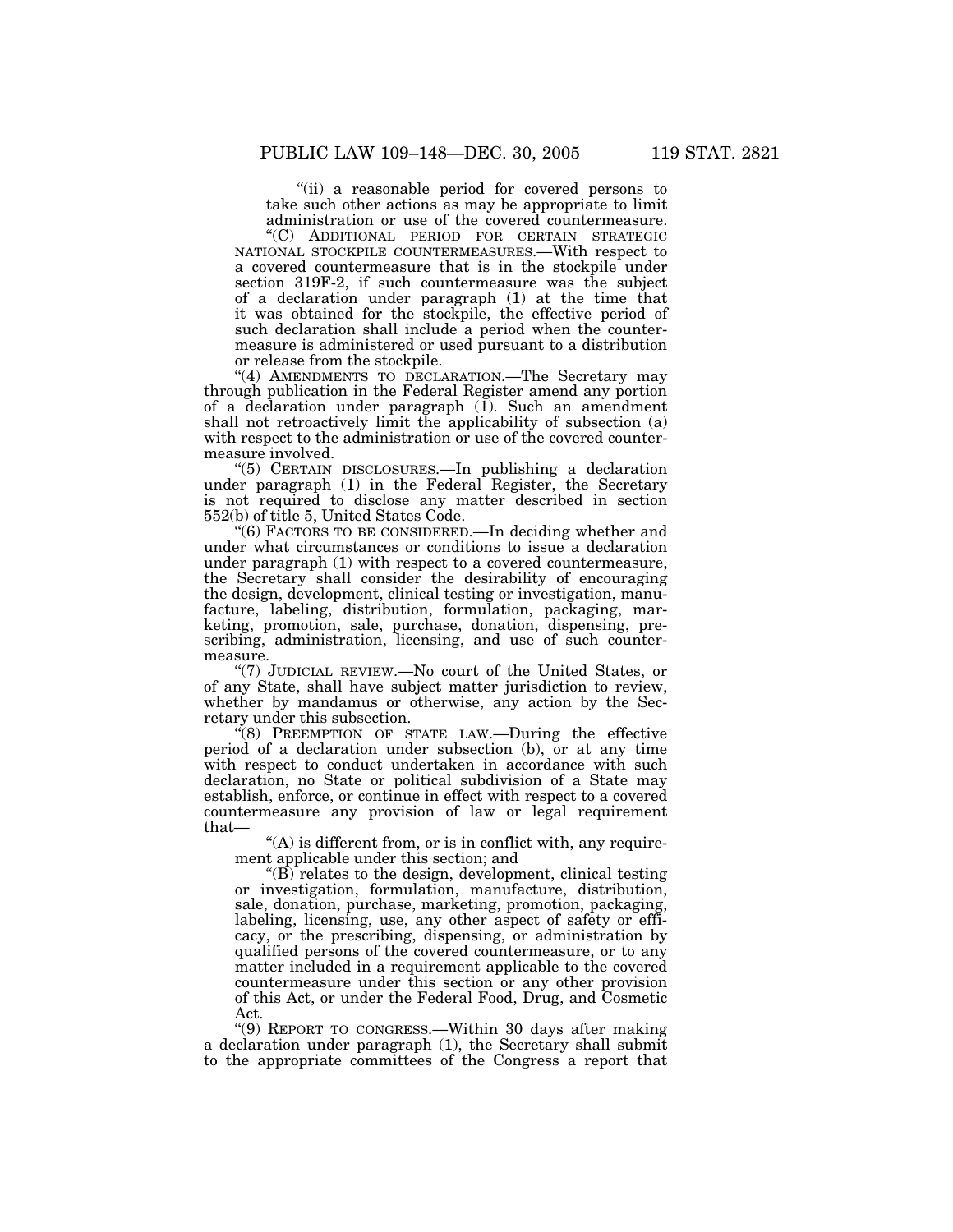"(ii) a reasonable period for covered persons to take such other actions as may be appropriate to limit administration or use of the covered countermeasure.

"(C) ADDITIONAL PERIOD FOR CERTAIN STRATEGIC NATIONAL STOCKPILE COUNTERMEASURES.—With respect to a covered countermeasure that is in the stockpile under section 319F-2, if such countermeasure was the subject of a declaration under paragraph (1) at the time that it was obtained for the stockpile, the effective period of such declaration shall include a period when the countermeasure is administered or used pursuant to a distribution or release from the stockpile.

"(4) AMENDMENTS TO DECLARATION.—The Secretary may through publication in the Federal Register amend any portion of a declaration under paragraph (1). Such an amendment shall not retroactively limit the applicability of subsection (a) with respect to the administration or use of the covered countermeasure involved.

"(5) CERTAIN DISCLOSURES.—In publishing a declaration under paragraph (1) in the Federal Register, the Secretary is not required to disclose any matter described in section 552(b) of title 5, United States Code.

"(6) FACTORS TO BE CONSIDERED.—In deciding whether and under what circumstances or conditions to issue a declaration under paragraph (1) with respect to a covered countermeasure, the Secretary shall consider the desirability of encouraging the design, development, clinical testing or investigation, manufacture, labeling, distribution, formulation, packaging, marketing, promotion, sale, purchase, donation, dispensing, prescribing, administration, licensing, and use of such countermeasure.

"(7) JUDICIAL REVIEW.—No court of the United States, or of any State, shall have subject matter jurisdiction to review, whether by mandamus or otherwise, any action by the Secretary under this subsection.

"(8) PREEMPTION OF STATE LAW.—During the effective period of a declaration under subsection (b), or at any time with respect to conduct undertaken in accordance with such declaration, no State or political subdivision of a State may establish, enforce, or continue in effect with respect to a covered countermeasure any provision of law or legal requirement that—

"(A) is different from, or is in conflict with, any requirement applicable under this section; and

"(B) relates to the design, development, clinical testing or investigation, formulation, manufacture, distribution, sale, donation, purchase, marketing, promotion, packaging, labeling, licensing, use, any other aspect of safety or efficacy, or the prescribing, dispensing, or administration by qualified persons of the covered countermeasure, or to any matter included in a requirement applicable to the covered countermeasure under this section or any other provision of this Act, or under the Federal Food, Drug, and Cosmetic Act.

"(9) REPORT TO CONGRESS.—Within 30 days after making a declaration under paragraph (1), the Secretary shall submit to the appropriate committees of the Congress a report that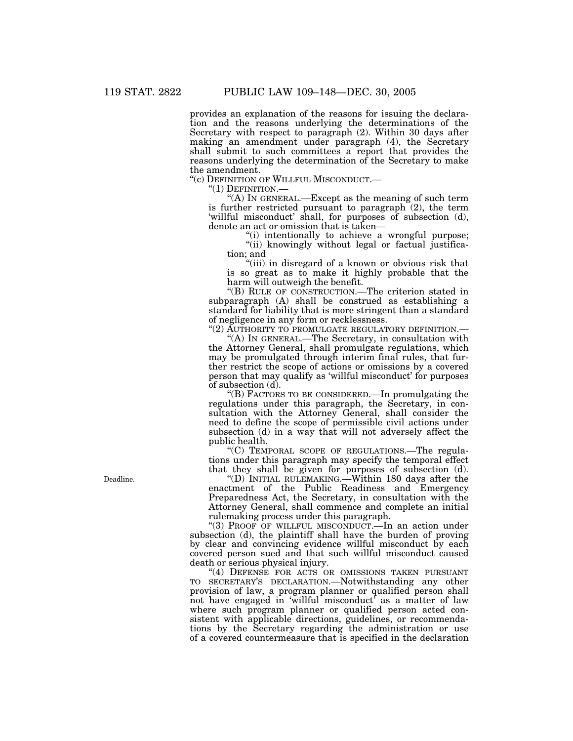provides an explanation of the reasons for issuing the declaration and the reasons underlying the determinations of the Secretary with respect to paragraph (2). Within 30 days after making an amendment under paragraph (4), the Secretary shall submit to such committees a report that provides the reasons underlying the determination of the Secretary to make the amendment.

"(c) DEFINITION OF WILLFUL MISCONDUCT.—

"(1) DEFINITION.—

"(A) IN GENERAL.—Except as the meaning of such term is further restricted pursuant to paragraph (2), the term 'willful misconduct' shall, for purposes of subsection (d), denote an act or omission that is taken—

"(i) intentionally to achieve a wrongful purpose;

"(ii) knowingly without legal or factual justification; and

"(iii) in disregard of a known or obvious risk that is so great as to make it highly probable that the harm will outweigh the benefit.

"(B) RULE OF CONSTRUCTION.—The criterion stated in subparagraph (A) shall be construed as establishing a standard for liability that is more stringent than a standard of negligence in any form or recklessness.

"(2) AUTHORITY TO PROMULGATE REGULATORY DEFINITION.—

"(A) IN GENERAL.—The Secretary, in consultation with the Attorney General, shall promulgate regulations, which may be promulgated through interim final rules, that further restrict the scope of actions or omissions by a covered person that may qualify as 'willful misconduct' for purposes of subsection (d).

"(B) FACTORS TO BE CONSIDERED.—In promulgating the regulations under this paragraph, the Secretary, in consultation with the Attorney General, shall consider the need to define the scope of permissible civil actions under subsection (d) in a way that will not adversely affect the public health.

"(C) TEMPORAL SCOPE OF REGULATIONS.—The regulations under this paragraph may specify the temporal effect that they shall be given for purposes of subsection (d).

Deadline.

"(D) INITIAL RULEMAKING.—Within 180 days after the enactment of the Public Readiness and Emergency Preparedness Act, the Secretary, in consultation with the Attorney General, shall commence and complete an initial rulemaking process under this paragraph.

"(3) PROOF OF WILLFUL MISCONDUCT.—In an action under subsection (d), the plaintiff shall have the burden of proving by clear and convincing evidence willful misconduct by each covered person sued and that such willful misconduct caused death or serious physical injury.

"(4) DEFENSE FOR ACTS OR OMISSIONS TAKEN PURSUANT TO SECRETARY'S DECLARATION.—Notwithstanding any other provision of law, a program planner or qualified person shall not have engaged in 'willful misconduct' as a matter of law where such program planner or qualified person acted consistent with applicable directions, guidelines, or recommendations by the Secretary regarding the administration or use of a covered countermeasure that is specified in the declaration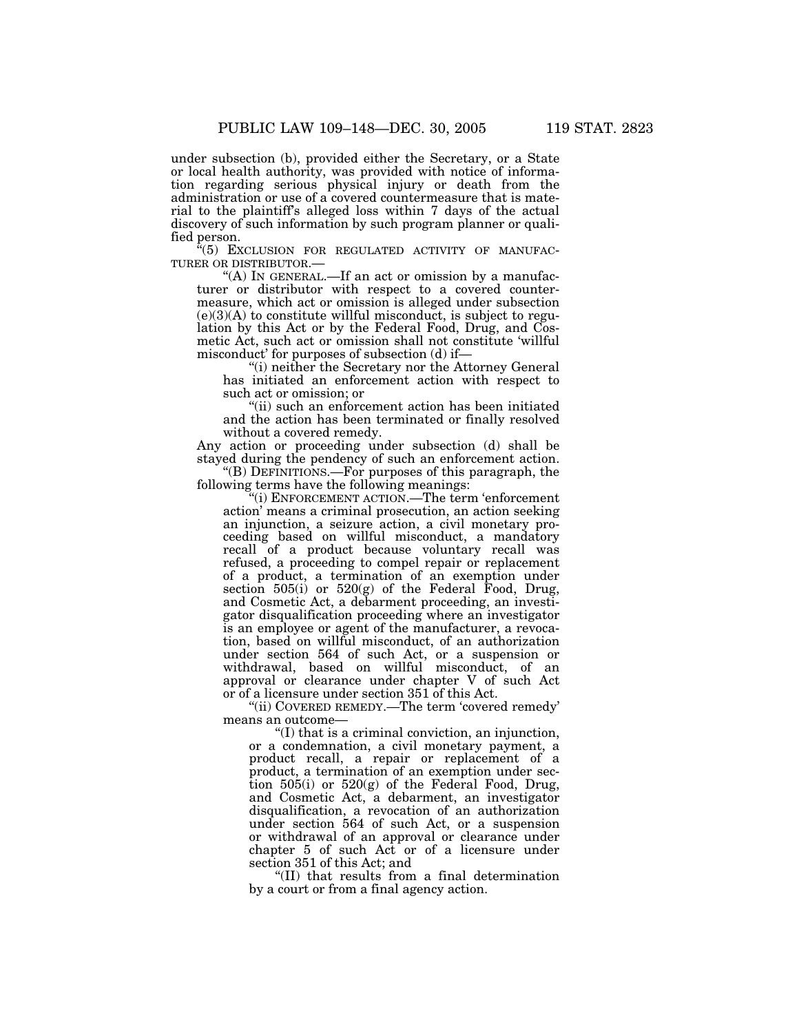under subsection (b), provided either the Secretary, or a State or local health authority, was provided with notice of information regarding serious physical injury or death from the administration or use of a covered countermeasure that is material to the plaintiff's alleged loss within 7 days of the actual discovery of such information by such program planner or qualified person.

"(5) EXCLUSION FOR REGULATED ACTIVITY OF MANUFACTURER OR DISTRIBUTOR.—

"(A) IN GENERAL.—If an act or omission by a manufacturer or distributor with respect to a covered countermeasure, which act or omission is alleged under subsection (e)(3)(A) to constitute willful misconduct, is subject to regulation by this Act or by the Federal Food, Drug, and Cosmetic Act, such act or omission shall not constitute 'willful misconduct' for purposes of subsection (d) if—

"(i) neither the Secretary nor the Attorney General has initiated an enforcement action with respect to such act or omission; or

"(ii) such an enforcement action has been initiated and the action has been terminated or finally resolved without a covered remedy.

Any action or proceeding under subsection (d) shall be stayed during the pendency of such an enforcement action.

"(B) DEFINITIONS.—For purposes of this paragraph, the following terms have the following meanings:

"(i) ENFORCEMENT ACTION.—The term 'enforcement action' means a criminal prosecution, an action seeking an injunction, a seizure action, a civil monetary proceeding based on willful misconduct, a mandatory recall of a product because voluntary recall was refused, a proceeding to compel repair or replacement of a product, a termination of an exemption under section 505(i) or 520(g) of the Federal Food, Drug, and Cosmetic Act, a debarment proceeding, an investigator disqualification proceeding where an investigator is an employee or agent of the manufacturer, a revocation, based on willful misconduct, of an authorization under section 564 of such Act, or a suspension or withdrawal, based on willful misconduct, of an approval or clearance under chapter V of such Act or of a licensure under section 351 of this Act.

"(ii) COVERED REMEDY.—The term 'covered remedy' means an outcome—

"(I) that is a criminal conviction, an injunction, or a condemnation, a civil monetary payment, a product recall, a repair or replacement of a product, a termination of an exemption under section 505(i) or 520(g) of the Federal Food, Drug, and Cosmetic Act, a debarment, an investigator disqualification, a revocation of an authorization under section 564 of such Act, or a suspension or withdrawal of an approval or clearance under chapter 5 of such Act or of a licensure under section 351 of this Act; and

"(II) that results from a final determination by a court or from a final agency action.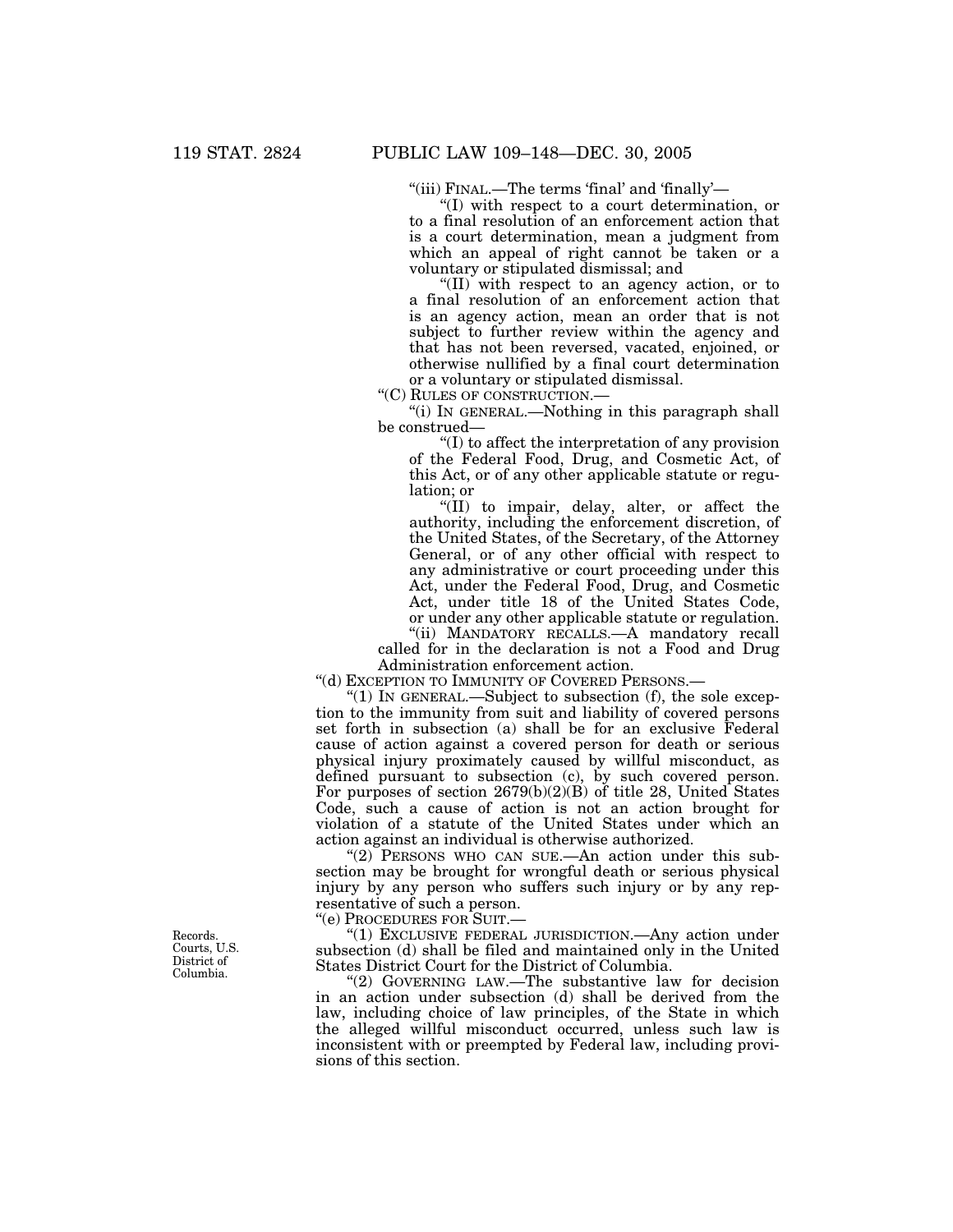"(iii) FINAL.—The terms 'final' and 'finally'—

"(I) with respect to a court determination, or to a final resolution of an enforcement action that is a court determination, mean a judgment from which an appeal of right cannot be taken or a voluntary or stipulated dismissal; and

"(II) with respect to an agency action, or to a final resolution of an enforcement action that is an agency action, mean an order that is not subject to further review within the agency and that has not been reversed, vacated, enjoined, or otherwise nullified by a final court determination or a voluntary or stipulated dismissal.

"(C) RULES OF CONSTRUCTION.—

"(i) IN GENERAL.—Nothing in this paragraph shall be construed—

"(I) to affect the interpretation of any provision of the Federal Food, Drug, and Cosmetic Act, of this Act, or of any other applicable statute or regulation; or

"(II) to impair, delay, alter, or affect the authority, including the enforcement discretion, of the United States, of the Secretary, of the Attorney General, or of any other official with respect to any administrative or court proceeding under this Act, under the Federal Food, Drug, and Cosmetic Act, under title 18 of the United States Code, or under any other applicable statute or regulation.

"(ii) MANDATORY RECALLS.—A mandatory recall called for in the declaration is not a Food and Drug Administration enforcement action.

"(d) EXCEPTION TO IMMUNITY OF COVERED PERSONS.—

"(1) IN GENERAL.—Subject to subsection (f), the sole exception to the immunity from suit and liability of covered persons set forth in subsection (a) shall be for an exclusive Federal cause of action against a covered person for death or serious physical injury proximately caused by willful misconduct, as defined pursuant to subsection (c), by such covered person. For purposes of section 2679(b)(2)(B) of title 28, United States Code, such a cause of action is not an action brought for violation of a statute of the United States under which an action against an individual is otherwise authorized.

"(2) PERSONS WHO CAN SUE.—An action under this subsection may be brought for wrongful death or serious physical injury by any person who suffers such injury or by any representative of such a person.

"(e) PROCEDURES FOR SUIT.—

Records. Courts, U.S. District of Columbia.

"(1) EXCLUSIVE FEDERAL JURISDICTION.—Any action under subsection (d) shall be filed and maintained only in the United States District Court for the District of Columbia.

"(2) GOVERNING LAW.—The substantive law for decision in an action under subsection (d) shall be derived from the law, including choice of law principles, of the State in which the alleged willful misconduct occurred, unless such law is inconsistent with or preempted by Federal law, including provisions of this section.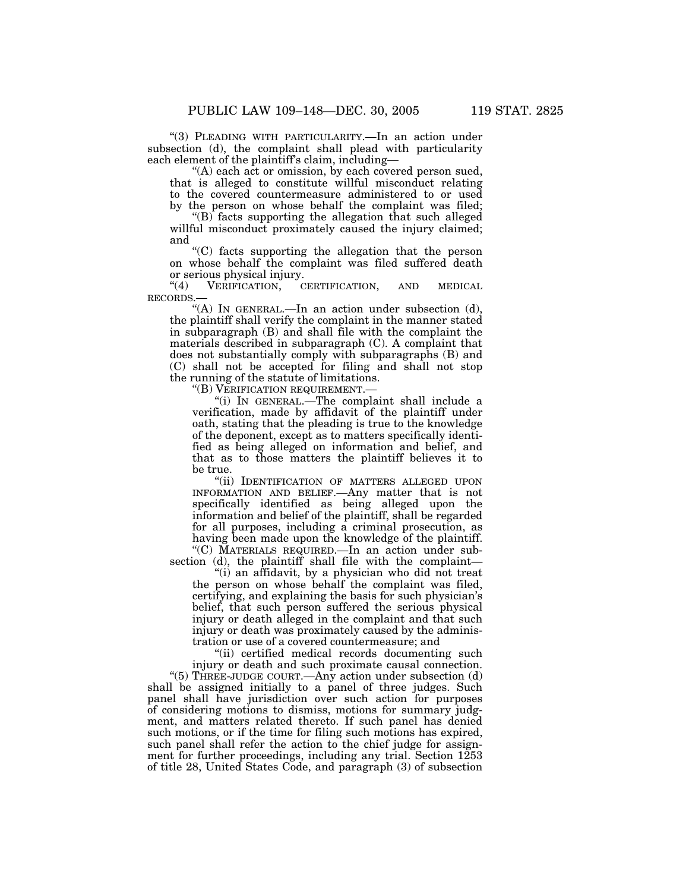"(3) PLEADING WITH PARTICULARITY.—In an action under subsection (d), the complaint shall plead with particularity each element of the plaintiff's claim, including—

"(A) each act or omission, by each covered person sued, that is alleged to constitute willful misconduct relating to the covered countermeasure administered to or used by the person on whose behalf the complaint was filed;

"(B) facts supporting the allegation that such alleged willful misconduct proximately caused the injury claimed; and

"(C) facts supporting the allegation that the person on whose behalf the complaint was filed suffered death or serious physical injury.

"(4) VERIFICATION, CERTIFICATION, AND MEDICAL RECORDS.—

"(A) IN GENERAL.—In an action under subsection (d), the plaintiff shall verify the complaint in the manner stated in subparagraph (B) and shall file with the complaint the materials described in subparagraph (C). A complaint that does not substantially comply with subparagraphs (B) and (C) shall not be accepted for filing and shall not stop the running of the statute of limitations.

"(B) VERIFICATION REQUIREMENT.—

"(i) IN GENERAL.—The complaint shall include a verification, made by affidavit of the plaintiff under oath, stating that the pleading is true to the knowledge of the deponent, except as to matters specifically identified as being alleged on information and belief, and that as to those matters the plaintiff believes it to be true.

"(ii) IDENTIFICATION OF MATTERS ALLEGED UPON INFORMATION AND BELIEF.—Any matter that is not specifically identified as being alleged upon the information and belief of the plaintiff, shall be regarded for all purposes, including a criminal prosecution, as having been made upon the knowledge of the plaintiff.

"(C) MATERIALS REQUIRED.—In an action under subsection (d), the plaintiff shall file with the complaint—

"(i) an affidavit, by a physician who did not treat the person on whose behalf the complaint was filed, certifying, and explaining the basis for such physician's belief, that such person suffered the serious physical injury or death alleged in the complaint and that such injury or death was proximately caused by the administration or use of a covered countermeasure; and

"(ii) certified medical records documenting such injury or death and such proximate causal connection.

"(5) THREE-JUDGE COURT.—Any action under subsection (d) shall be assigned initially to a panel of three judges. Such panel shall have jurisdiction over such action for purposes of considering motions to dismiss, motions for summary judgment, and matters related thereto. If such panel has denied such motions, or if the time for filing such motions has expired, such panel shall refer the action to the chief judge for assignment for further proceedings, including any trial. Section 1253 of title 28, United States Code, and paragraph (3) of subsection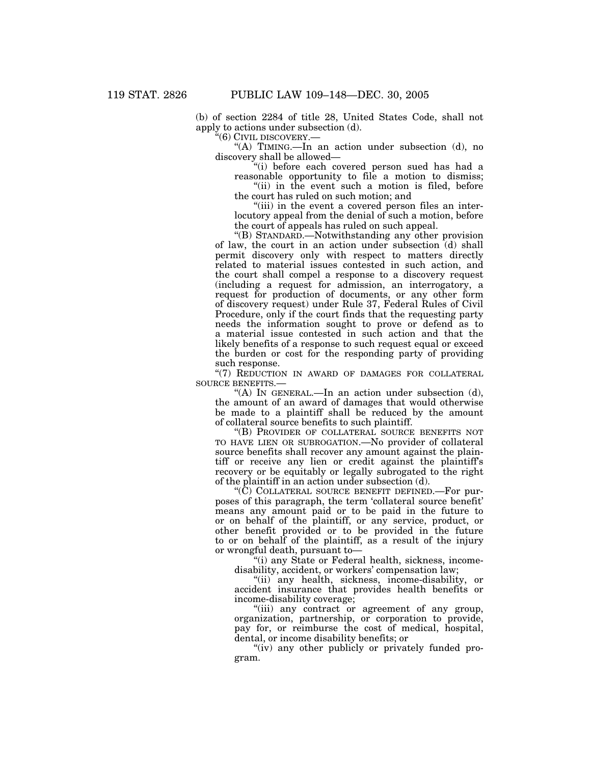(b) of section 2284 of title 28, United States Code, shall not apply to actions under subsection (d).

"(6) CIVIL DISCOVERY.—

"(A) TIMING.—In an action under subsection (d), no discovery shall be allowed—

"(i) before each covered person sued has had a reasonable opportunity to file a motion to dismiss;

"(ii) in the event such a motion is filed, before the court has ruled on such motion; and

"(iii) in the event a covered person files an interlocutory appeal from the denial of such a motion, before the court of appeals has ruled on such appeal.

"(B) STANDARD.—Notwithstanding any other provision of law, the court in an action under subsection (d) shall permit discovery only with respect to matters directly related to material issues contested in such action, and the court shall compel a response to a discovery request (including a request for admission, an interrogatory, a request for production of documents, or any other form of discovery request) under Rule 37, Federal Rules of Civil Procedure, only if the court finds that the requesting party needs the information sought to prove or defend as to a material issue contested in such action and that the likely benefits of a response to such request equal or exceed the burden or cost for the responding party of providing such response.

"(7) REDUCTION IN AWARD OF DAMAGES FOR COLLATERAL SOURCE BENEFITS.—

"(A) IN GENERAL.—In an action under subsection (d), the amount of an award of damages that would otherwise be made to a plaintiff shall be reduced by the amount of collateral source benefits to such plaintiff.

"(B) PROVIDER OF COLLATERAL SOURCE BENEFITS NOT TO HAVE LIEN OR SUBROGATION.—No provider of collateral source benefits shall recover any amount against the plaintiff or receive any lien or credit against the plaintiff's recovery or be equitably or legally subrogated to the right of the plaintiff in an action under subsection (d).

"(C) COLLATERAL SOURCE BENEFIT DEFINED.—For purposes of this paragraph, the term 'collateral source benefit' means any amount paid or to be paid in the future to or on behalf of the plaintiff, or any service, product, or other benefit provided or to be provided in the future to or on behalf of the plaintiff, as a result of the injury or wrongful death, pursuant to—

"(i) any State or Federal health, sickness, income-disability, accident, or workers' compensation law;

"(ii) any health, sickness, income-disability, or accident insurance that provides health benefits or income-disability coverage;

"(iii) any contract or agreement of any group, organization, partnership, or corporation to provide, pay for, or reimburse the cost of medical, hospital, dental, or income disability benefits; or

"(iv) any other publicly or privately funded program.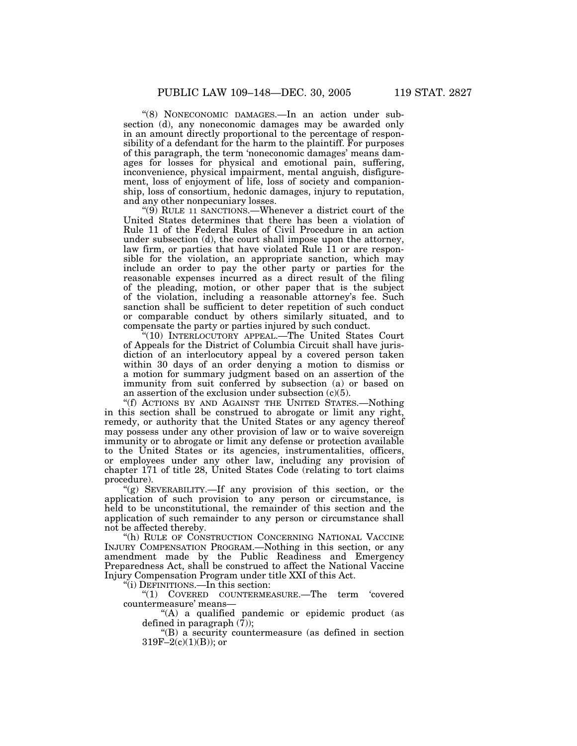"(8) NONECONOMIC DAMAGES.—In an action under subsection (d), any noneconomic damages may be awarded only in an amount directly proportional to the percentage of responsibility of a defendant for the harm to the plaintiff. For purposes of this paragraph, the term 'noneconomic damages' means damages for losses for physical and emotional pain, suffering, inconvenience, physical impairment, mental anguish, disfigurement, loss of enjoyment of life, loss of society and companionship, loss of consortium, hedonic damages, injury to reputation, and any other nonpecuniary losses.

"(9) RULE 11 SANCTIONS.—Whenever a district court of the United States determines that there has been a violation of Rule 11 of the Federal Rules of Civil Procedure in an action under subsection (d), the court shall impose upon the attorney, law firm, or parties that have violated Rule 11 or are responsible for the violation, an appropriate sanction, which may include an order to pay the other party or parties for the reasonable expenses incurred as a direct result of the filing of the pleading, motion, or other paper that is the subject of the violation, including a reasonable attorney's fee. Such sanction shall be sufficient to deter repetition of such conduct or comparable conduct by others similarly situated, and to compensate the party or parties injured by such conduct.

"(10) INTERLOCUTORY APPEAL.—The United States Court of Appeals for the District of Columbia Circuit shall have jurisdiction of an interlocutory appeal by a covered person taken within 30 days of an order denying a motion to dismiss or a motion for summary judgment based on an assertion of the immunity from suit conferred by subsection (a) or based on an assertion of the exclusion under subsection (c)(5).

"(f) ACTIONS BY AND AGAINST THE UNITED STATES.—Nothing in this section shall be construed to abrogate or limit any right, remedy, or authority that the United States or any agency thereof may possess under any other provision of law or to waive sovereign immunity or to abrogate or limit any defense or protection available to the United States or its agencies, instrumentalities, officers, or employees under any other law, including any provision of chapter 171 of title 28, United States Code (relating to tort claims procedure).

"(g) SEVERABILITY.—If any provision of this section, or the application of such provision to any person or circumstance, is held to be unconstitutional, the remainder of this section and the application of such remainder to any person or circumstance shall not be affected thereby.

"(h) RULE OF CONSTRUCTION CONCERNING NATIONAL VACCINE INJURY COMPENSATION PROGRAM.—Nothing in this section, or any amendment made by the Public Readiness and Emergency Preparedness Act, shall be construed to affect the National Vaccine Injury Compensation Program under title XXI of this Act.

"(i) DEFINITIONS.—In this section:

"(1) COVERED COUNTERMEASURE.—The term 'covered countermeasure' means—

"(A) a qualified pandemic or epidemic product (as defined in paragraph (7));

"(B) a security countermeasure (as defined in section 319F–2(c)(1)(B)); or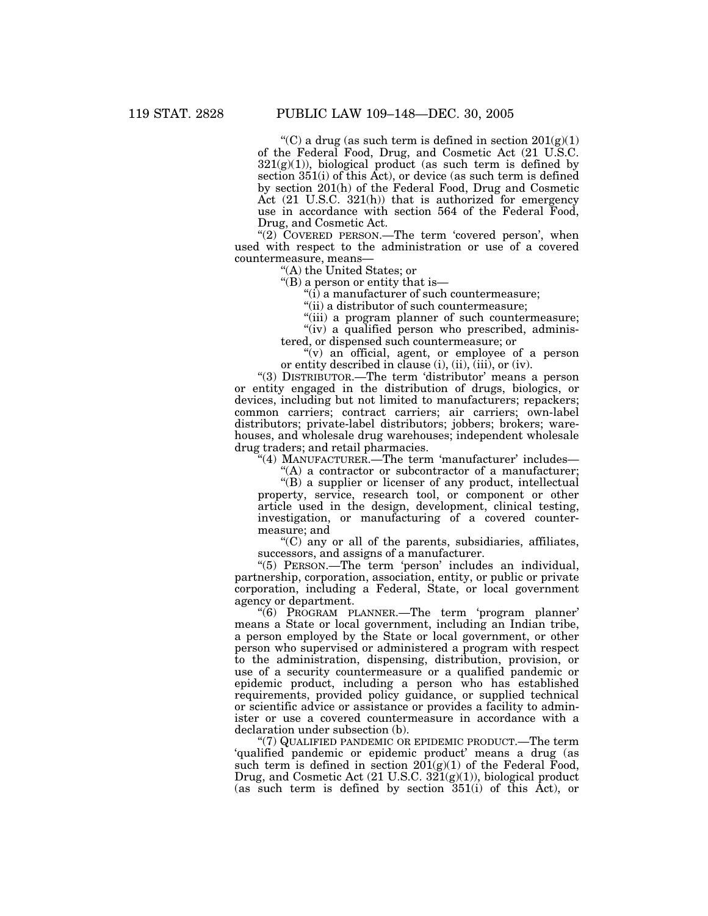"(C) a drug (as such term is defined in section 201(g)(1) of the Federal Food, Drug, and Cosmetic Act (21 U.S.C. 321(g)(1)), biological product (as such term is defined by section 351(i) of this Act), or device (as such term is defined by section 201(h) of the Federal Food, Drug and Cosmetic Act (21 U.S.C. 321(h)) that is authorized for emergency use in accordance with section 564 of the Federal Food, Drug, and Cosmetic Act.

"(2) COVERED PERSON.—The term 'covered person', when used with respect to the administration or use of a covered countermeasure, means—

"(A) the United States; or

"(B) a person or entity that is—

"(i) a manufacturer of such countermeasure;

"(ii) a distributor of such countermeasure;

"(iii) a program planner of such countermeasure;

"(iv) a qualified person who prescribed, administered, or dispensed such countermeasure; or

"(v) an official, agent, or employee of a person or entity described in clause (i), (ii), (iii), or (iv).

"(3) DISTRIBUTOR.—The term 'distributor' means a person or entity engaged in the distribution of drugs, biologics, or devices, including but not limited to manufacturers; repackers; common carriers; contract carriers; air carriers; own-label distributors; private-label distributors; jobbers; brokers; warehouses, and wholesale drug warehouses; independent wholesale drug traders; and retail pharmacies.

"(4) MANUFACTURER.—The term 'manufacturer' includes—

"(A) a contractor or subcontractor of a manufacturer;

"(B) a supplier or licenser of any product, intellectual property, service, research tool, or component or other article used in the design, development, clinical testing, investigation, or manufacturing of a covered countermeasure; and

"(C) any or all of the parents, subsidiaries, affiliates, successors, and assigns of a manufacturer.

"(5) PERSON.—The term 'person' includes an individual, partnership, corporation, association, entity, or public or private corporation, including a Federal, State, or local government agency or department.

"(6) PROGRAM PLANNER.—The term 'program planner' means a State or local government, including an Indian tribe, a person employed by the State or local government, or other person who supervised or administered a program with respect to the administration, dispensing, distribution, provision, or use of a security countermeasure or a qualified pandemic or epidemic product, including a person who has established requirements, provided policy guidance, or supplied technical or scientific advice or assistance or provides a facility to administer or use a covered countermeasure in accordance with a declaration under subsection (b).

"(7) QUALIFIED PANDEMIC OR EPIDEMIC PRODUCT.—The term 'qualified pandemic or epidemic product' means a drug (as such term is defined in section 201(g)(1) of the Federal Food, Drug, and Cosmetic Act (21 U.S.C. 321(g)(1)), biological product (as such term is defined by section 351(i) of this Act), or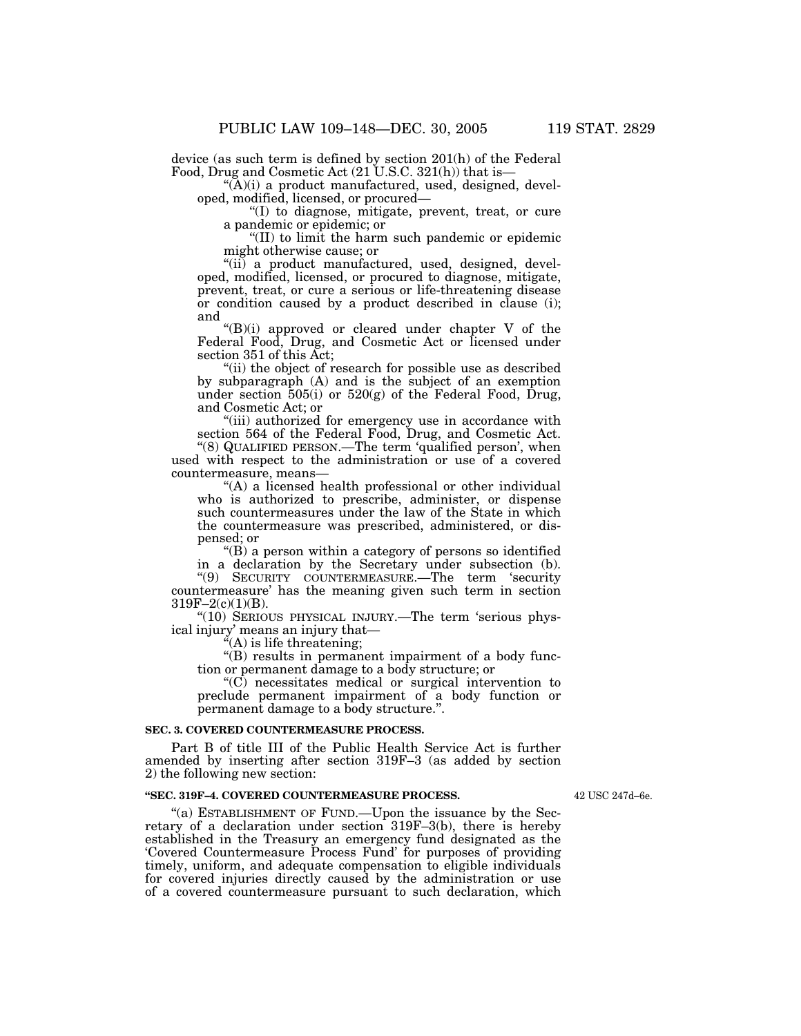device (as such term is defined by section 201(h) of the Federal Food, Drug and Cosmetic Act (21 U.S.C. 321(h)) that is—

"(A)(i) a product manufactured, used, designed, developed, modified, licensed, or procured—

"(I) to diagnose, mitigate, prevent, treat, or cure a pandemic or epidemic; or

"(II) to limit the harm such pandemic or epidemic might otherwise cause; or

"(ii) a product manufactured, used, designed, developed, modified, licensed, or procured to diagnose, mitigate, prevent, treat, or cure a serious or life-threatening disease or condition caused by a product described in clause (i); and

"(B)(i) approved or cleared under chapter V of the Federal Food, Drug, and Cosmetic Act or licensed under section 351 of this Act;

"(ii) the object of research for possible use as described by subparagraph (A) and is the subject of an exemption under section 505(i) or 520(g) of the Federal Food, Drug, and Cosmetic Act; or

"(iii) authorized for emergency use in accordance with section 564 of the Federal Food, Drug, and Cosmetic Act.

"(8) QUALIFIED PERSON.—The term 'qualified person', when used with respect to the administration or use of a covered countermeasure, means—

"(A) a licensed health professional or other individual who is authorized to prescribe, administer, or dispense such countermeasures under the law of the State in which the countermeasure was prescribed, administered, or dispensed; or

"(B) a person within a category of persons so identified in a declaration by the Secretary under subsection (b).

"(9) SECURITY COUNTERMEASURE.—The term 'security countermeasure' has the meaning given such term in section 319F–2(c)(1)(B).

"(10) SERIOUS PHYSICAL INJURY.—The term 'serious physical injury' means an injury that—

"(A) is life threatening;

"(B) results in permanent impairment of a body function or permanent damage to a body structure; or

"(C) necessitates medical or surgical intervention to preclude permanent impairment of a body function or permanent damage to a body structure.".

**SEC. 3. COVERED COUNTERMEASURE PROCESS.**

Part B of title III of the Public Health Service Act is further amended by inserting after section 319F–3 (as added by section 2) the following new section:

**"SEC. 319F–4. COVERED COUNTERMEASURE PROCESS.**

42 USC 247d–6e.

"(a) ESTABLISHMENT OF FUND.—Upon the issuance by the Secretary of a declaration under section 319F–3(b), there is hereby established in the Treasury an emergency fund designated as the 'Covered Countermeasure Process Fund' for purposes of providing timely, uniform, and adequate compensation to eligible individuals for covered injuries directly caused by the administration or use of a covered countermeasure pursuant to such declaration, which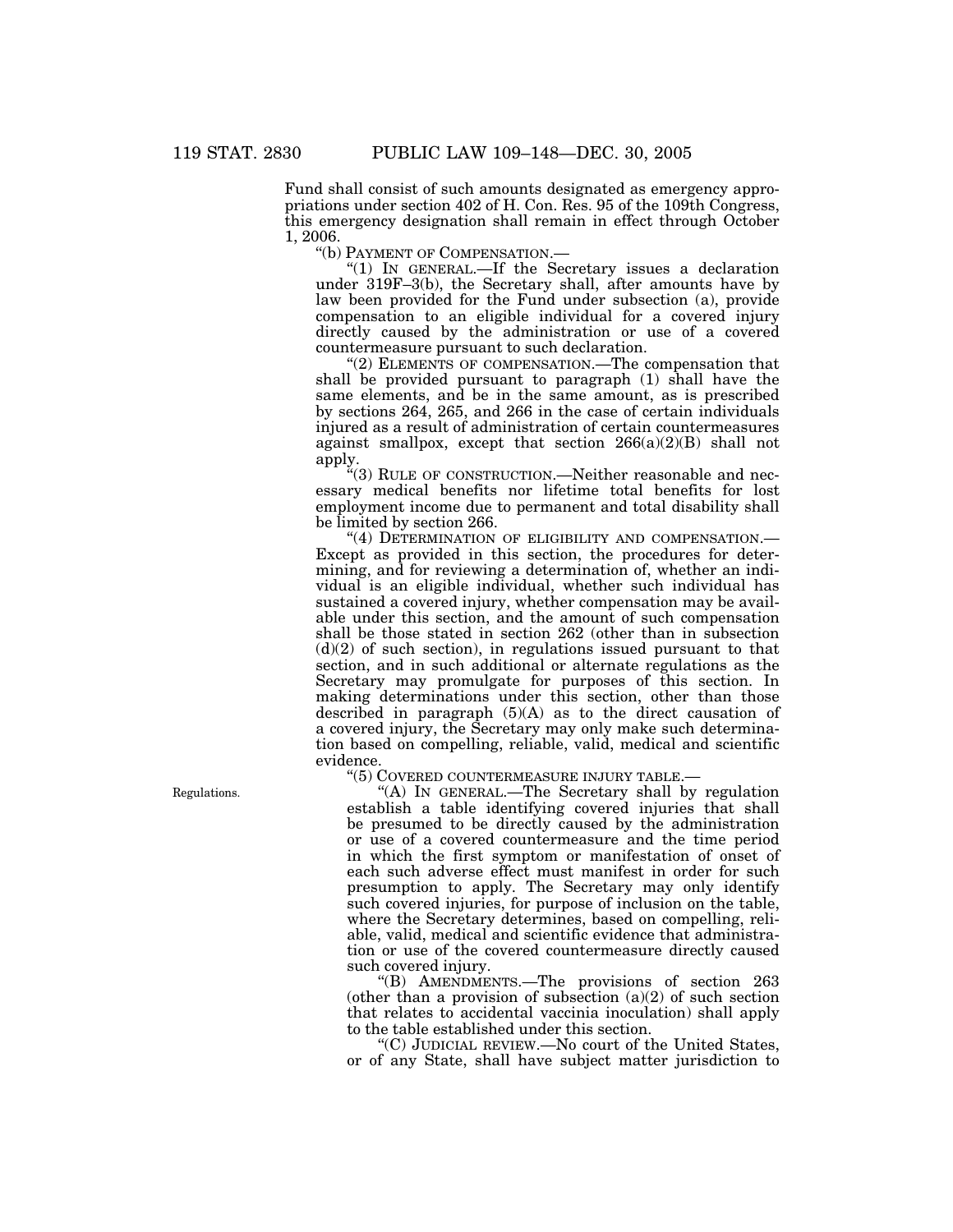Fund shall consist of such amounts designated as emergency appropriations under section 402 of H. Con. Res. 95 of the 109th Congress, this emergency designation shall remain in effect through October 1, 2006.

"(b) PAYMENT OF COMPENSATION.—

"(1) IN GENERAL.—If the Secretary issues a declaration under 319F–3(b), the Secretary shall, after amounts have by law been provided for the Fund under subsection (a), provide compensation to an eligible individual for a covered injury directly caused by the administration or use of a covered countermeasure pursuant to such declaration.

"(2) ELEMENTS OF COMPENSATION.—The compensation that shall be provided pursuant to paragraph (1) shall have the same elements, and be in the same amount, as is prescribed by sections 264, 265, and 266 in the case of certain individuals injured as a result of administration of certain countermeasures against smallpox, except that section 266(a)(2)(B) shall not apply.

"(3) RULE OF CONSTRUCTION.—Neither reasonable and necessary medical benefits nor lifetime total benefits for lost employment income due to permanent and total disability shall be limited by section 266.

"(4) DETERMINATION OF ELIGIBILITY AND COMPENSATION.—Except as provided in this section, the procedures for determining, and for reviewing a determination of, whether an individual is an eligible individual, whether such individual has sustained a covered injury, whether compensation may be available under this section, and the amount of such compensation shall be those stated in section 262 (other than in subsection (d)(2) of such section), in regulations issued pursuant to that section, and in such additional or alternate regulations as the Secretary may promulgate for purposes of this section. In making determinations under this section, other than those described in paragraph (5)(A) as to the direct causation of a covered injury, the Secretary may only make such determination based on compelling, reliable, valid, medical and scientific evidence.

"(5) COVERED COUNTERMEASURE INJURY TABLE.—

Regulations.

"(A) IN GENERAL.—The Secretary shall by regulation establish a table identifying covered injuries that shall be presumed to be directly caused by the administration or use of a covered countermeasure and the time period in which the first symptom or manifestation of onset of each such adverse effect must manifest in order for such presumption to apply. The Secretary may only identify such covered injuries, for purpose of inclusion on the table, where the Secretary determines, based on compelling, reliable, valid, medical and scientific evidence that administration or use of the covered countermeasure directly caused such covered injury.

"(B) AMENDMENTS.—The provisions of section 263 (other than a provision of subsection (a)(2) of such section that relates to accidental vaccinia inoculation) shall apply to the table established under this section.

"(C) JUDICIAL REVIEW.—No court of the United States, or of any State, shall have subject matter jurisdiction to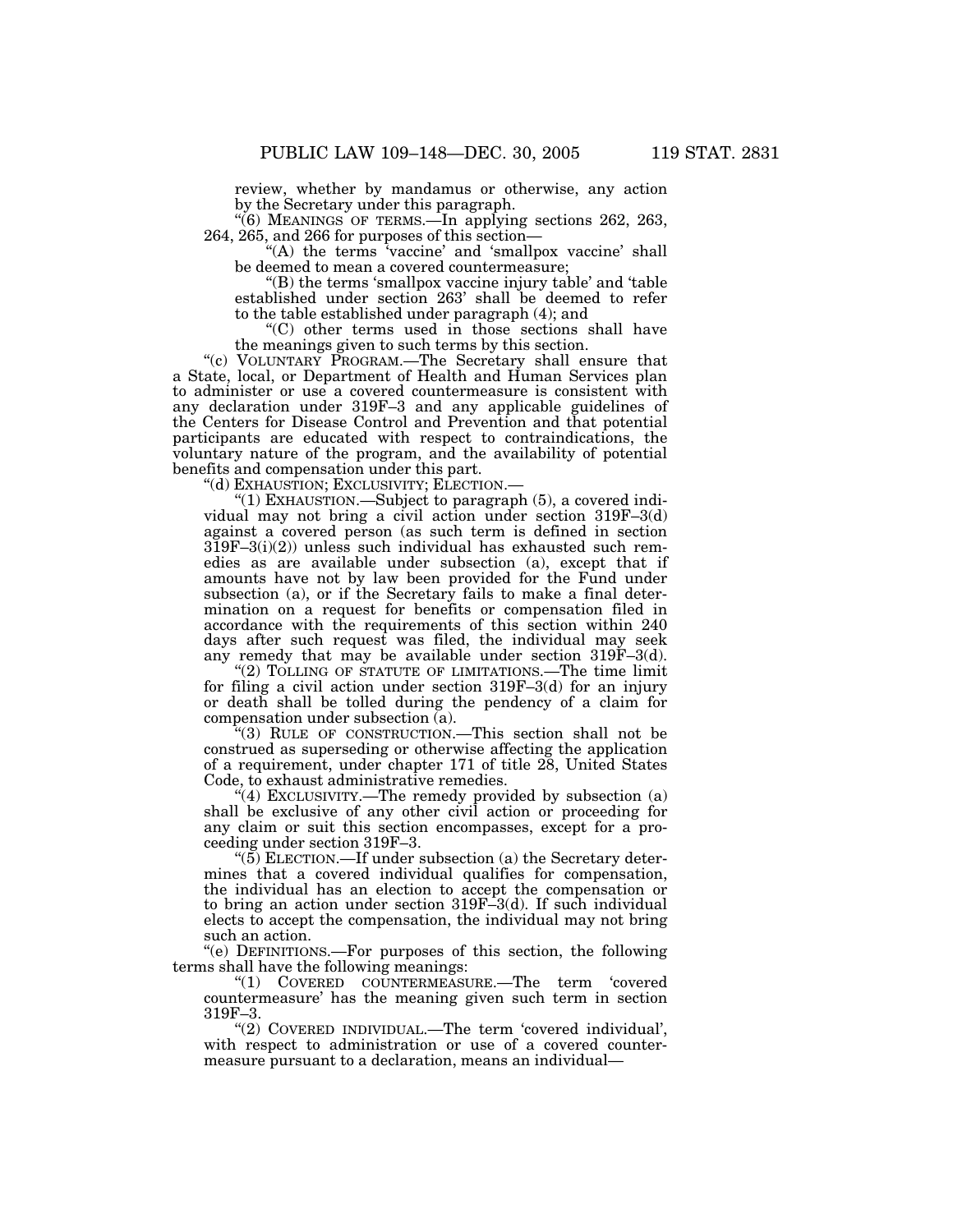review, whether by mandamus or otherwise, any action by the Secretary under this paragraph.

"(6) MEANINGS OF TERMS.—In applying sections 262, 263, 264, 265, and 266 for purposes of this section—

"(A) the terms 'vaccine' and 'smallpox vaccine' shall be deemed to mean a covered countermeasure;

"(B) the terms 'smallpox vaccine injury table' and 'table established under section 263' shall be deemed to refer to the table established under paragraph (4); and

"(C) other terms used in those sections shall have the meanings given to such terms by this section.

"(c) VOLUNTARY PROGRAM.—The Secretary shall ensure that a State, local, or Department of Health and Human Services plan to administer or use a covered countermeasure is consistent with any declaration under 319F–3 and any applicable guidelines of the Centers for Disease Control and Prevention and that potential participants are educated with respect to contraindications, the voluntary nature of the program, and the availability of potential benefits and compensation under this part.

"(d) EXHAUSTION; EXCLUSIVITY; ELECTION.—

"(1) EXHAUSTION.—Subject to paragraph (5), a covered individual may not bring a civil action under section 319F–3(d) against a covered person (as such term is defined in section 319F–3(i)(2)) unless such individual has exhausted such remedies as are available under subsection (a), except that if amounts have not by law been provided for the Fund under subsection (a), or if the Secretary fails to make a final determination on a request for benefits or compensation filed in accordance with the requirements of this section within 240 days after such request was filed, the individual may seek any remedy that may be available under section 319F–3(d).

"(2) TOLLING OF STATUTE OF LIMITATIONS.—The time limit for filing a civil action under section 319F–3(d) for an injury or death shall be tolled during the pendency of a claim for compensation under subsection (a).

"(3) RULE OF CONSTRUCTION.—This section shall not be construed as superseding or otherwise affecting the application of a requirement, under chapter 171 of title 28, United States Code, to exhaust administrative remedies.

"(4) EXCLUSIVITY.—The remedy provided by subsection (a) shall be exclusive of any other civil action or proceeding for any claim or suit this section encompasses, except for a proceeding under section 319F–3.

"(5) ELECTION.—If under subsection (a) the Secretary determines that a covered individual qualifies for compensation, the individual has an election to accept the compensation or to bring an action under section 319F–3(d). If such individual elects to accept the compensation, the individual may not bring such an action.

"(e) DEFINITIONS.—For purposes of this section, the following terms shall have the following meanings:

"(1) COVERED COUNTERMEASURE.—The term 'covered countermeasure' has the meaning given such term in section 319F–3.

"(2) COVERED INDIVIDUAL.—The term 'covered individual', with respect to administration or use of a covered countermeasure pursuant to a declaration, means an individual—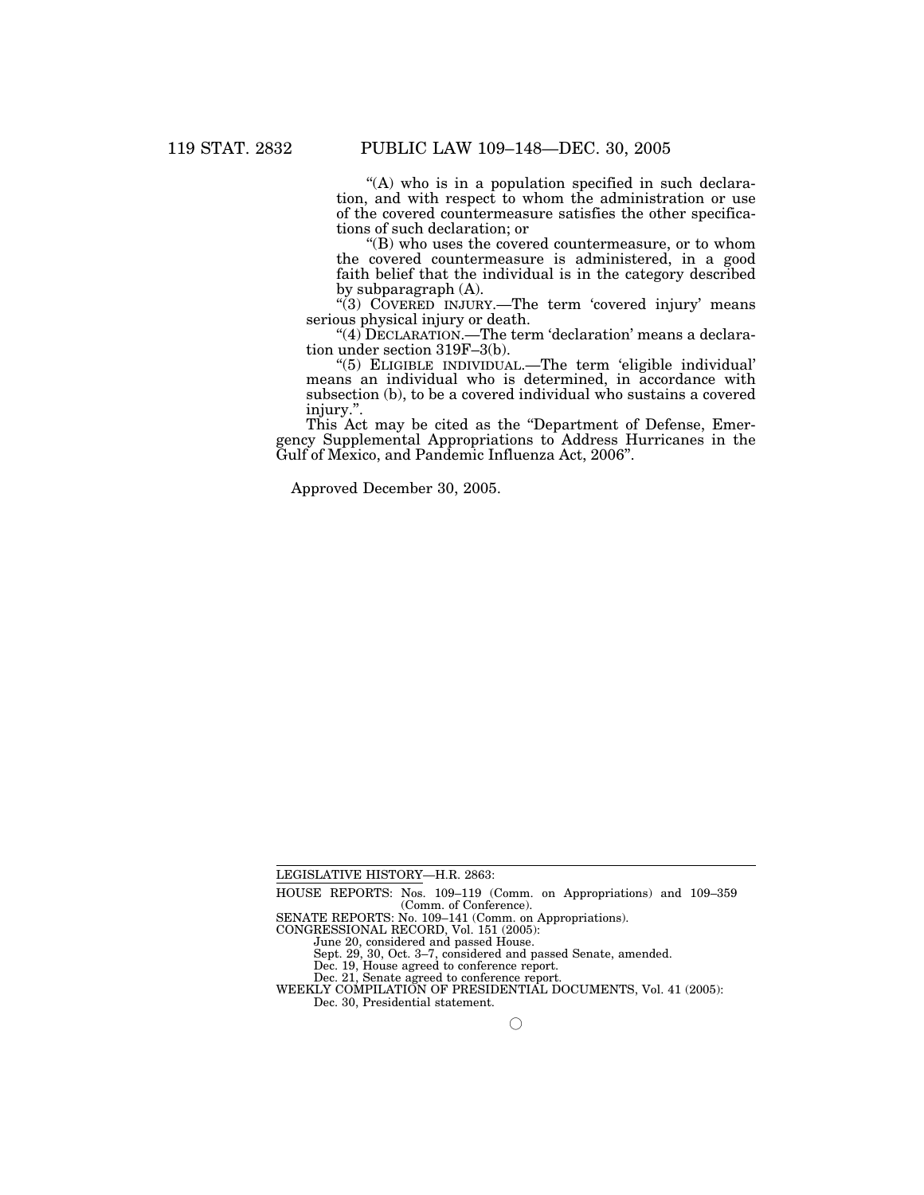"(A) who is in a population specified in such declaration, and with respect to whom the administration or use of the covered countermeasure satisfies the other specifications of such declaration; or

"(B) who uses the covered countermeasure, or to whom the covered countermeasure is administered, in a good faith belief that the individual is in the category described by subparagraph (A).

"(3) COVERED INJURY.—The term 'covered injury' means serious physical injury or death.

"(4) DECLARATION.—The term 'declaration' means a declaration under section 319F–3(b).

"(5) ELIGIBLE INDIVIDUAL.—The term 'eligible individual' means an individual who is determined, in accordance with subsection (b), to be a covered individual who sustains a covered injury.".

This Act may be cited as the "Department of Defense, Emergency Supplemental Appropriations to Address Hurricanes in the Gulf of Mexico, and Pandemic Influenza Act, 2006".

Approved December 30, 2005.

---

LEGISLATIVE HISTORY—H.R. 2863:

HOUSE REPORTS: Nos. 109–119 (Comm. on Appropriations) and 109–359 (Comm. of Conference).

SENATE REPORTS: No. 109–141 (Comm. on Appropriations).

CONGRESSIONAL RECORD, Vol. 151 (2005):

- June 20, considered and passed House.
- Sept. 29, 30, Oct. 3–7, considered and passed Senate, amended.
- Dec. 19, House agreed to conference report.
- Dec. 21, Senate agreed to conference report.

WEEKLY COMPILATION OF PRESIDENTIAL DOCUMENTS, Vol. 41 (2005):

- Dec. 30, Presidential statement.